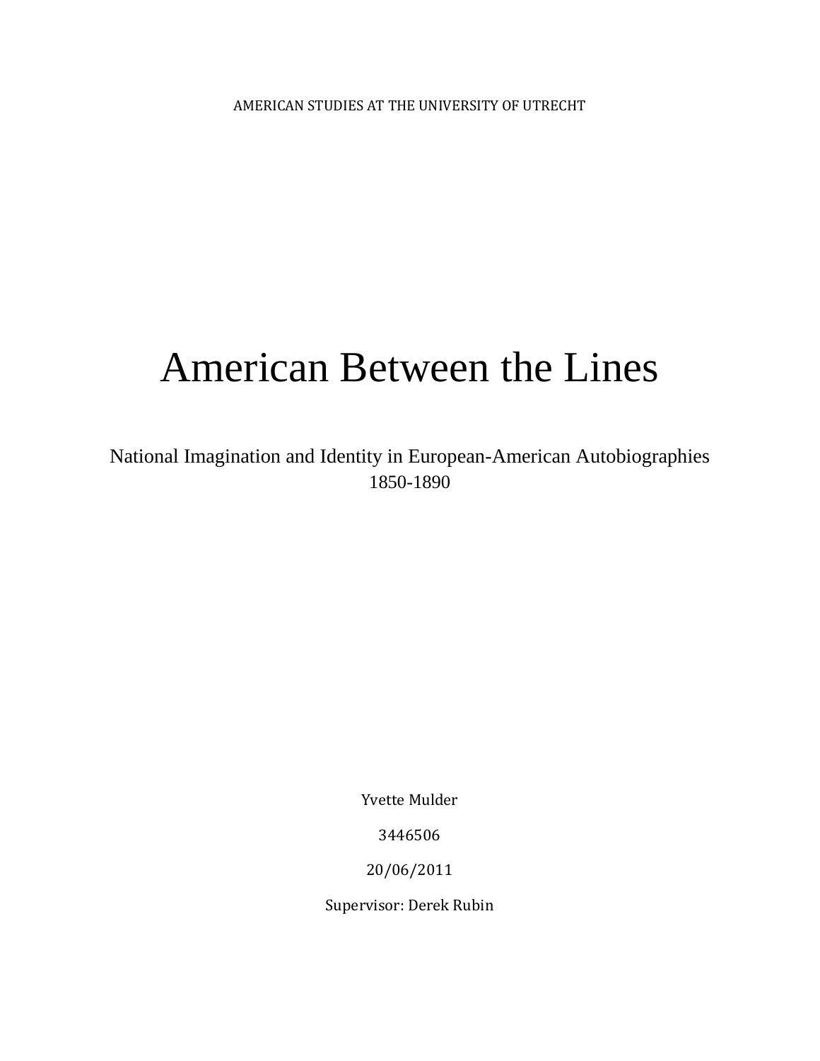AMERICAN STUDIES AT THE UNIVERSITY OF UTRECHT

# American Between the Lines

National Imagination and Identity in European-American Autobiographies 1850-1890

Yvette Mulder

3446506

20/06/2011

Supervisor: Derek Rubin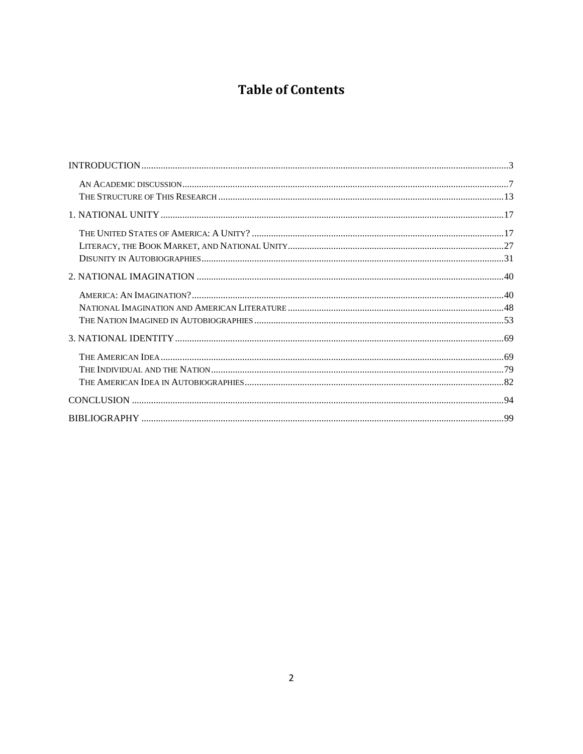# Table of Contents

INTRODUCTION .......... 3

- An Academic discussion .......... 7
- The Structure of This Research .......... 13

1. NATIONAL UNITY .......... 17

- The United States of America: A Unity? .......... 17
- Literacy, the Book Market, and National Unity .......... 27
- Disunity in Autobiographies .......... 31

2. NATIONAL IMAGINATION .......... 40

- America: An Imagination? .......... 40
- National Imagination and American Literature .......... 48
- The Nation Imagined in Autobiographies .......... 53

3. NATIONAL IDENTITY .......... 69

- The American Idea .......... 69
- The Individual and the Nation .......... 79
- The American Idea in Autobiographies .......... 82

CONCLUSION .......... 94

BIBLIOGRAPHY .......... 99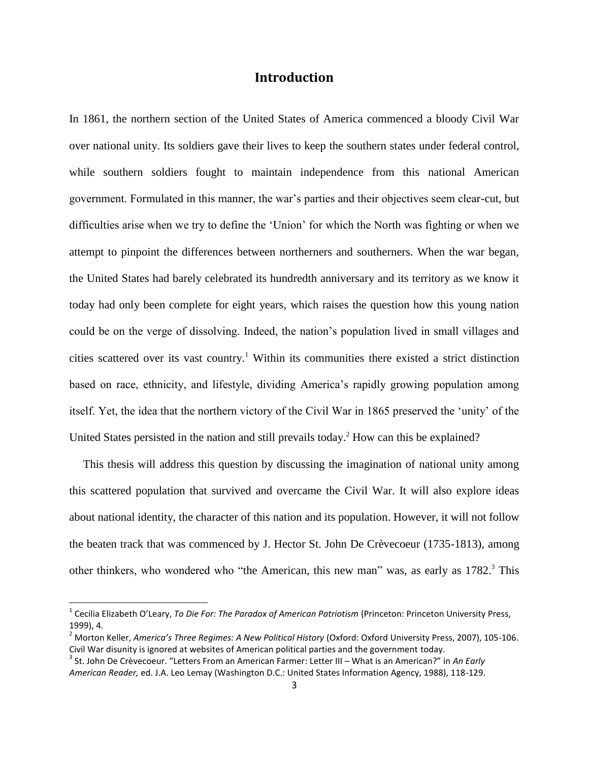# Introduction

In 1861, the northern section of the United States of America commenced a bloody Civil War over national unity. Its soldiers gave their lives to keep the southern states under federal control, while southern soldiers fought to maintain independence from this national American government. Formulated in this manner, the war's parties and their objectives seem clear-cut, but difficulties arise when we try to define the 'Union' for which the North was fighting or when we attempt to pinpoint the differences between northerners and southerners. When the war began, the United States had barely celebrated its hundredth anniversary and its territory as we know it today had only been complete for eight years, which raises the question how this young nation could be on the verge of dissolving. Indeed, the nation's population lived in small villages and cities scattered over its vast country.[1] Within its communities there existed a strict distinction based on race, ethnicity, and lifestyle, dividing America's rapidly growing population among itself. Yet, the idea that the northern victory of the Civil War in 1865 preserved the 'unity' of the United States persisted in the nation and still prevails today.[2] How can this be explained?

This thesis will address this question by discussing the imagination of national unity among this scattered population that survived and overcame the Civil War. It will also explore ideas about national identity, the character of this nation and its population. However, it will not follow the beaten track that was commenced by J. Hector St. John De Crèvecoeur (1735-1813), among other thinkers, who wondered who "the American, this new man" was, as early as 1782.[3] This

---

[1] Cecilia Elizabeth O'Leary, *To Die For: The Paradox of American Patriotism* (Princeton: Princeton University Press, 1999), 4.

[2] Morton Keller, *America's Three Regimes: A New Political History* (Oxford: Oxford University Press, 2007), 105-106. Civil War disunity is ignored at websites of American political parties and the government today.

[3] St. John De Crèvecoeur. "Letters From an American Farmer: Letter III – What is an American?" in *An Early American Reader,* ed. J.A. Leo Lemay (Washington D.C.: United States Information Agency, 1988), 118-129.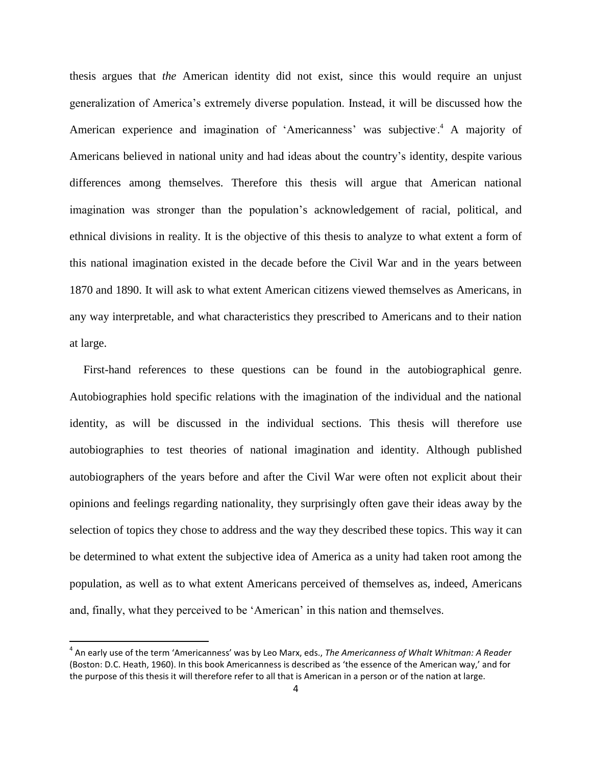thesis argues that *the* American identity did not exist, since this would require an unjust generalization of America's extremely diverse population. Instead, it will be discussed how the American experience and imagination of 'Americanness' was subjective.[4] A majority of Americans believed in national unity and had ideas about the country's identity, despite various differences among themselves. Therefore this thesis will argue that American national imagination was stronger than the population's acknowledgement of racial, political, and ethnical divisions in reality. It is the objective of this thesis to analyze to what extent a form of this national imagination existed in the decade before the Civil War and in the years between 1870 and 1890. It will ask to what extent American citizens viewed themselves as Americans, in any way interpretable, and what characteristics they prescribed to Americans and to their nation at large.

First-hand references to these questions can be found in the autobiographical genre. Autobiographies hold specific relations with the imagination of the individual and the national identity, as will be discussed in the individual sections. This thesis will therefore use autobiographies to test theories of national imagination and identity. Although published autobiographers of the years before and after the Civil War were often not explicit about their opinions and feelings regarding nationality, they surprisingly often gave their ideas away by the selection of topics they chose to address and the way they described these topics. This way it can be determined to what extent the subjective idea of America as a unity had taken root among the population, as well as to what extent Americans perceived of themselves as, indeed, Americans and, finally, what they perceived to be 'American' in this nation and themselves.

[4] An early use of the term 'Americanness' was by Leo Marx, eds., *The Americanness of Whalt Whitman: A Reader* (Boston: D.C. Heath, 1960). In this book Americanness is described as 'the essence of the American way,' and for the purpose of this thesis it will therefore refer to all that is American in a person or of the nation at large.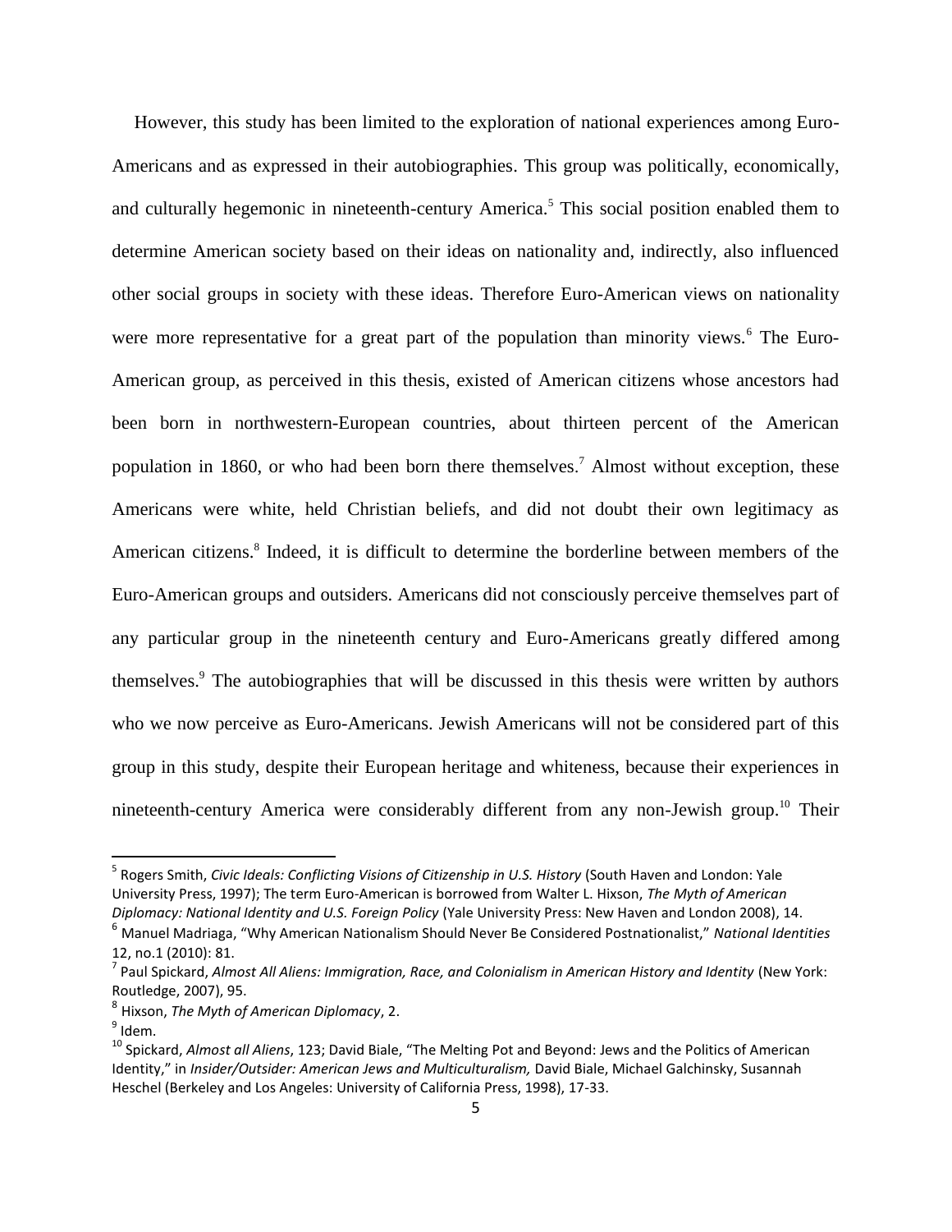However, this study has been limited to the exploration of national experiences among Euro-Americans and as expressed in their autobiographies. This group was politically, economically, and culturally hegemonic in nineteenth-century America.[5] This social position enabled them to determine American society based on their ideas on nationality and, indirectly, also influenced other social groups in society with these ideas. Therefore Euro-American views on nationality were more representative for a great part of the population than minority views.[6] The Euro-American group, as perceived in this thesis, existed of American citizens whose ancestors had been born in northwestern-European countries, about thirteen percent of the American population in 1860, or who had been born there themselves.[7] Almost without exception, these Americans were white, held Christian beliefs, and did not doubt their own legitimacy as American citizens.[8] Indeed, it is difficult to determine the borderline between members of the Euro-American groups and outsiders. Americans did not consciously perceive themselves part of any particular group in the nineteenth century and Euro-Americans greatly differed among themselves.[9] The autobiographies that will be discussed in this thesis were written by authors who we now perceive as Euro-Americans. Jewish Americans will not be considered part of this group in this study, despite their European heritage and whiteness, because their experiences in nineteenth-century America were considerably different from any non-Jewish group.[10] Their

---

[5] Rogers Smith, *Civic Ideals: Conflicting Visions of Citizenship in U.S. History* (South Haven and London: Yale University Press, 1997); The term Euro-American is borrowed from Walter L. Hixson, *The Myth of American Diplomacy: National Identity and U.S. Foreign Policy* (Yale University Press: New Haven and London 2008), 14.

[6] Manuel Madriaga, "Why American Nationalism Should Never Be Considered Postnationalist," *National Identities* 12, no.1 (2010): 81.

[7] Paul Spickard, *Almost All Aliens: Immigration, Race, and Colonialism in American History and Identity* (New York: Routledge, 2007), 95.

[8] Hixson, *The Myth of American Diplomacy*, 2.

[9] Idem.

[10] Spickard, *Almost all Aliens*, 123; David Biale, "The Melting Pot and Beyond: Jews and the Politics of American Identity," in *Insider/Outsider: American Jews and Multiculturalism,* David Biale, Michael Galchinsky, Susannah Heschel (Berkeley and Los Angeles: University of California Press, 1998), 17-33.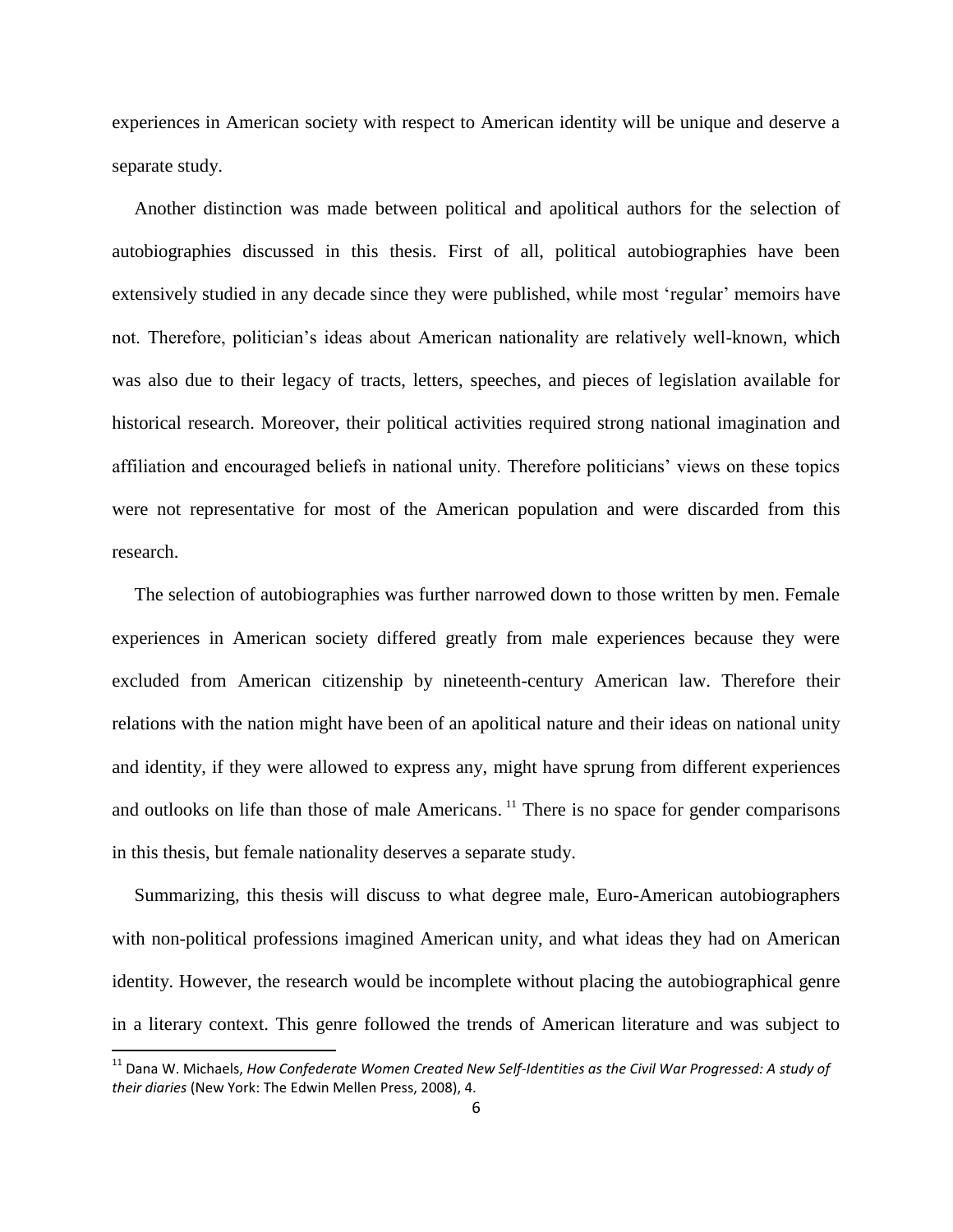experiences in American society with respect to American identity will be unique and deserve a separate study.

Another distinction was made between political and apolitical authors for the selection of autobiographies discussed in this thesis. First of all, political autobiographies have been extensively studied in any decade since they were published, while most 'regular' memoirs have not. Therefore, politician's ideas about American nationality are relatively well-known, which was also due to their legacy of tracts, letters, speeches, and pieces of legislation available for historical research. Moreover, their political activities required strong national imagination and affiliation and encouraged beliefs in national unity. Therefore politicians' views on these topics were not representative for most of the American population and were discarded from this research.

The selection of autobiographies was further narrowed down to those written by men. Female experiences in American society differed greatly from male experiences because they were excluded from American citizenship by nineteenth-century American law. Therefore their relations with the nation might have been of an apolitical nature and their ideas on national unity and identity, if they were allowed to express any, might have sprung from different experiences and outlooks on life than those of male Americans. [11] There is no space for gender comparisons in this thesis, but female nationality deserves a separate study.

Summarizing, this thesis will discuss to what degree male, Euro-American autobiographers with non-political professions imagined American unity, and what ideas they had on American identity. However, the research would be incomplete without placing the autobiographical genre in a literary context. This genre followed the trends of American literature and was subject to

---

[11] Dana W. Michaels, *How Confederate Women Created New Self-Identities as the Civil War Progressed: A study of their diaries* (New York: The Edwin Mellen Press, 2008), 4.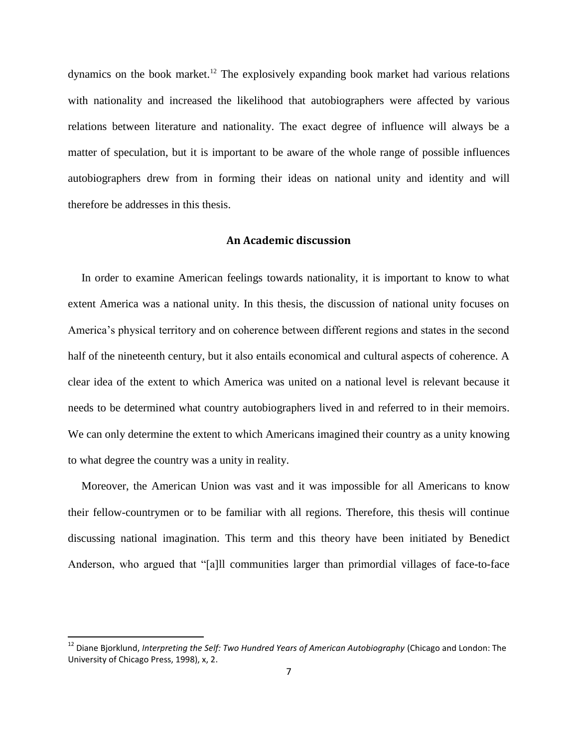dynamics on the book market.[12] The explosively expanding book market had various relations with nationality and increased the likelihood that autobiographers were affected by various relations between literature and nationality. The exact degree of influence will always be a matter of speculation, but it is important to be aware of the whole range of possible influences autobiographers drew from in forming their ideas on national unity and identity and will therefore be addresses in this thesis.

## An Academic discussion

In order to examine American feelings towards nationality, it is important to know to what extent America was a national unity. In this thesis, the discussion of national unity focuses on America's physical territory and on coherence between different regions and states in the second half of the nineteenth century, but it also entails economical and cultural aspects of coherence. A clear idea of the extent to which America was united on a national level is relevant because it needs to be determined what country autobiographers lived in and referred to in their memoirs. We can only determine the extent to which Americans imagined their country as a unity knowing to what degree the country was a unity in reality.

Moreover, the American Union was vast and it was impossible for all Americans to know their fellow-countrymen or to be familiar with all regions. Therefore, this thesis will continue discussing national imagination. This term and this theory have been initiated by Benedict Anderson, who argued that "[a]ll communities larger than primordial villages of face-to-face

---

[12] Diane Bjorklund, *Interpreting the Self: Two Hundred Years of American Autobiography* (Chicago and London: The University of Chicago Press, 1998), x, 2.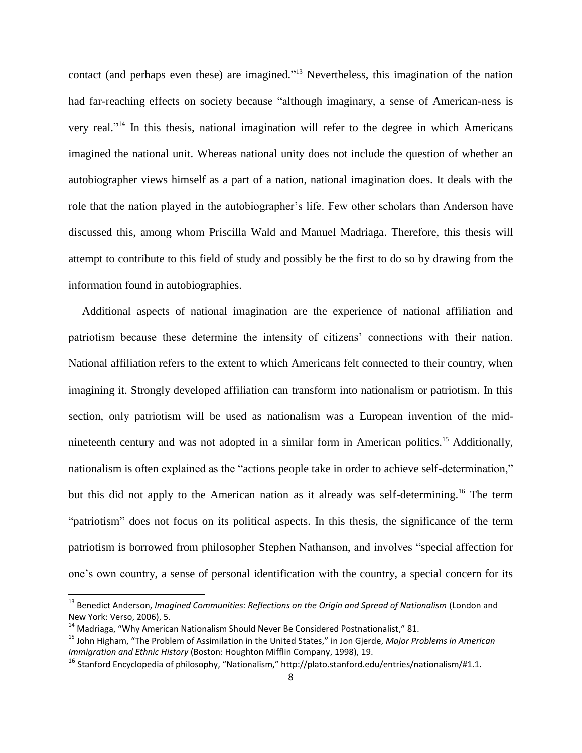contact (and perhaps even these) are imagined."[13] Nevertheless, this imagination of the nation had far-reaching effects on society because "although imaginary, a sense of American-ness is very real."[14] In this thesis, national imagination will refer to the degree in which Americans imagined the national unit. Whereas national unity does not include the question of whether an autobiographer views himself as a part of a nation, national imagination does. It deals with the role that the nation played in the autobiographer's life. Few other scholars than Anderson have discussed this, among whom Priscilla Wald and Manuel Madriaga. Therefore, this thesis will attempt to contribute to this field of study and possibly be the first to do so by drawing from the information found in autobiographies.

Additional aspects of national imagination are the experience of national affiliation and patriotism because these determine the intensity of citizens' connections with their nation. National affiliation refers to the extent to which Americans felt connected to their country, when imagining it. Strongly developed affiliation can transform into nationalism or patriotism. In this section, only patriotism will be used as nationalism was a European invention of the mid-nineteenth century and was not adopted in a similar form in American politics.[15] Additionally, nationalism is often explained as the "actions people take in order to achieve self-determination," but this did not apply to the American nation as it already was self-determining.[16] The term "patriotism" does not focus on its political aspects. In this thesis, the significance of the term patriotism is borrowed from philosopher Stephen Nathanson, and involves "special affection for one's own country, a sense of personal identification with the country, a special concern for its

---

[13] Benedict Anderson, *Imagined Communities: Reflections on the Origin and Spread of Nationalism* (London and New York: Verso, 2006), 5.

[14] Madriaga, "Why American Nationalism Should Never Be Considered Postnationalist," 81.

[15] John Higham, "The Problem of Assimilation in the United States," in Jon Gjerde, *Major Problems in American Immigration and Ethnic History* (Boston: Houghton Mifflin Company, 1998), 19.

[16] Stanford Encyclopedia of philosophy, "Nationalism," http://plato.stanford.edu/entries/nationalism/#1.1.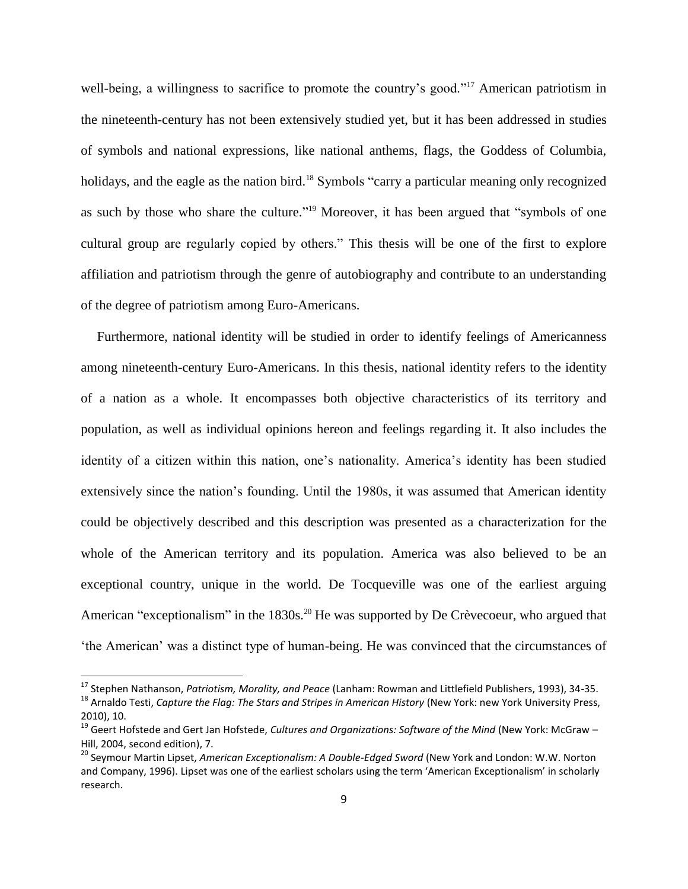well-being, a willingness to sacrifice to promote the country's good."[17] American patriotism in the nineteenth-century has not been extensively studied yet, but it has been addressed in studies of symbols and national expressions, like national anthems, flags, the Goddess of Columbia, holidays, and the eagle as the nation bird.[18] Symbols "carry a particular meaning only recognized as such by those who share the culture."[19] Moreover, it has been argued that "symbols of one cultural group are regularly copied by others." This thesis will be one of the first to explore affiliation and patriotism through the genre of autobiography and contribute to an understanding of the degree of patriotism among Euro-Americans.

Furthermore, national identity will be studied in order to identify feelings of Americanness among nineteenth-century Euro-Americans. In this thesis, national identity refers to the identity of a nation as a whole. It encompasses both objective characteristics of its territory and population, as well as individual opinions hereon and feelings regarding it. It also includes the identity of a citizen within this nation, one's nationality. America's identity has been studied extensively since the nation's founding. Until the 1980s, it was assumed that American identity could be objectively described and this description was presented as a characterization for the whole of the American territory and its population. America was also believed to be an exceptional country, unique in the world. De Tocqueville was one of the earliest arguing American "exceptionalism" in the 1830s.[20] He was supported by De Crèvecoeur, who argued that 'the American' was a distinct type of human-being. He was convinced that the circumstances of

---

[17] Stephen Nathanson, *Patriotism, Morality, and Peace* (Lanham: Rowman and Littlefield Publishers, 1993), 34-35.

[18] Arnaldo Testi, *Capture the Flag: The Stars and Stripes in American History* (New York: new York University Press, 2010), 10.

[19] Geert Hofstede and Gert Jan Hofstede, *Cultures and Organizations: Software of the Mind* (New York: McGraw – Hill, 2004, second edition), 7.

[20] Seymour Martin Lipset, *American Exceptionalism: A Double-Edged Sword* (New York and London: W.W. Norton and Company, 1996). Lipset was one of the earliest scholars using the term 'American Exceptionalism' in scholarly research.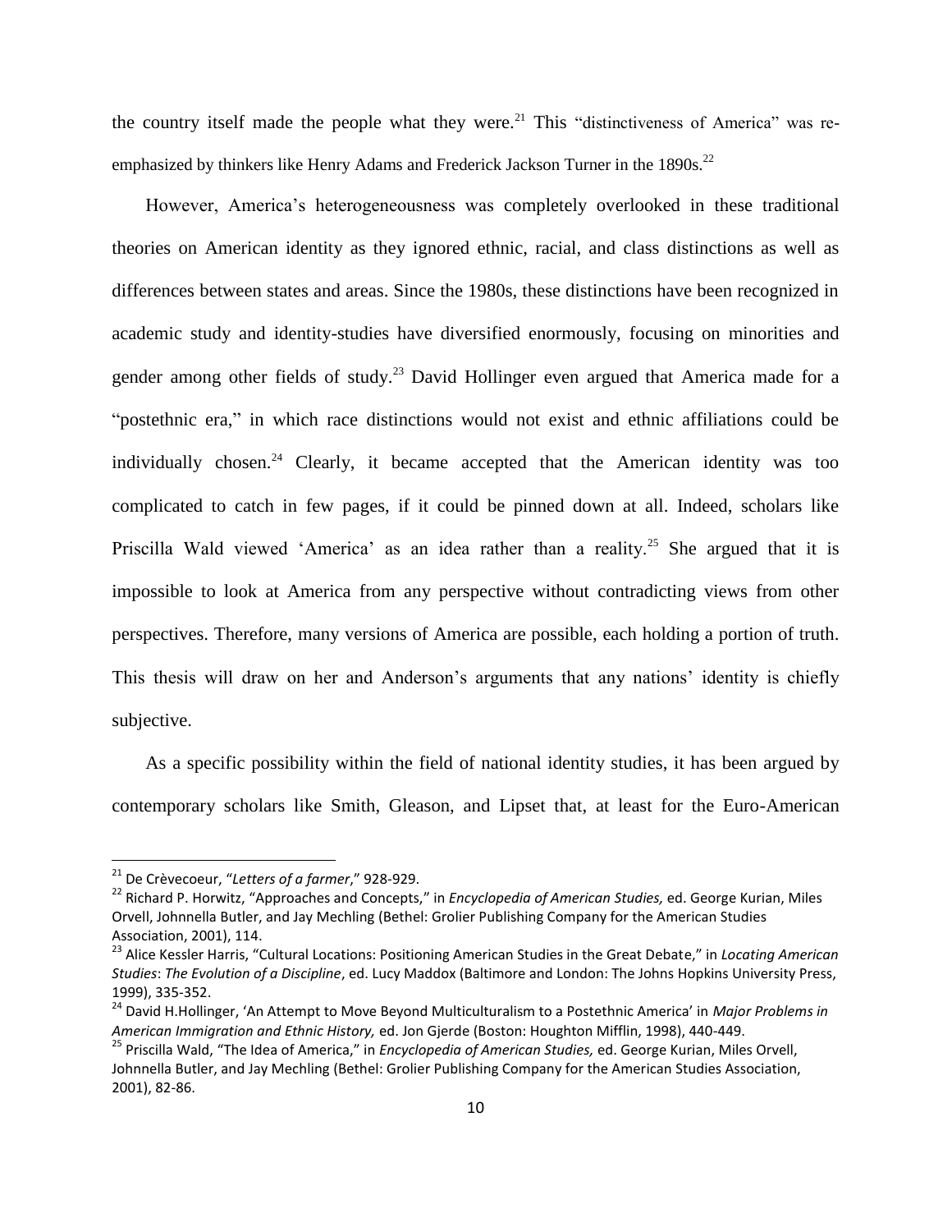the country itself made the people what they were.[21] This "distinctiveness of America" was re-emphasized by thinkers like Henry Adams and Frederick Jackson Turner in the 1890s.[22]

However, America's heterogeneousness was completely overlooked in these traditional theories on American identity as they ignored ethnic, racial, and class distinctions as well as differences between states and areas. Since the 1980s, these distinctions have been recognized in academic study and identity-studies have diversified enormously, focusing on minorities and gender among other fields of study.[23] David Hollinger even argued that America made for a "postethnic era," in which race distinctions would not exist and ethnic affiliations could be individually chosen.[24] Clearly, it became accepted that the American identity was too complicated to catch in few pages, if it could be pinned down at all. Indeed, scholars like Priscilla Wald viewed 'America' as an idea rather than a reality.[25] She argued that it is impossible to look at America from any perspective without contradicting views from other perspectives. Therefore, many versions of America are possible, each holding a portion of truth. This thesis will draw on her and Anderson's arguments that any nations' identity is chiefly subjective.

As a specific possibility within the field of national identity studies, it has been argued by contemporary scholars like Smith, Gleason, and Lipset that, at least for the Euro-American

---

[21] De Crèvecoeur, "*Letters of a farmer*," 928-929.

[22] Richard P. Horwitz, "Approaches and Concepts," in *Encyclopedia of American Studies,* ed. George Kurian, Miles Orvell, Johnnella Butler, and Jay Mechling (Bethel: Grolier Publishing Company for the American Studies Association, 2001), 114.

[23] Alice Kessler Harris, "Cultural Locations: Positioning American Studies in the Great Debate," in *Locating American Studies*: *The Evolution of a Discipline*, ed. Lucy Maddox (Baltimore and London: The Johns Hopkins University Press, 1999), 335-352.

[24] David H.Hollinger, 'An Attempt to Move Beyond Multiculturalism to a Postethnic America' in *Major Problems in American Immigration and Ethnic History,* ed. Jon Gjerde (Boston: Houghton Mifflin, 1998), 440-449.

[25] Priscilla Wald, "The Idea of America," in *Encyclopedia of American Studies,* ed. George Kurian, Miles Orvell, Johnnella Butler, and Jay Mechling (Bethel: Grolier Publishing Company for the American Studies Association, 2001), 82-86.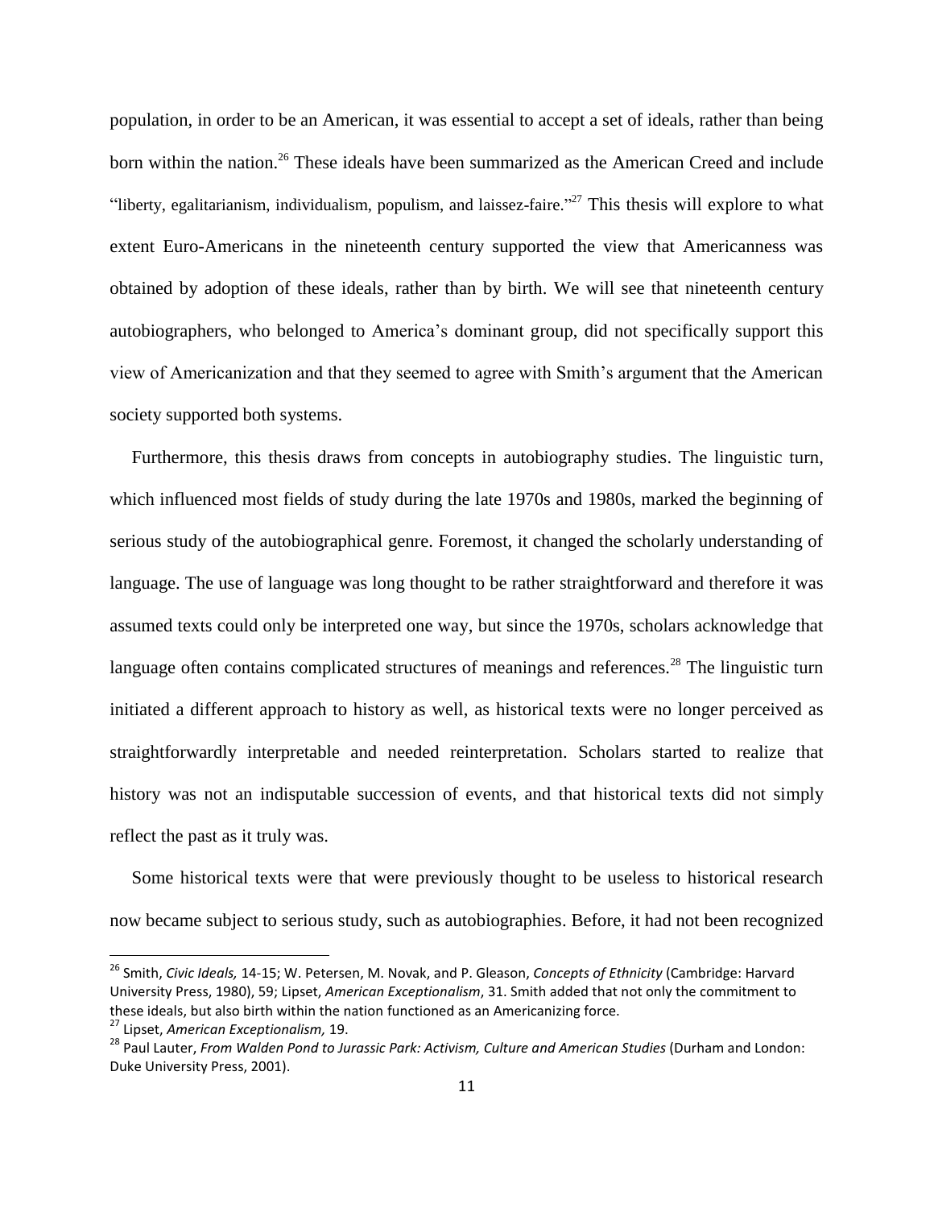population, in order to be an American, it was essential to accept a set of ideals, rather than being born within the nation.[26] These ideals have been summarized as the American Creed and include "liberty, egalitarianism, individualism, populism, and laissez-faire."[27] This thesis will explore to what extent Euro-Americans in the nineteenth century supported the view that Americanness was obtained by adoption of these ideals, rather than by birth. We will see that nineteenth century autobiographers, who belonged to America's dominant group, did not specifically support this view of Americanization and that they seemed to agree with Smith's argument that the American society supported both systems.

Furthermore, this thesis draws from concepts in autobiography studies. The linguistic turn, which influenced most fields of study during the late 1970s and 1980s, marked the beginning of serious study of the autobiographical genre. Foremost, it changed the scholarly understanding of language. The use of language was long thought to be rather straightforward and therefore it was assumed texts could only be interpreted one way, but since the 1970s, scholars acknowledge that language often contains complicated structures of meanings and references.[28] The linguistic turn initiated a different approach to history as well, as historical texts were no longer perceived as straightforwardly interpretable and needed reinterpretation. Scholars started to realize that history was not an indisputable succession of events, and that historical texts did not simply reflect the past as it truly was.

Some historical texts were that were previously thought to be useless to historical research now became subject to serious study, such as autobiographies. Before, it had not been recognized

---

[26] Smith, *Civic Ideals,* 14-15; W. Petersen, M. Novak, and P. Gleason, *Concepts of Ethnicity* (Cambridge: Harvard University Press, 1980), 59; Lipset, *American Exceptionalism*, 31. Smith added that not only the commitment to these ideals, but also birth within the nation functioned as an Americanizing force.

[27] Lipset, *American Exceptionalism,* 19.

[28] Paul Lauter, *From Walden Pond to Jurassic Park: Activism, Culture and American Studies* (Durham and London: Duke University Press, 2001).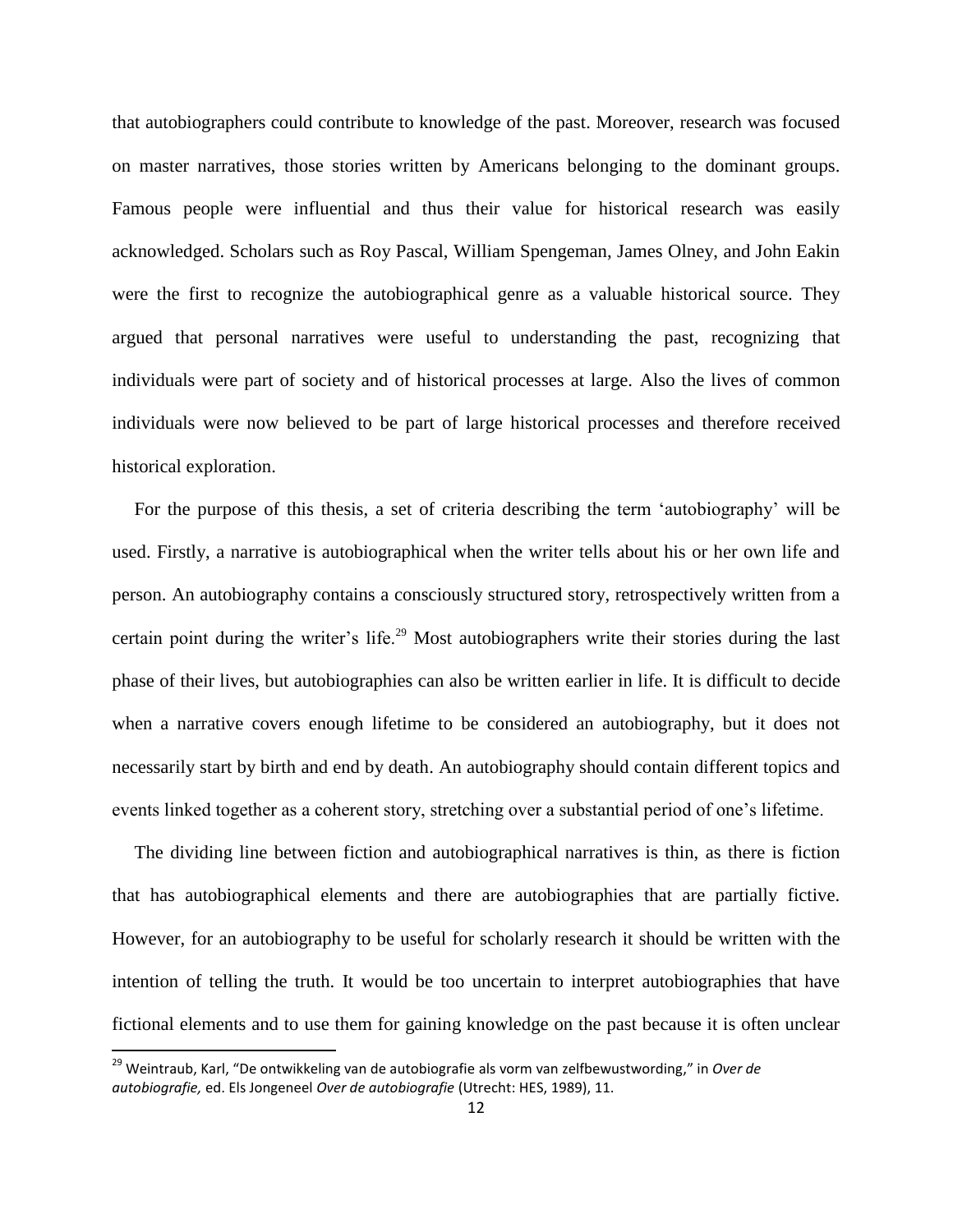that autobiographers could contribute to knowledge of the past. Moreover, research was focused on master narratives, those stories written by Americans belonging to the dominant groups. Famous people were influential and thus their value for historical research was easily acknowledged. Scholars such as Roy Pascal, William Spengeman, James Olney, and John Eakin were the first to recognize the autobiographical genre as a valuable historical source. They argued that personal narratives were useful to understanding the past, recognizing that individuals were part of society and of historical processes at large. Also the lives of common individuals were now believed to be part of large historical processes and therefore received historical exploration.

For the purpose of this thesis, a set of criteria describing the term 'autobiography' will be used. Firstly, a narrative is autobiographical when the writer tells about his or her own life and person. An autobiography contains a consciously structured story, retrospectively written from a certain point during the writer's life.[29] Most autobiographers write their stories during the last phase of their lives, but autobiographies can also be written earlier in life. It is difficult to decide when a narrative covers enough lifetime to be considered an autobiography, but it does not necessarily start by birth and end by death. An autobiography should contain different topics and events linked together as a coherent story, stretching over a substantial period of one's lifetime.

The dividing line between fiction and autobiographical narratives is thin, as there is fiction that has autobiographical elements and there are autobiographies that are partially fictive. However, for an autobiography to be useful for scholarly research it should be written with the intention of telling the truth. It would be too uncertain to interpret autobiographies that have fictional elements and to use them for gaining knowledge on the past because it is often unclear

---

[29] Weintraub, Karl, "De ontwikkeling van de autobiografie als vorm van zelfbewustwording," in *Over de autobiografie,* ed. Els Jongeneel *Over de autobiografie* (Utrecht: HES, 1989), 11.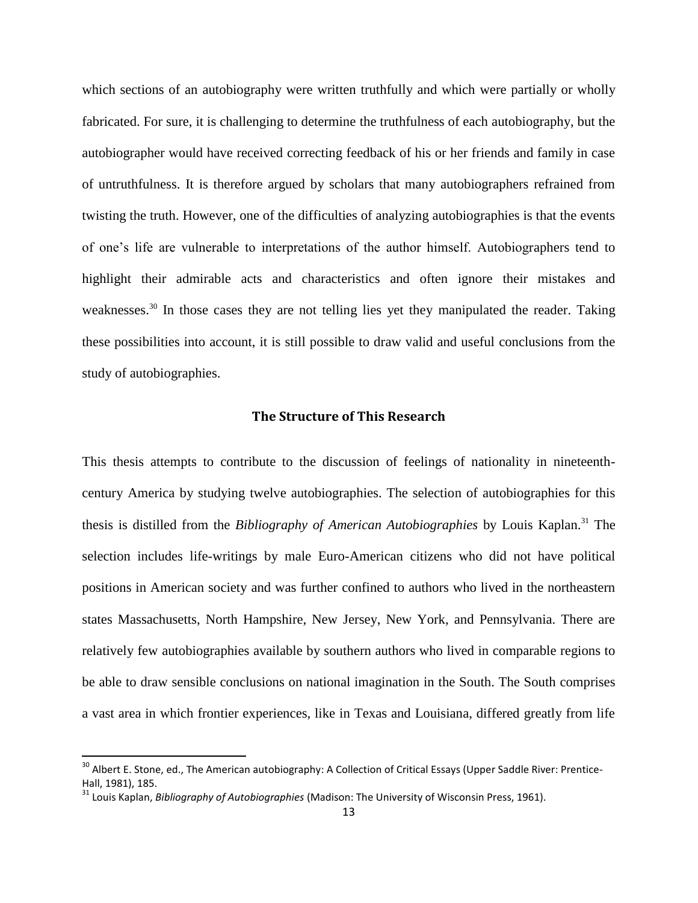which sections of an autobiography were written truthfully and which were partially or wholly fabricated. For sure, it is challenging to determine the truthfulness of each autobiography, but the autobiographer would have received correcting feedback of his or her friends and family in case of untruthfulness. It is therefore argued by scholars that many autobiographers refrained from twisting the truth. However, one of the difficulties of analyzing autobiographies is that the events of one's life are vulnerable to interpretations of the author himself. Autobiographers tend to highlight their admirable acts and characteristics and often ignore their mistakes and weaknesses.[30] In those cases they are not telling lies yet they manipulated the reader. Taking these possibilities into account, it is still possible to draw valid and useful conclusions from the study of autobiographies.

## The Structure of This Research

This thesis attempts to contribute to the discussion of feelings of nationality in nineteenth-century America by studying twelve autobiographies. The selection of autobiographies for this thesis is distilled from the *Bibliography of American Autobiographies* by Louis Kaplan.[31] The selection includes life-writings by male Euro-American citizens who did not have political positions in American society and was further confined to authors who lived in the northeastern states Massachusetts, North Hampshire, New Jersey, New York, and Pennsylvania. There are relatively few autobiographies available by southern authors who lived in comparable regions to be able to draw sensible conclusions on national imagination in the South. The South comprises a vast area in which frontier experiences, like in Texas and Louisiana, differed greatly from life

---

[30] Albert E. Stone, ed., The American autobiography: A Collection of Critical Essays (Upper Saddle River: Prentice-Hall, 1981), 185.

[31] Louis Kaplan, *Bibliography of Autobiographies* (Madison: The University of Wisconsin Press, 1961).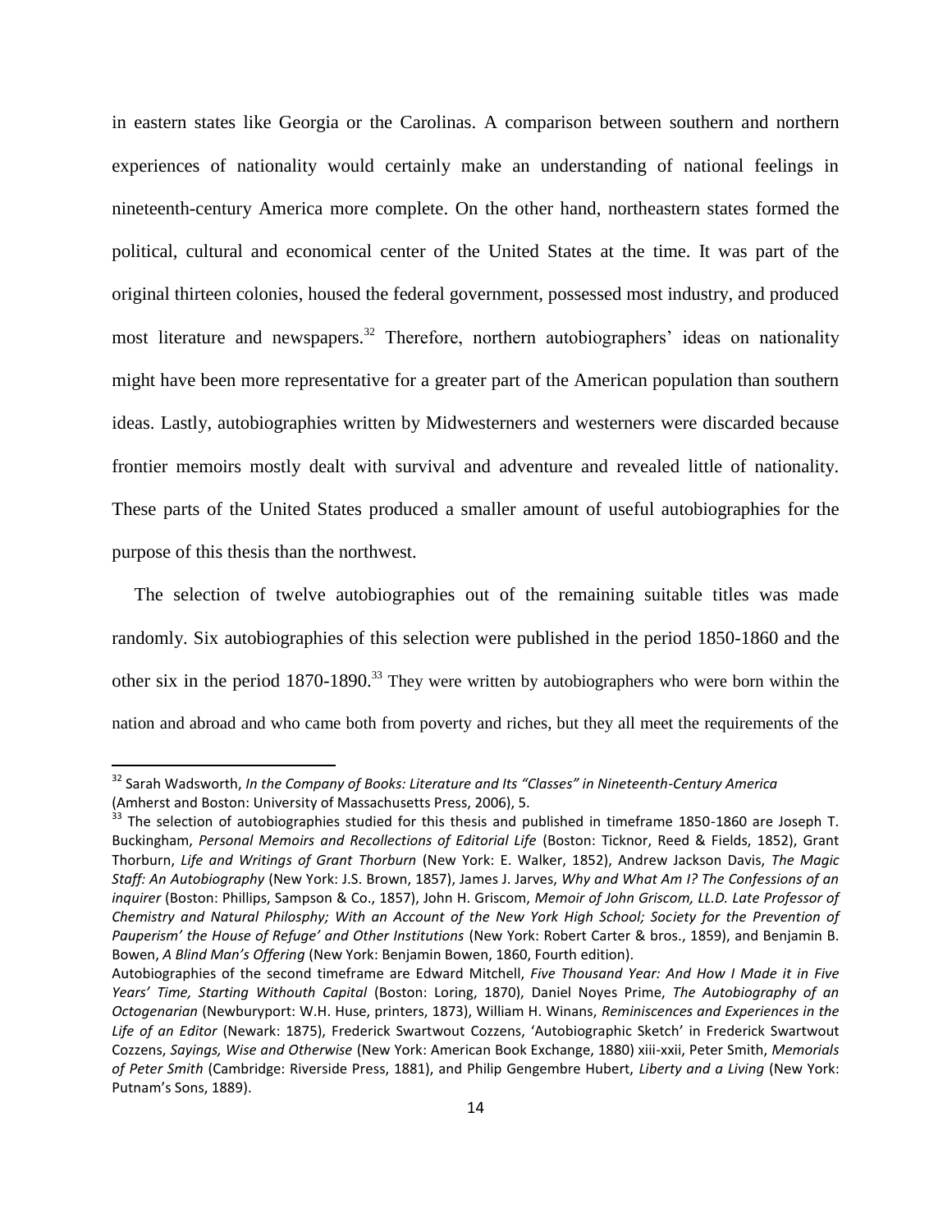in eastern states like Georgia or the Carolinas. A comparison between southern and northern experiences of nationality would certainly make an understanding of national feelings in nineteenth-century America more complete. On the other hand, northeastern states formed the political, cultural and economical center of the United States at the time. It was part of the original thirteen colonies, housed the federal government, possessed most industry, and produced most literature and newspapers.[32] Therefore, northern autobiographers' ideas on nationality might have been more representative for a greater part of the American population than southern ideas. Lastly, autobiographies written by Midwesterners and westerners were discarded because frontier memoirs mostly dealt with survival and adventure and revealed little of nationality. These parts of the United States produced a smaller amount of useful autobiographies for the purpose of this thesis than the northwest.

The selection of twelve autobiographies out of the remaining suitable titles was made randomly. Six autobiographies of this selection were published in the period 1850-1860 and the other six in the period 1870-1890.[33] They were written by autobiographers who were born within the nation and abroad and who came both from poverty and riches, but they all meet the requirements of the

---

[32] Sarah Wadsworth, *In the Company of Books: Literature and Its "Classes" in Nineteenth-Century America* (Amherst and Boston: University of Massachusetts Press, 2006), 5.

[33] The selection of autobiographies studied for this thesis and published in timeframe 1850-1860 are Joseph T. Buckingham, *Personal Memoirs and Recollections of Editorial Life* (Boston: Ticknor, Reed & Fields, 1852), Grant Thorburn, *Life and Writings of Grant Thorburn* (New York: E. Walker, 1852), Andrew Jackson Davis, *The Magic Staff: An Autobiography* (New York: J.S. Brown, 1857), James J. Jarves, *Why and What Am I? The Confessions of an inquirer* (Boston: Phillips, Sampson & Co., 1857), John H. Griscom, *Memoir of John Griscom, LL.D. Late Professor of Chemistry and Natural Philosphy; With an Account of the New York High School; Society for the Prevention of Pauperism' the House of Refuge' and Other Institutions* (New York: Robert Carter & bros., 1859), and Benjamin B. Bowen, *A Blind Man's Offering* (New York: Benjamin Bowen, 1860, Fourth edition).

Autobiographies of the second timeframe are Edward Mitchell, *Five Thousand Year: And How I Made it in Five Years' Time, Starting Withouth Capital* (Boston: Loring, 1870), Daniel Noyes Prime, *The Autobiography of an Octogenarian* (Newburyport: W.H. Huse, printers, 1873), William H. Winans, *Reminiscences and Experiences in the Life of an Editor* (Newark: 1875), Frederick Swartwout Cozzens, 'Autobiographic Sketch' in Frederick Swartwout Cozzens, *Sayings, Wise and Otherwise* (New York: American Book Exchange, 1880) xiii-xxii, Peter Smith, *Memorials of Peter Smith* (Cambridge: Riverside Press, 1881), and Philip Gengembre Hubert, *Liberty and a Living* (New York: Putnam's Sons, 1889).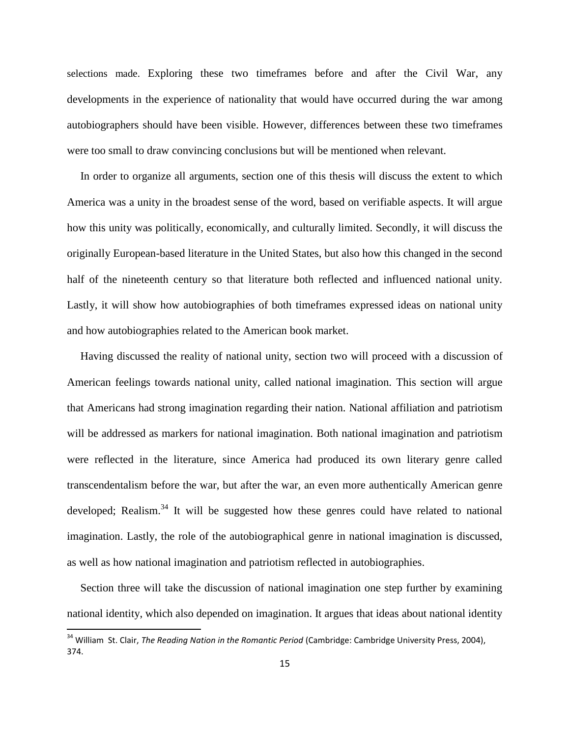selections made. Exploring these two timeframes before and after the Civil War, any developments in the experience of nationality that would have occurred during the war among autobiographers should have been visible. However, differences between these two timeframes were too small to draw convincing conclusions but will be mentioned when relevant.

In order to organize all arguments, section one of this thesis will discuss the extent to which America was a unity in the broadest sense of the word, based on verifiable aspects. It will argue how this unity was politically, economically, and culturally limited. Secondly, it will discuss the originally European-based literature in the United States, but also how this changed in the second half of the nineteenth century so that literature both reflected and influenced national unity. Lastly, it will show how autobiographies of both timeframes expressed ideas on national unity and how autobiographies related to the American book market.

Having discussed the reality of national unity, section two will proceed with a discussion of American feelings towards national unity, called national imagination. This section will argue that Americans had strong imagination regarding their nation. National affiliation and patriotism will be addressed as markers for national imagination. Both national imagination and patriotism were reflected in the literature, since America had produced its own literary genre called transcendentalism before the war, but after the war, an even more authentically American genre developed; Realism.[34] It will be suggested how these genres could have related to national imagination. Lastly, the role of the autobiographical genre in national imagination is discussed, as well as how national imagination and patriotism reflected in autobiographies.

Section three will take the discussion of national imagination one step further by examining national identity, which also depended on imagination. It argues that ideas about national identity

---

[34] William St. Clair, *The Reading Nation in the Romantic Period* (Cambridge: Cambridge University Press, 2004), 374.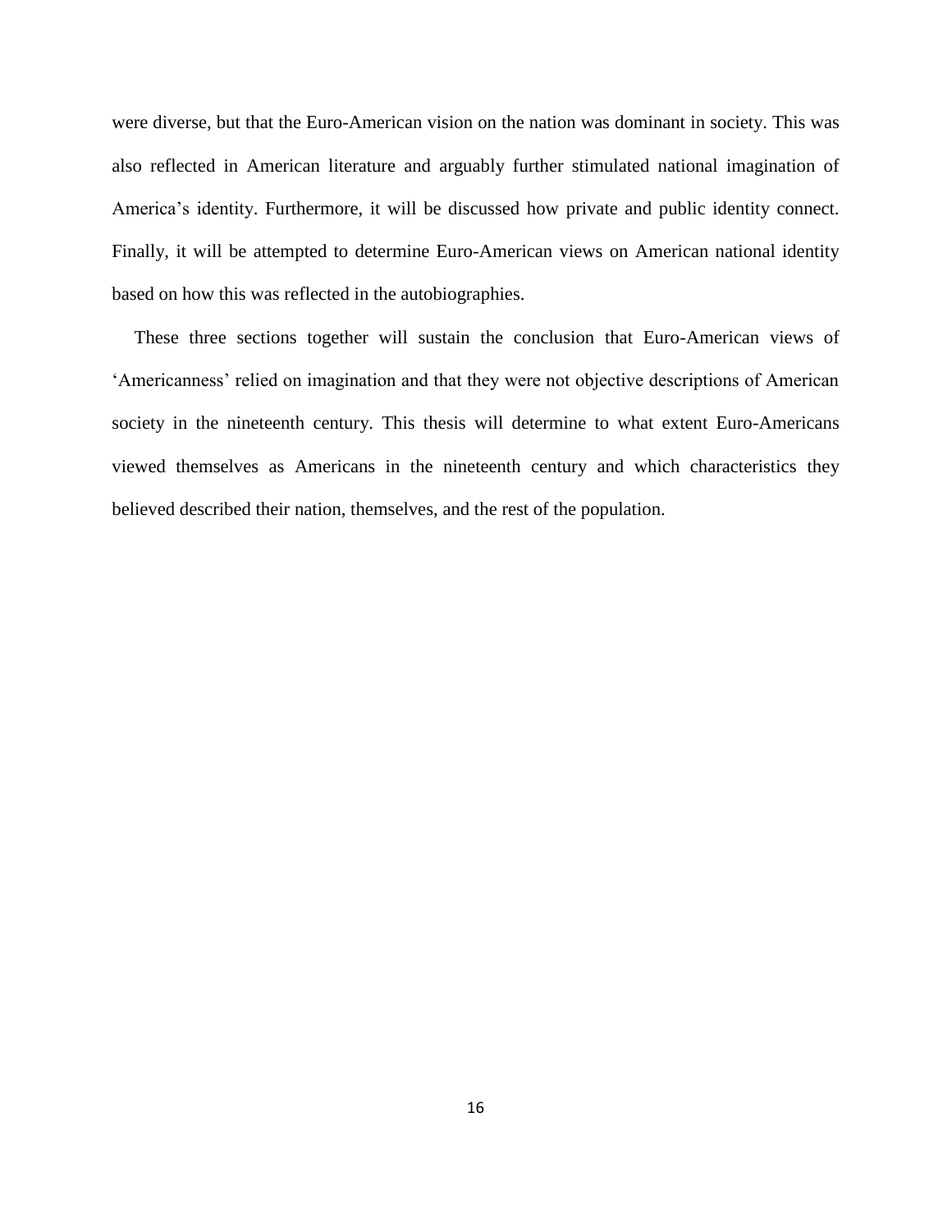were diverse, but that the Euro-American vision on the nation was dominant in society. This was also reflected in American literature and arguably further stimulated national imagination of America's identity. Furthermore, it will be discussed how private and public identity connect. Finally, it will be attempted to determine Euro-American views on American national identity based on how this was reflected in the autobiographies.

These three sections together will sustain the conclusion that Euro-American views of 'Americanness' relied on imagination and that they were not objective descriptions of American society in the nineteenth century. This thesis will determine to what extent Euro-Americans viewed themselves as Americans in the nineteenth century and which characteristics they believed described their nation, themselves, and the rest of the population.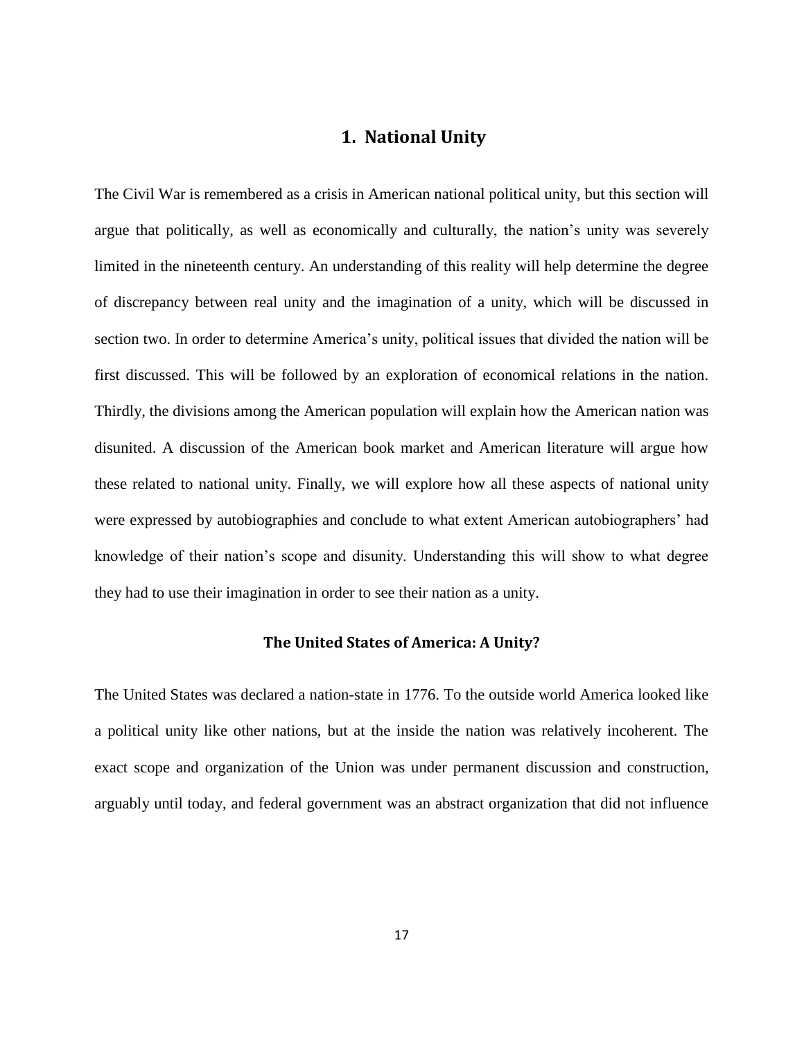# 1. National Unity

The Civil War is remembered as a crisis in American national political unity, but this section will argue that politically, as well as economically and culturally, the nation's unity was severely limited in the nineteenth century. An understanding of this reality will help determine the degree of discrepancy between real unity and the imagination of a unity, which will be discussed in section two. In order to determine America's unity, political issues that divided the nation will be first discussed. This will be followed by an exploration of economical relations in the nation. Thirdly, the divisions among the American population will explain how the American nation was disunited. A discussion of the American book market and American literature will argue how these related to national unity. Finally, we will explore how all these aspects of national unity were expressed by autobiographies and conclude to what extent American autobiographers' had knowledge of their nation's scope and disunity. Understanding this will show to what degree they had to use their imagination in order to see their nation as a unity.

### The United States of America: A Unity?

The United States was declared a nation-state in 1776. To the outside world America looked like a political unity like other nations, but at the inside the nation was relatively incoherent. The exact scope and organization of the Union was under permanent discussion and construction, arguably until today, and federal government was an abstract organization that did not influence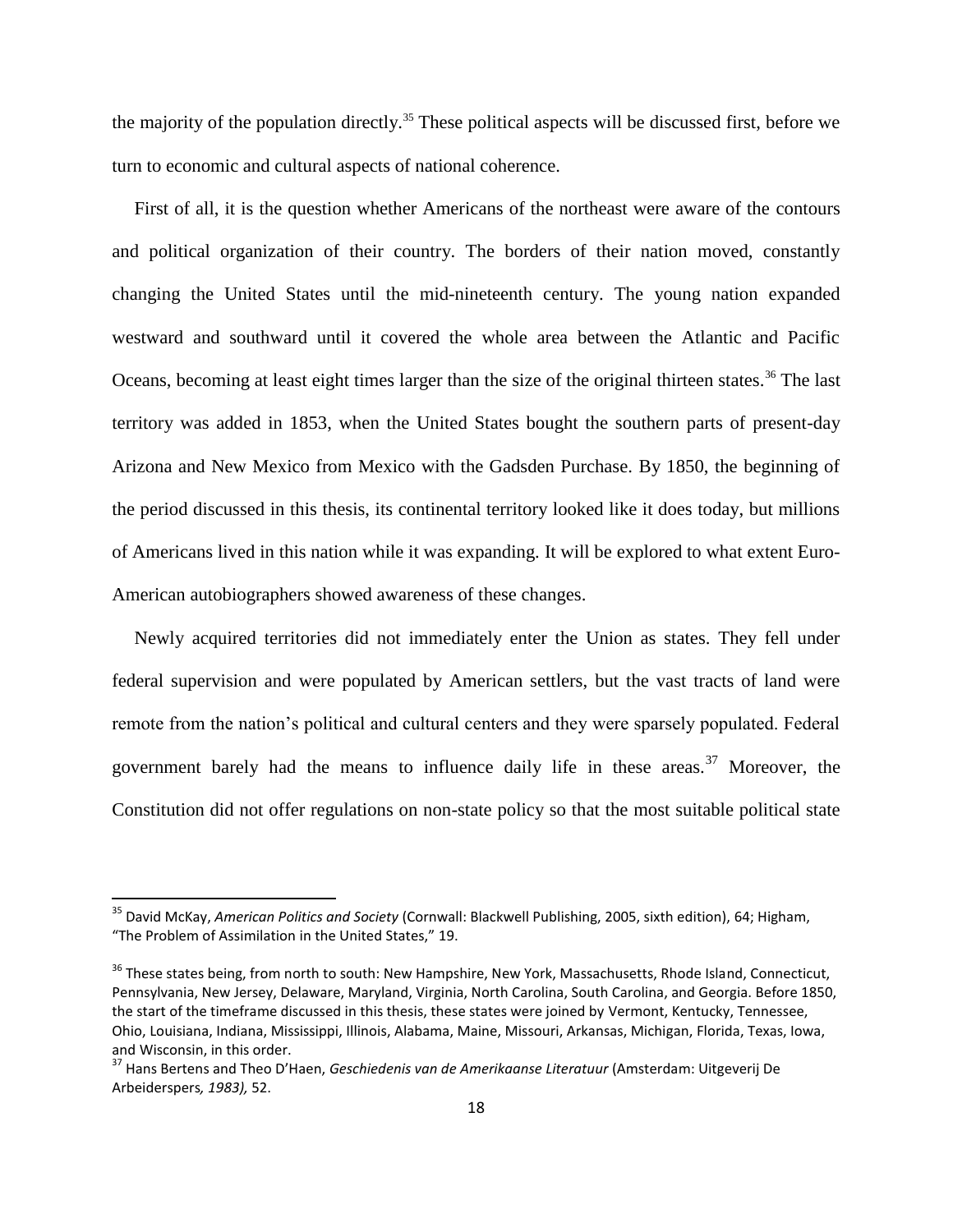the majority of the population directly.[35] These political aspects will be discussed first, before we turn to economic and cultural aspects of national coherence.

First of all, it is the question whether Americans of the northeast were aware of the contours and political organization of their country. The borders of their nation moved, constantly changing the United States until the mid-nineteenth century. The young nation expanded westward and southward until it covered the whole area between the Atlantic and Pacific Oceans, becoming at least eight times larger than the size of the original thirteen states.[36] The last territory was added in 1853, when the United States bought the southern parts of present-day Arizona and New Mexico from Mexico with the Gadsden Purchase. By 1850, the beginning of the period discussed in this thesis, its continental territory looked like it does today, but millions of Americans lived in this nation while it was expanding. It will be explored to what extent Euro-American autobiographers showed awareness of these changes.

Newly acquired territories did not immediately enter the Union as states. They fell under federal supervision and were populated by American settlers, but the vast tracts of land were remote from the nation's political and cultural centers and they were sparsely populated. Federal government barely had the means to influence daily life in these areas.[37] Moreover, the Constitution did not offer regulations on non-state policy so that the most suitable political state

---

[35] David McKay, *American Politics and Society* (Cornwall: Blackwell Publishing, 2005, sixth edition), 64; Higham, "The Problem of Assimilation in the United States," 19.

[36] These states being, from north to south: New Hampshire, New York, Massachusetts, Rhode Island, Connecticut, Pennsylvania, New Jersey, Delaware, Maryland, Virginia, North Carolina, South Carolina, and Georgia. Before 1850, the start of the timeframe discussed in this thesis, these states were joined by Vermont, Kentucky, Tennessee, Ohio, Louisiana, Indiana, Mississippi, Illinois, Alabama, Maine, Missouri, Arkansas, Michigan, Florida, Texas, Iowa, and Wisconsin, in this order.

[37] Hans Bertens and Theo D'Haen, *Geschiedenis van de Amerikaanse Literatuur* (Amsterdam: Uitgeverij De Arbeiderspers*, 1983),* 52.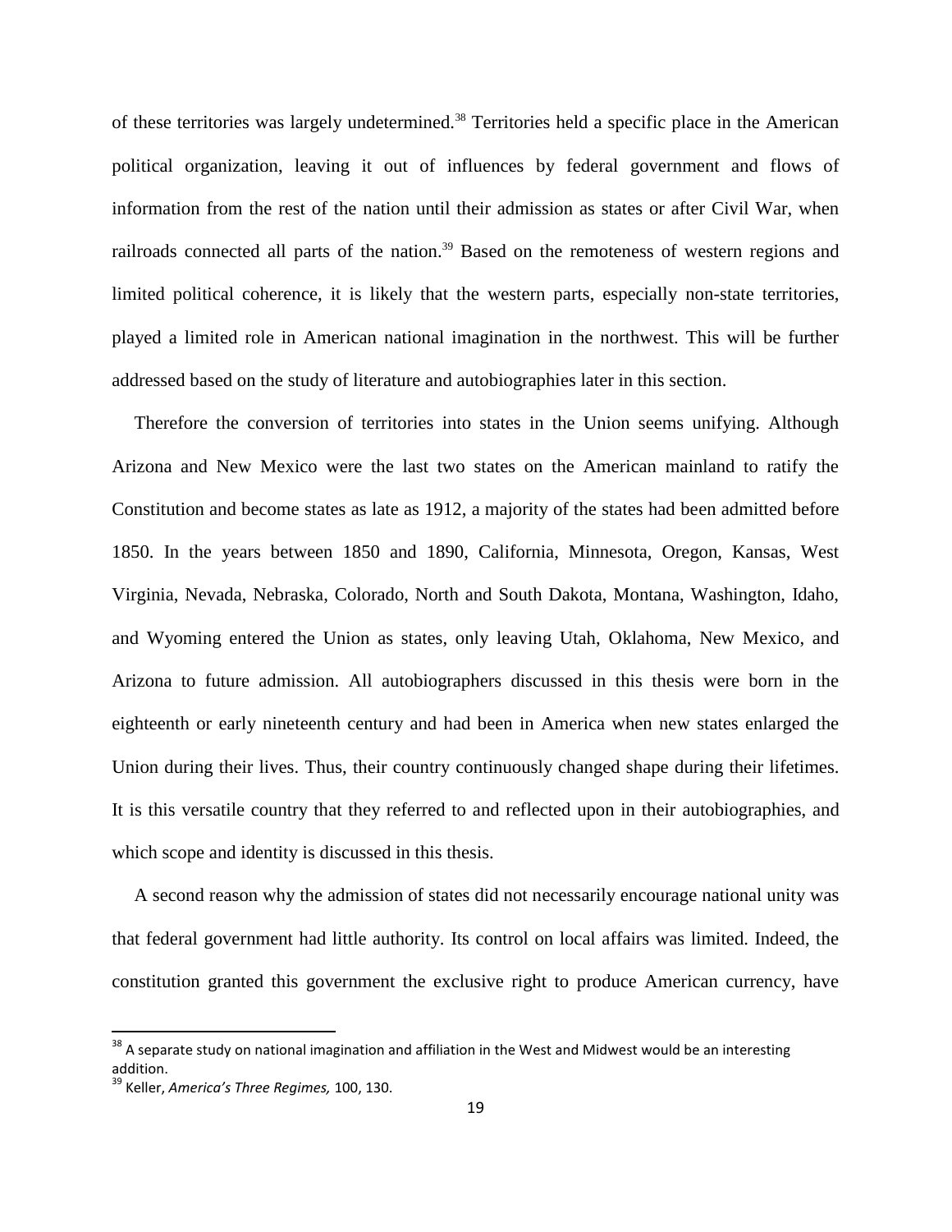of these territories was largely undetermined.[38] Territories held a specific place in the American political organization, leaving it out of influences by federal government and flows of information from the rest of the nation until their admission as states or after Civil War, when railroads connected all parts of the nation.[39] Based on the remoteness of western regions and limited political coherence, it is likely that the western parts, especially non-state territories, played a limited role in American national imagination in the northwest. This will be further addressed based on the study of literature and autobiographies later in this section.

Therefore the conversion of territories into states in the Union seems unifying. Although Arizona and New Mexico were the last two states on the American mainland to ratify the Constitution and become states as late as 1912, a majority of the states had been admitted before 1850. In the years between 1850 and 1890, California, Minnesota, Oregon, Kansas, West Virginia, Nevada, Nebraska, Colorado, North and South Dakota, Montana, Washington, Idaho, and Wyoming entered the Union as states, only leaving Utah, Oklahoma, New Mexico, and Arizona to future admission. All autobiographers discussed in this thesis were born in the eighteenth or early nineteenth century and had been in America when new states enlarged the Union during their lives. Thus, their country continuously changed shape during their lifetimes. It is this versatile country that they referred to and reflected upon in their autobiographies, and which scope and identity is discussed in this thesis.

A second reason why the admission of states did not necessarily encourage national unity was that federal government had little authority. Its control on local affairs was limited. Indeed, the constitution granted this government the exclusive right to produce American currency, have

---

[38] A separate study on national imagination and affiliation in the West and Midwest would be an interesting addition.

[39] Keller, *America's Three Regimes,* 100, 130.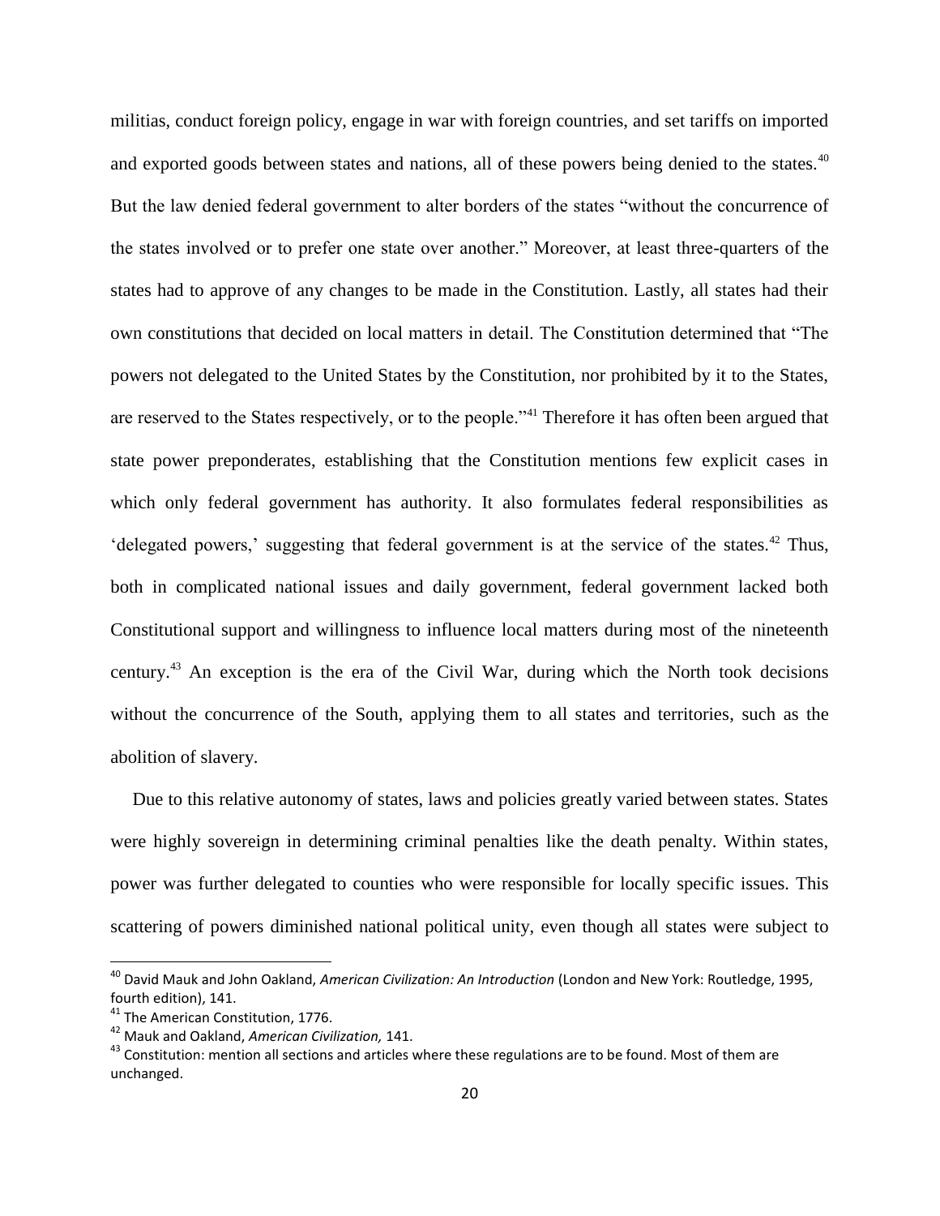militias, conduct foreign policy, engage in war with foreign countries, and set tariffs on imported and exported goods between states and nations, all of these powers being denied to the states.[40] But the law denied federal government to alter borders of the states "without the concurrence of the states involved or to prefer one state over another." Moreover, at least three-quarters of the states had to approve of any changes to be made in the Constitution. Lastly, all states had their own constitutions that decided on local matters in detail. The Constitution determined that "The powers not delegated to the United States by the Constitution, nor prohibited by it to the States, are reserved to the States respectively, or to the people."[41] Therefore it has often been argued that state power preponderates, establishing that the Constitution mentions few explicit cases in which only federal government has authority. It also formulates federal responsibilities as 'delegated powers,' suggesting that federal government is at the service of the states.[42] Thus, both in complicated national issues and daily government, federal government lacked both Constitutional support and willingness to influence local matters during most of the nineteenth century.[43] An exception is the era of the Civil War, during which the North took decisions without the concurrence of the South, applying them to all states and territories, such as the abolition of slavery.

Due to this relative autonomy of states, laws and policies greatly varied between states. States were highly sovereign in determining criminal penalties like the death penalty. Within states, power was further delegated to counties who were responsible for locally specific issues. This scattering of powers diminished national political unity, even though all states were subject to

---

[40] David Mauk and John Oakland, *American Civilization: An Introduction* (London and New York: Routledge, 1995, fourth edition), 141.

[41] The American Constitution, 1776.

[42] Mauk and Oakland, *American Civilization,* 141.

[43] Constitution: mention all sections and articles where these regulations are to be found. Most of them are unchanged.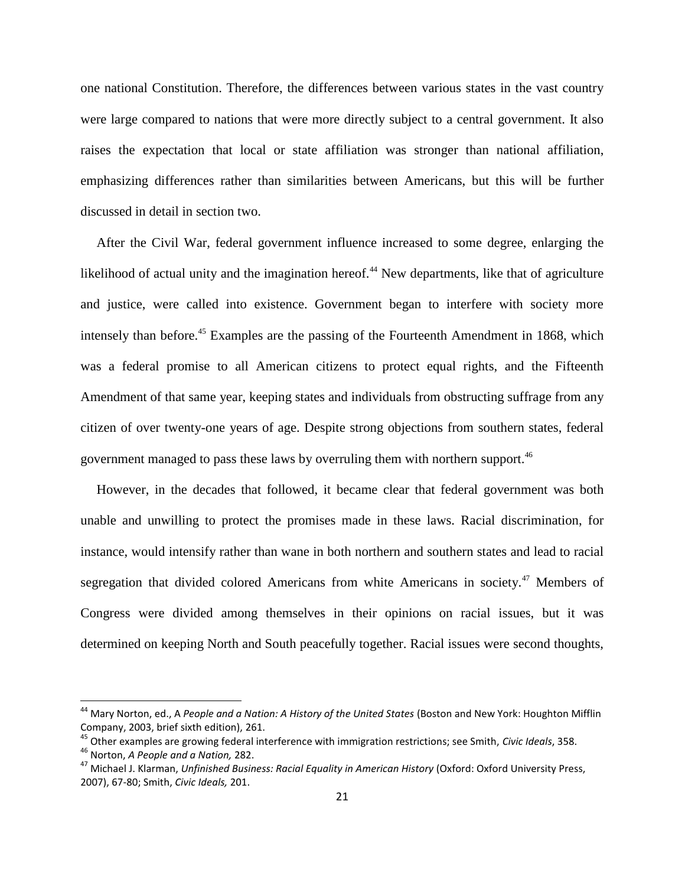one national Constitution. Therefore, the differences between various states in the vast country were large compared to nations that were more directly subject to a central government. It also raises the expectation that local or state affiliation was stronger than national affiliation, emphasizing differences rather than similarities between Americans, but this will be further discussed in detail in section two.

After the Civil War, federal government influence increased to some degree, enlarging the likelihood of actual unity and the imagination hereof.[44] New departments, like that of agriculture and justice, were called into existence. Government began to interfere with society more intensely than before.[45] Examples are the passing of the Fourteenth Amendment in 1868, which was a federal promise to all American citizens to protect equal rights, and the Fifteenth Amendment of that same year, keeping states and individuals from obstructing suffrage from any citizen of over twenty-one years of age. Despite strong objections from southern states, federal government managed to pass these laws by overruling them with northern support.[46]

However, in the decades that followed, it became clear that federal government was both unable and unwilling to protect the promises made in these laws. Racial discrimination, for instance, would intensify rather than wane in both northern and southern states and lead to racial segregation that divided colored Americans from white Americans in society.[47] Members of Congress were divided among themselves in their opinions on racial issues, but it was determined on keeping North and South peacefully together. Racial issues were second thoughts,

---

[44] Mary Norton, ed., A *People and a Nation: A History of the United States* (Boston and New York: Houghton Mifflin Company, 2003, brief sixth edition), 261.

[45] Other examples are growing federal interference with immigration restrictions; see Smith, *Civic Ideals*, 358.

[46] Norton, *A People and a Nation,* 282.

[47] Michael J. Klarman, *Unfinished Business: Racial Equality in American History* (Oxford: Oxford University Press, 2007), 67-80; Smith, *Civic Ideals,* 201.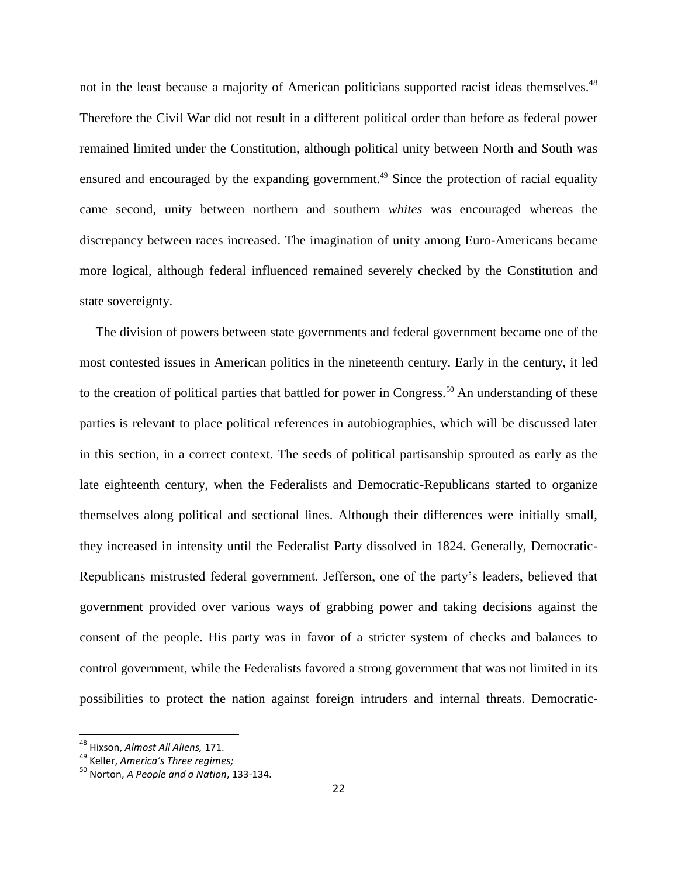not in the least because a majority of American politicians supported racist ideas themselves.[48] Therefore the Civil War did not result in a different political order than before as federal power remained limited under the Constitution, although political unity between North and South was ensured and encouraged by the expanding government.[49] Since the protection of racial equality came second, unity between northern and southern *whites* was encouraged whereas the discrepancy between races increased. The imagination of unity among Euro-Americans became more logical, although federal influenced remained severely checked by the Constitution and state sovereignty.

The division of powers between state governments and federal government became one of the most contested issues in American politics in the nineteenth century. Early in the century, it led to the creation of political parties that battled for power in Congress.[50] An understanding of these parties is relevant to place political references in autobiographies, which will be discussed later in this section, in a correct context. The seeds of political partisanship sprouted as early as the late eighteenth century, when the Federalists and Democratic-Republicans started to organize themselves along political and sectional lines. Although their differences were initially small, they increased in intensity until the Federalist Party dissolved in 1824. Generally, Democratic-Republicans mistrusted federal government. Jefferson, one of the party's leaders, believed that government provided over various ways of grabbing power and taking decisions against the consent of the people. His party was in favor of a stricter system of checks and balances to control government, while the Federalists favored a strong government that was not limited in its possibilities to protect the nation against foreign intruders and internal threats. Democratic-

[48] Hixson, *Almost All Aliens,* 171.

[49] Keller, *America's Three regimes;*

[50] Norton, *A People and a Nation*, 133-134.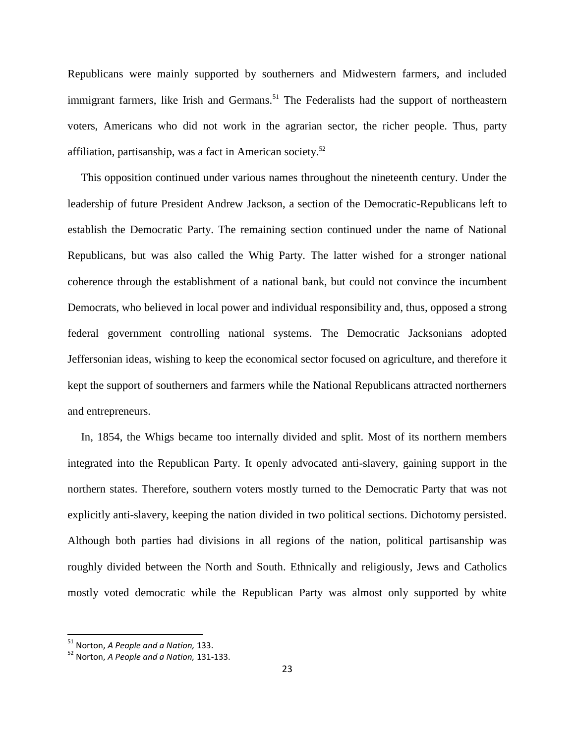Republicans were mainly supported by southerners and Midwestern farmers, and included immigrant farmers, like Irish and Germans.[51] The Federalists had the support of northeastern voters, Americans who did not work in the agrarian sector, the richer people. Thus, party affiliation, partisanship, was a fact in American society.[52]

This opposition continued under various names throughout the nineteenth century. Under the leadership of future President Andrew Jackson, a section of the Democratic-Republicans left to establish the Democratic Party. The remaining section continued under the name of National Republicans, but was also called the Whig Party. The latter wished for a stronger national coherence through the establishment of a national bank, but could not convince the incumbent Democrats, who believed in local power and individual responsibility and, thus, opposed a strong federal government controlling national systems. The Democratic Jacksonians adopted Jeffersonian ideas, wishing to keep the economical sector focused on agriculture, and therefore it kept the support of southerners and farmers while the National Republicans attracted northerners and entrepreneurs.

In, 1854, the Whigs became too internally divided and split. Most of its northern members integrated into the Republican Party. It openly advocated anti-slavery, gaining support in the northern states. Therefore, southern voters mostly turned to the Democratic Party that was not explicitly anti-slavery, keeping the nation divided in two political sections. Dichotomy persisted. Although both parties had divisions in all regions of the nation, political partisanship was roughly divided between the North and South. Ethnically and religiously, Jews and Catholics mostly voted democratic while the Republican Party was almost only supported by white

---

[51] Norton, *A People and a Nation,* 133.

[52] Norton, *A People and a Nation,* 131-133.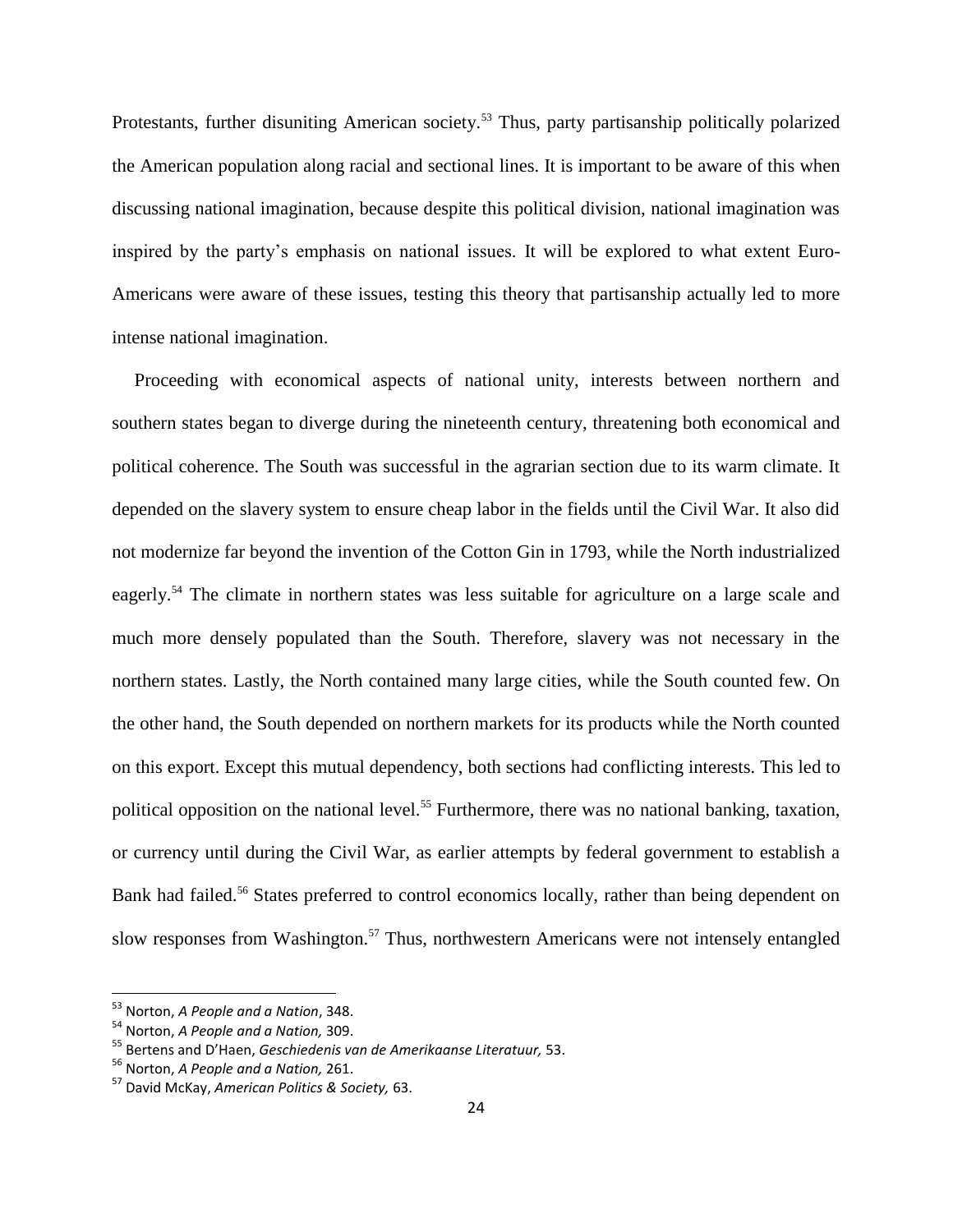Protestants, further disuniting American society.[53] Thus, party partisanship politically polarized the American population along racial and sectional lines. It is important to be aware of this when discussing national imagination, because despite this political division, national imagination was inspired by the party's emphasis on national issues. It will be explored to what extent Euro-Americans were aware of these issues, testing this theory that partisanship actually led to more intense national imagination.

Proceeding with economical aspects of national unity, interests between northern and southern states began to diverge during the nineteenth century, threatening both economical and political coherence. The South was successful in the agrarian section due to its warm climate. It depended on the slavery system to ensure cheap labor in the fields until the Civil War. It also did not modernize far beyond the invention of the Cotton Gin in 1793, while the North industrialized eagerly.[54] The climate in northern states was less suitable for agriculture on a large scale and much more densely populated than the South. Therefore, slavery was not necessary in the northern states. Lastly, the North contained many large cities, while the South counted few. On the other hand, the South depended on northern markets for its products while the North counted on this export. Except this mutual dependency, both sections had conflicting interests. This led to political opposition on the national level.[55] Furthermore, there was no national banking, taxation, or currency until during the Civil War, as earlier attempts by federal government to establish a Bank had failed.[56] States preferred to control economics locally, rather than being dependent on slow responses from Washington.[57] Thus, northwestern Americans were not intensely entangled

---

[53] Norton, *A People and a Nation*, 348.

[54] Norton, *A People and a Nation,* 309.

[55] Bertens and D'Haen, *Geschiedenis van de Amerikaanse Literatuur,* 53.

[56] Norton, *A People and a Nation,* 261.

[57] David McKay, *American Politics & Society,* 63.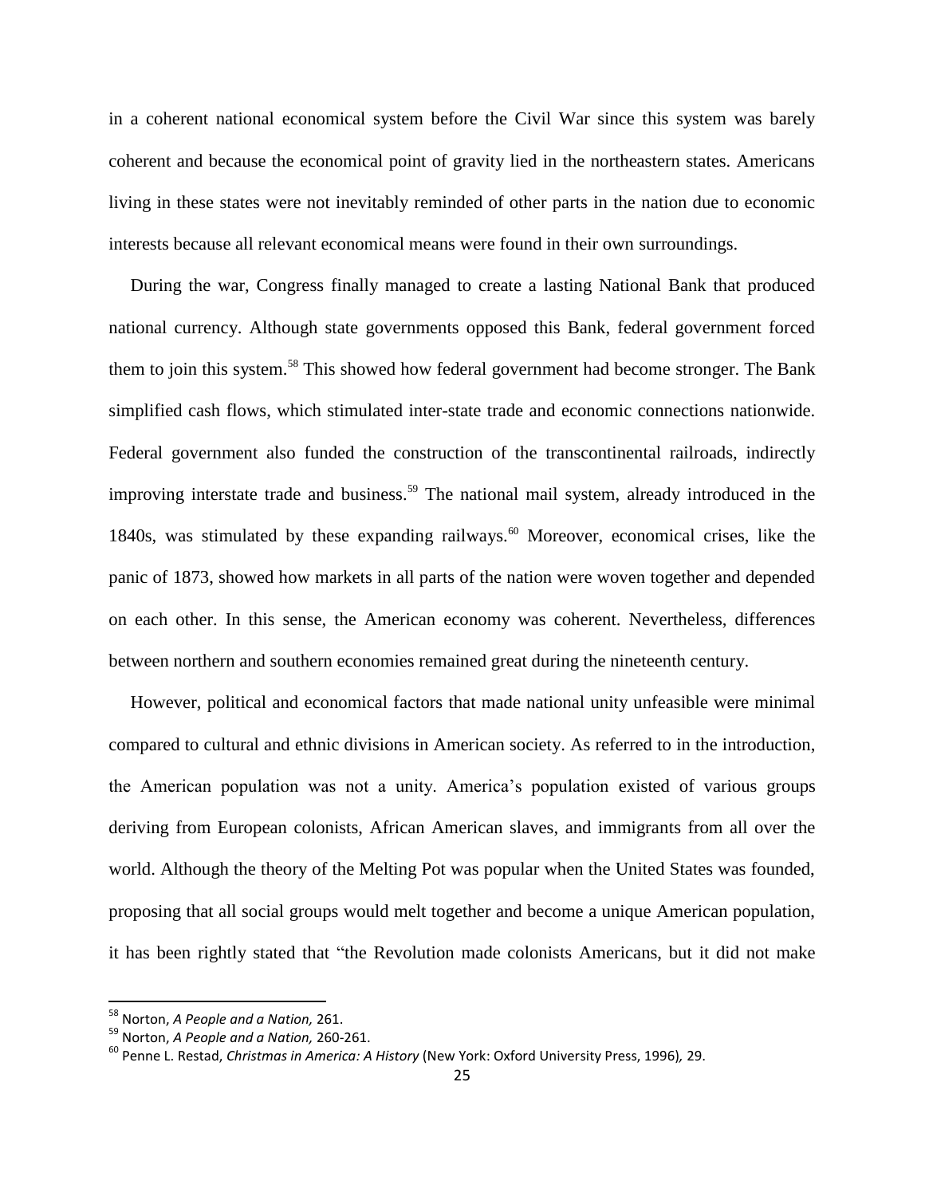in a coherent national economical system before the Civil War since this system was barely coherent and because the economical point of gravity lied in the northeastern states. Americans living in these states were not inevitably reminded of other parts in the nation due to economic interests because all relevant economical means were found in their own surroundings.

During the war, Congress finally managed to create a lasting National Bank that produced national currency. Although state governments opposed this Bank, federal government forced them to join this system.[58] This showed how federal government had become stronger. The Bank simplified cash flows, which stimulated inter-state trade and economic connections nationwide. Federal government also funded the construction of the transcontinental railroads, indirectly improving interstate trade and business.[59] The national mail system, already introduced in the 1840s, was stimulated by these expanding railways.[60] Moreover, economical crises, like the panic of 1873, showed how markets in all parts of the nation were woven together and depended on each other. In this sense, the American economy was coherent. Nevertheless, differences between northern and southern economies remained great during the nineteenth century.

However, political and economical factors that made national unity unfeasible were minimal compared to cultural and ethnic divisions in American society. As referred to in the introduction, the American population was not a unity. America's population existed of various groups deriving from European colonists, African American slaves, and immigrants from all over the world. Although the theory of the Melting Pot was popular when the United States was founded, proposing that all social groups would melt together and become a unique American population, it has been rightly stated that "the Revolution made colonists Americans, but it did not make

---

[58] Norton, *A People and a Nation,* 261.

[59] Norton, *A People and a Nation,* 260-261.

[60] Penne L. Restad, *Christmas in America: A History* (New York: Oxford University Press, 1996)*,* 29.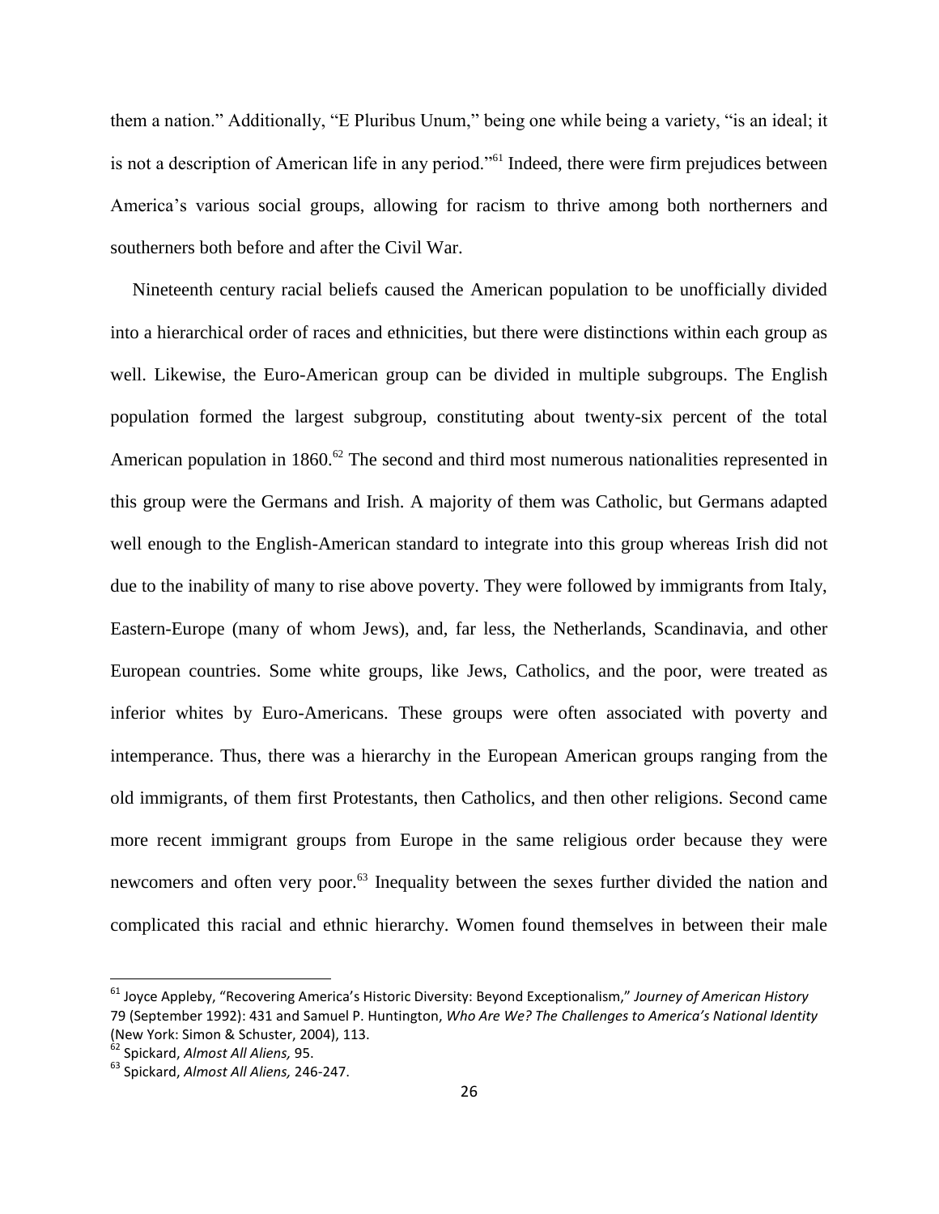them a nation." Additionally, "E Pluribus Unum," being one while being a variety, "is an ideal; it is not a description of American life in any period."[61] Indeed, there were firm prejudices between America's various social groups, allowing for racism to thrive among both northerners and southerners both before and after the Civil War.

Nineteenth century racial beliefs caused the American population to be unofficially divided into a hierarchical order of races and ethnicities, but there were distinctions within each group as well. Likewise, the Euro-American group can be divided in multiple subgroups. The English population formed the largest subgroup, constituting about twenty-six percent of the total American population in 1860.[62] The second and third most numerous nationalities represented in this group were the Germans and Irish. A majority of them was Catholic, but Germans adapted well enough to the English-American standard to integrate into this group whereas Irish did not due to the inability of many to rise above poverty. They were followed by immigrants from Italy, Eastern-Europe (many of whom Jews), and, far less, the Netherlands, Scandinavia, and other European countries. Some white groups, like Jews, Catholics, and the poor, were treated as inferior whites by Euro-Americans. These groups were often associated with poverty and intemperance. Thus, there was a hierarchy in the European American groups ranging from the old immigrants, of them first Protestants, then Catholics, and then other religions. Second came more recent immigrant groups from Europe in the same religious order because they were newcomers and often very poor.[63] Inequality between the sexes further divided the nation and complicated this racial and ethnic hierarchy. Women found themselves in between their male

---

[61] Joyce Appleby, "Recovering America's Historic Diversity: Beyond Exceptionalism," *Journey of American History* 79 (September 1992): 431 and Samuel P. Huntington, *Who Are We? The Challenges to America's National Identity* (New York: Simon & Schuster, 2004), 113.

[62] Spickard, *Almost All Aliens,* 95.

[63] Spickard, *Almost All Aliens,* 246-247.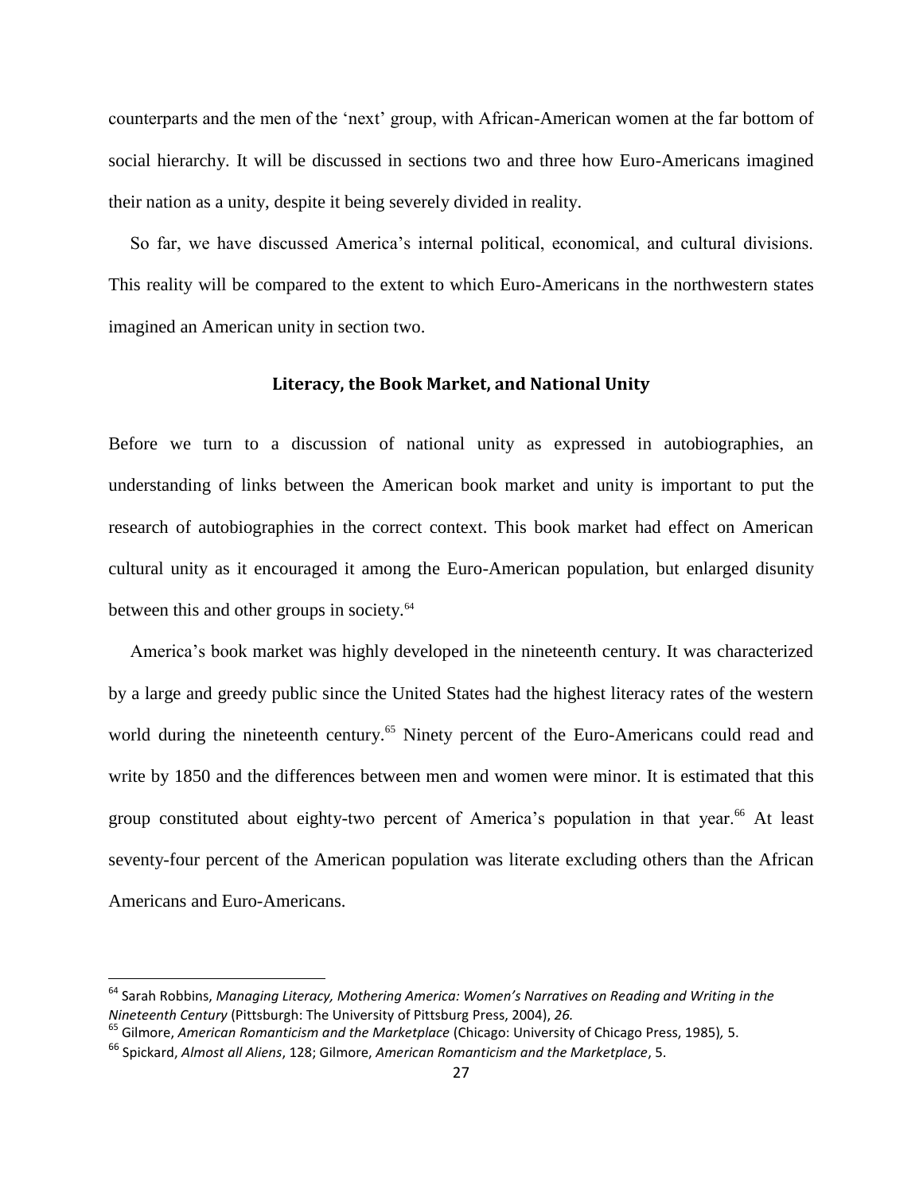counterparts and the men of the 'next' group, with African-American women at the far bottom of social hierarchy. It will be discussed in sections two and three how Euro-Americans imagined their nation as a unity, despite it being severely divided in reality.

So far, we have discussed America's internal political, economical, and cultural divisions. This reality will be compared to the extent to which Euro-Americans in the northwestern states imagined an American unity in section two.

### Literacy, the Book Market, and National Unity

Before we turn to a discussion of national unity as expressed in autobiographies, an understanding of links between the American book market and unity is important to put the research of autobiographies in the correct context. This book market had effect on American cultural unity as it encouraged it among the Euro-American population, but enlarged disunity between this and other groups in society.[64]

America's book market was highly developed in the nineteenth century. It was characterized by a large and greedy public since the United States had the highest literacy rates of the western world during the nineteenth century.[65] Ninety percent of the Euro-Americans could read and write by 1850 and the differences between men and women were minor. It is estimated that this group constituted about eighty-two percent of America's population in that year.[66] At least seventy-four percent of the American population was literate excluding others than the African Americans and Euro-Americans.

---

[64] Sarah Robbins, *Managing Literacy, Mothering America: Women's Narratives on Reading and Writing in the Nineteenth Century* (Pittsburgh: The University of Pittsburg Press, 2004), *26.*

[65] Gilmore, *American Romanticism and the Marketplace* (Chicago: University of Chicago Press, 1985), 5.

[66] Spickard, *Almost all Aliens*, 128; Gilmore, *American Romanticism and the Marketplace*, 5.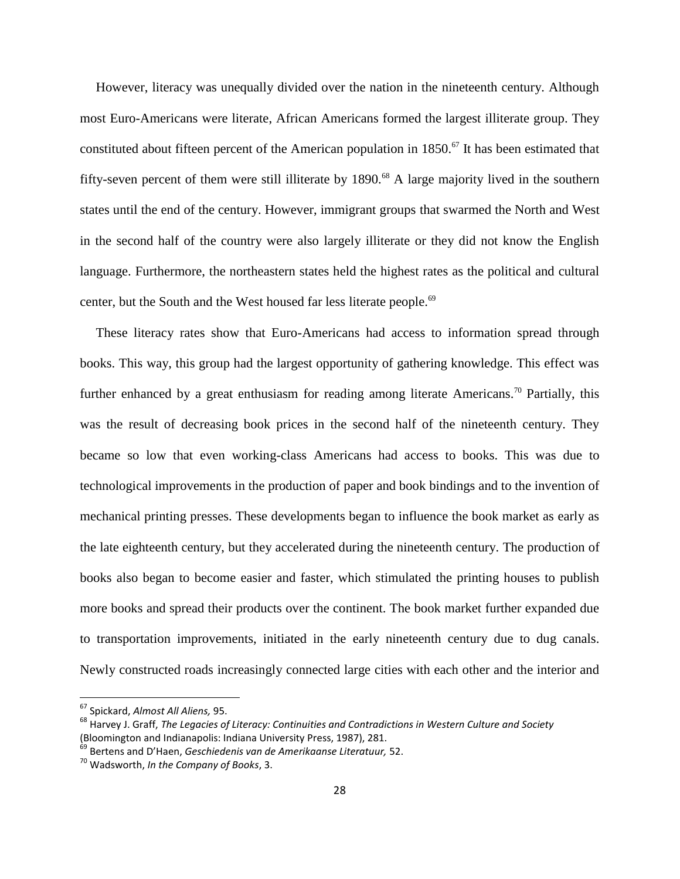However, literacy was unequally divided over the nation in the nineteenth century. Although most Euro-Americans were literate, African Americans formed the largest illiterate group. They constituted about fifteen percent of the American population in 1850.[67] It has been estimated that fifty-seven percent of them were still illiterate by 1890.[68] A large majority lived in the southern states until the end of the century. However, immigrant groups that swarmed the North and West in the second half of the country were also largely illiterate or they did not know the English language. Furthermore, the northeastern states held the highest rates as the political and cultural center, but the South and the West housed far less literate people.[69]

These literacy rates show that Euro-Americans had access to information spread through books. This way, this group had the largest opportunity of gathering knowledge. This effect was further enhanced by a great enthusiasm for reading among literate Americans.[70] Partially, this was the result of decreasing book prices in the second half of the nineteenth century. They became so low that even working-class Americans had access to books. This was due to technological improvements in the production of paper and book bindings and to the invention of mechanical printing presses. These developments began to influence the book market as early as the late eighteenth century, but they accelerated during the nineteenth century. The production of books also began to become easier and faster, which stimulated the printing houses to publish more books and spread their products over the continent. The book market further expanded due to transportation improvements, initiated in the early nineteenth century due to dug canals. Newly constructed roads increasingly connected large cities with each other and the interior and

---

[67] Spickard, *Almost All Aliens,* 95.

[68] Harvey J. Graff, *The Legacies of Literacy: Continuities and Contradictions in Western Culture and Society* (Bloomington and Indianapolis: Indiana University Press, 1987), 281.

[69] Bertens and D'Haen, *Geschiedenis van de Amerikaanse Literatuur,* 52.

[70] Wadsworth, *In the Company of Books*, 3.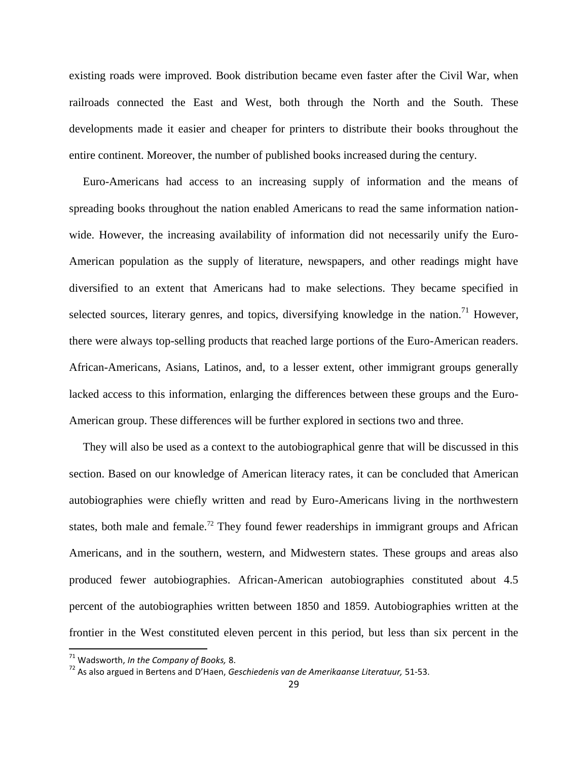existing roads were improved. Book distribution became even faster after the Civil War, when railroads connected the East and West, both through the North and the South. These developments made it easier and cheaper for printers to distribute their books throughout the entire continent. Moreover, the number of published books increased during the century.

Euro-Americans had access to an increasing supply of information and the means of spreading books throughout the nation enabled Americans to read the same information nation-wide. However, the increasing availability of information did not necessarily unify the Euro-American population as the supply of literature, newspapers, and other readings might have diversified to an extent that Americans had to make selections. They became specified in selected sources, literary genres, and topics, diversifying knowledge in the nation.[71] However, there were always top-selling products that reached large portions of the Euro-American readers. African-Americans, Asians, Latinos, and, to a lesser extent, other immigrant groups generally lacked access to this information, enlarging the differences between these groups and the Euro-American group. These differences will be further explored in sections two and three.

They will also be used as a context to the autobiographical genre that will be discussed in this section. Based on our knowledge of American literacy rates, it can be concluded that American autobiographies were chiefly written and read by Euro-Americans living in the northwestern states, both male and female.[72] They found fewer readerships in immigrant groups and African Americans, and in the southern, western, and Midwestern states. These groups and areas also produced fewer autobiographies. African-American autobiographies constituted about 4.5 percent of the autobiographies written between 1850 and 1859. Autobiographies written at the frontier in the West constituted eleven percent in this period, but less than six percent in the

[71] Wadsworth, *In the Company of Books,* 8.

[72] As also argued in Bertens and D'Haen, *Geschiedenis van de Amerikaanse Literatuur,* 51-53.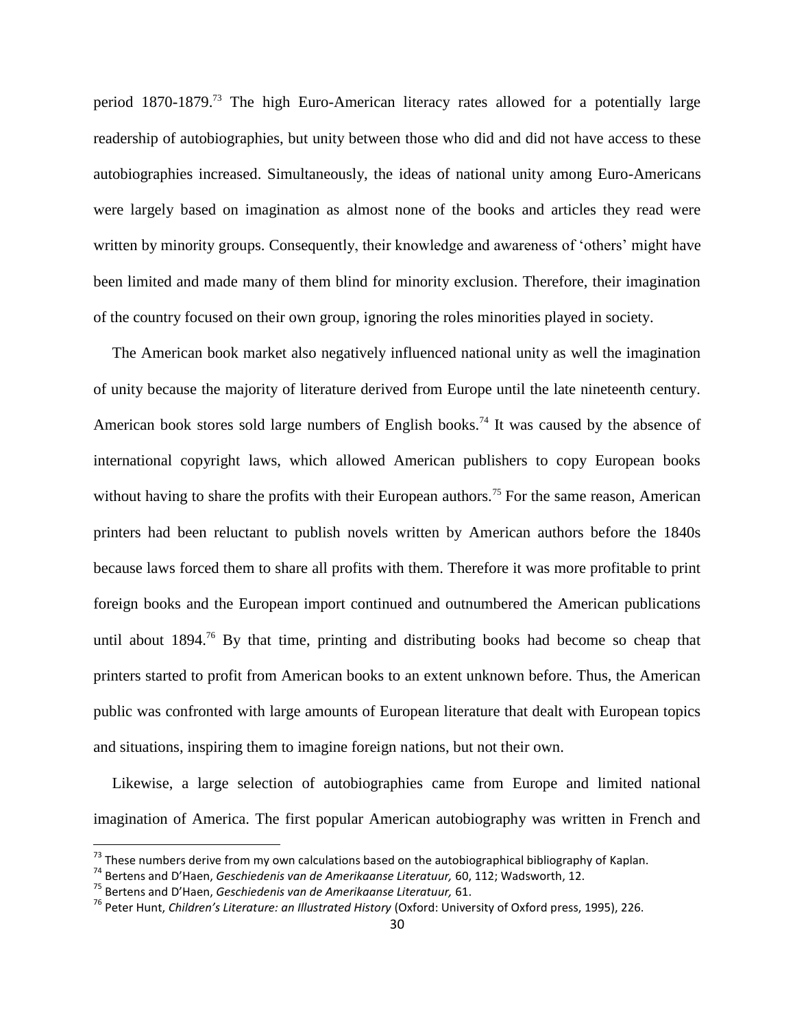period 1870-1879.[73] The high Euro-American literacy rates allowed for a potentially large readership of autobiographies, but unity between those who did and did not have access to these autobiographies increased. Simultaneously, the ideas of national unity among Euro-Americans were largely based on imagination as almost none of the books and articles they read were written by minority groups. Consequently, their knowledge and awareness of 'others' might have been limited and made many of them blind for minority exclusion. Therefore, their imagination of the country focused on their own group, ignoring the roles minorities played in society.

The American book market also negatively influenced national unity as well the imagination of unity because the majority of literature derived from Europe until the late nineteenth century. American book stores sold large numbers of English books.[74] It was caused by the absence of international copyright laws, which allowed American publishers to copy European books without having to share the profits with their European authors.[75] For the same reason, American printers had been reluctant to publish novels written by American authors before the 1840s because laws forced them to share all profits with them. Therefore it was more profitable to print foreign books and the European import continued and outnumbered the American publications until about 1894.[76] By that time, printing and distributing books had become so cheap that printers started to profit from American books to an extent unknown before. Thus, the American public was confronted with large amounts of European literature that dealt with European topics and situations, inspiring them to imagine foreign nations, but not their own.

Likewise, a large selection of autobiographies came from Europe and limited national imagination of America. The first popular American autobiography was written in French and

---

[73] These numbers derive from my own calculations based on the autobiographical bibliography of Kaplan.

[74] Bertens and D'Haen, *Geschiedenis van de Amerikaanse Literatuur,* 60, 112; Wadsworth, 12.

[75] Bertens and D'Haen, *Geschiedenis van de Amerikaanse Literatuur,* 61.

[76] Peter Hunt, *Children's Literature: an Illustrated History* (Oxford: University of Oxford press, 1995), 226.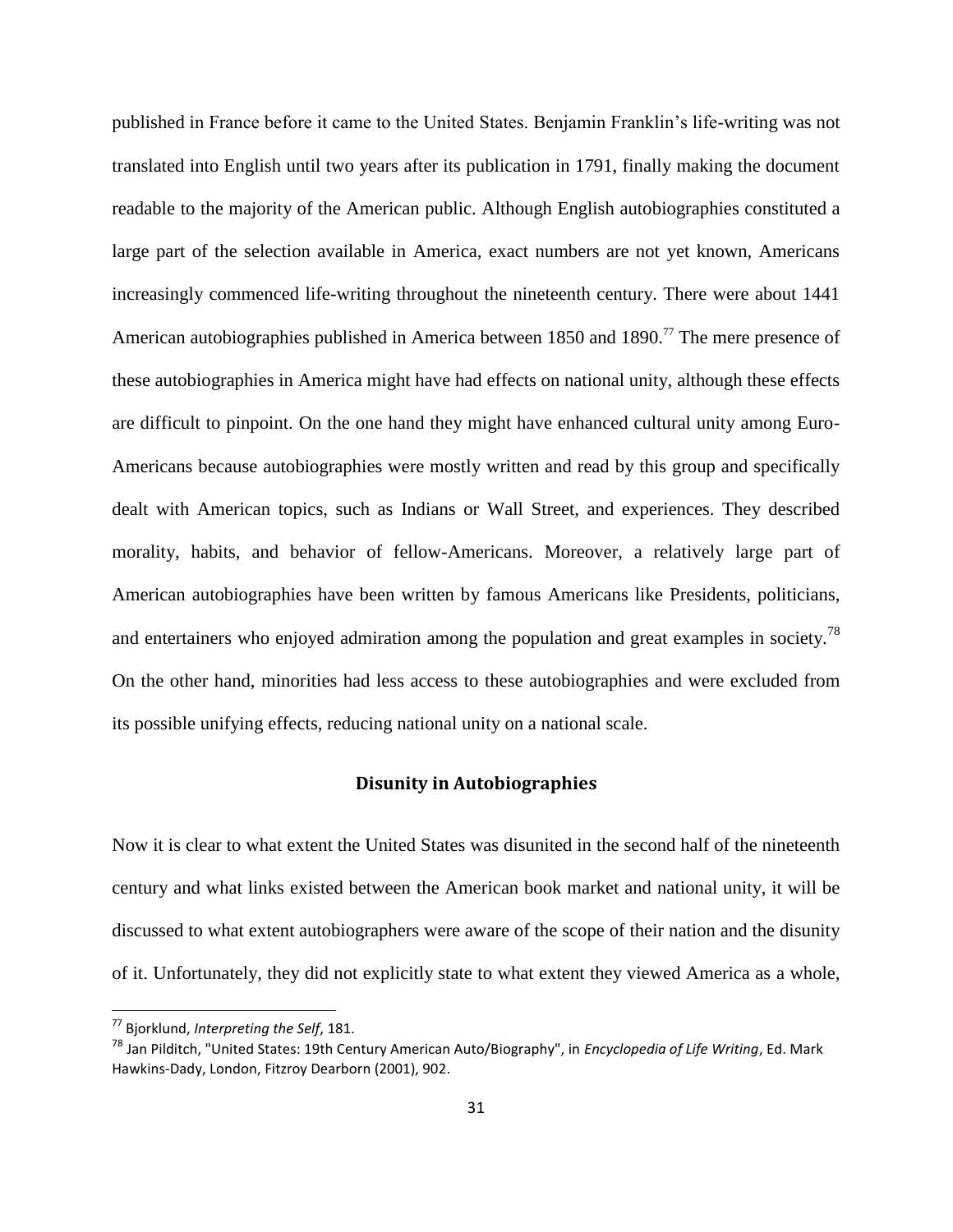published in France before it came to the United States. Benjamin Franklin's life-writing was not translated into English until two years after its publication in 1791, finally making the document readable to the majority of the American public. Although English autobiographies constituted a large part of the selection available in America, exact numbers are not yet known, Americans increasingly commenced life-writing throughout the nineteenth century. There were about 1441 American autobiographies published in America between 1850 and 1890.[77] The mere presence of these autobiographies in America might have had effects on national unity, although these effects are difficult to pinpoint. On the one hand they might have enhanced cultural unity among Euro-Americans because autobiographies were mostly written and read by this group and specifically dealt with American topics, such as Indians or Wall Street, and experiences. They described morality, habits, and behavior of fellow-Americans. Moreover, a relatively large part of American autobiographies have been written by famous Americans like Presidents, politicians, and entertainers who enjoyed admiration among the population and great examples in society.[78] On the other hand, minorities had less access to these autobiographies and were excluded from its possible unifying effects, reducing national unity on a national scale.

## Disunity in Autobiographies

Now it is clear to what extent the United States was disunited in the second half of the nineteenth century and what links existed between the American book market and national unity, it will be discussed to what extent autobiographers were aware of the scope of their nation and the disunity of it. Unfortunately, they did not explicitly state to what extent they viewed America as a whole,

---

[77] Bjorklund, *Interpreting the Self*, 181.

[78] Jan Pilditch, "United States: 19th Century American Auto/Biography", in *Encyclopedia of Life Writing*, Ed. Mark Hawkins-Dady, London, Fitzroy Dearborn (2001), 902.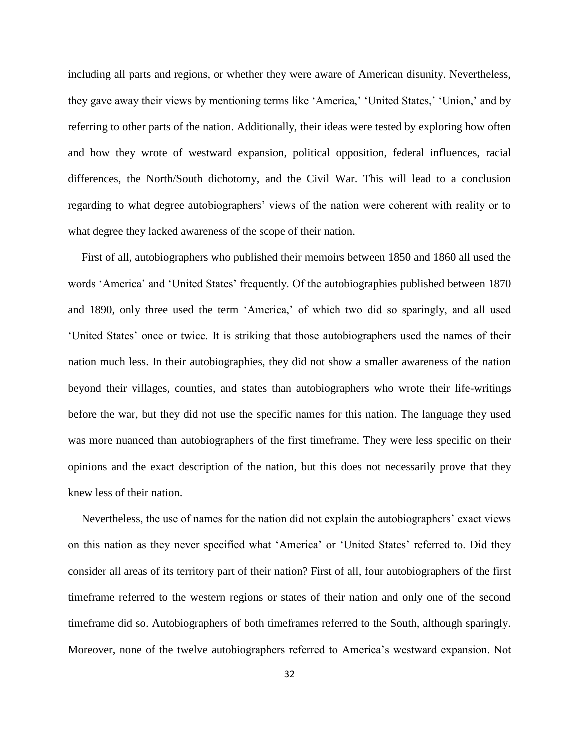including all parts and regions, or whether they were aware of American disunity. Nevertheless, they gave away their views by mentioning terms like 'America,' 'United States,' 'Union,' and by referring to other parts of the nation. Additionally, their ideas were tested by exploring how often and how they wrote of westward expansion, political opposition, federal influences, racial differences, the North/South dichotomy, and the Civil War. This will lead to a conclusion regarding to what degree autobiographers' views of the nation were coherent with reality or to what degree they lacked awareness of the scope of their nation.

First of all, autobiographers who published their memoirs between 1850 and 1860 all used the words 'America' and 'United States' frequently. Of the autobiographies published between 1870 and 1890, only three used the term 'America,' of which two did so sparingly, and all used 'United States' once or twice. It is striking that those autobiographers used the names of their nation much less. In their autobiographies, they did not show a smaller awareness of the nation beyond their villages, counties, and states than autobiographers who wrote their life-writings before the war, but they did not use the specific names for this nation. The language they used was more nuanced than autobiographers of the first timeframe. They were less specific on their opinions and the exact description of the nation, but this does not necessarily prove that they knew less of their nation.

Nevertheless, the use of names for the nation did not explain the autobiographers' exact views on this nation as they never specified what 'America' or 'United States' referred to. Did they consider all areas of its territory part of their nation? First of all, four autobiographers of the first timeframe referred to the western regions or states of their nation and only one of the second timeframe did so. Autobiographers of both timeframes referred to the South, although sparingly. Moreover, none of the twelve autobiographers referred to America's westward expansion. Not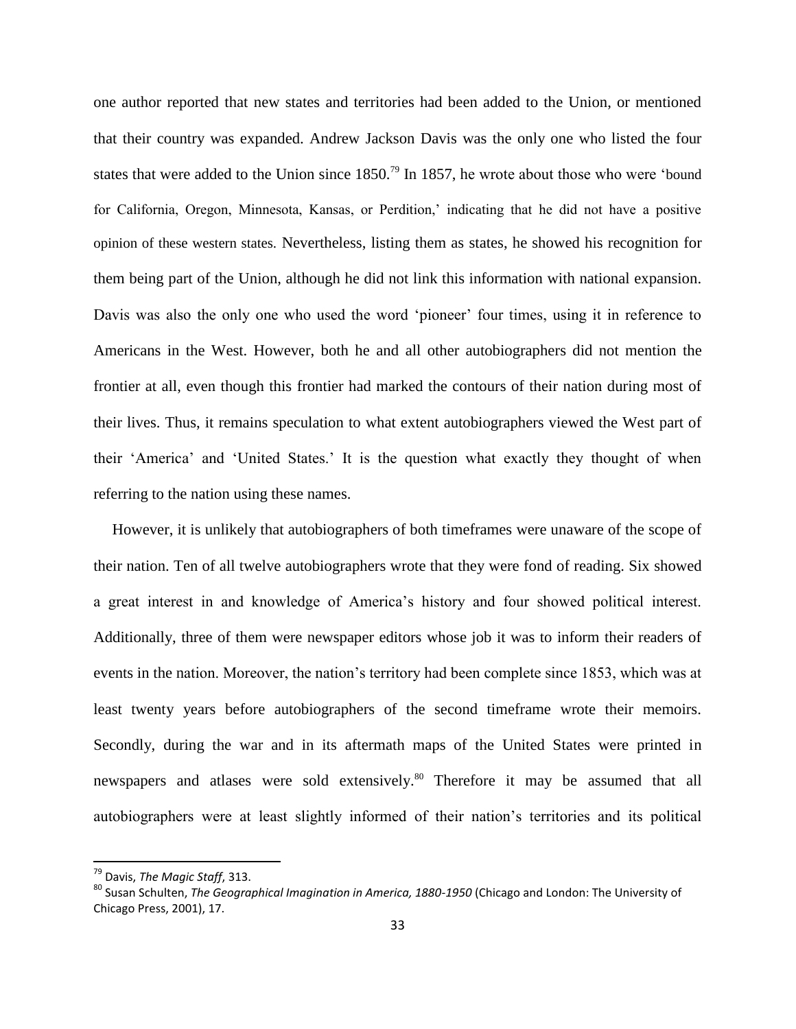one author reported that new states and territories had been added to the Union, or mentioned that their country was expanded. Andrew Jackson Davis was the only one who listed the four states that were added to the Union since 1850.[79] In 1857, he wrote about those who were 'bound for California, Oregon, Minnesota, Kansas, or Perdition,' indicating that he did not have a positive opinion of these western states. Nevertheless, listing them as states, he showed his recognition for them being part of the Union, although he did not link this information with national expansion. Davis was also the only one who used the word 'pioneer' four times, using it in reference to Americans in the West. However, both he and all other autobiographers did not mention the frontier at all, even though this frontier had marked the contours of their nation during most of their lives. Thus, it remains speculation to what extent autobiographers viewed the West part of their 'America' and 'United States.' It is the question what exactly they thought of when referring to the nation using these names.

However, it is unlikely that autobiographers of both timeframes were unaware of the scope of their nation. Ten of all twelve autobiographers wrote that they were fond of reading. Six showed a great interest in and knowledge of America's history and four showed political interest. Additionally, three of them were newspaper editors whose job it was to inform their readers of events in the nation. Moreover, the nation's territory had been complete since 1853, which was at least twenty years before autobiographers of the second timeframe wrote their memoirs. Secondly, during the war and in its aftermath maps of the United States were printed in newspapers and atlases were sold extensively.[80] Therefore it may be assumed that all autobiographers were at least slightly informed of their nation's territories and its political

[79] Davis, *The Magic Staff*, 313.

[80] Susan Schulten, *The Geographical Imagination in America, 1880-1950* (Chicago and London: The University of Chicago Press, 2001), 17.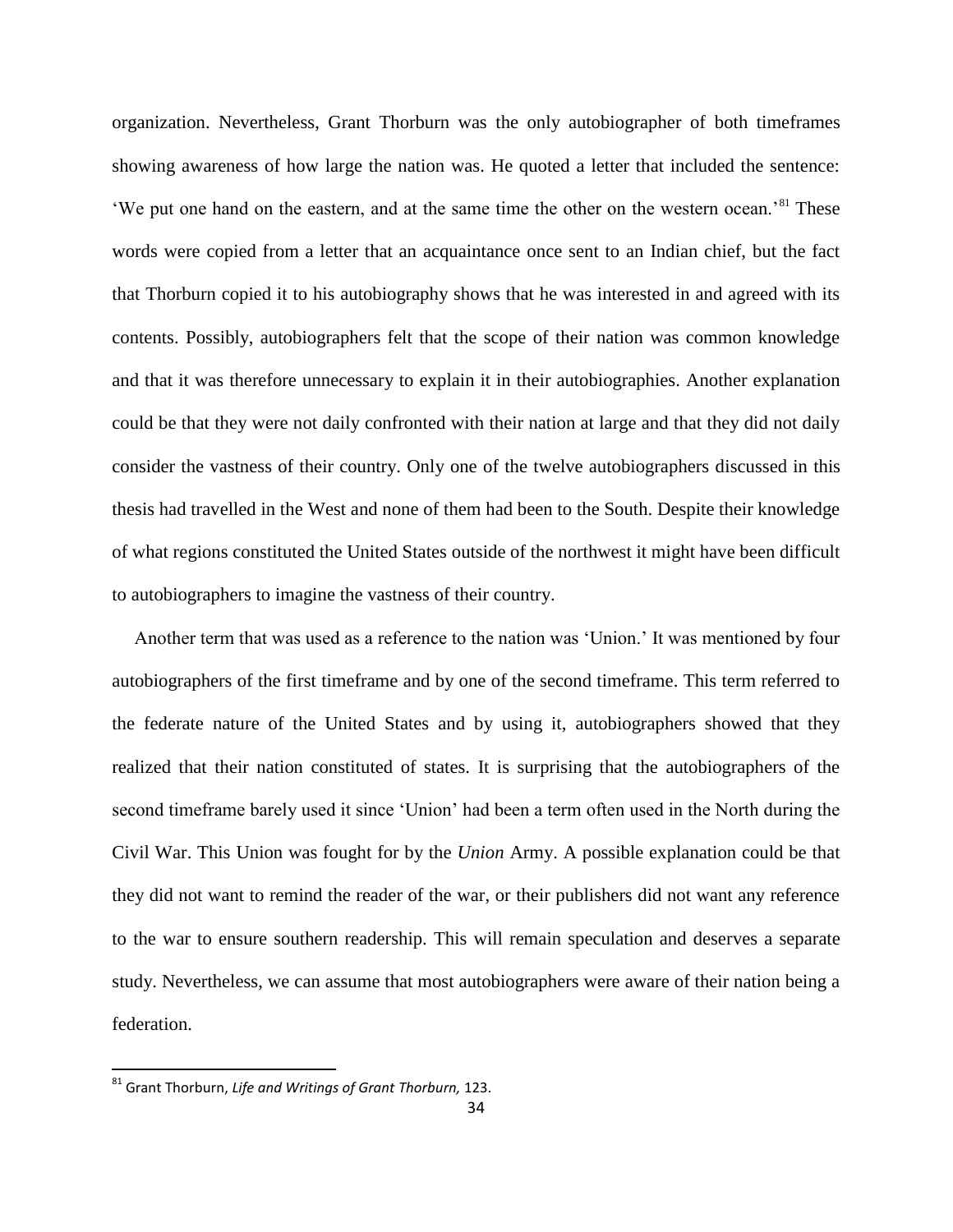organization. Nevertheless, Grant Thorburn was the only autobiographer of both timeframes showing awareness of how large the nation was. He quoted a letter that included the sentence: 'We put one hand on the eastern, and at the same time the other on the western ocean.'[81] These words were copied from a letter that an acquaintance once sent to an Indian chief, but the fact that Thorburn copied it to his autobiography shows that he was interested in and agreed with its contents. Possibly, autobiographers felt that the scope of their nation was common knowledge and that it was therefore unnecessary to explain it in their autobiographies. Another explanation could be that they were not daily confronted with their nation at large and that they did not daily consider the vastness of their country. Only one of the twelve autobiographers discussed in this thesis had travelled in the West and none of them had been to the South. Despite their knowledge of what regions constituted the United States outside of the northwest it might have been difficult to autobiographers to imagine the vastness of their country.

Another term that was used as a reference to the nation was 'Union.' It was mentioned by four autobiographers of the first timeframe and by one of the second timeframe. This term referred to the federate nature of the United States and by using it, autobiographers showed that they realized that their nation constituted of states. It is surprising that the autobiographers of the second timeframe barely used it since 'Union' had been a term often used in the North during the Civil War. This Union was fought for by the *Union* Army. A possible explanation could be that they did not want to remind the reader of the war, or their publishers did not want any reference to the war to ensure southern readership. This will remain speculation and deserves a separate study. Nevertheless, we can assume that most autobiographers were aware of their nation being a federation.

[81] Grant Thorburn, *Life and Writings of Grant Thorburn,* 123.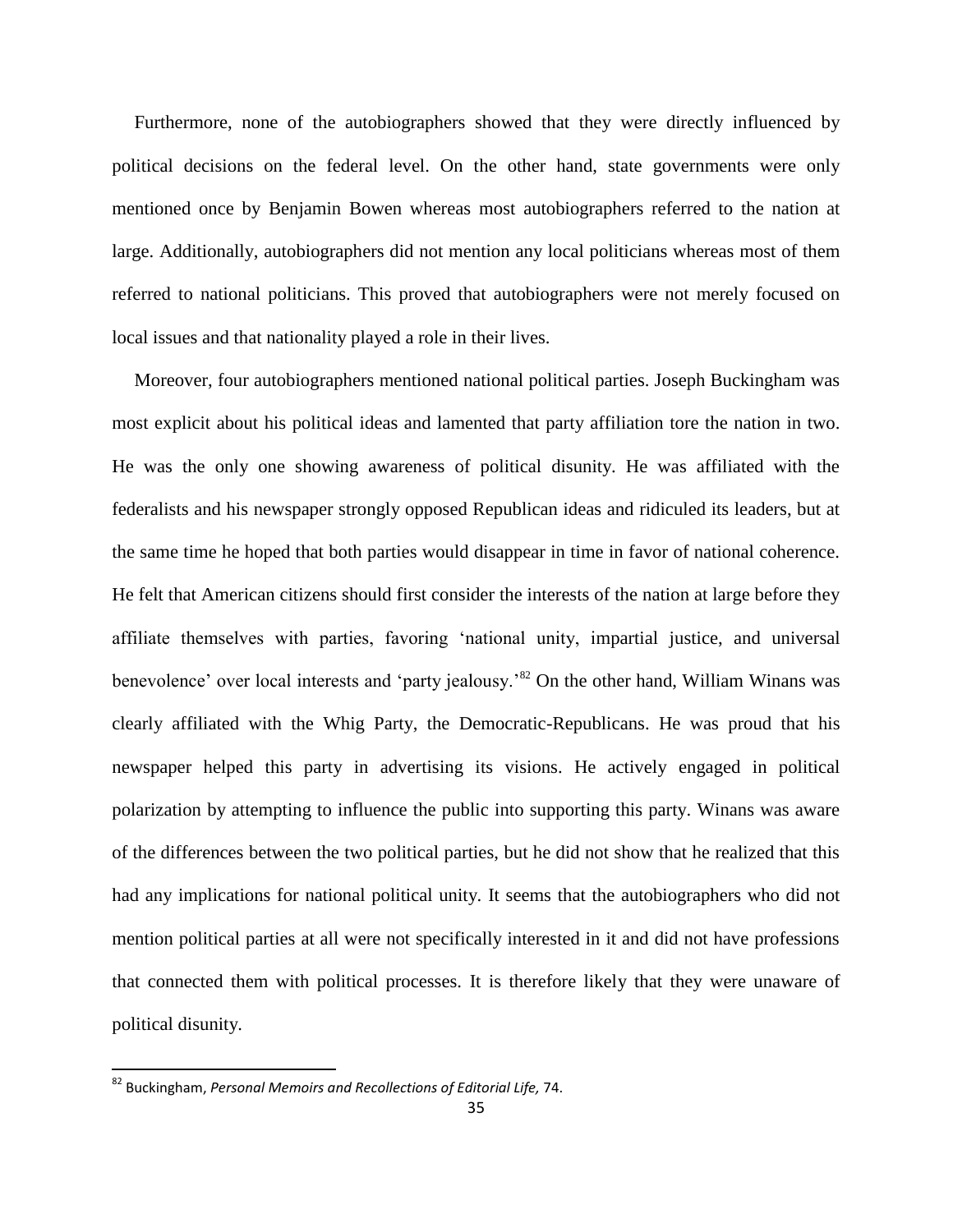Furthermore, none of the autobiographers showed that they were directly influenced by political decisions on the federal level. On the other hand, state governments were only mentioned once by Benjamin Bowen whereas most autobiographers referred to the nation at large. Additionally, autobiographers did not mention any local politicians whereas most of them referred to national politicians. This proved that autobiographers were not merely focused on local issues and that nationality played a role in their lives.

Moreover, four autobiographers mentioned national political parties. Joseph Buckingham was most explicit about his political ideas and lamented that party affiliation tore the nation in two. He was the only one showing awareness of political disunity. He was affiliated with the federalists and his newspaper strongly opposed Republican ideas and ridiculed its leaders, but at the same time he hoped that both parties would disappear in time in favor of national coherence. He felt that American citizens should first consider the interests of the nation at large before they affiliate themselves with parties, favoring 'national unity, impartial justice, and universal benevolence' over local interests and 'party jealousy.'[82] On the other hand, William Winans was clearly affiliated with the Whig Party, the Democratic-Republicans. He was proud that his newspaper helped this party in advertising its visions. He actively engaged in political polarization by attempting to influence the public into supporting this party. Winans was aware of the differences between the two political parties, but he did not show that he realized that this had any implications for national political unity. It seems that the autobiographers who did not mention political parties at all were not specifically interested in it and did not have professions that connected them with political processes. It is therefore likely that they were unaware of political disunity.

[82] Buckingham, *Personal Memoirs and Recollections of Editorial Life,* 74.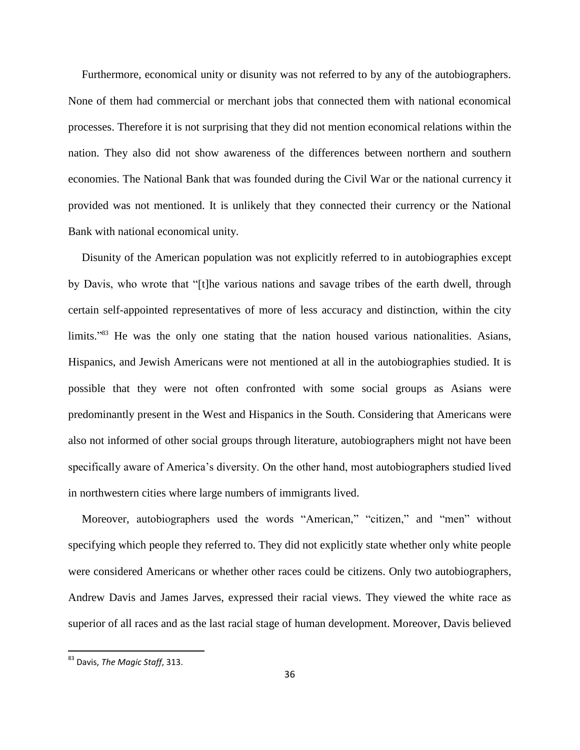Furthermore, economical unity or disunity was not referred to by any of the autobiographers. None of them had commercial or merchant jobs that connected them with national economical processes. Therefore it is not surprising that they did not mention economical relations within the nation. They also did not show awareness of the differences between northern and southern economies. The National Bank that was founded during the Civil War or the national currency it provided was not mentioned. It is unlikely that they connected their currency or the National Bank with national economical unity.

Disunity of the American population was not explicitly referred to in autobiographies except by Davis, who wrote that "[t]he various nations and savage tribes of the earth dwell, through certain self-appointed representatives of more of less accuracy and distinction, within the city limits."[83] He was the only one stating that the nation housed various nationalities. Asians, Hispanics, and Jewish Americans were not mentioned at all in the autobiographies studied. It is possible that they were not often confronted with some social groups as Asians were predominantly present in the West and Hispanics in the South. Considering that Americans were also not informed of other social groups through literature, autobiographers might not have been specifically aware of America's diversity. On the other hand, most autobiographers studied lived in northwestern cities where large numbers of immigrants lived.

Moreover, autobiographers used the words "American," "citizen," and "men" without specifying which people they referred to. They did not explicitly state whether only white people were considered Americans or whether other races could be citizens. Only two autobiographers, Andrew Davis and James Jarves, expressed their racial views. They viewed the white race as superior of all races and as the last racial stage of human development. Moreover, Davis believed

[83] Davis, *The Magic Staff*, 313.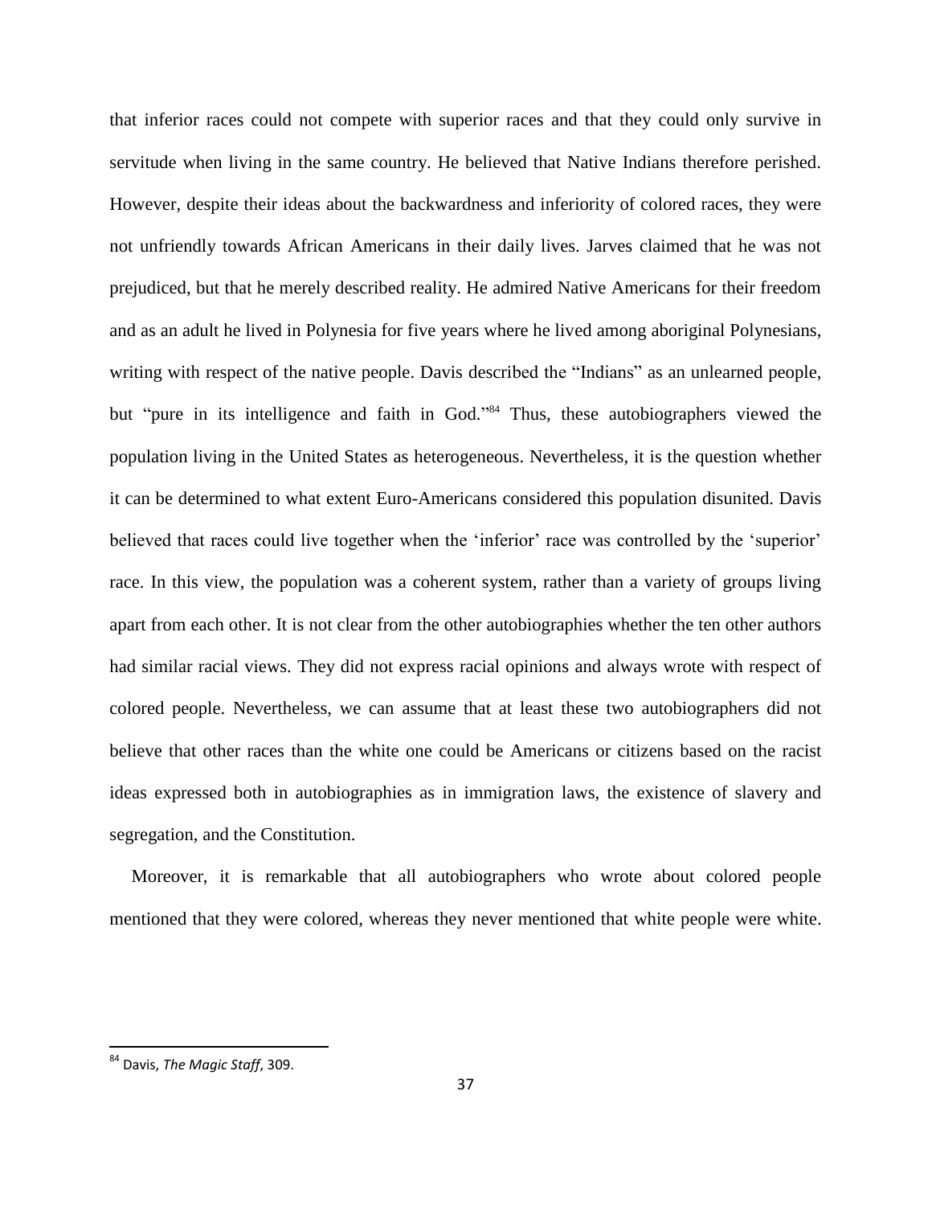that inferior races could not compete with superior races and that they could only survive in servitude when living in the same country. He believed that Native Indians therefore perished. However, despite their ideas about the backwardness and inferiority of colored races, they were not unfriendly towards African Americans in their daily lives. Jarves claimed that he was not prejudiced, but that he merely described reality. He admired Native Americans for their freedom and as an adult he lived in Polynesia for five years where he lived among aboriginal Polynesians, writing with respect of the native people. Davis described the "Indians" as an unlearned people, but "pure in its intelligence and faith in God."[84] Thus, these autobiographers viewed the population living in the United States as heterogeneous. Nevertheless, it is the question whether it can be determined to what extent Euro-Americans considered this population disunited. Davis believed that races could live together when the 'inferior' race was controlled by the 'superior' race. In this view, the population was a coherent system, rather than a variety of groups living apart from each other. It is not clear from the other autobiographies whether the ten other authors had similar racial views. They did not express racial opinions and always wrote with respect of colored people. Nevertheless, we can assume that at least these two autobiographers did not believe that other races than the white one could be Americans or citizens based on the racist ideas expressed both in autobiographies as in immigration laws, the existence of slavery and segregation, and the Constitution.

Moreover, it is remarkable that all autobiographers who wrote about colored people mentioned that they were colored, whereas they never mentioned that white people were white.

[84] Davis, *The Magic Staff*, 309.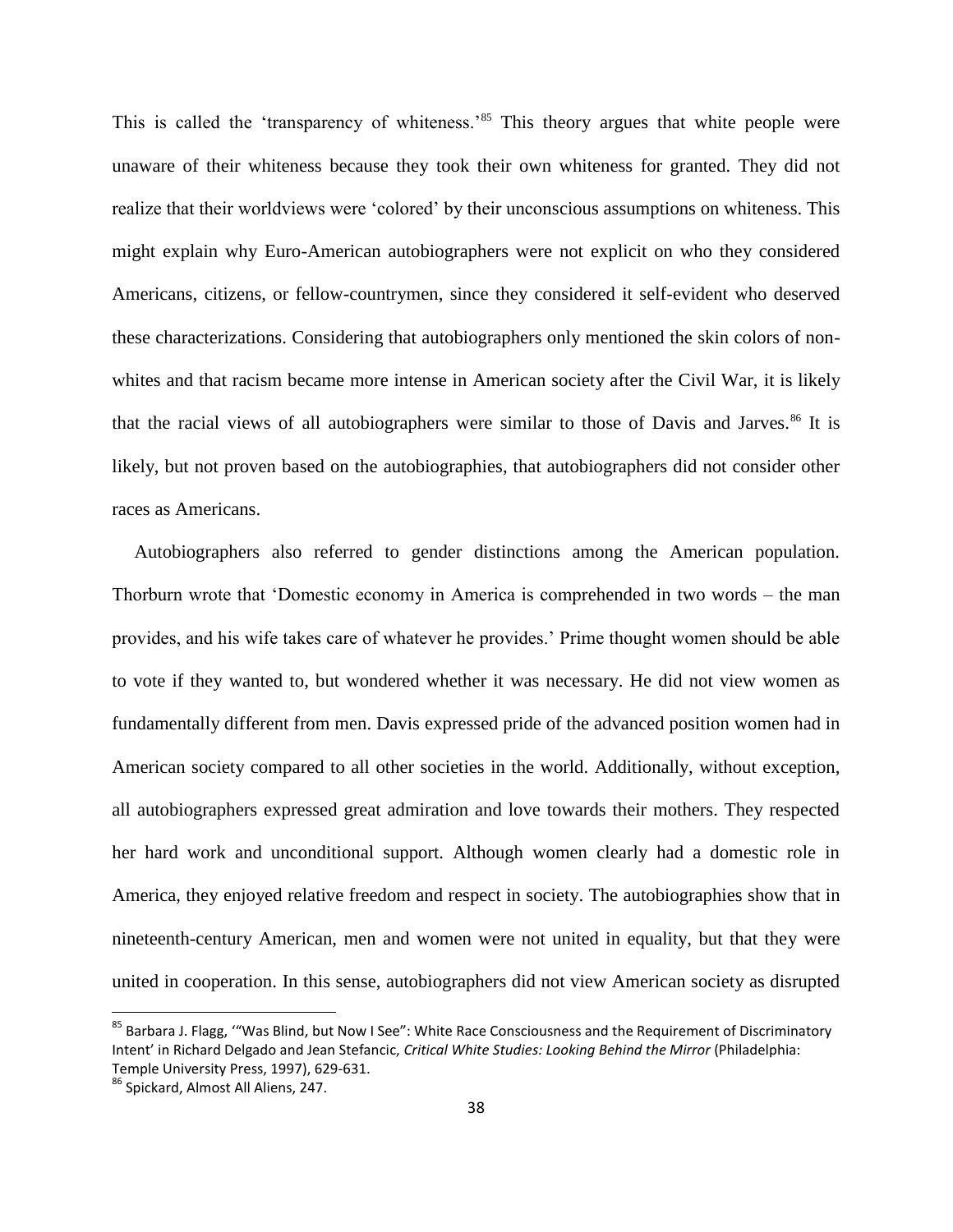This is called the 'transparency of whiteness.'[85] This theory argues that white people were unaware of their whiteness because they took their own whiteness for granted. They did not realize that their worldviews were 'colored' by their unconscious assumptions on whiteness. This might explain why Euro-American autobiographers were not explicit on who they considered Americans, citizens, or fellow-countrymen, since they considered it self-evident who deserved these characterizations. Considering that autobiographers only mentioned the skin colors of non-whites and that racism became more intense in American society after the Civil War, it is likely that the racial views of all autobiographers were similar to those of Davis and Jarves.[86] It is likely, but not proven based on the autobiographies, that autobiographers did not consider other races as Americans.

Autobiographers also referred to gender distinctions among the American population. Thorburn wrote that 'Domestic economy in America is comprehended in two words – the man provides, and his wife takes care of whatever he provides.' Prime thought women should be able to vote if they wanted to, but wondered whether it was necessary. He did not view women as fundamentally different from men. Davis expressed pride of the advanced position women had in American society compared to all other societies in the world. Additionally, without exception, all autobiographers expressed great admiration and love towards their mothers. They respected her hard work and unconditional support. Although women clearly had a domestic role in America, they enjoyed relative freedom and respect in society. The autobiographies show that in nineteenth-century American, men and women were not united in equality, but that they were united in cooperation. In this sense, autobiographers did not view American society as disrupted

---

[85] Barbara J. Flagg, '"Was Blind, but Now I See": White Race Consciousness and the Requirement of Discriminatory Intent' in Richard Delgado and Jean Stefancic, *Critical White Studies: Looking Behind the Mirror* (Philadelphia: Temple University Press, 1997), 629-631.

[86] Spickard, Almost All Aliens, 247.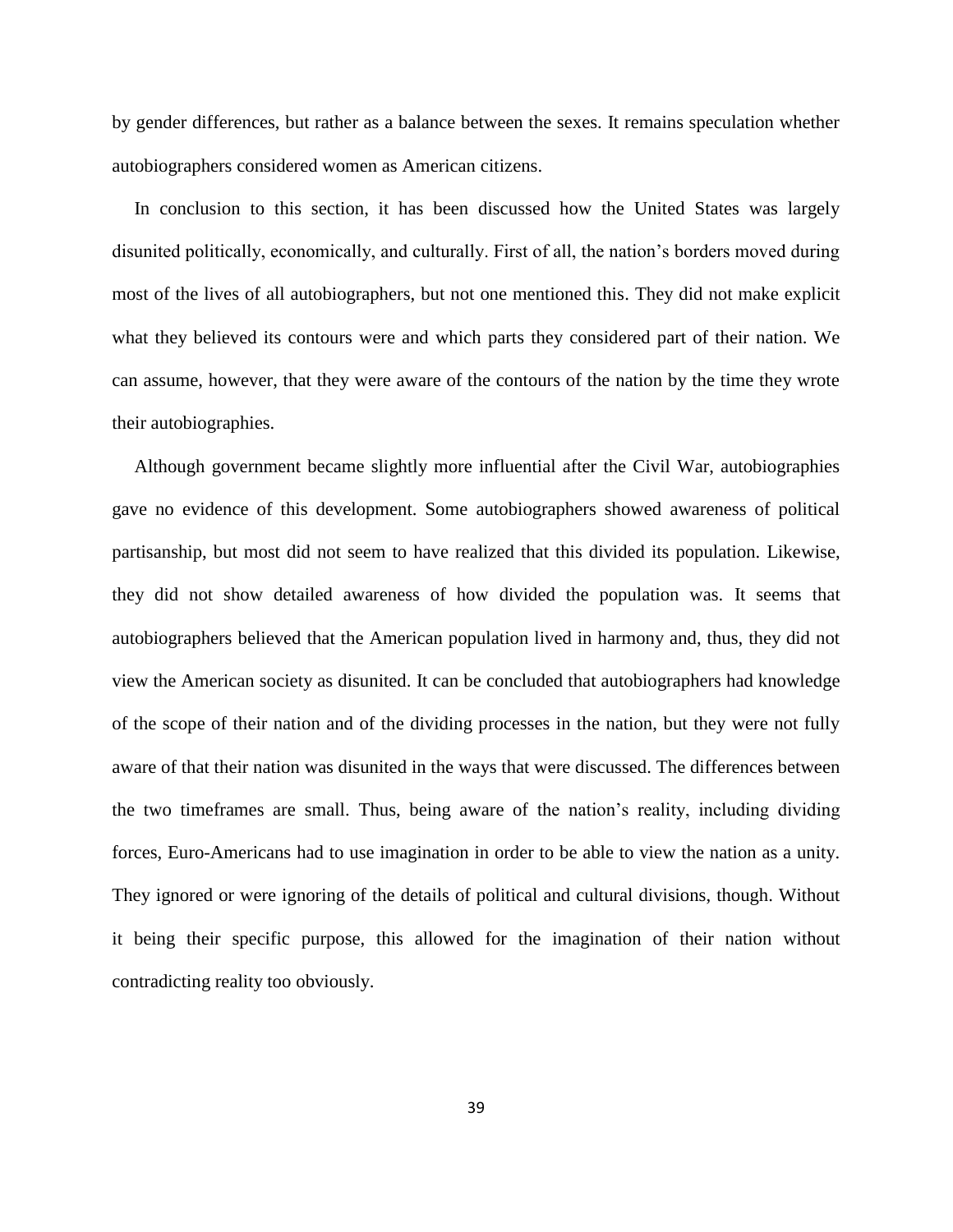by gender differences, but rather as a balance between the sexes. It remains speculation whether autobiographers considered women as American citizens.

In conclusion to this section, it has been discussed how the United States was largely disunited politically, economically, and culturally. First of all, the nation's borders moved during most of the lives of all autobiographers, but not one mentioned this. They did not make explicit what they believed its contours were and which parts they considered part of their nation. We can assume, however, that they were aware of the contours of the nation by the time they wrote their autobiographies.

Although government became slightly more influential after the Civil War, autobiographies gave no evidence of this development. Some autobiographers showed awareness of political partisanship, but most did not seem to have realized that this divided its population. Likewise, they did not show detailed awareness of how divided the population was. It seems that autobiographers believed that the American population lived in harmony and, thus, they did not view the American society as disunited. It can be concluded that autobiographers had knowledge of the scope of their nation and of the dividing processes in the nation, but they were not fully aware of that their nation was disunited in the ways that were discussed. The differences between the two timeframes are small. Thus, being aware of the nation's reality, including dividing forces, Euro-Americans had to use imagination in order to be able to view the nation as a unity. They ignored or were ignoring of the details of political and cultural divisions, though. Without it being their specific purpose, this allowed for the imagination of their nation without contradicting reality too obviously.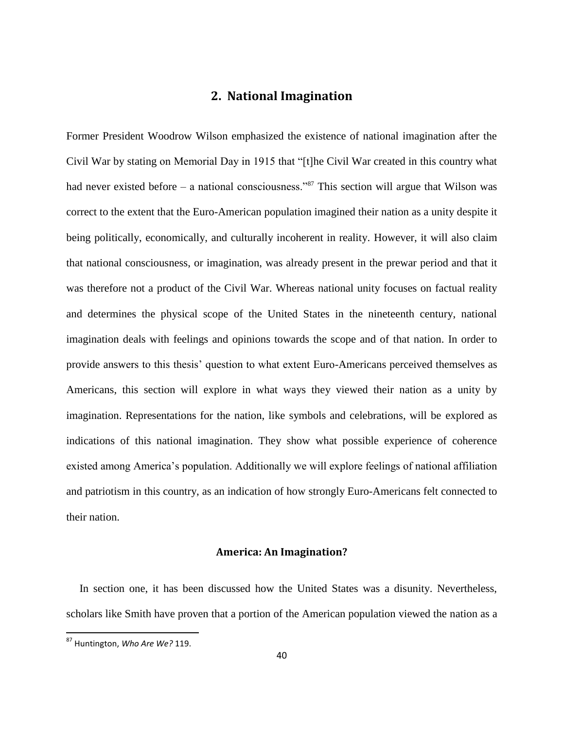## 2. National Imagination

Former President Woodrow Wilson emphasized the existence of national imagination after the Civil War by stating on Memorial Day in 1915 that "[t]he Civil War created in this country what had never existed before – a national consciousness."[87] This section will argue that Wilson was correct to the extent that the Euro-American population imagined their nation as a unity despite it being politically, economically, and culturally incoherent in reality. However, it will also claim that national consciousness, or imagination, was already present in the prewar period and that it was therefore not a product of the Civil War. Whereas national unity focuses on factual reality and determines the physical scope of the United States in the nineteenth century, national imagination deals with feelings and opinions towards the scope and of that nation. In order to provide answers to this thesis' question to what extent Euro-Americans perceived themselves as Americans, this section will explore in what ways they viewed their nation as a unity by imagination. Representations for the nation, like symbols and celebrations, will be explored as indications of this national imagination. They show what possible experience of coherence existed among America's population. Additionally we will explore feelings of national affiliation and patriotism in this country, as an indication of how strongly Euro-Americans felt connected to their nation.

### America: An Imagination?

In section one, it has been discussed how the United States was a disunity. Nevertheless, scholars like Smith have proven that a portion of the American population viewed the nation as a

[87] Huntington, *Who Are We?* 119.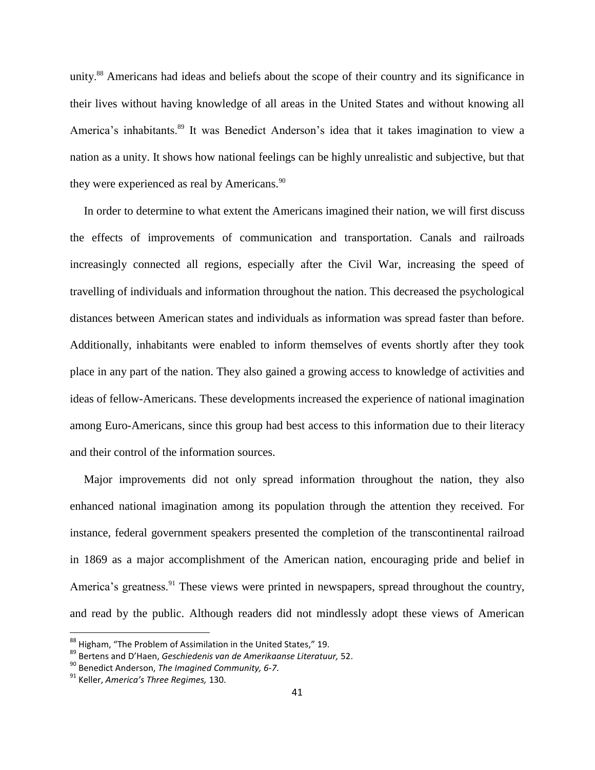unity.[88] Americans had ideas and beliefs about the scope of their country and its significance in their lives without having knowledge of all areas in the United States and without knowing all America's inhabitants.[89] It was Benedict Anderson's idea that it takes imagination to view a nation as a unity. It shows how national feelings can be highly unrealistic and subjective, but that they were experienced as real by Americans.[90]

In order to determine to what extent the Americans imagined their nation, we will first discuss the effects of improvements of communication and transportation. Canals and railroads increasingly connected all regions, especially after the Civil War, increasing the speed of travelling of individuals and information throughout the nation. This decreased the psychological distances between American states and individuals as information was spread faster than before. Additionally, inhabitants were enabled to inform themselves of events shortly after they took place in any part of the nation. They also gained a growing access to knowledge of activities and ideas of fellow-Americans. These developments increased the experience of national imagination among Euro-Americans, since this group had best access to this information due to their literacy and their control of the information sources.

Major improvements did not only spread information throughout the nation, they also enhanced national imagination among its population through the attention they received. For instance, federal government speakers presented the completion of the transcontinental railroad in 1869 as a major accomplishment of the American nation, encouraging pride and belief in America's greatness.[91] These views were printed in newspapers, spread throughout the country, and read by the public. Although readers did not mindlessly adopt these views of American

---

[88] Higham, "The Problem of Assimilation in the United States," 19.

[89] Bertens and D'Haen, *Geschiedenis van de Amerikaanse Literatuur,* 52.

[90] Benedict Anderson, *The Imagined Community, 6-7*.

[91] Keller, *America's Three Regimes,* 130.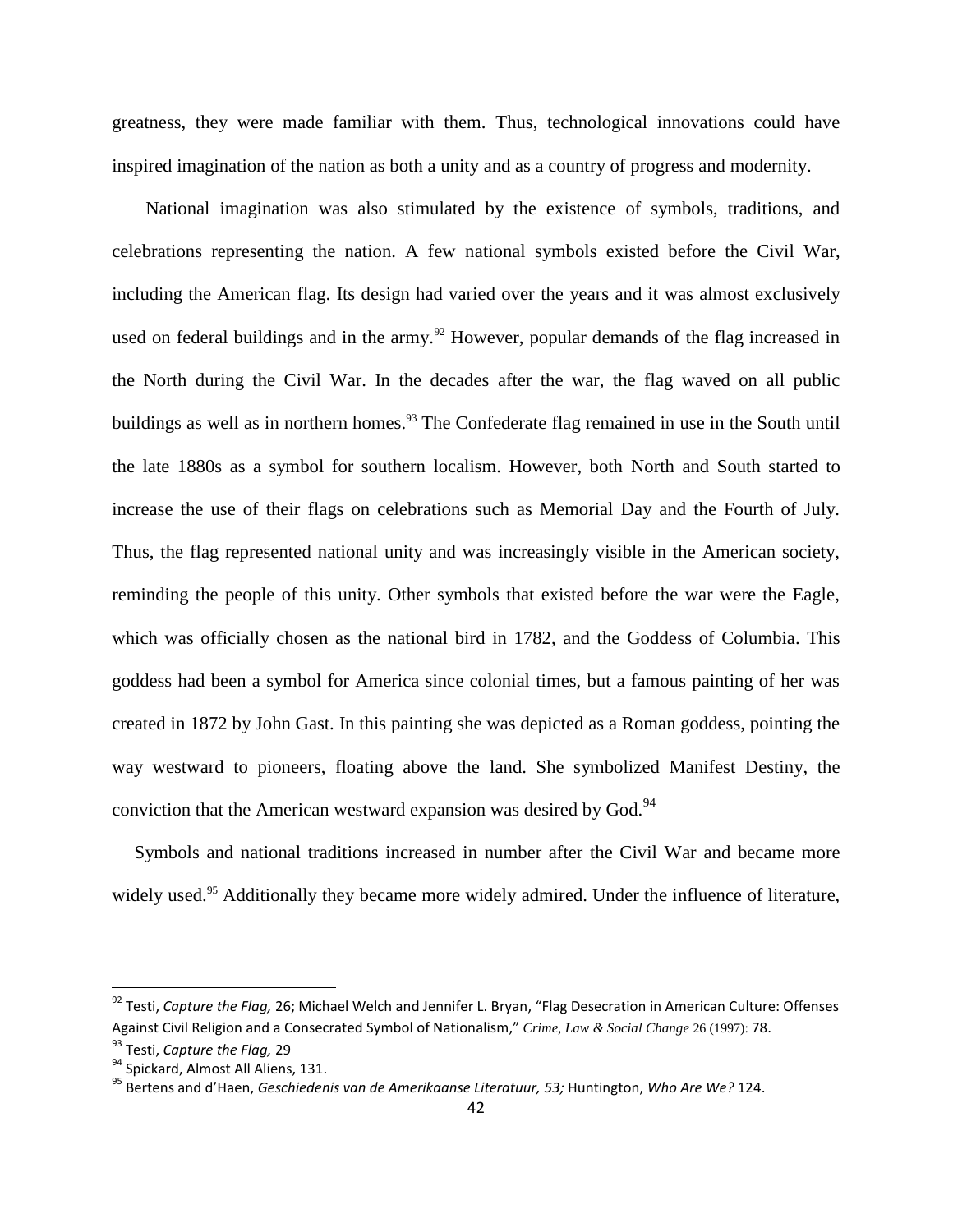greatness, they were made familiar with them. Thus, technological innovations could have inspired imagination of the nation as both a unity and as a country of progress and modernity.

National imagination was also stimulated by the existence of symbols, traditions, and celebrations representing the nation. A few national symbols existed before the Civil War, including the American flag. Its design had varied over the years and it was almost exclusively used on federal buildings and in the army.[92] However, popular demands of the flag increased in the North during the Civil War. In the decades after the war, the flag waved on all public buildings as well as in northern homes.[93] The Confederate flag remained in use in the South until the late 1880s as a symbol for southern localism. However, both North and South started to increase the use of their flags on celebrations such as Memorial Day and the Fourth of July. Thus, the flag represented national unity and was increasingly visible in the American society, reminding the people of this unity. Other symbols that existed before the war were the Eagle, which was officially chosen as the national bird in 1782, and the Goddess of Columbia. This goddess had been a symbol for America since colonial times, but a famous painting of her was created in 1872 by John Gast. In this painting she was depicted as a Roman goddess, pointing the way westward to pioneers, floating above the land. She symbolized Manifest Destiny, the conviction that the American westward expansion was desired by God.[94]

Symbols and national traditions increased in number after the Civil War and became more widely used.[95] Additionally they became more widely admired. Under the influence of literature,

---

[92] Testi, *Capture the Flag,* 26; Michael Welch and Jennifer L. Bryan, "Flag Desecration in American Culture: Offenses Against Civil Religion and a Consecrated Symbol of Nationalism," *Crime, Law & Social Change* 26 (1997): 78.

[93] Testi, *Capture the Flag,* 29

[94] Spickard, Almost All Aliens, 131.

[95] Bertens and d'Haen, *Geschiedenis van de Amerikaanse Literatuur, 53;* Huntington, *Who Are We?* 124.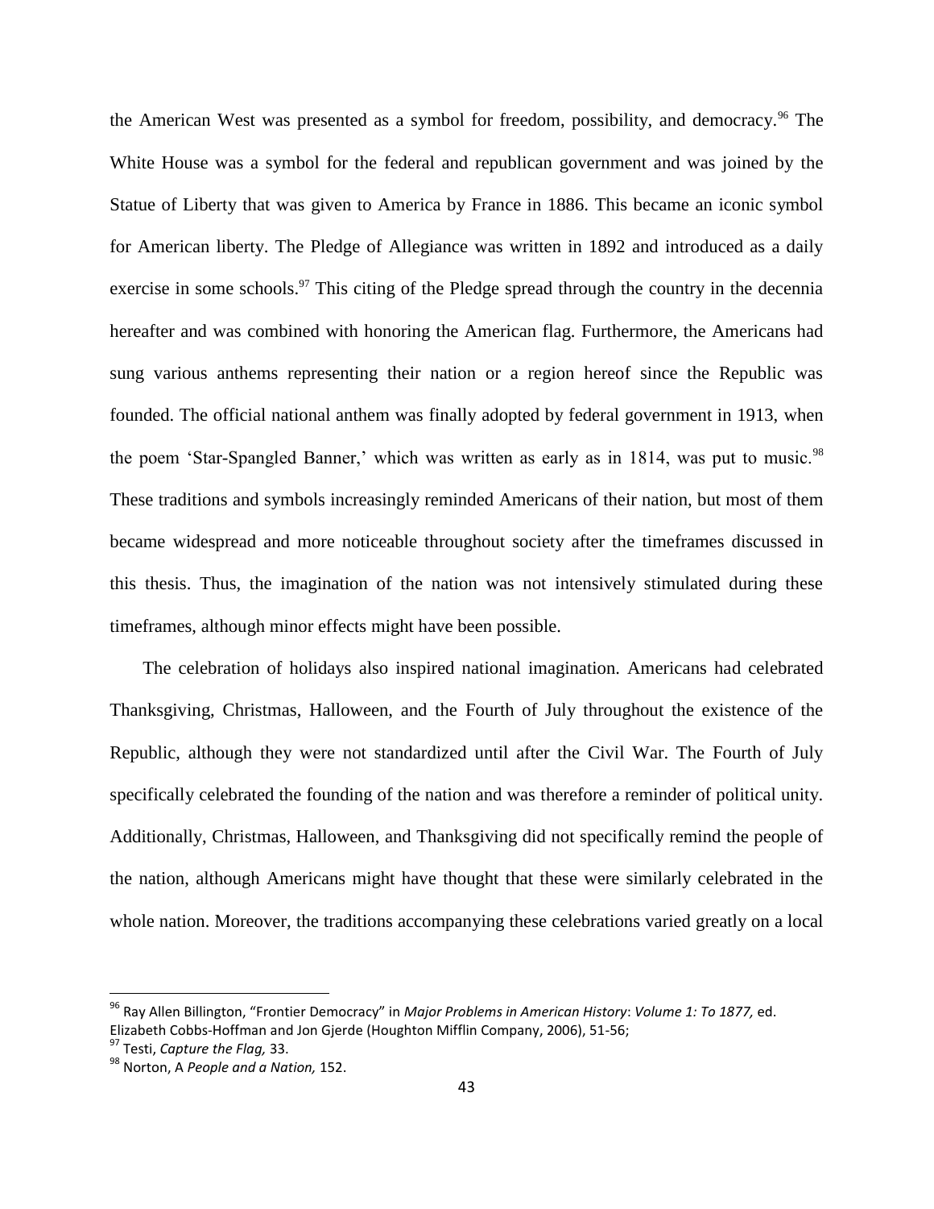the American West was presented as a symbol for freedom, possibility, and democracy.[96] The White House was a symbol for the federal and republican government and was joined by the Statue of Liberty that was given to America by France in 1886. This became an iconic symbol for American liberty. The Pledge of Allegiance was written in 1892 and introduced as a daily exercise in some schools.[97] This citing of the Pledge spread through the country in the decennia hereafter and was combined with honoring the American flag. Furthermore, the Americans had sung various anthems representing their nation or a region hereof since the Republic was founded. The official national anthem was finally adopted by federal government in 1913, when the poem 'Star-Spangled Banner,' which was written as early as in 1814, was put to music.[98] These traditions and symbols increasingly reminded Americans of their nation, but most of them became widespread and more noticeable throughout society after the timeframes discussed in this thesis. Thus, the imagination of the nation was not intensively stimulated during these timeframes, although minor effects might have been possible.

The celebration of holidays also inspired national imagination. Americans had celebrated Thanksgiving, Christmas, Halloween, and the Fourth of July throughout the existence of the Republic, although they were not standardized until after the Civil War. The Fourth of July specifically celebrated the founding of the nation and was therefore a reminder of political unity. Additionally, Christmas, Halloween, and Thanksgiving did not specifically remind the people of the nation, although Americans might have thought that these were similarly celebrated in the whole nation. Moreover, the traditions accompanying these celebrations varied greatly on a local

---

[96] Ray Allen Billington, "Frontier Democracy" in *Major Problems in American History*: *Volume 1: To 1877,* ed. Elizabeth Cobbs-Hoffman and Jon Gjerde (Houghton Mifflin Company, 2006), 51-56;

[97] Testi, *Capture the Flag,* 33.

[98] Norton, A *People and a Nation,* 152.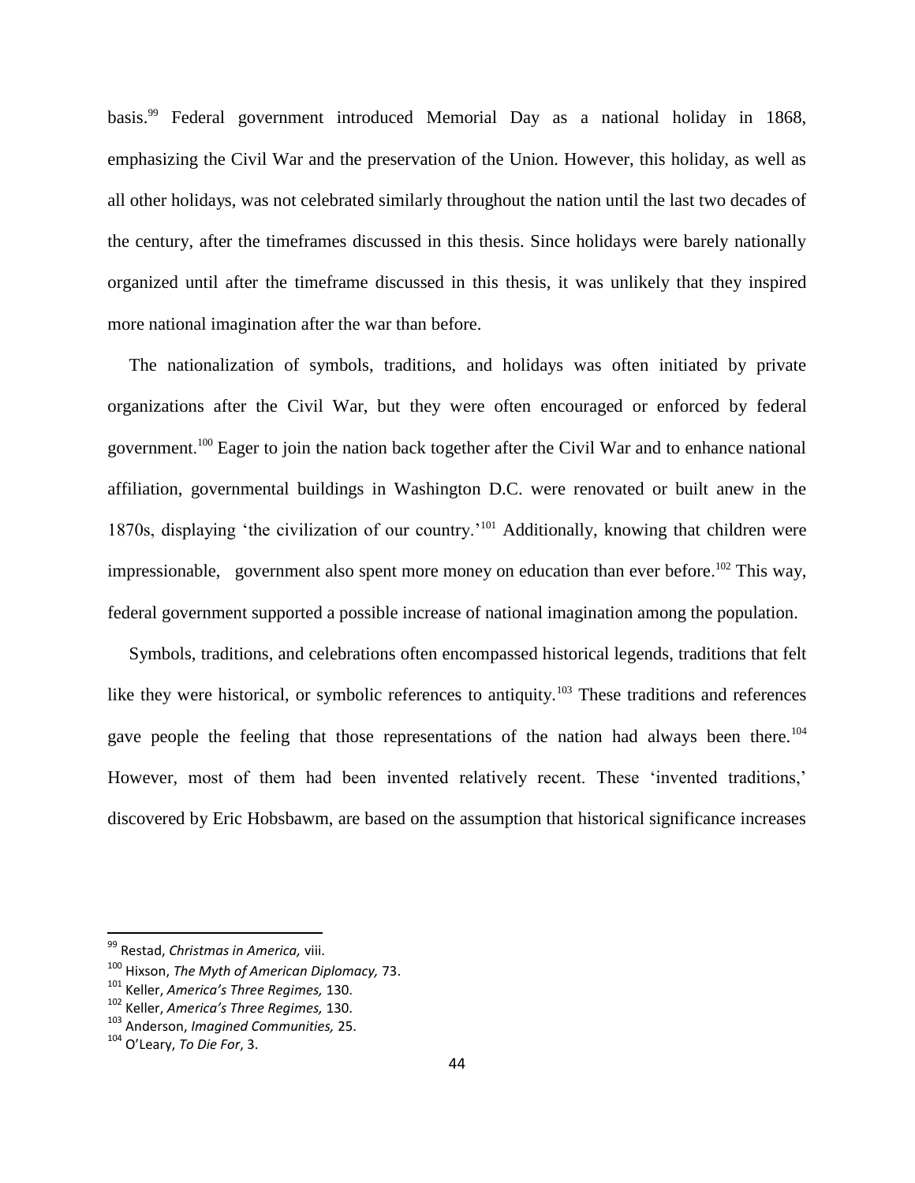basis.[99] Federal government introduced Memorial Day as a national holiday in 1868, emphasizing the Civil War and the preservation of the Union. However, this holiday, as well as all other holidays, was not celebrated similarly throughout the nation until the last two decades of the century, after the timeframes discussed in this thesis. Since holidays were barely nationally organized until after the timeframe discussed in this thesis, it was unlikely that they inspired more national imagination after the war than before.

The nationalization of symbols, traditions, and holidays was often initiated by private organizations after the Civil War, but they were often encouraged or enforced by federal government.[100] Eager to join the nation back together after the Civil War and to enhance national affiliation, governmental buildings in Washington D.C. were renovated or built anew in the 1870s, displaying 'the civilization of our country.'[101] Additionally, knowing that children were impressionable, government also spent more money on education than ever before.[102] This way, federal government supported a possible increase of national imagination among the population.

Symbols, traditions, and celebrations often encompassed historical legends, traditions that felt like they were historical, or symbolic references to antiquity.[103] These traditions and references gave people the feeling that those representations of the nation had always been there.[104] However, most of them had been invented relatively recent. These 'invented traditions,' discovered by Eric Hobsbawm, are based on the assumption that historical significance increases

---

[99] Restad, *Christmas in America,* viii.

[100] Hixson, *The Myth of American Diplomacy,* 73.

[101] Keller, *America's Three Regimes,* 130.

[102] Keller, *America's Three Regimes,* 130.

[103] Anderson, *Imagined Communities,* 25.

[104] O'Leary, *To Die For*, 3.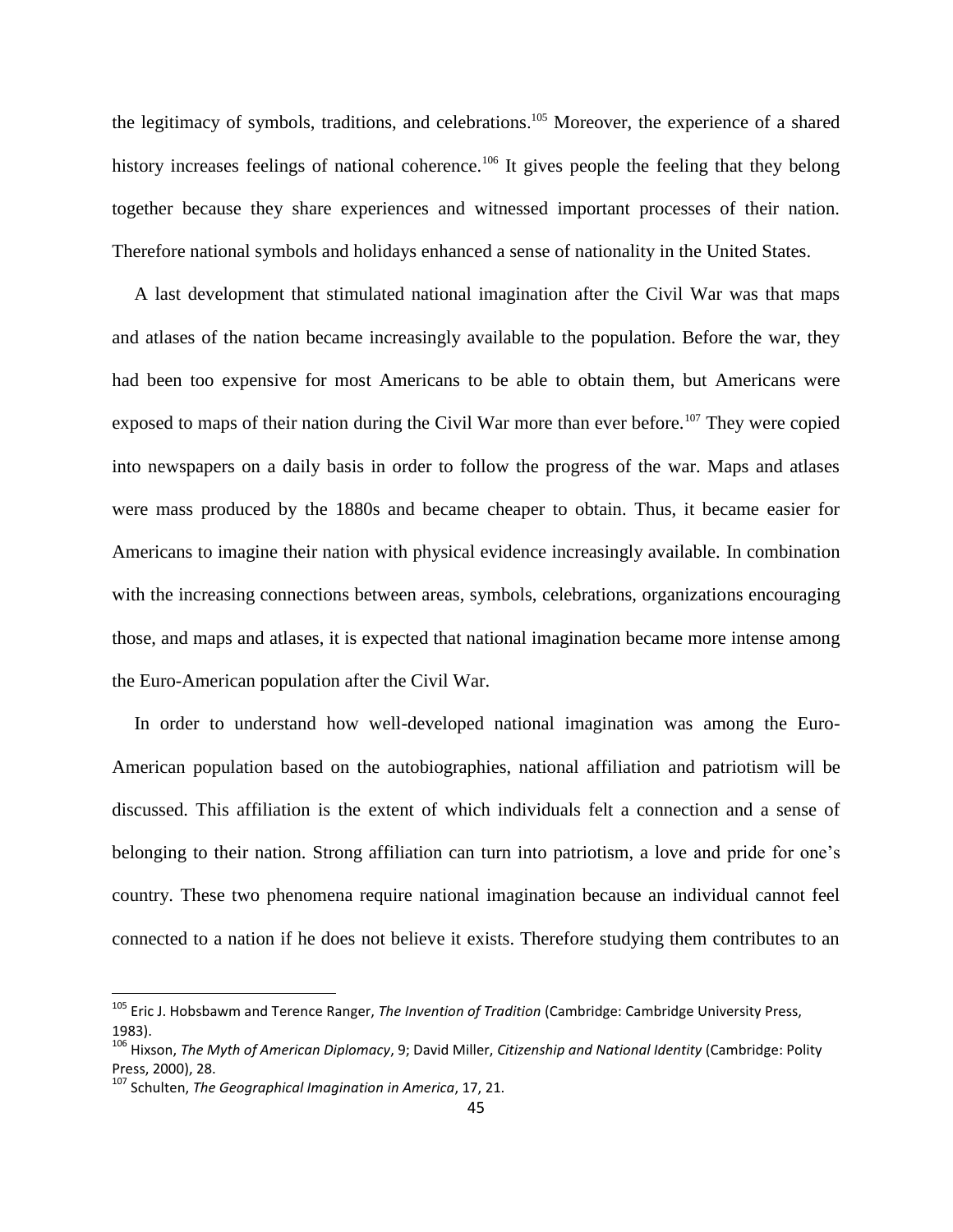the legitimacy of symbols, traditions, and celebrations.[105] Moreover, the experience of a shared history increases feelings of national coherence.[106] It gives people the feeling that they belong together because they share experiences and witnessed important processes of their nation. Therefore national symbols and holidays enhanced a sense of nationality in the United States.

A last development that stimulated national imagination after the Civil War was that maps and atlases of the nation became increasingly available to the population. Before the war, they had been too expensive for most Americans to be able to obtain them, but Americans were exposed to maps of their nation during the Civil War more than ever before.[107] They were copied into newspapers on a daily basis in order to follow the progress of the war. Maps and atlases were mass produced by the 1880s and became cheaper to obtain. Thus, it became easier for Americans to imagine their nation with physical evidence increasingly available. In combination with the increasing connections between areas, symbols, celebrations, organizations encouraging those, and maps and atlases, it is expected that national imagination became more intense among the Euro-American population after the Civil War.

In order to understand how well-developed national imagination was among the Euro-American population based on the autobiographies, national affiliation and patriotism will be discussed. This affiliation is the extent of which individuals felt a connection and a sense of belonging to their nation. Strong affiliation can turn into patriotism, a love and pride for one's country. These two phenomena require national imagination because an individual cannot feel connected to a nation if he does not believe it exists. Therefore studying them contributes to an

---

[105] Eric J. Hobsbawm and Terence Ranger, *The Invention of Tradition* (Cambridge: Cambridge University Press, 1983).

[106] Hixson, *The Myth of American Diplomacy*, 9; David Miller, *Citizenship and National Identity* (Cambridge: Polity Press, 2000), 28.

[107] Schulten, *The Geographical Imagination in America*, 17, 21.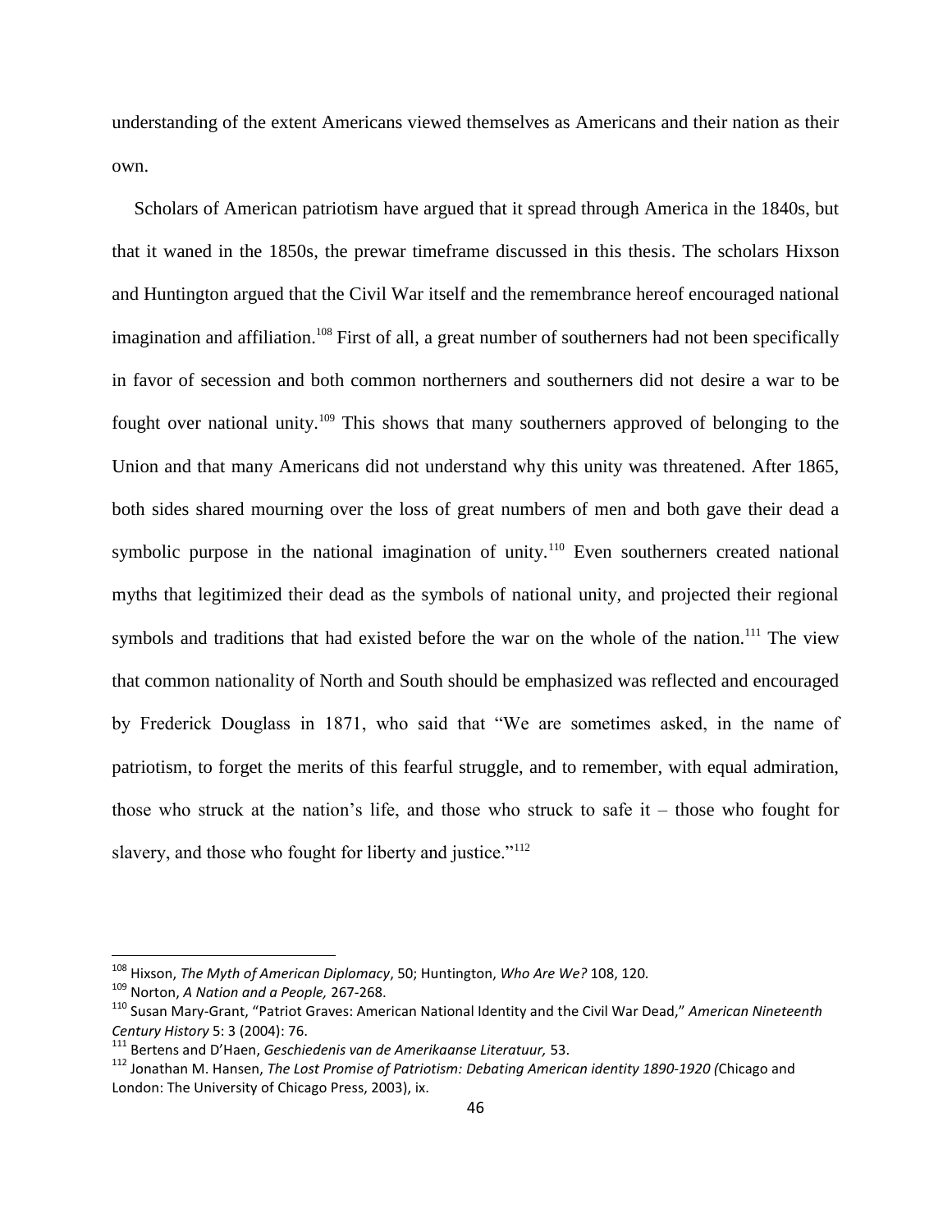understanding of the extent Americans viewed themselves as Americans and their nation as their own.

Scholars of American patriotism have argued that it spread through America in the 1840s, but that it waned in the 1850s, the prewar timeframe discussed in this thesis. The scholars Hixson and Huntington argued that the Civil War itself and the remembrance hereof encouraged national imagination and affiliation.[108] First of all, a great number of southerners had not been specifically in favor of secession and both common northerners and southerners did not desire a war to be fought over national unity.[109] This shows that many southerners approved of belonging to the Union and that many Americans did not understand why this unity was threatened. After 1865, both sides shared mourning over the loss of great numbers of men and both gave their dead a symbolic purpose in the national imagination of unity.[110] Even southerners created national myths that legitimized their dead as the symbols of national unity, and projected their regional symbols and traditions that had existed before the war on the whole of the nation.[111] The view that common nationality of North and South should be emphasized was reflected and encouraged by Frederick Douglass in 1871, who said that "We are sometimes asked, in the name of patriotism, to forget the merits of this fearful struggle, and to remember, with equal admiration, those who struck at the nation's life, and those who struck to safe it – those who fought for slavery, and those who fought for liberty and justice."[112]

---

[108] Hixson, *The Myth of American Diplomacy*, 50; Huntington, *Who Are We?* 108, 120.

[109] Norton, *A Nation and a People,* 267-268.

[110] Susan Mary-Grant, "Patriot Graves: American National Identity and the Civil War Dead," *American Nineteenth Century History* 5: 3 (2004): 76.

[111] Bertens and D'Haen, *Geschiedenis van de Amerikaanse Literatuur,* 53.

[112] Jonathan M. Hansen, *The Lost Promise of Patriotism: Debating American identity 1890-1920 (*Chicago and London: The University of Chicago Press, 2003), ix.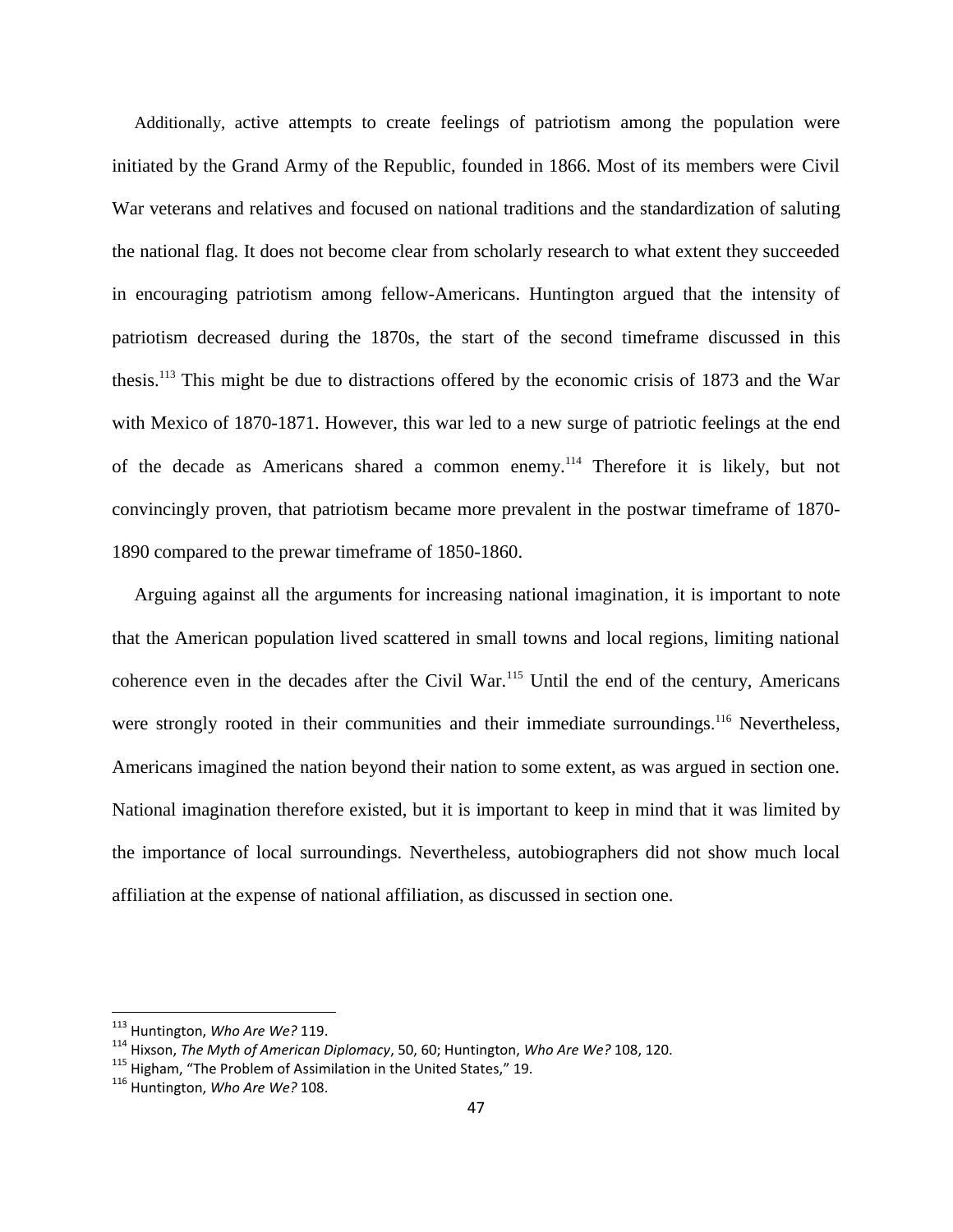Additionally, active attempts to create feelings of patriotism among the population were initiated by the Grand Army of the Republic, founded in 1866. Most of its members were Civil War veterans and relatives and focused on national traditions and the standardization of saluting the national flag. It does not become clear from scholarly research to what extent they succeeded in encouraging patriotism among fellow-Americans. Huntington argued that the intensity of patriotism decreased during the 1870s, the start of the second timeframe discussed in this thesis.[113] This might be due to distractions offered by the economic crisis of 1873 and the War with Mexico of 1870-1871. However, this war led to a new surge of patriotic feelings at the end of the decade as Americans shared a common enemy.[114] Therefore it is likely, but not convincingly proven, that patriotism became more prevalent in the postwar timeframe of 1870-1890 compared to the prewar timeframe of 1850-1860.

Arguing against all the arguments for increasing national imagination, it is important to note that the American population lived scattered in small towns and local regions, limiting national coherence even in the decades after the Civil War.[115] Until the end of the century, Americans were strongly rooted in their communities and their immediate surroundings.[116] Nevertheless, Americans imagined the nation beyond their nation to some extent, as was argued in section one. National imagination therefore existed, but it is important to keep in mind that it was limited by the importance of local surroundings. Nevertheless, autobiographers did not show much local affiliation at the expense of national affiliation, as discussed in section one.

---

[113] Huntington, *Who Are We?* 119.

[114] Hixson, *The Myth of American Diplomacy*, 50, 60; Huntington, *Who Are We?* 108, 120.

[115] Higham, "The Problem of Assimilation in the United States," 19.

[116] Huntington, *Who Are We?* 108.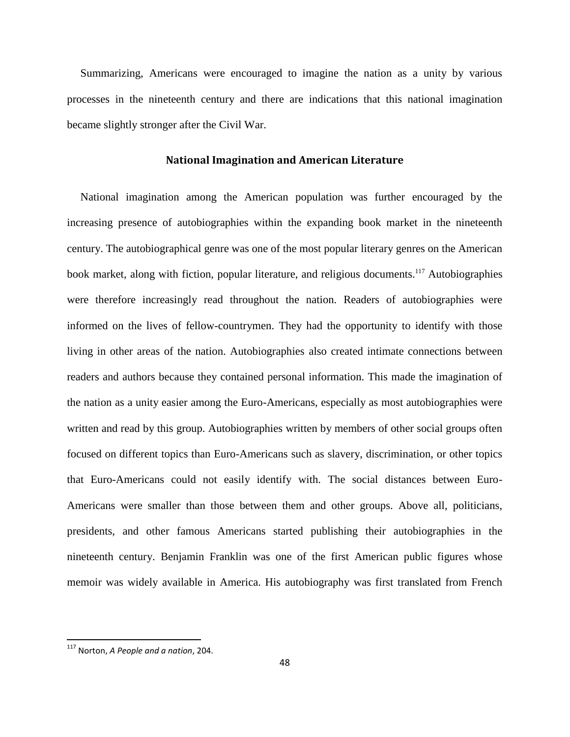Summarizing, Americans were encouraged to imagine the nation as a unity by various processes in the nineteenth century and there are indications that this national imagination became slightly stronger after the Civil War.

## National Imagination and American Literature

National imagination among the American population was further encouraged by the increasing presence of autobiographies within the expanding book market in the nineteenth century. The autobiographical genre was one of the most popular literary genres on the American book market, along with fiction, popular literature, and religious documents.[117] Autobiographies were therefore increasingly read throughout the nation. Readers of autobiographies were informed on the lives of fellow-countrymen. They had the opportunity to identify with those living in other areas of the nation. Autobiographies also created intimate connections between readers and authors because they contained personal information. This made the imagination of the nation as a unity easier among the Euro-Americans, especially as most autobiographies were written and read by this group. Autobiographies written by members of other social groups often focused on different topics than Euro-Americans such as slavery, discrimination, or other topics that Euro-Americans could not easily identify with. The social distances between Euro-Americans were smaller than those between them and other groups. Above all, politicians, presidents, and other famous Americans started publishing their autobiographies in the nineteenth century. Benjamin Franklin was one of the first American public figures whose memoir was widely available in America. His autobiography was first translated from French

---

[117] Norton, *A People and a nation*, 204.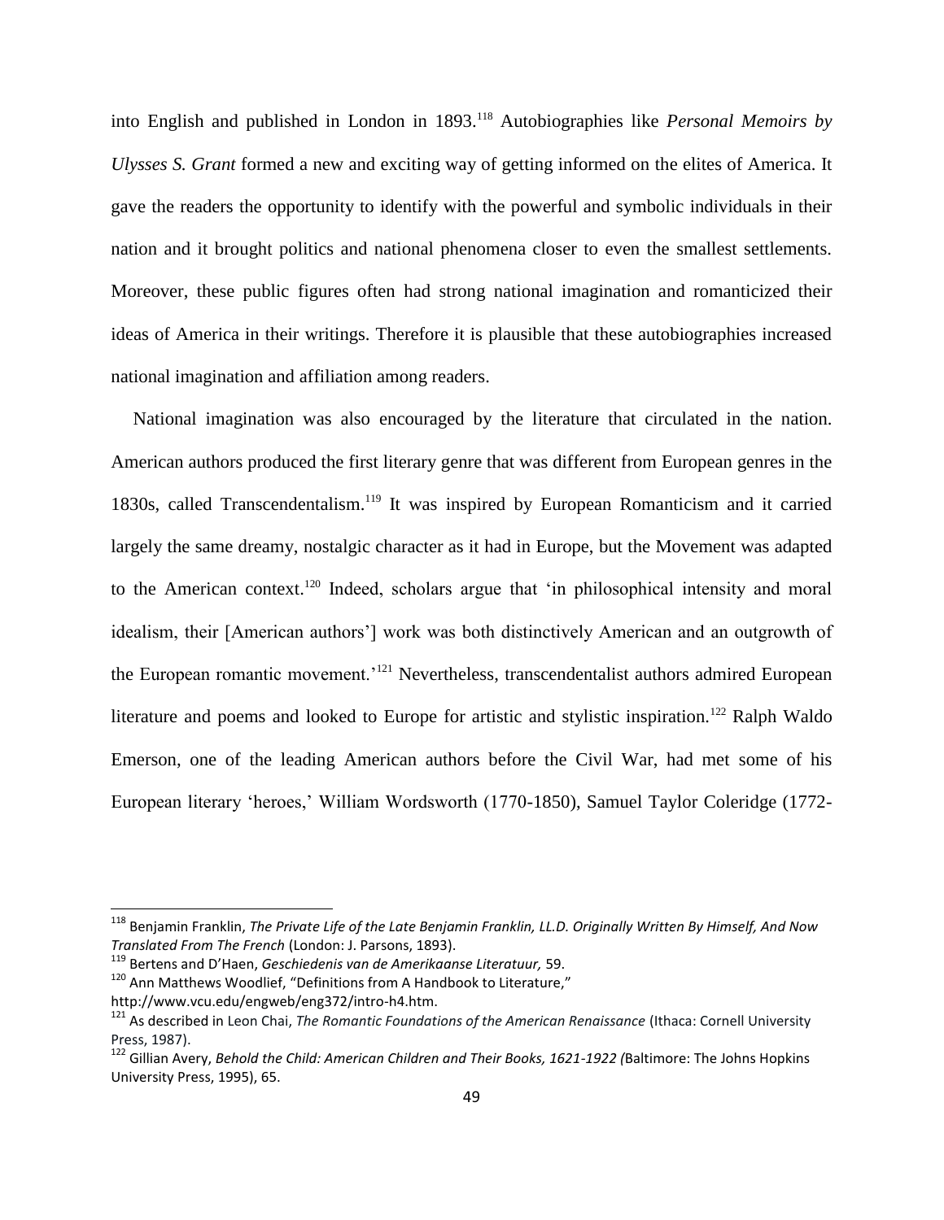into English and published in London in 1893.[118] Autobiographies like *Personal Memoirs by Ulysses S. Grant* formed a new and exciting way of getting informed on the elites of America. It gave the readers the opportunity to identify with the powerful and symbolic individuals in their nation and it brought politics and national phenomena closer to even the smallest settlements. Moreover, these public figures often had strong national imagination and romanticized their ideas of America in their writings. Therefore it is plausible that these autobiographies increased national imagination and affiliation among readers.

National imagination was also encouraged by the literature that circulated in the nation. American authors produced the first literary genre that was different from European genres in the 1830s, called Transcendentalism.[119] It was inspired by European Romanticism and it carried largely the same dreamy, nostalgic character as it had in Europe, but the Movement was adapted to the American context.[120] Indeed, scholars argue that 'in philosophical intensity and moral idealism, their [American authors'] work was both distinctively American and an outgrowth of the European romantic movement.'[121] Nevertheless, transcendentalist authors admired European literature and poems and looked to Europe for artistic and stylistic inspiration.[122] Ralph Waldo Emerson, one of the leading American authors before the Civil War, had met some of his European literary 'heroes,' William Wordsworth (1770-1850), Samuel Taylor Coleridge (1772-

---

[118] Benjamin Franklin, *The Private Life of the Late Benjamin Franklin, LL.D. Originally Written By Himself, And Now Translated From The French* (London: J. Parsons, 1893).

[119] Bertens and D'Haen, *Geschiedenis van de Amerikaanse Literatuur,* 59.

[120] Ann Matthews Woodlief, "Definitions from A Handbook to Literature," http://www.vcu.edu/engweb/eng372/intro-h4.htm.

[121] As described in Leon Chai, *The Romantic Foundations of the American Renaissance* (Ithaca: Cornell University Press, 1987).

[122] Gillian Avery, *Behold the Child: American Children and Their Books, 1621-1922 (*Baltimore: The Johns Hopkins University Press, 1995), 65.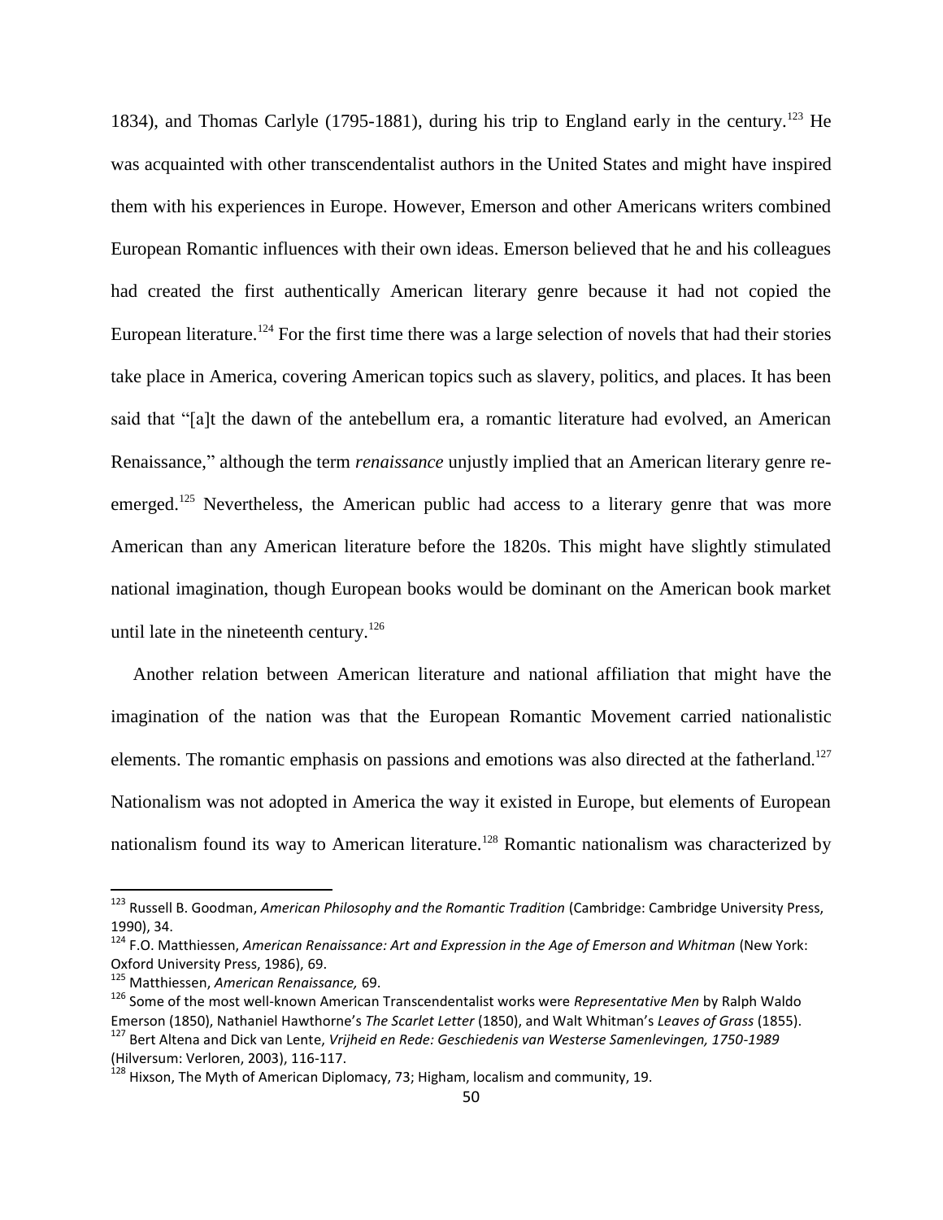1834), and Thomas Carlyle (1795-1881), during his trip to England early in the century.[123] He was acquainted with other transcendentalist authors in the United States and might have inspired them with his experiences in Europe. However, Emerson and other Americans writers combined European Romantic influences with their own ideas. Emerson believed that he and his colleagues had created the first authentically American literary genre because it had not copied the European literature.[124] For the first time there was a large selection of novels that had their stories take place in America, covering American topics such as slavery, politics, and places. It has been said that "[a]t the dawn of the antebellum era, a romantic literature had evolved, an American Renaissance," although the term *renaissance* unjustly implied that an American literary genre re-emerged.[125] Nevertheless, the American public had access to a literary genre that was more American than any American literature before the 1820s. This might have slightly stimulated national imagination, though European books would be dominant on the American book market until late in the nineteenth century.[126]

Another relation between American literature and national affiliation that might have the imagination of the nation was that the European Romantic Movement carried nationalistic elements. The romantic emphasis on passions and emotions was also directed at the fatherland.[127] Nationalism was not adopted in America the way it existed in Europe, but elements of European nationalism found its way to American literature.[128] Romantic nationalism was characterized by

---

[123] Russell B. Goodman, *American Philosophy and the Romantic Tradition* (Cambridge: Cambridge University Press, 1990), 34.

[124] F.O. Matthiessen, *American Renaissance: Art and Expression in the Age of Emerson and Whitman* (New York: Oxford University Press, 1986), 69.

[125] Matthiessen, *American Renaissance,* 69.

[126] Some of the most well-known American Transcendentalist works were *Representative Men* by Ralph Waldo Emerson (1850), Nathaniel Hawthorne's *The Scarlet Letter* (1850), and Walt Whitman's *Leaves of Grass* (1855).

[127] Bert Altena and Dick van Lente, *Vrijheid en Rede: Geschiedenis van Westerse Samenlevingen, 1750-1989* (Hilversum: Verloren, 2003), 116-117.

[128] Hixson, The Myth of American Diplomacy, 73; Higham, localism and community, 19.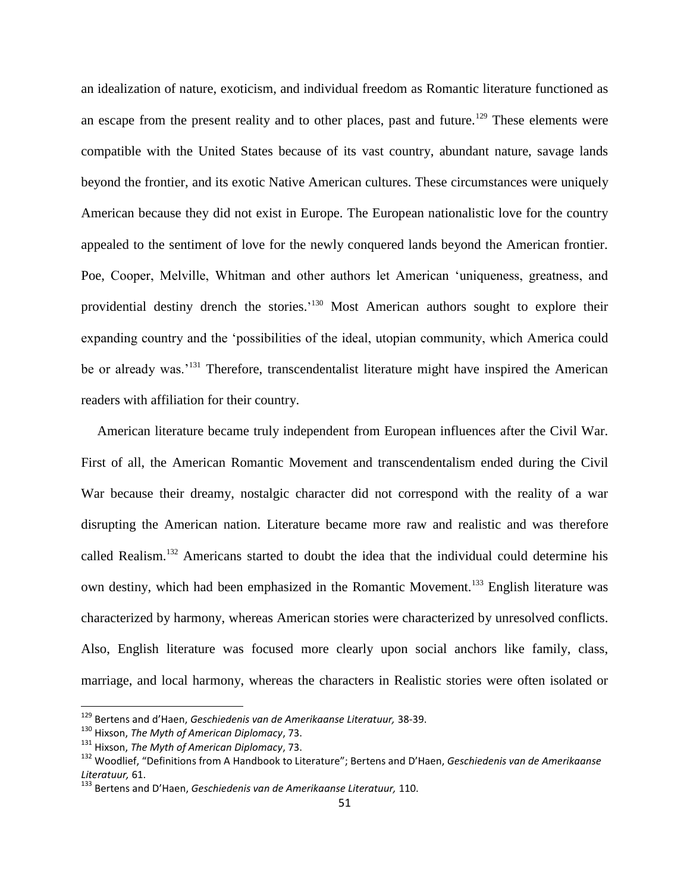an idealization of nature, exoticism, and individual freedom as Romantic literature functioned as an escape from the present reality and to other places, past and future.[129] These elements were compatible with the United States because of its vast country, abundant nature, savage lands beyond the frontier, and its exotic Native American cultures. These circumstances were uniquely American because they did not exist in Europe. The European nationalistic love for the country appealed to the sentiment of love for the newly conquered lands beyond the American frontier. Poe, Cooper, Melville, Whitman and other authors let American 'uniqueness, greatness, and providential destiny drench the stories.'[130] Most American authors sought to explore their expanding country and the 'possibilities of the ideal, utopian community, which America could be or already was.'[131] Therefore, transcendentalist literature might have inspired the American readers with affiliation for their country.

American literature became truly independent from European influences after the Civil War. First of all, the American Romantic Movement and transcendentalism ended during the Civil War because their dreamy, nostalgic character did not correspond with the reality of a war disrupting the American nation. Literature became more raw and realistic and was therefore called Realism.[132] Americans started to doubt the idea that the individual could determine his own destiny, which had been emphasized in the Romantic Movement.[133] English literature was characterized by harmony, whereas American stories were characterized by unresolved conflicts. Also, English literature was focused more clearly upon social anchors like family, class, marriage, and local harmony, whereas the characters in Realistic stories were often isolated or

---

[129] Bertens and d'Haen, *Geschiedenis van de Amerikaanse Literatuur,* 38-39.

[130] Hixson, *The Myth of American Diplomacy*, 73.

[131] Hixson, *The Myth of American Diplomacy*, 73.

[132] Woodlief, "Definitions from A Handbook to Literature"; Bertens and D'Haen, *Geschiedenis van de Amerikaanse Literatuur,* 61.

[133] Bertens and D'Haen, *Geschiedenis van de Amerikaanse Literatuur,* 110.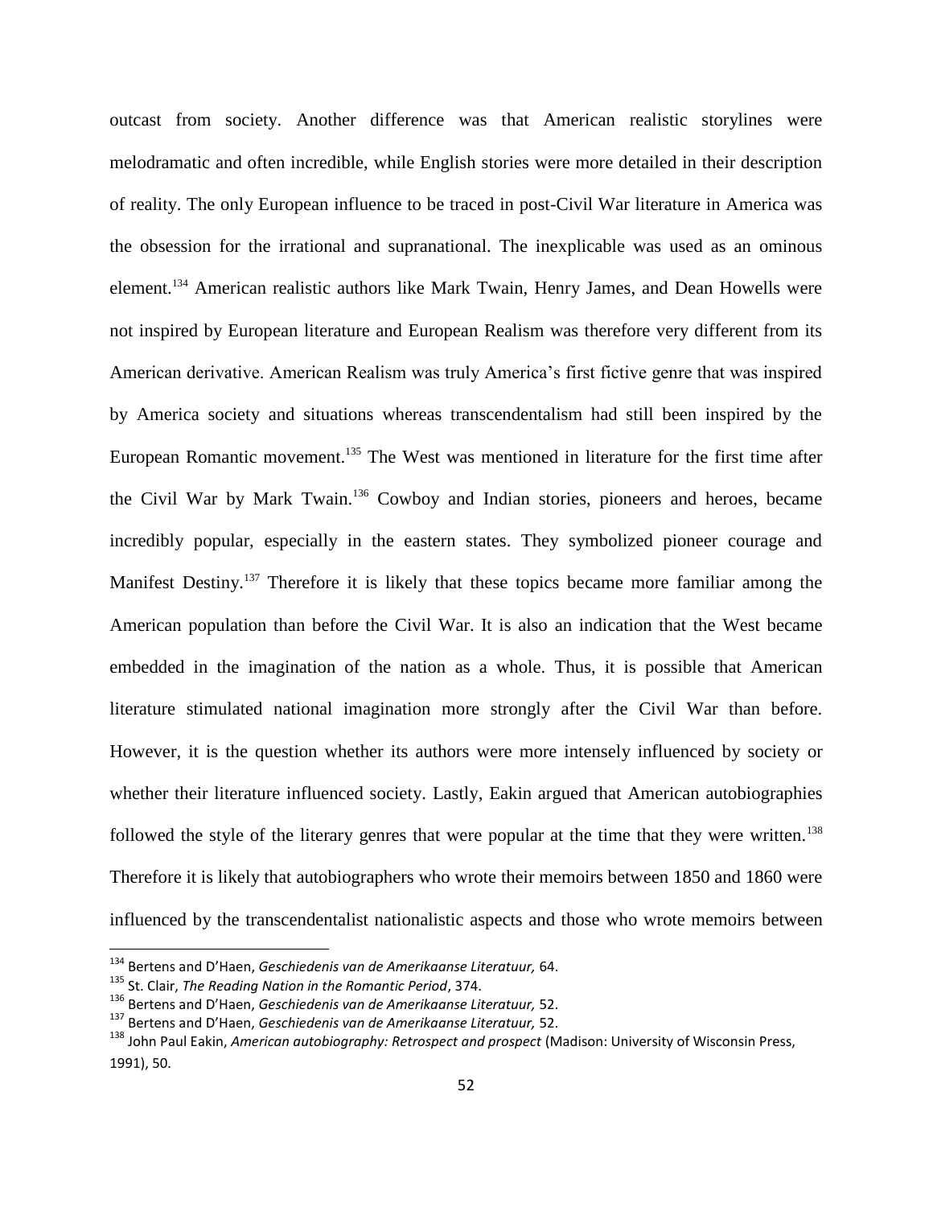outcast from society. Another difference was that American realistic storylines were melodramatic and often incredible, while English stories were more detailed in their description of reality. The only European influence to be traced in post-Civil War literature in America was the obsession for the irrational and supranational. The inexplicable was used as an ominous element.[134] American realistic authors like Mark Twain, Henry James, and Dean Howells were not inspired by European literature and European Realism was therefore very different from its American derivative. American Realism was truly America's first fictive genre that was inspired by America society and situations whereas transcendentalism had still been inspired by the European Romantic movement.[135] The West was mentioned in literature for the first time after the Civil War by Mark Twain.[136] Cowboy and Indian stories, pioneers and heroes, became incredibly popular, especially in the eastern states. They symbolized pioneer courage and Manifest Destiny.[137] Therefore it is likely that these topics became more familiar among the American population than before the Civil War. It is also an indication that the West became embedded in the imagination of the nation as a whole. Thus, it is possible that American literature stimulated national imagination more strongly after the Civil War than before. However, it is the question whether its authors were more intensely influenced by society or whether their literature influenced society. Lastly, Eakin argued that American autobiographies followed the style of the literary genres that were popular at the time that they were written.[138] Therefore it is likely that autobiographers who wrote their memoirs between 1850 and 1860 were influenced by the transcendentalist nationalistic aspects and those who wrote memoirs between

---

[134] Bertens and D'Haen, *Geschiedenis van de Amerikaanse Literatuur,* 64.

[135] St. Clair, *The Reading Nation in the Romantic Period*, 374.

[136] Bertens and D'Haen, *Geschiedenis van de Amerikaanse Literatuur,* 52.

[137] Bertens and D'Haen, *Geschiedenis van de Amerikaanse Literatuur,* 52.

[138] John Paul Eakin, *American autobiography: Retrospect and prospect* (Madison: University of Wisconsin Press, 1991), 50.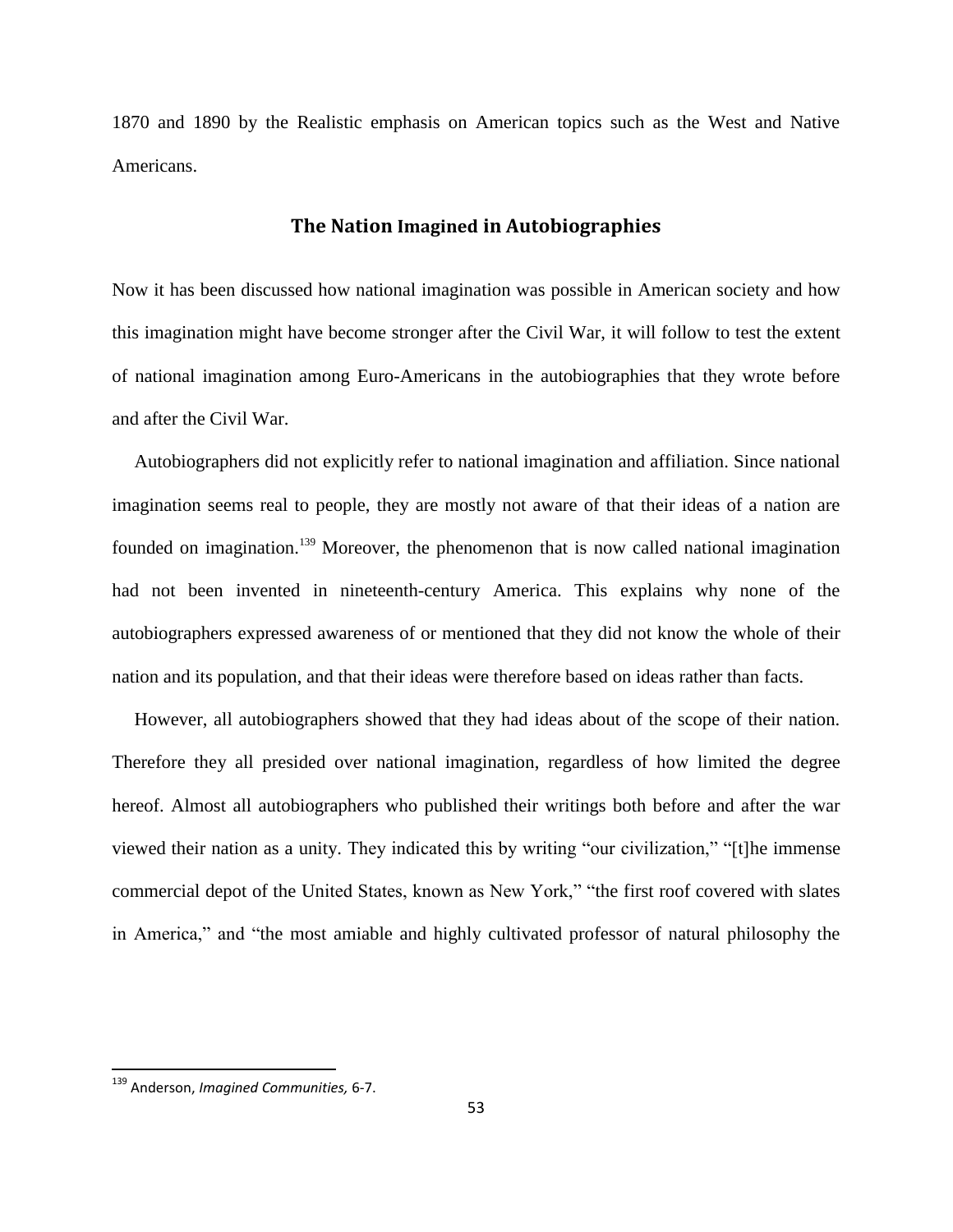1870 and 1890 by the Realistic emphasis on American topics such as the West and Native Americans.

## The Nation Imagined in Autobiographies

Now it has been discussed how national imagination was possible in American society and how this imagination might have become stronger after the Civil War, it will follow to test the extent of national imagination among Euro-Americans in the autobiographies that they wrote before and after the Civil War.

Autobiographers did not explicitly refer to national imagination and affiliation. Since national imagination seems real to people, they are mostly not aware of that their ideas of a nation are founded on imagination.[139] Moreover, the phenomenon that is now called national imagination had not been invented in nineteenth-century America. This explains why none of the autobiographers expressed awareness of or mentioned that they did not know the whole of their nation and its population, and that their ideas were therefore based on ideas rather than facts.

However, all autobiographers showed that they had ideas about of the scope of their nation. Therefore they all presided over national imagination, regardless of how limited the degree hereof. Almost all autobiographers who published their writings both before and after the war viewed their nation as a unity. They indicated this by writing "our civilization," "[t]he immense commercial depot of the United States, known as New York," "the first roof covered with slates in America," and "the most amiable and highly cultivated professor of natural philosophy the

[139] Anderson, *Imagined Communities,* 6-7.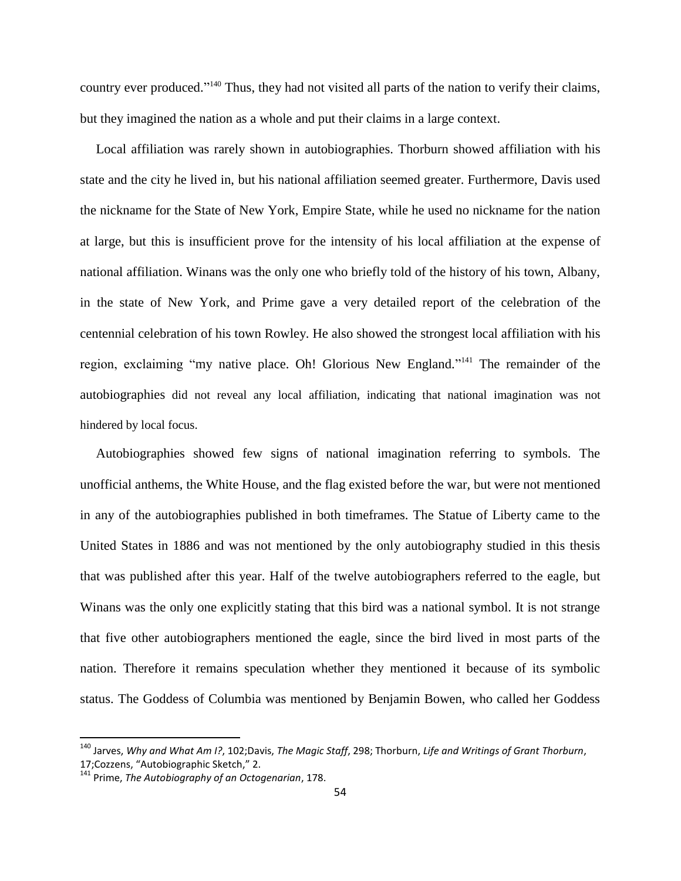country ever produced."[140] Thus, they had not visited all parts of the nation to verify their claims, but they imagined the nation as a whole and put their claims in a large context.

Local affiliation was rarely shown in autobiographies. Thorburn showed affiliation with his state and the city he lived in, but his national affiliation seemed greater. Furthermore, Davis used the nickname for the State of New York, Empire State, while he used no nickname for the nation at large, but this is insufficient prove for the intensity of his local affiliation at the expense of national affiliation. Winans was the only one who briefly told of the history of his town, Albany, in the state of New York, and Prime gave a very detailed report of the celebration of the centennial celebration of his town Rowley. He also showed the strongest local affiliation with his region, exclaiming "my native place. Oh! Glorious New England."[141] The remainder of the autobiographies did not reveal any local affiliation, indicating that national imagination was not hindered by local focus.

Autobiographies showed few signs of national imagination referring to symbols. The unofficial anthems, the White House, and the flag existed before the war, but were not mentioned in any of the autobiographies published in both timeframes. The Statue of Liberty came to the United States in 1886 and was not mentioned by the only autobiography studied in this thesis that was published after this year. Half of the twelve autobiographers referred to the eagle, but Winans was the only one explicitly stating that this bird was a national symbol. It is not strange that five other autobiographers mentioned the eagle, since the bird lived in most parts of the nation. Therefore it remains speculation whether they mentioned it because of its symbolic status. The Goddess of Columbia was mentioned by Benjamin Bowen, who called her Goddess

---

[140] Jarves, *Why and What Am I?*, 102;Davis, *The Magic Staff*, 298; Thorburn, *Life and Writings of Grant Thorburn*, 17;Cozzens, "Autobiographic Sketch," 2.

[141] Prime, *The Autobiography of an Octogenarian*, 178.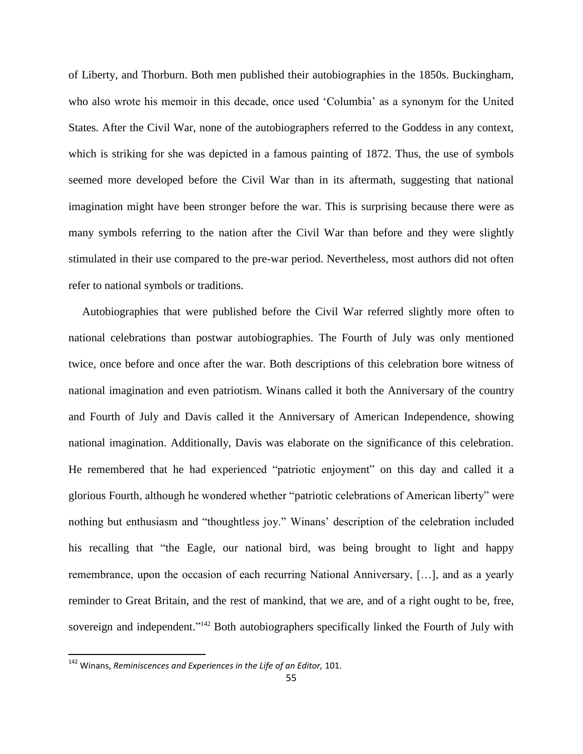of Liberty, and Thorburn. Both men published their autobiographies in the 1850s. Buckingham, who also wrote his memoir in this decade, once used 'Columbia' as a synonym for the United States. After the Civil War, none of the autobiographers referred to the Goddess in any context, which is striking for she was depicted in a famous painting of 1872. Thus, the use of symbols seemed more developed before the Civil War than in its aftermath, suggesting that national imagination might have been stronger before the war. This is surprising because there were as many symbols referring to the nation after the Civil War than before and they were slightly stimulated in their use compared to the pre-war period. Nevertheless, most authors did not often refer to national symbols or traditions.

Autobiographies that were published before the Civil War referred slightly more often to national celebrations than postwar autobiographies. The Fourth of July was only mentioned twice, once before and once after the war. Both descriptions of this celebration bore witness of national imagination and even patriotism. Winans called it both the Anniversary of the country and Fourth of July and Davis called it the Anniversary of American Independence, showing national imagination. Additionally, Davis was elaborate on the significance of this celebration. He remembered that he had experienced "patriotic enjoyment" on this day and called it a glorious Fourth, although he wondered whether "patriotic celebrations of American liberty" were nothing but enthusiasm and "thoughtless joy." Winans' description of the celebration included his recalling that "the Eagle, our national bird, was being brought to light and happy remembrance, upon the occasion of each recurring National Anniversary, […], and as a yearly reminder to Great Britain, and the rest of mankind, that we are, and of a right ought to be, free, sovereign and independent."[142] Both autobiographers specifically linked the Fourth of July with

[142] Winans, *Reminiscences and Experiences in the Life of an Editor,* 101.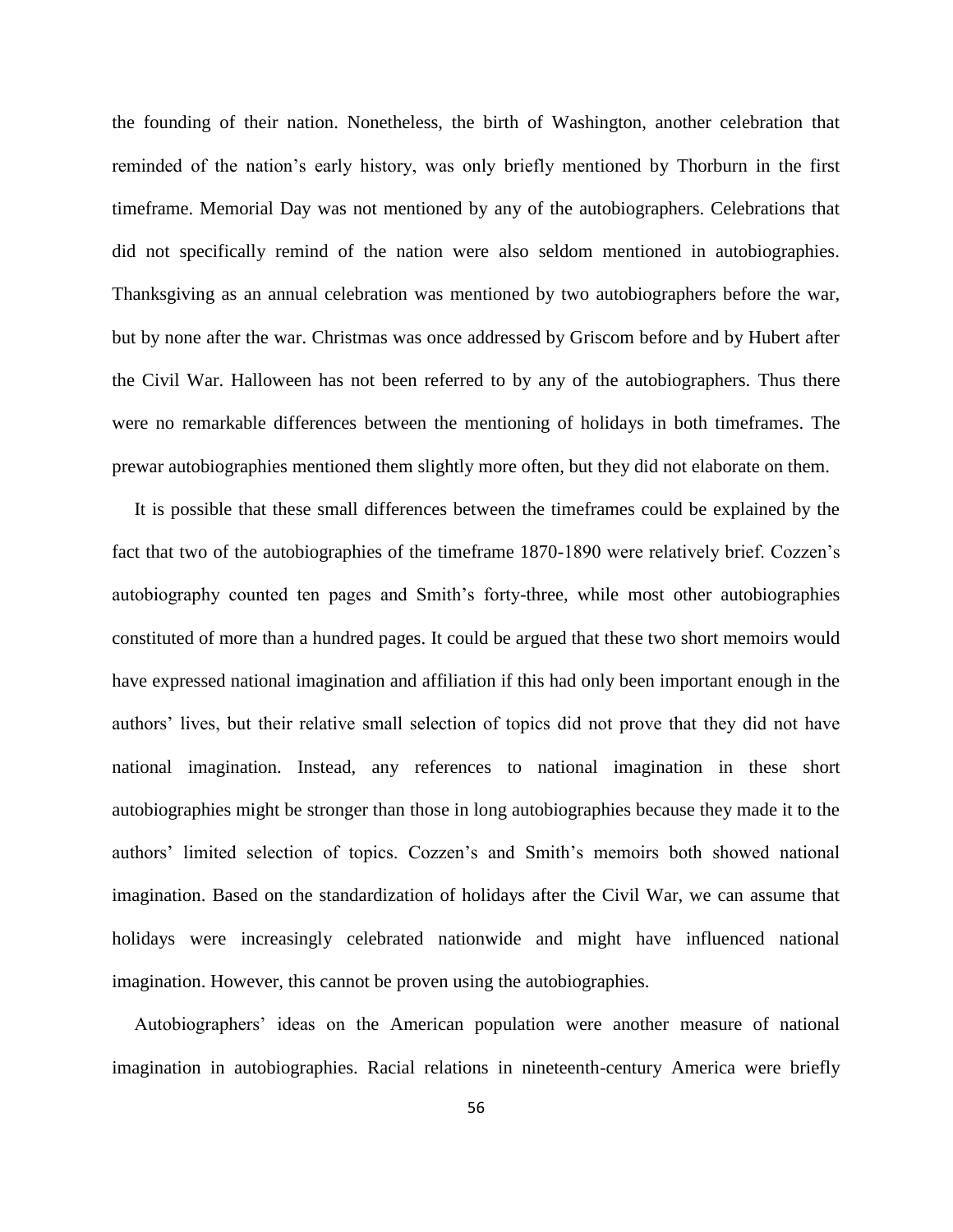the founding of their nation. Nonetheless, the birth of Washington, another celebration that reminded of the nation's early history, was only briefly mentioned by Thorburn in the first timeframe. Memorial Day was not mentioned by any of the autobiographers. Celebrations that did not specifically remind of the nation were also seldom mentioned in autobiographies. Thanksgiving as an annual celebration was mentioned by two autobiographers before the war, but by none after the war. Christmas was once addressed by Griscom before and by Hubert after the Civil War. Halloween has not been referred to by any of the autobiographers. Thus there were no remarkable differences between the mentioning of holidays in both timeframes. The prewar autobiographies mentioned them slightly more often, but they did not elaborate on them.

It is possible that these small differences between the timeframes could be explained by the fact that two of the autobiographies of the timeframe 1870-1890 were relatively brief. Cozzen's autobiography counted ten pages and Smith's forty-three, while most other autobiographies constituted of more than a hundred pages. It could be argued that these two short memoirs would have expressed national imagination and affiliation if this had only been important enough in the authors' lives, but their relative small selection of topics did not prove that they did not have national imagination. Instead, any references to national imagination in these short autobiographies might be stronger than those in long autobiographies because they made it to the authors' limited selection of topics. Cozzen's and Smith's memoirs both showed national imagination. Based on the standardization of holidays after the Civil War, we can assume that holidays were increasingly celebrated nationwide and might have influenced national imagination. However, this cannot be proven using the autobiographies.

Autobiographers' ideas on the American population were another measure of national imagination in autobiographies. Racial relations in nineteenth-century America were briefly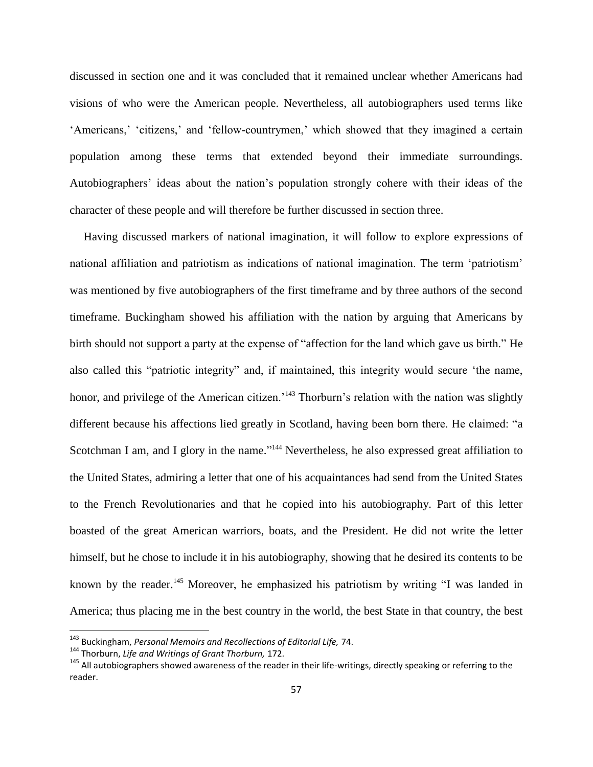discussed in section one and it was concluded that it remained unclear whether Americans had visions of who were the American people. Nevertheless, all autobiographers used terms like 'Americans,' 'citizens,' and 'fellow-countrymen,' which showed that they imagined a certain population among these terms that extended beyond their immediate surroundings. Autobiographers' ideas about the nation's population strongly cohere with their ideas of the character of these people and will therefore be further discussed in section three.

Having discussed markers of national imagination, it will follow to explore expressions of national affiliation and patriotism as indications of national imagination. The term 'patriotism' was mentioned by five autobiographers of the first timeframe and by three authors of the second timeframe. Buckingham showed his affiliation with the nation by arguing that Americans by birth should not support a party at the expense of "affection for the land which gave us birth." He also called this "patriotic integrity" and, if maintained, this integrity would secure 'the name, honor, and privilege of the American citizen.'[143] Thorburn's relation with the nation was slightly different because his affections lied greatly in Scotland, having been born there. He claimed: "a Scotchman I am, and I glory in the name."[144] Nevertheless, he also expressed great affiliation to the United States, admiring a letter that one of his acquaintances had send from the United States to the French Revolutionaries and that he copied into his autobiography. Part of this letter boasted of the great American warriors, boats, and the President. He did not write the letter himself, but he chose to include it in his autobiography, showing that he desired its contents to be known by the reader.[145] Moreover, he emphasized his patriotism by writing "I was landed in America; thus placing me in the best country in the world, the best State in that country, the best

[143] Buckingham, *Personal Memoirs and Recollections of Editorial Life,* 74.

[144] Thorburn, *Life and Writings of Grant Thorburn,* 172.

[145] All autobiographers showed awareness of the reader in their life-writings, directly speaking or referring to the reader.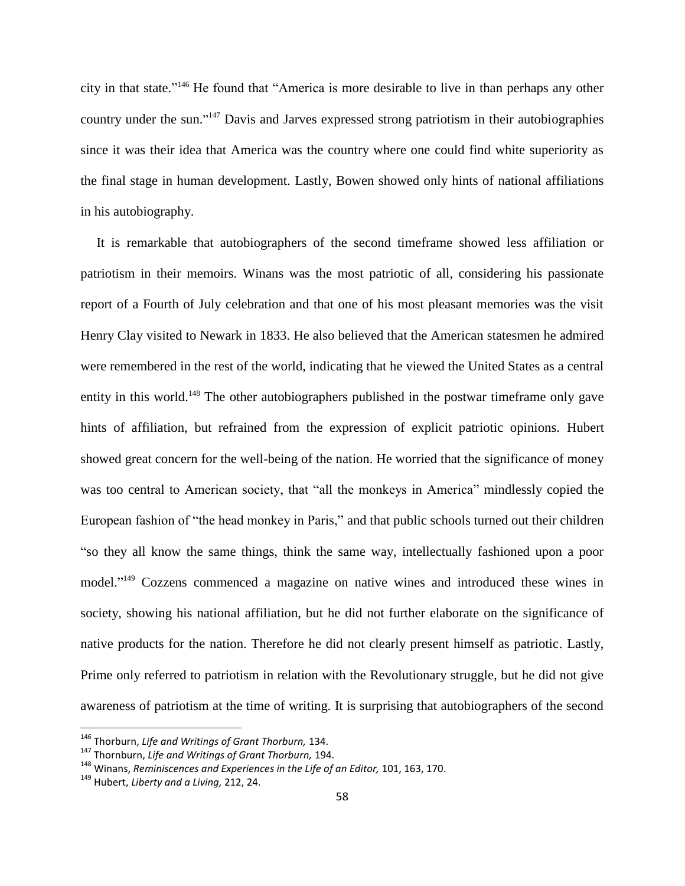city in that state."[146] He found that "America is more desirable to live in than perhaps any other country under the sun."[147] Davis and Jarves expressed strong patriotism in their autobiographies since it was their idea that America was the country where one could find white superiority as the final stage in human development. Lastly, Bowen showed only hints of national affiliations in his autobiography.

It is remarkable that autobiographers of the second timeframe showed less affiliation or patriotism in their memoirs. Winans was the most patriotic of all, considering his passionate report of a Fourth of July celebration and that one of his most pleasant memories was the visit Henry Clay visited to Newark in 1833. He also believed that the American statesmen he admired were remembered in the rest of the world, indicating that he viewed the United States as a central entity in this world.[148] The other autobiographers published in the postwar timeframe only gave hints of affiliation, but refrained from the expression of explicit patriotic opinions. Hubert showed great concern for the well-being of the nation. He worried that the significance of money was too central to American society, that "all the monkeys in America" mindlessly copied the European fashion of "the head monkey in Paris," and that public schools turned out their children "so they all know the same things, think the same way, intellectually fashioned upon a poor model."[149] Cozzens commenced a magazine on native wines and introduced these wines in society, showing his national affiliation, but he did not further elaborate on the significance of native products for the nation. Therefore he did not clearly present himself as patriotic. Lastly, Prime only referred to patriotism in relation with the Revolutionary struggle, but he did not give awareness of patriotism at the time of writing. It is surprising that autobiographers of the second

---

[146] Thorburn, *Life and Writings of Grant Thorburn,* 134.

[147] Thornburn, *Life and Writings of Grant Thorburn,* 194.

[148] Winans, *Reminiscences and Experiences in the Life of an Editor,* 101, 163, 170.

[149] Hubert, *Liberty and a Living,* 212, 24.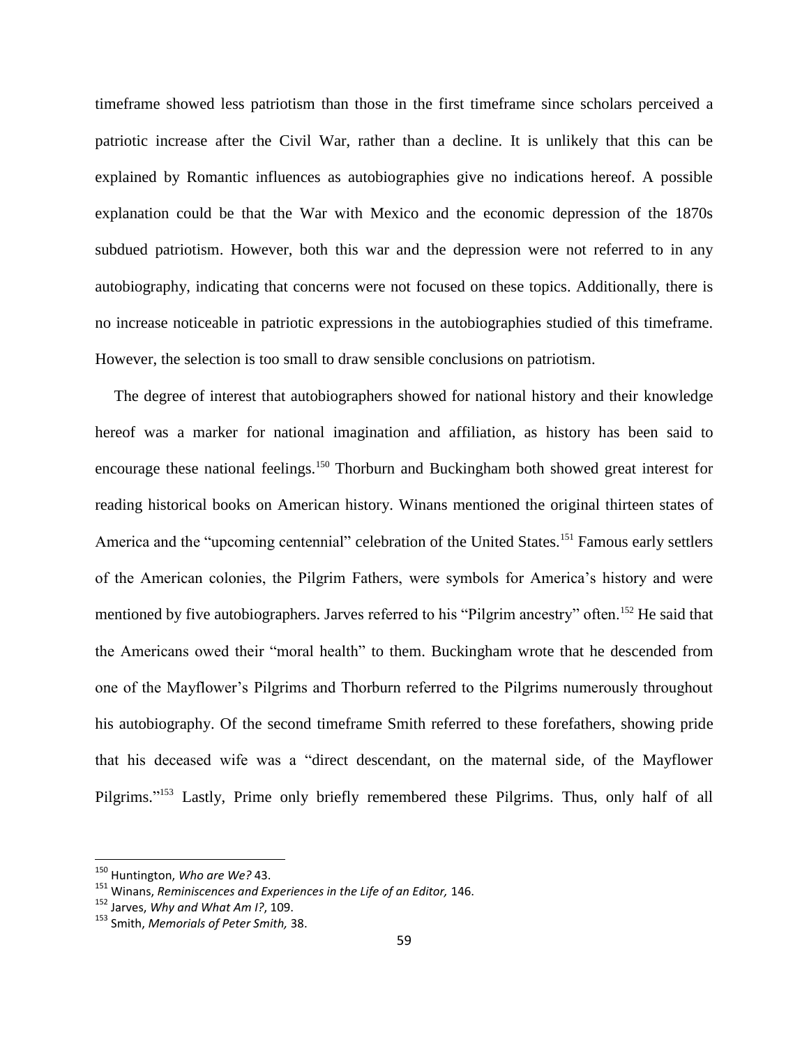timeframe showed less patriotism than those in the first timeframe since scholars perceived a patriotic increase after the Civil War, rather than a decline. It is unlikely that this can be explained by Romantic influences as autobiographies give no indications hereof. A possible explanation could be that the War with Mexico and the economic depression of the 1870s subdued patriotism. However, both this war and the depression were not referred to in any autobiography, indicating that concerns were not focused on these topics. Additionally, there is no increase noticeable in patriotic expressions in the autobiographies studied of this timeframe. However, the selection is too small to draw sensible conclusions on patriotism.

The degree of interest that autobiographers showed for national history and their knowledge hereof was a marker for national imagination and affiliation, as history has been said to encourage these national feelings.[150] Thorburn and Buckingham both showed great interest for reading historical books on American history. Winans mentioned the original thirteen states of America and the "upcoming centennial" celebration of the United States.[151] Famous early settlers of the American colonies, the Pilgrim Fathers, were symbols for America's history and were mentioned by five autobiographers. Jarves referred to his "Pilgrim ancestry" often.[152] He said that the Americans owed their "moral health" to them. Buckingham wrote that he descended from one of the Mayflower's Pilgrims and Thorburn referred to the Pilgrims numerously throughout his autobiography. Of the second timeframe Smith referred to these forefathers, showing pride that his deceased wife was a "direct descendant, on the maternal side, of the Mayflower Pilgrims."[153] Lastly, Prime only briefly remembered these Pilgrims. Thus, only half of all

---

[150] Huntington, *Who are We?* 43.

[151] Winans, *Reminiscences and Experiences in the Life of an Editor,* 146.

[152] Jarves, *Why and What Am I?,* 109.

[153] Smith, *Memorials of Peter Smith,* 38.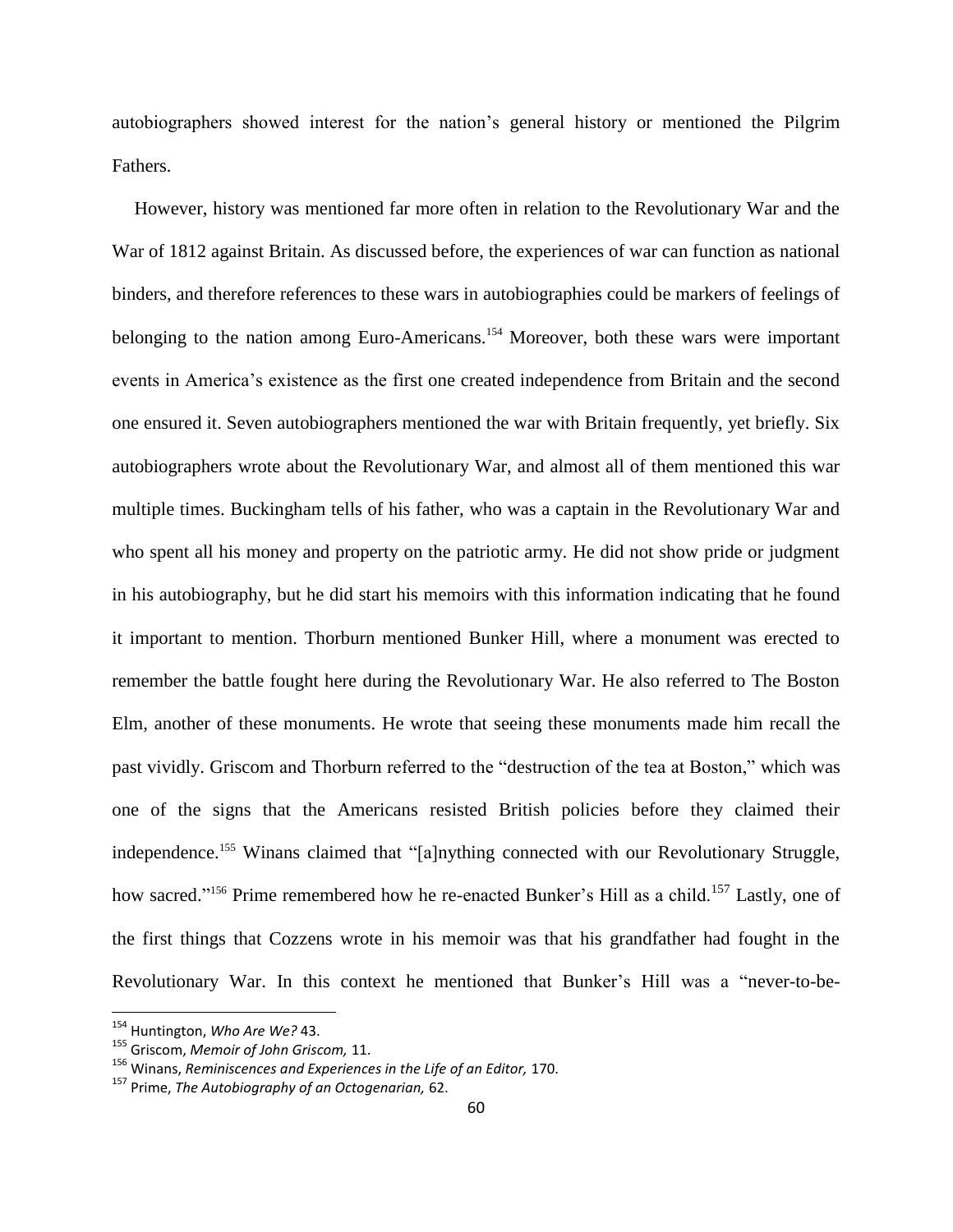autobiographers showed interest for the nation's general history or mentioned the Pilgrim Fathers.

However, history was mentioned far more often in relation to the Revolutionary War and the War of 1812 against Britain. As discussed before, the experiences of war can function as national binders, and therefore references to these wars in autobiographies could be markers of feelings of belonging to the nation among Euro-Americans.[154] Moreover, both these wars were important events in America's existence as the first one created independence from Britain and the second one ensured it. Seven autobiographers mentioned the war with Britain frequently, yet briefly. Six autobiographers wrote about the Revolutionary War, and almost all of them mentioned this war multiple times. Buckingham tells of his father, who was a captain in the Revolutionary War and who spent all his money and property on the patriotic army. He did not show pride or judgment in his autobiography, but he did start his memoirs with this information indicating that he found it important to mention. Thorburn mentioned Bunker Hill, where a monument was erected to remember the battle fought here during the Revolutionary War. He also referred to The Boston Elm, another of these monuments. He wrote that seeing these monuments made him recall the past vividly. Griscom and Thorburn referred to the "destruction of the tea at Boston," which was one of the signs that the Americans resisted British policies before they claimed their independence.[155] Winans claimed that "[a]nything connected with our Revolutionary Struggle, how sacred."[156] Prime remembered how he re-enacted Bunker's Hill as a child.[157] Lastly, one of the first things that Cozzens wrote in his memoir was that his grandfather had fought in the Revolutionary War. In this context he mentioned that Bunker's Hill was a "never-to-be-

---

[154] Huntington, *Who Are We?* 43.

[155] Griscom, *Memoir of John Griscom,* 11.

[156] Winans, *Reminiscences and Experiences in the Life of an Editor,* 170.

[157] Prime, *The Autobiography of an Octogenarian,* 62.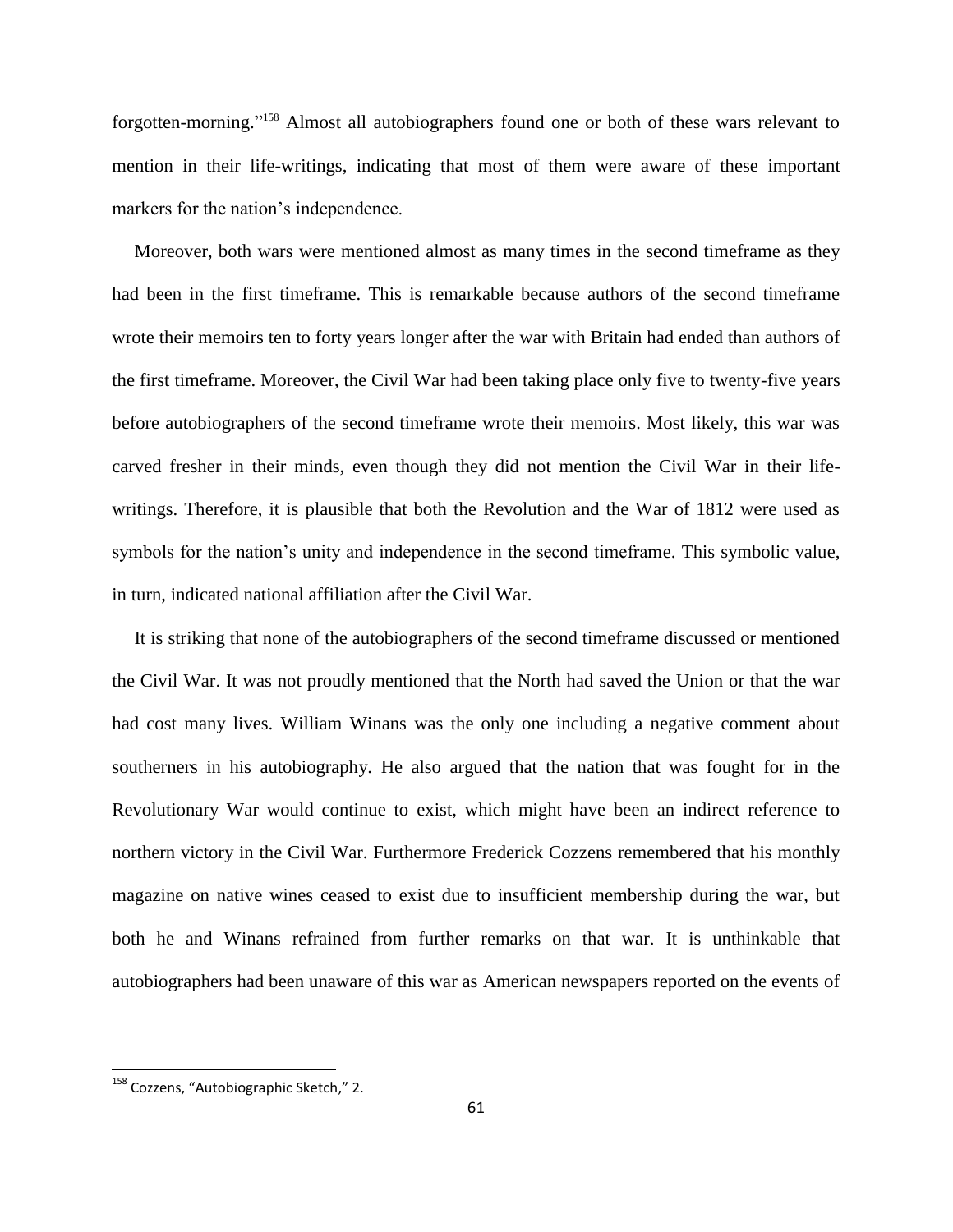forgotten-morning."[158] Almost all autobiographers found one or both of these wars relevant to mention in their life-writings, indicating that most of them were aware of these important markers for the nation's independence.

Moreover, both wars were mentioned almost as many times in the second timeframe as they had been in the first timeframe. This is remarkable because authors of the second timeframe wrote their memoirs ten to forty years longer after the war with Britain had ended than authors of the first timeframe. Moreover, the Civil War had been taking place only five to twenty-five years before autobiographers of the second timeframe wrote their memoirs. Most likely, this war was carved fresher in their minds, even though they did not mention the Civil War in their life-writings. Therefore, it is plausible that both the Revolution and the War of 1812 were used as symbols for the nation's unity and independence in the second timeframe. This symbolic value, in turn, indicated national affiliation after the Civil War.

It is striking that none of the autobiographers of the second timeframe discussed or mentioned the Civil War. It was not proudly mentioned that the North had saved the Union or that the war had cost many lives. William Winans was the only one including a negative comment about southerners in his autobiography. He also argued that the nation that was fought for in the Revolutionary War would continue to exist, which might have been an indirect reference to northern victory in the Civil War. Furthermore Frederick Cozzens remembered that his monthly magazine on native wines ceased to exist due to insufficient membership during the war, but both he and Winans refrained from further remarks on that war. It is unthinkable that autobiographers had been unaware of this war as American newspapers reported on the events of

[158] Cozzens, "Autobiographic Sketch," 2.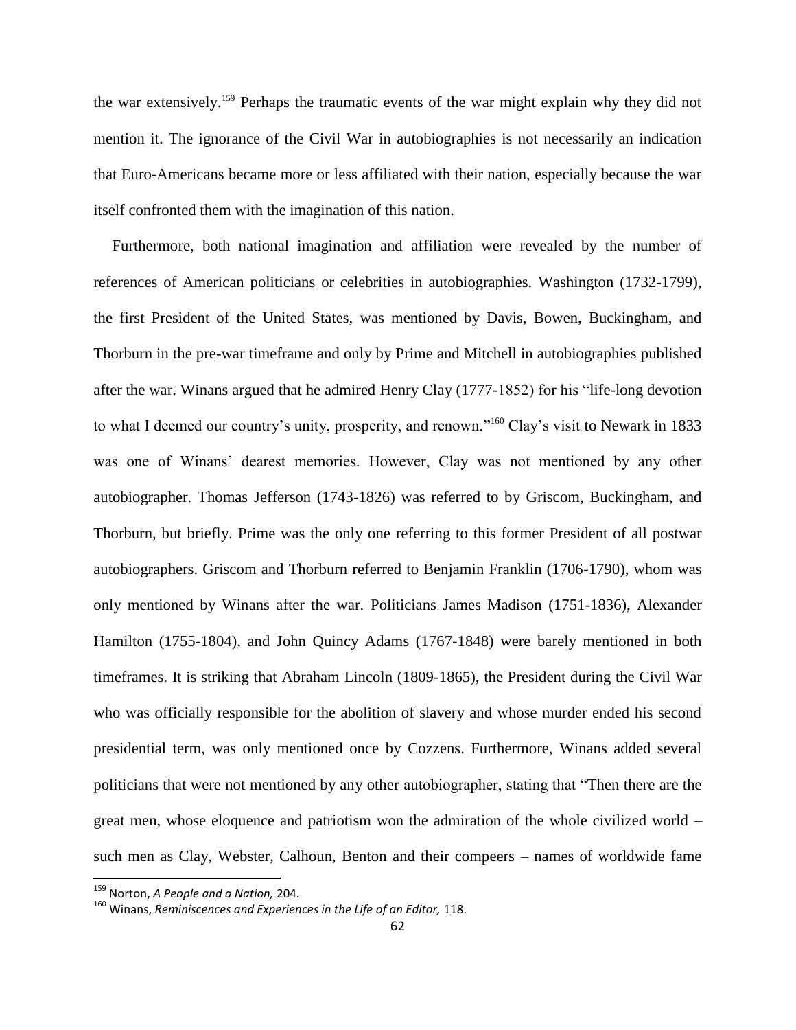the war extensively.[159] Perhaps the traumatic events of the war might explain why they did not mention it. The ignorance of the Civil War in autobiographies is not necessarily an indication that Euro-Americans became more or less affiliated with their nation, especially because the war itself confronted them with the imagination of this nation.

Furthermore, both national imagination and affiliation were revealed by the number of references of American politicians or celebrities in autobiographies. Washington (1732-1799), the first President of the United States, was mentioned by Davis, Bowen, Buckingham, and Thorburn in the pre-war timeframe and only by Prime and Mitchell in autobiographies published after the war. Winans argued that he admired Henry Clay (1777-1852) for his "life-long devotion to what I deemed our country's unity, prosperity, and renown."[160] Clay's visit to Newark in 1833 was one of Winans' dearest memories. However, Clay was not mentioned by any other autobiographer. Thomas Jefferson (1743-1826) was referred to by Griscom, Buckingham, and Thorburn, but briefly. Prime was the only one referring to this former President of all postwar autobiographers. Griscom and Thorburn referred to Benjamin Franklin (1706-1790), whom was only mentioned by Winans after the war. Politicians James Madison (1751-1836), Alexander Hamilton (1755-1804), and John Quincy Adams (1767-1848) were barely mentioned in both timeframes. It is striking that Abraham Lincoln (1809-1865), the President during the Civil War who was officially responsible for the abolition of slavery and whose murder ended his second presidential term, was only mentioned once by Cozzens. Furthermore, Winans added several politicians that were not mentioned by any other autobiographer, stating that "Then there are the great men, whose eloquence and patriotism won the admiration of the whole civilized world – such men as Clay, Webster, Calhoun, Benton and their compeers – names of worldwide fame

---

[159] Norton, *A People and a Nation,* 204.

[160] Winans, *Reminiscences and Experiences in the Life of an Editor,* 118.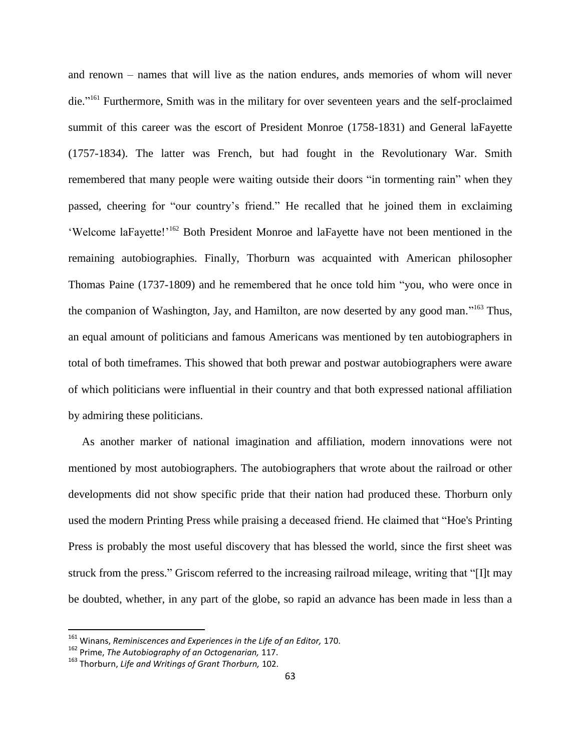and renown – names that will live as the nation endures, ands memories of whom will never die."[161] Furthermore, Smith was in the military for over seventeen years and the self-proclaimed summit of this career was the escort of President Monroe (1758-1831) and General laFayette (1757-1834). The latter was French, but had fought in the Revolutionary War. Smith remembered that many people were waiting outside their doors "in tormenting rain" when they passed, cheering for "our country's friend." He recalled that he joined them in exclaiming 'Welcome laFayette!'[162] Both President Monroe and laFayette have not been mentioned in the remaining autobiographies. Finally, Thorburn was acquainted with American philosopher Thomas Paine (1737-1809) and he remembered that he once told him "you, who were once in the companion of Washington, Jay, and Hamilton, are now deserted by any good man."[163] Thus, an equal amount of politicians and famous Americans was mentioned by ten autobiographers in total of both timeframes. This showed that both prewar and postwar autobiographers were aware of which politicians were influential in their country and that both expressed national affiliation by admiring these politicians.

As another marker of national imagination and affiliation, modern innovations were not mentioned by most autobiographers. The autobiographers that wrote about the railroad or other developments did not show specific pride that their nation had produced these. Thorburn only used the modern Printing Press while praising a deceased friend. He claimed that "Hoe's Printing Press is probably the most useful discovery that has blessed the world, since the first sheet was struck from the press." Griscom referred to the increasing railroad mileage, writing that "[I]t may be doubted, whether, in any part of the globe, so rapid an advance has been made in less than a

---

[161] Winans, *Reminiscences and Experiences in the Life of an Editor,* 170.

[162] Prime, *The Autobiography of an Octogenarian,* 117.

[163] Thorburn, *Life and Writings of Grant Thorburn,* 102.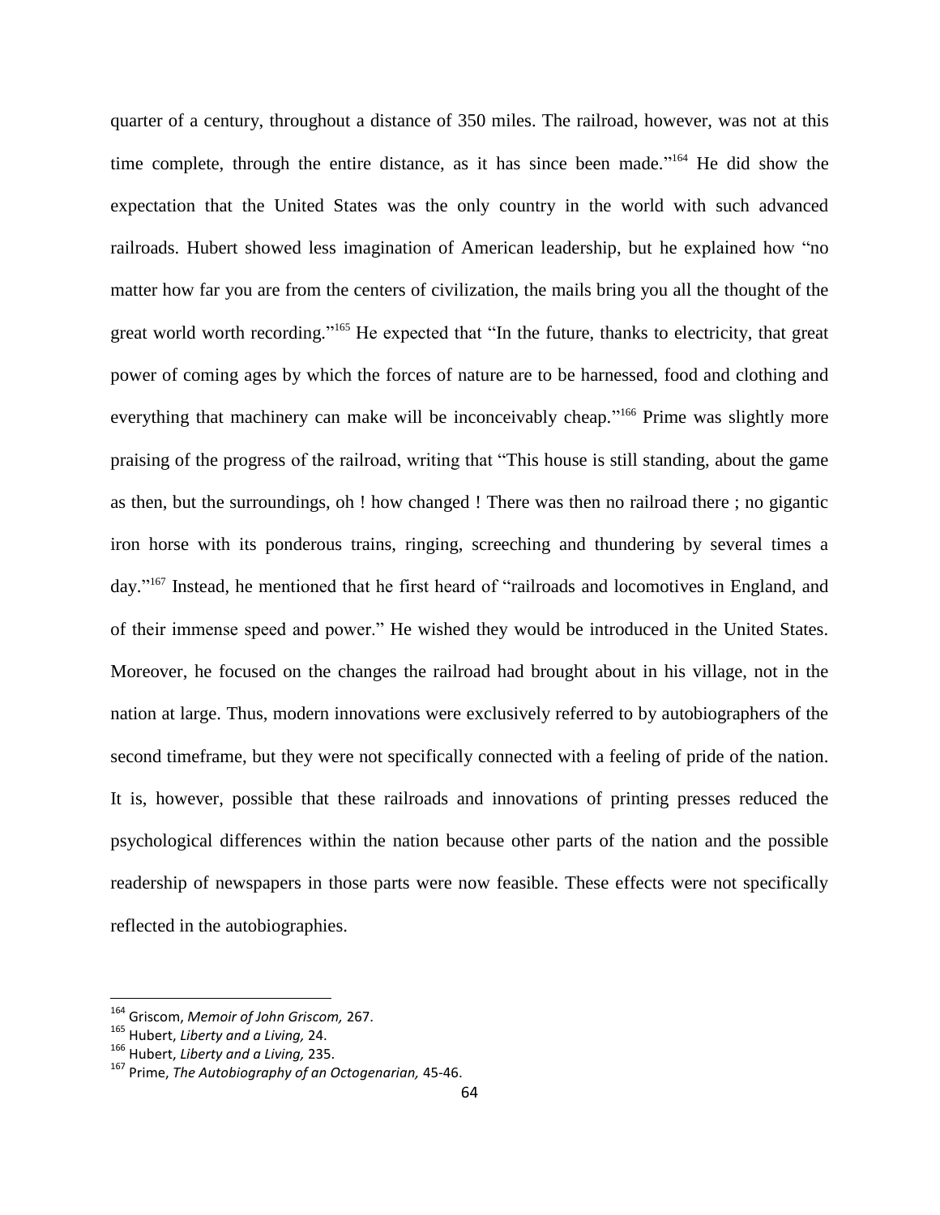quarter of a century, throughout a distance of 350 miles. The railroad, however, was not at this time complete, through the entire distance, as it has since been made."[164] He did show the expectation that the United States was the only country in the world with such advanced railroads. Hubert showed less imagination of American leadership, but he explained how "no matter how far you are from the centers of civilization, the mails bring you all the thought of the great world worth recording."[165] He expected that "In the future, thanks to electricity, that great power of coming ages by which the forces of nature are to be harnessed, food and clothing and everything that machinery can make will be inconceivably cheap."[166] Prime was slightly more praising of the progress of the railroad, writing that "This house is still standing, about the game as then, but the surroundings, oh ! how changed ! There was then no railroad there ; no gigantic iron horse with its ponderous trains, ringing, screeching and thundering by several times a day."[167] Instead, he mentioned that he first heard of "railroads and locomotives in England, and of their immense speed and power." He wished they would be introduced in the United States. Moreover, he focused on the changes the railroad had brought about in his village, not in the nation at large. Thus, modern innovations were exclusively referred to by autobiographers of the second timeframe, but they were not specifically connected with a feeling of pride of the nation. It is, however, possible that these railroads and innovations of printing presses reduced the psychological differences within the nation because other parts of the nation and the possible readership of newspapers in those parts were now feasible. These effects were not specifically reflected in the autobiographies.

---

[164] Griscom, *Memoir of John Griscom,* 267.

[165] Hubert, *Liberty and a Living,* 24.

[166] Hubert, *Liberty and a Living,* 235.

[167] Prime, *The Autobiography of an Octogenarian,* 45-46.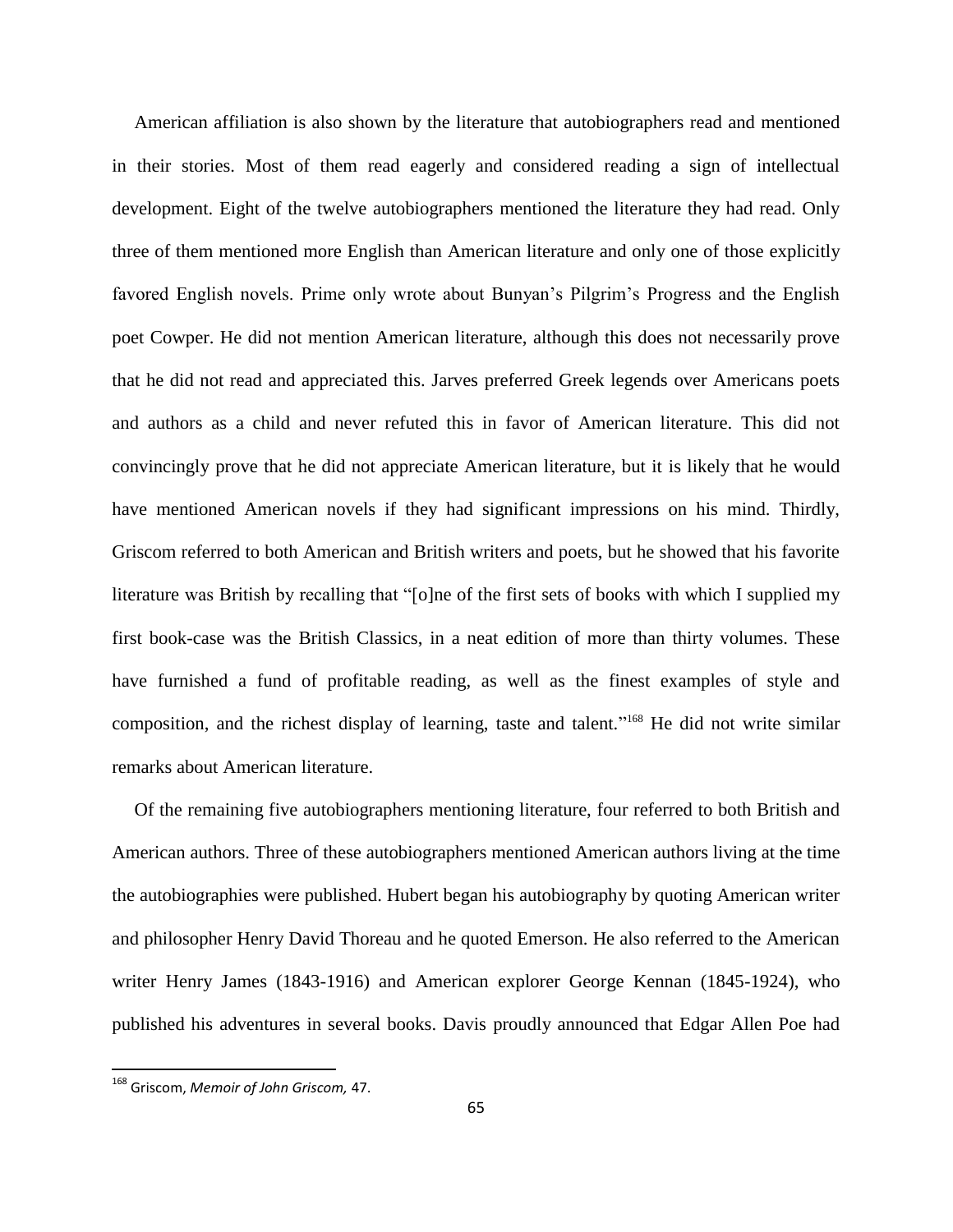American affiliation is also shown by the literature that autobiographers read and mentioned in their stories. Most of them read eagerly and considered reading a sign of intellectual development. Eight of the twelve autobiographers mentioned the literature they had read. Only three of them mentioned more English than American literature and only one of those explicitly favored English novels. Prime only wrote about Bunyan's Pilgrim's Progress and the English poet Cowper. He did not mention American literature, although this does not necessarily prove that he did not read and appreciated this. Jarves preferred Greek legends over Americans poets and authors as a child and never refuted this in favor of American literature. This did not convincingly prove that he did not appreciate American literature, but it is likely that he would have mentioned American novels if they had significant impressions on his mind. Thirdly, Griscom referred to both American and British writers and poets, but he showed that his favorite literature was British by recalling that "[o]ne of the first sets of books with which I supplied my first book-case was the British Classics, in a neat edition of more than thirty volumes. These have furnished a fund of profitable reading, as well as the finest examples of style and composition, and the richest display of learning, taste and talent."[168] He did not write similar remarks about American literature.

Of the remaining five autobiographers mentioning literature, four referred to both British and American authors. Three of these autobiographers mentioned American authors living at the time the autobiographies were published. Hubert began his autobiography by quoting American writer and philosopher Henry David Thoreau and he quoted Emerson. He also referred to the American writer Henry James (1843-1916) and American explorer George Kennan (1845-1924), who published his adventures in several books. Davis proudly announced that Edgar Allen Poe had

[168] Griscom, *Memoir of John Griscom,* 47.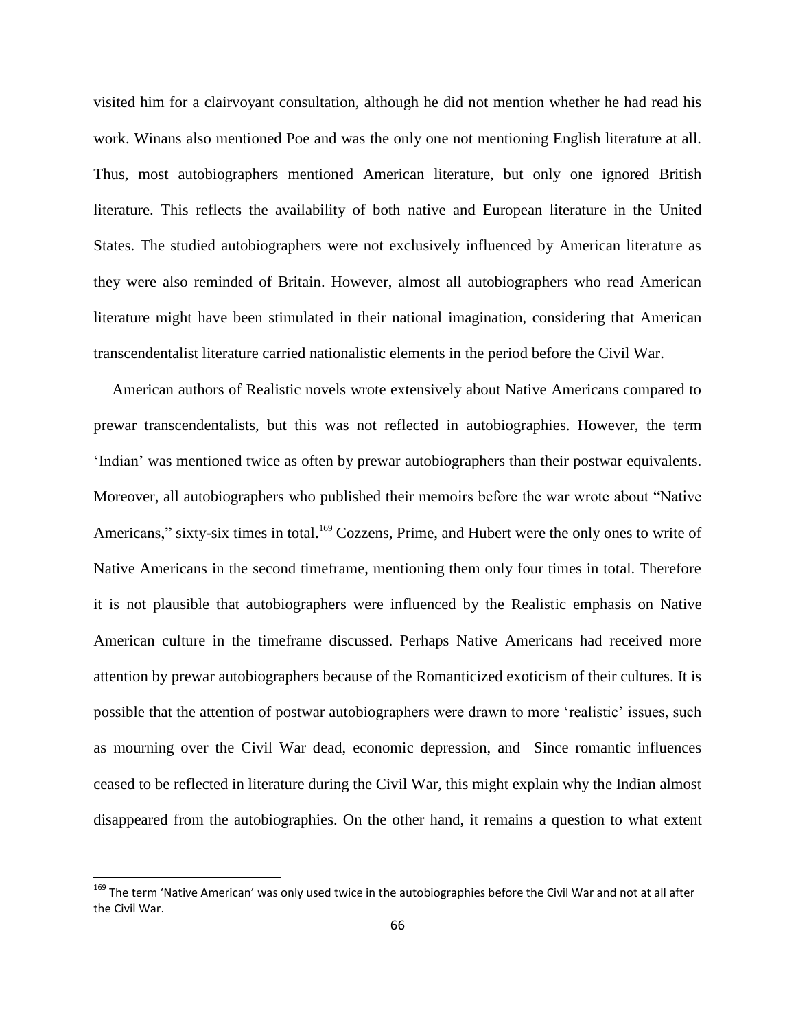visited him for a clairvoyant consultation, although he did not mention whether he had read his work. Winans also mentioned Poe and was the only one not mentioning English literature at all. Thus, most autobiographers mentioned American literature, but only one ignored British literature. This reflects the availability of both native and European literature in the United States. The studied autobiographers were not exclusively influenced by American literature as they were also reminded of Britain. However, almost all autobiographers who read American literature might have been stimulated in their national imagination, considering that American transcendentalist literature carried nationalistic elements in the period before the Civil War.

American authors of Realistic novels wrote extensively about Native Americans compared to prewar transcendentalists, but this was not reflected in autobiographies. However, the term 'Indian' was mentioned twice as often by prewar autobiographers than their postwar equivalents. Moreover, all autobiographers who published their memoirs before the war wrote about "Native Americans," sixty-six times in total.[169] Cozzens, Prime, and Hubert were the only ones to write of Native Americans in the second timeframe, mentioning them only four times in total. Therefore it is not plausible that autobiographers were influenced by the Realistic emphasis on Native American culture in the timeframe discussed. Perhaps Native Americans had received more attention by prewar autobiographers because of the Romanticized exoticism of their cultures. It is possible that the attention of postwar autobiographers were drawn to more 'realistic' issues, such as mourning over the Civil War dead, economic depression, and Since romantic influences ceased to be reflected in literature during the Civil War, this might explain why the Indian almost disappeared from the autobiographies. On the other hand, it remains a question to what extent

[169] The term 'Native American' was only used twice in the autobiographies before the Civil War and not at all after the Civil War.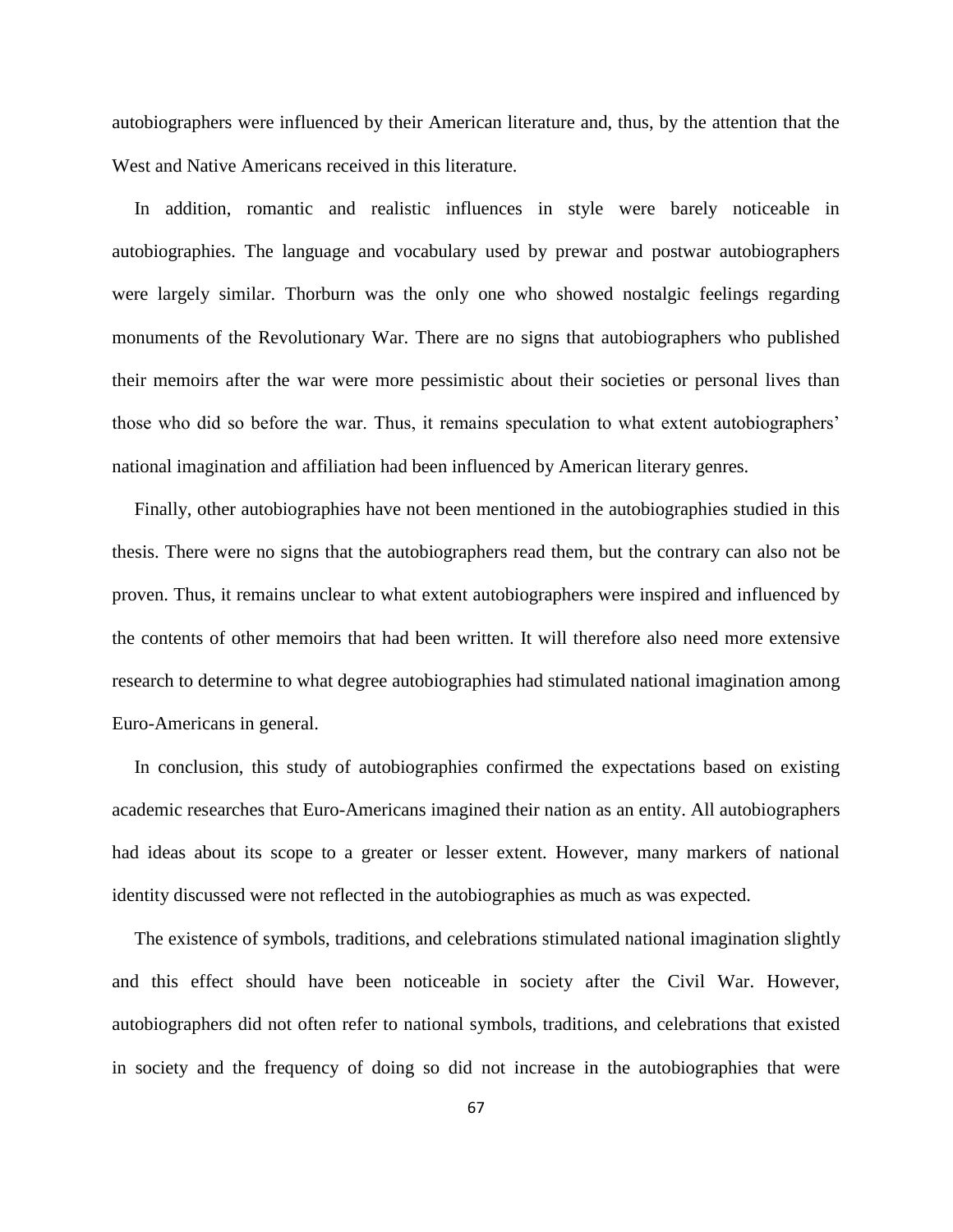autobiographers were influenced by their American literature and, thus, by the attention that the West and Native Americans received in this literature.

In addition, romantic and realistic influences in style were barely noticeable in autobiographies. The language and vocabulary used by prewar and postwar autobiographers were largely similar. Thorburn was the only one who showed nostalgic feelings regarding monuments of the Revolutionary War. There are no signs that autobiographers who published their memoirs after the war were more pessimistic about their societies or personal lives than those who did so before the war. Thus, it remains speculation to what extent autobiographers' national imagination and affiliation had been influenced by American literary genres.

Finally, other autobiographies have not been mentioned in the autobiographies studied in this thesis. There were no signs that the autobiographers read them, but the contrary can also not be proven. Thus, it remains unclear to what extent autobiographers were inspired and influenced by the contents of other memoirs that had been written. It will therefore also need more extensive research to determine to what degree autobiographies had stimulated national imagination among Euro-Americans in general.

In conclusion, this study of autobiographies confirmed the expectations based on existing academic researches that Euro-Americans imagined their nation as an entity. All autobiographers had ideas about its scope to a greater or lesser extent. However, many markers of national identity discussed were not reflected in the autobiographies as much as was expected.

The existence of symbols, traditions, and celebrations stimulated national imagination slightly and this effect should have been noticeable in society after the Civil War. However, autobiographers did not often refer to national symbols, traditions, and celebrations that existed in society and the frequency of doing so did not increase in the autobiographies that were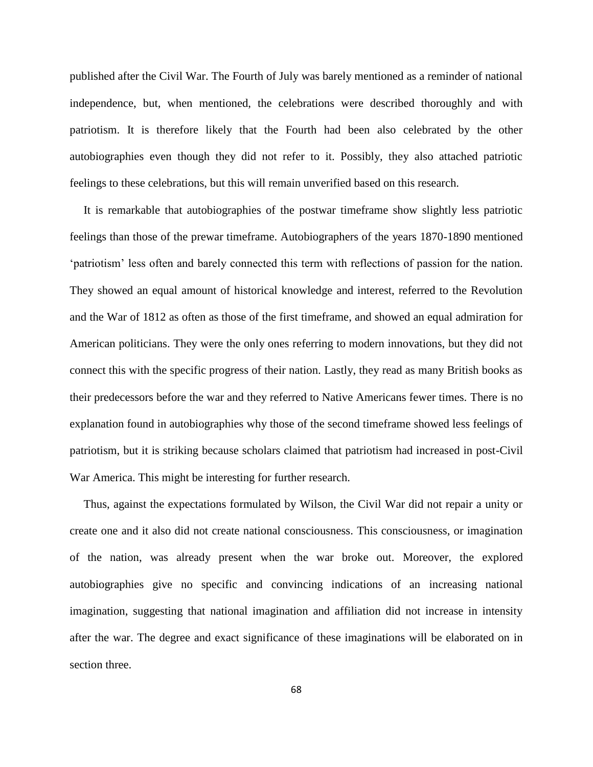published after the Civil War. The Fourth of July was barely mentioned as a reminder of national independence, but, when mentioned, the celebrations were described thoroughly and with patriotism. It is therefore likely that the Fourth had been also celebrated by the other autobiographies even though they did not refer to it. Possibly, they also attached patriotic feelings to these celebrations, but this will remain unverified based on this research.

It is remarkable that autobiographies of the postwar timeframe show slightly less patriotic feelings than those of the prewar timeframe. Autobiographers of the years 1870-1890 mentioned 'patriotism' less often and barely connected this term with reflections of passion for the nation. They showed an equal amount of historical knowledge and interest, referred to the Revolution and the War of 1812 as often as those of the first timeframe, and showed an equal admiration for American politicians. They were the only ones referring to modern innovations, but they did not connect this with the specific progress of their nation. Lastly, they read as many British books as their predecessors before the war and they referred to Native Americans fewer times. There is no explanation found in autobiographies why those of the second timeframe showed less feelings of patriotism, but it is striking because scholars claimed that patriotism had increased in post-Civil War America. This might be interesting for further research.

Thus, against the expectations formulated by Wilson, the Civil War did not repair a unity or create one and it also did not create national consciousness. This consciousness, or imagination of the nation, was already present when the war broke out. Moreover, the explored autobiographies give no specific and convincing indications of an increasing national imagination, suggesting that national imagination and affiliation did not increase in intensity after the war. The degree and exact significance of these imaginations will be elaborated on in section three.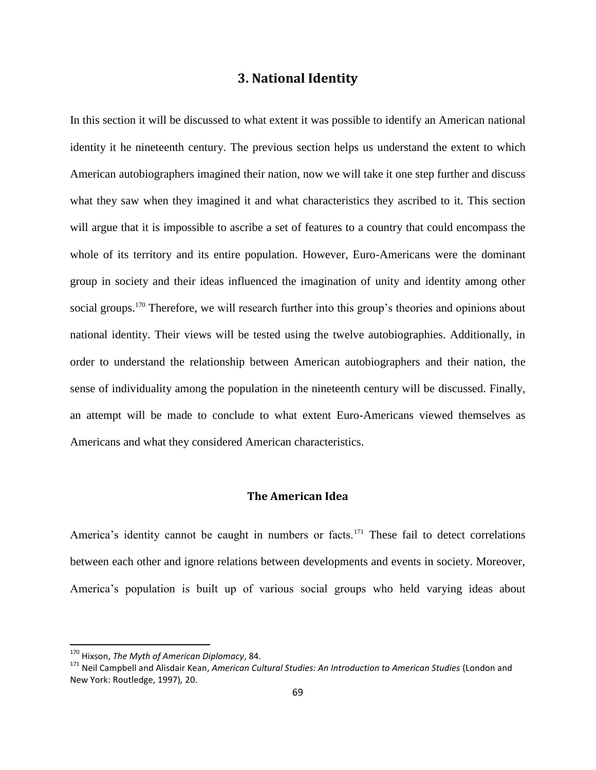# 3. National Identity

In this section it will be discussed to what extent it was possible to identify an American national identity it he nineteenth century. The previous section helps us understand the extent to which American autobiographers imagined their nation, now we will take it one step further and discuss what they saw when they imagined it and what characteristics they ascribed to it. This section will argue that it is impossible to ascribe a set of features to a country that could encompass the whole of its territory and its entire population. However, Euro-Americans were the dominant group in society and their ideas influenced the imagination of unity and identity among other social groups.[170] Therefore, we will research further into this group's theories and opinions about national identity. Their views will be tested using the twelve autobiographies. Additionally, in order to understand the relationship between American autobiographers and their nation, the sense of individuality among the population in the nineteenth century will be discussed. Finally, an attempt will be made to conclude to what extent Euro-Americans viewed themselves as Americans and what they considered American characteristics.

## The American Idea

America's identity cannot be caught in numbers or facts.[171] These fail to detect correlations between each other and ignore relations between developments and events in society. Moreover, America's population is built up of various social groups who held varying ideas about

---

[170] Hixson, *The Myth of American Diplomacy*, 84.

[171] Neil Campbell and Alisdair Kean, *American Cultural Studies: An Introduction to American Studies* (London and New York: Routledge, 1997), 20.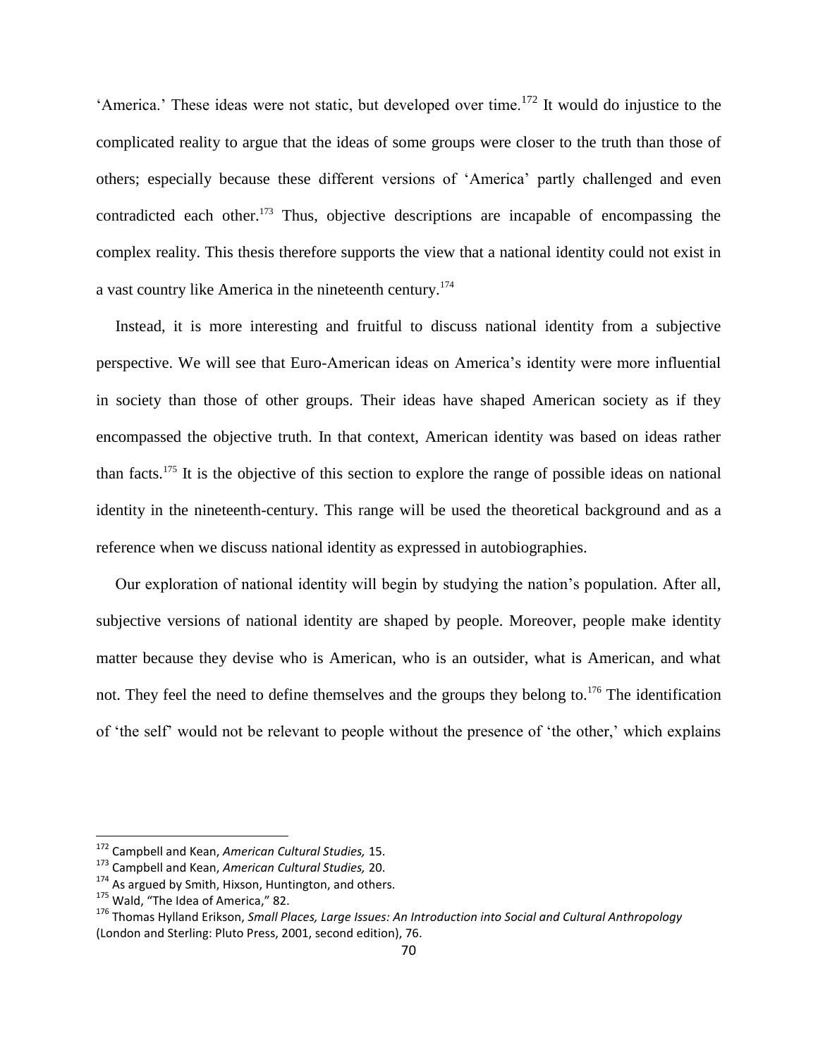'America.' These ideas were not static, but developed over time.[172] It would do injustice to the complicated reality to argue that the ideas of some groups were closer to the truth than those of others; especially because these different versions of 'America' partly challenged and even contradicted each other.[173] Thus, objective descriptions are incapable of encompassing the complex reality. This thesis therefore supports the view that a national identity could not exist in a vast country like America in the nineteenth century.[174]

Instead, it is more interesting and fruitful to discuss national identity from a subjective perspective. We will see that Euro-American ideas on America's identity were more influential in society than those of other groups. Their ideas have shaped American society as if they encompassed the objective truth. In that context, American identity was based on ideas rather than facts.[175] It is the objective of this section to explore the range of possible ideas on national identity in the nineteenth-century. This range will be used the theoretical background and as a reference when we discuss national identity as expressed in autobiographies.

Our exploration of national identity will begin by studying the nation's population. After all, subjective versions of national identity are shaped by people. Moreover, people make identity matter because they devise who is American, who is an outsider, what is American, and what not. They feel the need to define themselves and the groups they belong to.[176] The identification of 'the self' would not be relevant to people without the presence of 'the other,' which explains

---

[172] Campbell and Kean, *American Cultural Studies,* 15.

[173] Campbell and Kean, *American Cultural Studies,* 20.

[174] As argued by Smith, Hixson, Huntington, and others.

[175] Wald, "The Idea of America," 82.

[176] Thomas Hylland Erikson, *Small Places, Large Issues: An Introduction into Social and Cultural Anthropology* (London and Sterling: Pluto Press, 2001, second edition), 76.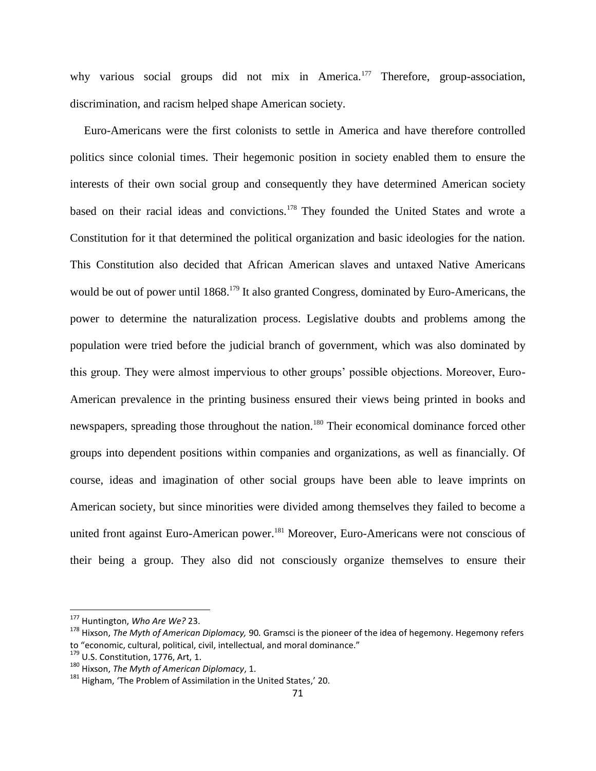why various social groups did not mix in America.[177] Therefore, group-association, discrimination, and racism helped shape American society.

Euro-Americans were the first colonists to settle in America and have therefore controlled politics since colonial times. Their hegemonic position in society enabled them to ensure the interests of their own social group and consequently they have determined American society based on their racial ideas and convictions.[178] They founded the United States and wrote a Constitution for it that determined the political organization and basic ideologies for the nation. This Constitution also decided that African American slaves and untaxed Native Americans would be out of power until 1868.[179] It also granted Congress, dominated by Euro-Americans, the power to determine the naturalization process. Legislative doubts and problems among the population were tried before the judicial branch of government, which was also dominated by this group. They were almost impervious to other groups' possible objections. Moreover, Euro-American prevalence in the printing business ensured their views being printed in books and newspapers, spreading those throughout the nation.[180] Their economical dominance forced other groups into dependent positions within companies and organizations, as well as financially. Of course, ideas and imagination of other social groups have been able to leave imprints on American society, but since minorities were divided among themselves they failed to become a united front against Euro-American power.[181] Moreover, Euro-Americans were not conscious of their being a group. They also did not consciously organize themselves to ensure their

---

[177] Huntington, *Who Are We?* 23.

[178] Hixson, *The Myth of American Diplomacy,* 90. Gramsci is the pioneer of the idea of hegemony. Hegemony refers to "economic, cultural, political, civil, intellectual, and moral dominance."

[179] U.S. Constitution, 1776, Art, 1.

[180] Hixson, *The Myth of American Diplomacy*, 1.

[181] Higham, 'The Problem of Assimilation in the United States,' 20.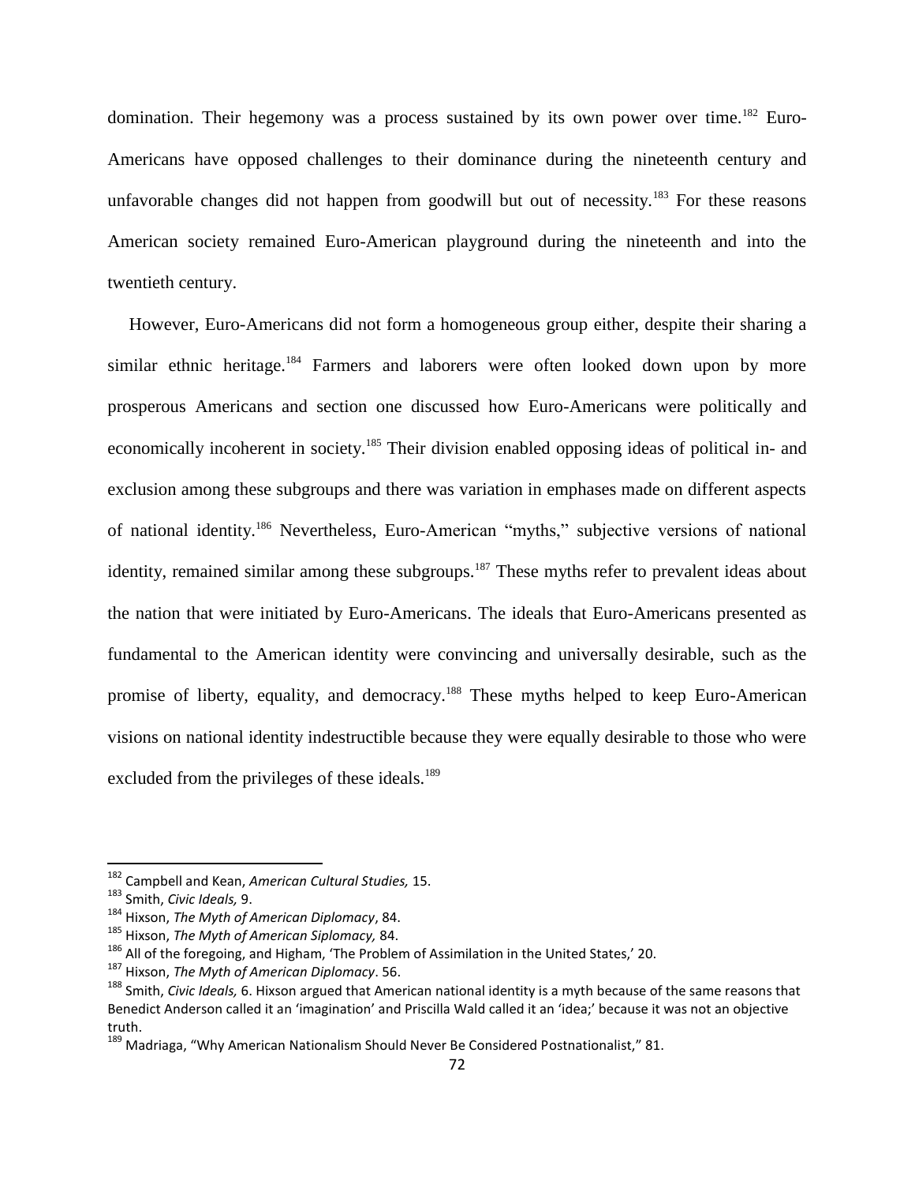domination. Their hegemony was a process sustained by its own power over time.[182] Euro-Americans have opposed challenges to their dominance during the nineteenth century and unfavorable changes did not happen from goodwill but out of necessity.[183] For these reasons American society remained Euro-American playground during the nineteenth and into the twentieth century.

However, Euro-Americans did not form a homogeneous group either, despite their sharing a similar ethnic heritage.[184] Farmers and laborers were often looked down upon by more prosperous Americans and section one discussed how Euro-Americans were politically and economically incoherent in society.[185] Their division enabled opposing ideas of political in- and exclusion among these subgroups and there was variation in emphases made on different aspects of national identity.[186] Nevertheless, Euro-American "myths," subjective versions of national identity, remained similar among these subgroups.[187] These myths refer to prevalent ideas about the nation that were initiated by Euro-Americans. The ideals that Euro-Americans presented as fundamental to the American identity were convincing and universally desirable, such as the promise of liberty, equality, and democracy.[188] These myths helped to keep Euro-American visions on national identity indestructible because they were equally desirable to those who were excluded from the privileges of these ideals.[189]

---

[182] Campbell and Kean, *American Cultural Studies,* 15.

[183] Smith, *Civic Ideals,* 9.

[184] Hixson, *The Myth of American Diplomacy*, 84.

[185] Hixson, *The Myth of American Siplomacy,* 84.

[186] All of the foregoing, and Higham, 'The Problem of Assimilation in the United States,' 20.

[187] Hixson, *The Myth of American Diplomacy*. 56.

[188] Smith, *Civic Ideals,* 6. Hixson argued that American national identity is a myth because of the same reasons that Benedict Anderson called it an 'imagination' and Priscilla Wald called it an 'idea;' because it was not an objective truth.

[189] Madriaga, "Why American Nationalism Should Never Be Considered Postnationalist," 81.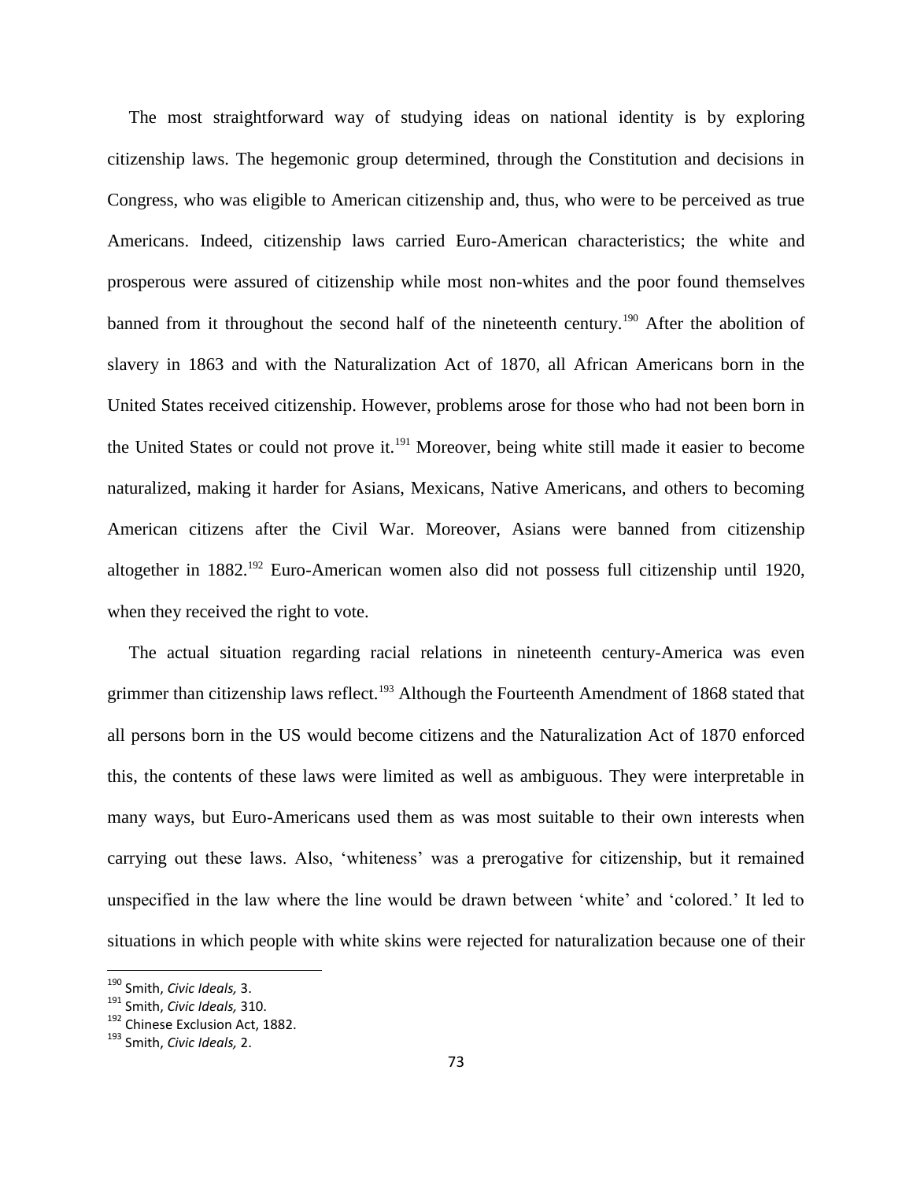The most straightforward way of studying ideas on national identity is by exploring citizenship laws. The hegemonic group determined, through the Constitution and decisions in Congress, who was eligible to American citizenship and, thus, who were to be perceived as true Americans. Indeed, citizenship laws carried Euro-American characteristics; the white and prosperous were assured of citizenship while most non-whites and the poor found themselves banned from it throughout the second half of the nineteenth century.[190] After the abolition of slavery in 1863 and with the Naturalization Act of 1870, all African Americans born in the United States received citizenship. However, problems arose for those who had not been born in the United States or could not prove it.[191] Moreover, being white still made it easier to become naturalized, making it harder for Asians, Mexicans, Native Americans, and others to becoming American citizens after the Civil War. Moreover, Asians were banned from citizenship altogether in 1882.[192] Euro-American women also did not possess full citizenship until 1920, when they received the right to vote.

The actual situation regarding racial relations in nineteenth century-America was even grimmer than citizenship laws reflect.[193] Although the Fourteenth Amendment of 1868 stated that all persons born in the US would become citizens and the Naturalization Act of 1870 enforced this, the contents of these laws were limited as well as ambiguous. They were interpretable in many ways, but Euro-Americans used them as was most suitable to their own interests when carrying out these laws. Also, 'whiteness' was a prerogative for citizenship, but it remained unspecified in the law where the line would be drawn between 'white' and 'colored.' It led to situations in which people with white skins were rejected for naturalization because one of their

---

[190] Smith, *Civic Ideals,* 3.

[191] Smith, *Civic Ideals,* 310.

[192] Chinese Exclusion Act, 1882.

[193] Smith, *Civic Ideals,* 2.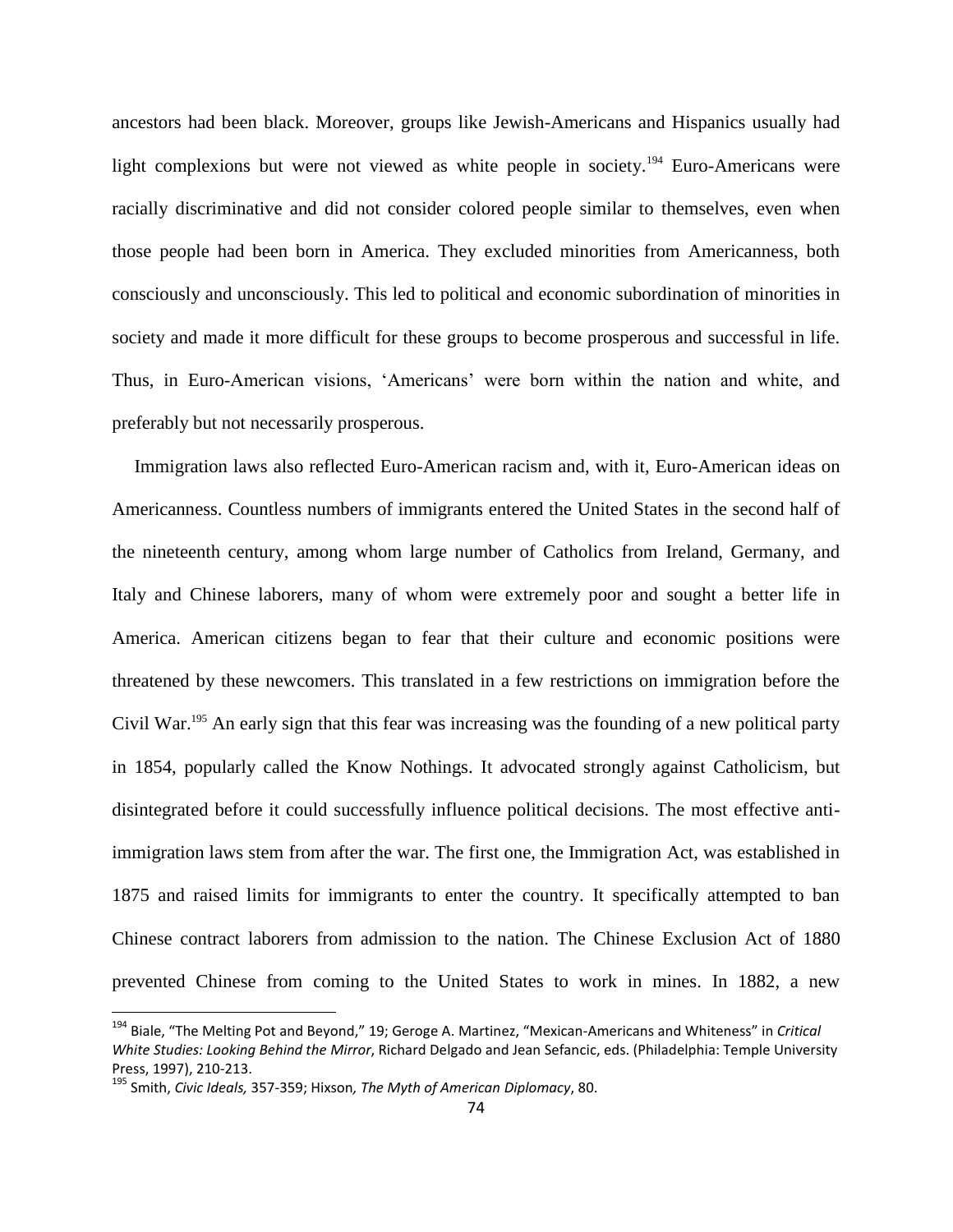ancestors had been black. Moreover, groups like Jewish-Americans and Hispanics usually had light complexions but were not viewed as white people in society.[194] Euro-Americans were racially discriminative and did not consider colored people similar to themselves, even when those people had been born in America. They excluded minorities from Americanness, both consciously and unconsciously. This led to political and economic subordination of minorities in society and made it more difficult for these groups to become prosperous and successful in life. Thus, in Euro-American visions, 'Americans' were born within the nation and white, and preferably but not necessarily prosperous.

Immigration laws also reflected Euro-American racism and, with it, Euro-American ideas on Americanness. Countless numbers of immigrants entered the United States in the second half of the nineteenth century, among whom large number of Catholics from Ireland, Germany, and Italy and Chinese laborers, many of whom were extremely poor and sought a better life in America. American citizens began to fear that their culture and economic positions were threatened by these newcomers. This translated in a few restrictions on immigration before the Civil War.[195] An early sign that this fear was increasing was the founding of a new political party in 1854, popularly called the Know Nothings. It advocated strongly against Catholicism, but disintegrated before it could successfully influence political decisions. The most effective anti-immigration laws stem from after the war. The first one, the Immigration Act, was established in 1875 and raised limits for immigrants to enter the country. It specifically attempted to ban Chinese contract laborers from admission to the nation. The Chinese Exclusion Act of 1880 prevented Chinese from coming to the United States to work in mines. In 1882, a new

---

[194] Biale, "The Melting Pot and Beyond," 19; Geroge A. Martinez, "Mexican-Americans and Whiteness" in *Critical White Studies: Looking Behind the Mirror*, Richard Delgado and Jean Sefancic, eds. (Philadelphia: Temple University Press, 1997), 210-213.

[195] Smith, *Civic Ideals,* 357-359; Hixson, *The Myth of American Diplomacy*, 80.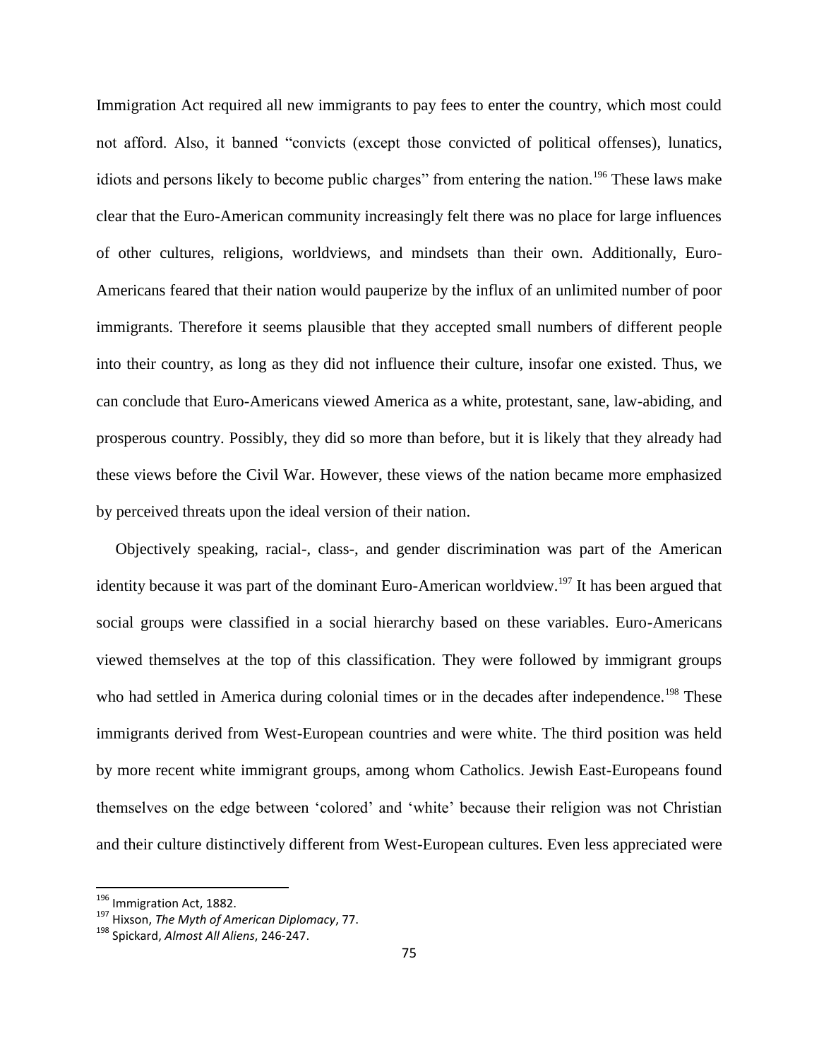Immigration Act required all new immigrants to pay fees to enter the country, which most could not afford. Also, it banned "convicts (except those convicted of political offenses), lunatics, idiots and persons likely to become public charges" from entering the nation.[196] These laws make clear that the Euro-American community increasingly felt there was no place for large influences of other cultures, religions, worldviews, and mindsets than their own. Additionally, Euro-Americans feared that their nation would pauperize by the influx of an unlimited number of poor immigrants. Therefore it seems plausible that they accepted small numbers of different people into their country, as long as they did not influence their culture, insofar one existed. Thus, we can conclude that Euro-Americans viewed America as a white, protestant, sane, law-abiding, and prosperous country. Possibly, they did so more than before, but it is likely that they already had these views before the Civil War. However, these views of the nation became more emphasized by perceived threats upon the ideal version of their nation.

Objectively speaking, racial-, class-, and gender discrimination was part of the American identity because it was part of the dominant Euro-American worldview.[197] It has been argued that social groups were classified in a social hierarchy based on these variables. Euro-Americans viewed themselves at the top of this classification. They were followed by immigrant groups who had settled in America during colonial times or in the decades after independence.[198] These immigrants derived from West-European countries and were white. The third position was held by more recent white immigrant groups, among whom Catholics. Jewish East-Europeans found themselves on the edge between 'colored' and 'white' because their religion was not Christian and their culture distinctively different from West-European cultures. Even less appreciated were

[196] Immigration Act, 1882.
[197] Hixson, *The Myth of American Diplomacy*, 77.
[198] Spickard, *Almost All Aliens*, 246-247.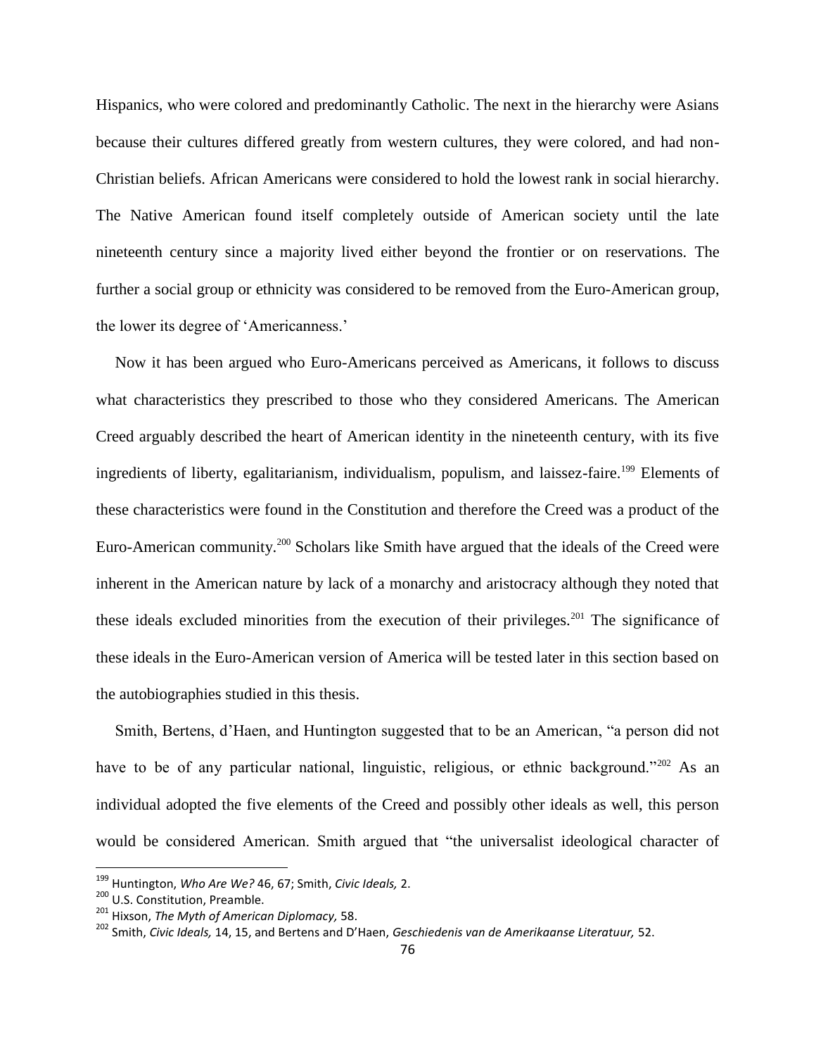Hispanics, who were colored and predominantly Catholic. The next in the hierarchy were Asians because their cultures differed greatly from western cultures, they were colored, and had non-Christian beliefs. African Americans were considered to hold the lowest rank in social hierarchy. The Native American found itself completely outside of American society until the late nineteenth century since a majority lived either beyond the frontier or on reservations. The further a social group or ethnicity was considered to be removed from the Euro-American group, the lower its degree of 'Americanness.'

Now it has been argued who Euro-Americans perceived as Americans, it follows to discuss what characteristics they prescribed to those who they considered Americans. The American Creed arguably described the heart of American identity in the nineteenth century, with its five ingredients of liberty, egalitarianism, individualism, populism, and laissez-faire.[199] Elements of these characteristics were found in the Constitution and therefore the Creed was a product of the Euro-American community.[200] Scholars like Smith have argued that the ideals of the Creed were inherent in the American nature by lack of a monarchy and aristocracy although they noted that these ideals excluded minorities from the execution of their privileges.[201] The significance of these ideals in the Euro-American version of America will be tested later in this section based on the autobiographies studied in this thesis.

Smith, Bertens, d'Haen, and Huntington suggested that to be an American, "a person did not have to be of any particular national, linguistic, religious, or ethnic background."[202] As an individual adopted the five elements of the Creed and possibly other ideals as well, this person would be considered American. Smith argued that "the universalist ideological character of

---

[199] Huntington, *Who Are We?* 46, 67; Smith, *Civic Ideals,* 2.

[200] U.S. Constitution, Preamble.

[201] Hixson, *The Myth of American Diplomacy,* 58.

[202] Smith, *Civic Ideals,* 14, 15, and Bertens and D'Haen, *Geschiedenis van de Amerikaanse Literatuur,* 52.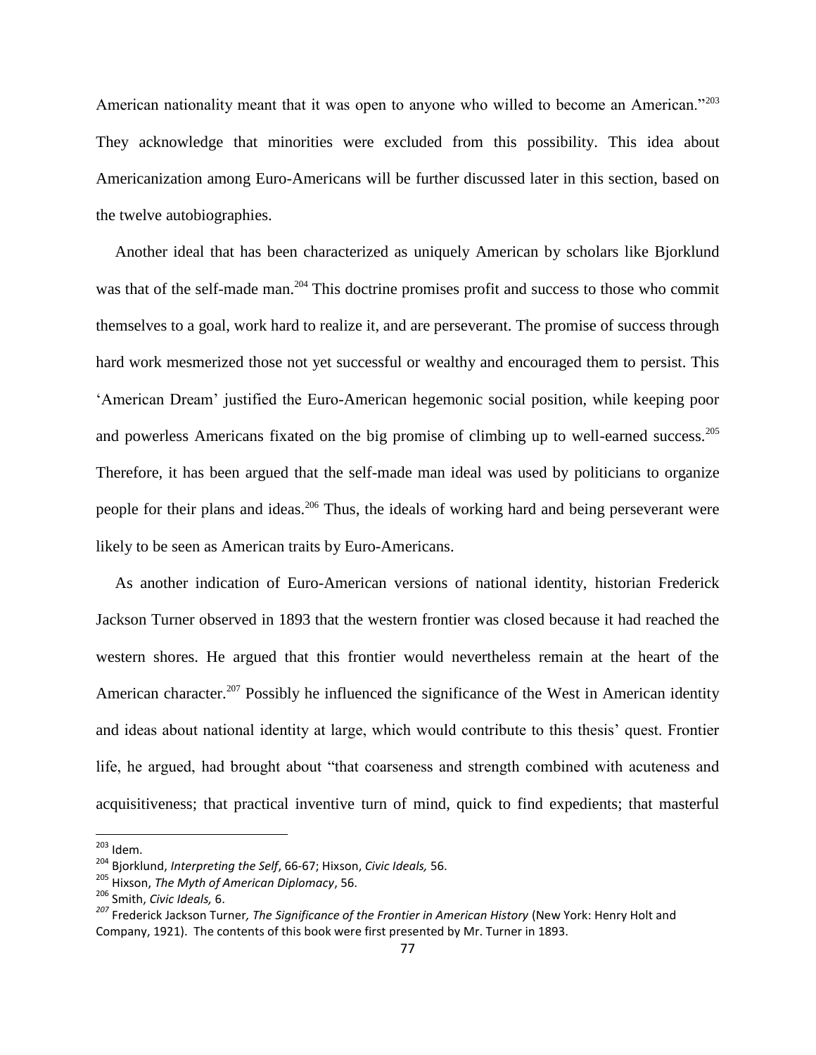American nationality meant that it was open to anyone who willed to become an American."[203] They acknowledge that minorities were excluded from this possibility. This idea about Americanization among Euro-Americans will be further discussed later in this section, based on the twelve autobiographies.

Another ideal that has been characterized as uniquely American by scholars like Bjorklund was that of the self-made man.[204] This doctrine promises profit and success to those who commit themselves to a goal, work hard to realize it, and are perseverant. The promise of success through hard work mesmerized those not yet successful or wealthy and encouraged them to persist. This 'American Dream' justified the Euro-American hegemonic social position, while keeping poor and powerless Americans fixated on the big promise of climbing up to well-earned success.[205] Therefore, it has been argued that the self-made man ideal was used by politicians to organize people for their plans and ideas.[206] Thus, the ideals of working hard and being perseverant were likely to be seen as American traits by Euro-Americans.

As another indication of Euro-American versions of national identity, historian Frederick Jackson Turner observed in 1893 that the western frontier was closed because it had reached the western shores. He argued that this frontier would nevertheless remain at the heart of the American character.[207] Possibly he influenced the significance of the West in American identity and ideas about national identity at large, which would contribute to this thesis' quest. Frontier life, he argued, had brought about "that coarseness and strength combined with acuteness and acquisitiveness; that practical inventive turn of mind, quick to find expedients; that masterful

---

[203] Idem.

[204] Bjorklund, *Interpreting the Self*, 66-67; Hixson, *Civic Ideals,* 56.

[205] Hixson, *The Myth of American Diplomacy*, 56.

[206] Smith, *Civic Ideals,* 6.

[207] Frederick Jackson Turner*, The Significance of the Frontier in American History* (New York: Henry Holt and Company, 1921). The contents of this book were first presented by Mr. Turner in 1893.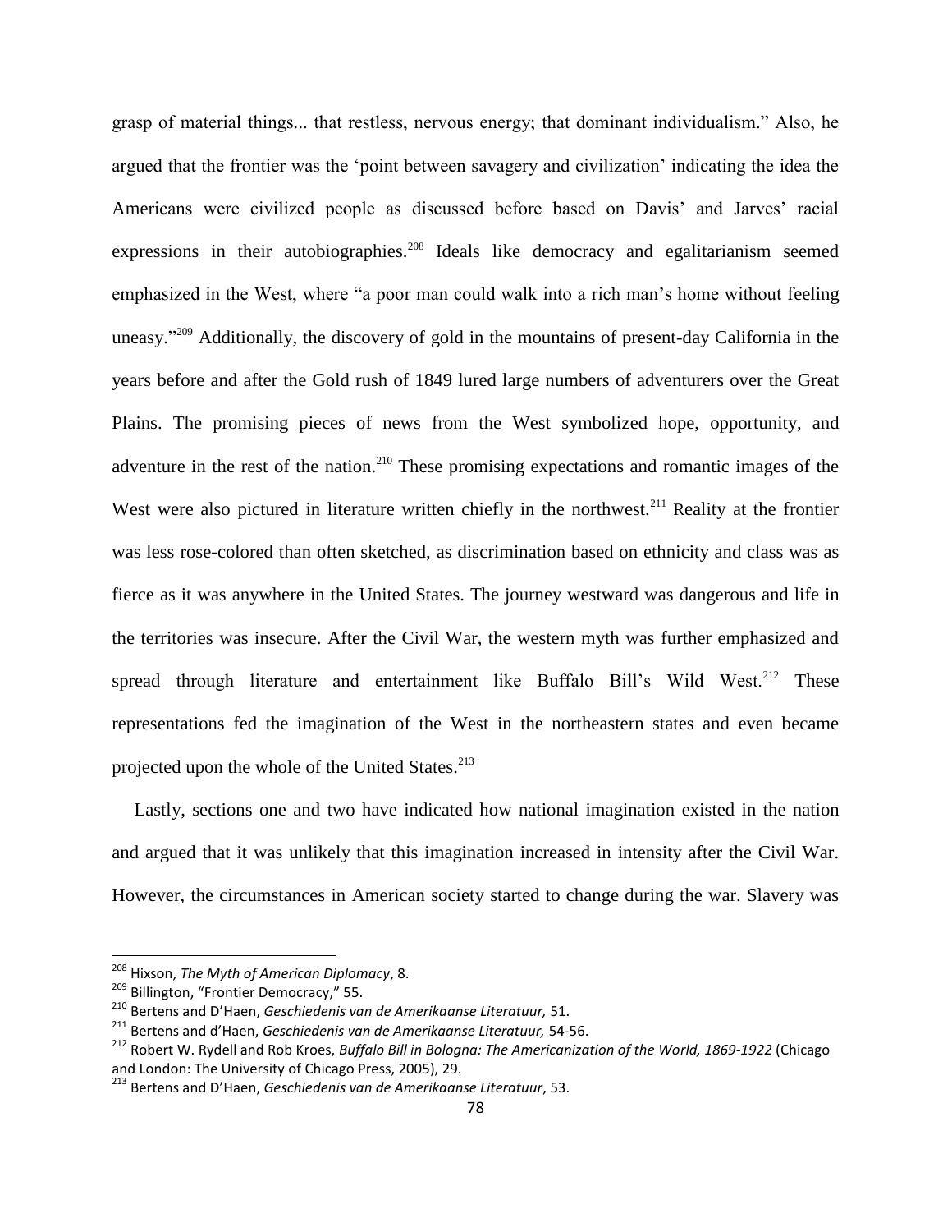grasp of material things... that restless, nervous energy; that dominant individualism." Also, he argued that the frontier was the 'point between savagery and civilization' indicating the idea the Americans were civilized people as discussed before based on Davis' and Jarves' racial expressions in their autobiographies.[208] Ideals like democracy and egalitarianism seemed emphasized in the West, where "a poor man could walk into a rich man's home without feeling uneasy."[209] Additionally, the discovery of gold in the mountains of present-day California in the years before and after the Gold rush of 1849 lured large numbers of adventurers over the Great Plains. The promising pieces of news from the West symbolized hope, opportunity, and adventure in the rest of the nation.[210] These promising expectations and romantic images of the West were also pictured in literature written chiefly in the northwest.[211] Reality at the frontier was less rose-colored than often sketched, as discrimination based on ethnicity and class was as fierce as it was anywhere in the United States. The journey westward was dangerous and life in the territories was insecure. After the Civil War, the western myth was further emphasized and spread through literature and entertainment like Buffalo Bill's Wild West.[212] These representations fed the imagination of the West in the northeastern states and even became projected upon the whole of the United States.[213]

Lastly, sections one and two have indicated how national imagination existed in the nation and argued that it was unlikely that this imagination increased in intensity after the Civil War. However, the circumstances in American society started to change during the war. Slavery was

---

[208] Hixson, *The Myth of American Diplomacy*, 8.

[209] Billington, "Frontier Democracy," 55.

[210] Bertens and D'Haen, *Geschiedenis van de Amerikaanse Literatuur,* 51.

[211] Bertens and d'Haen, *Geschiedenis van de Amerikaanse Literatuur,* 54-56.

[212] Robert W. Rydell and Rob Kroes, *Buffalo Bill in Bologna: The Americanization of the World, 1869-1922* (Chicago and London: The University of Chicago Press, 2005), 29.

[213] Bertens and D'Haen, *Geschiedenis van de Amerikaanse Literatuur*, 53.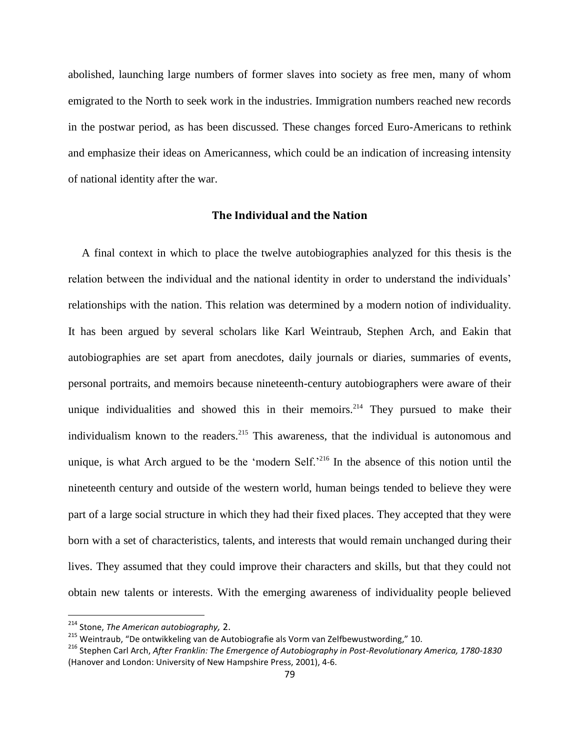abolished, launching large numbers of former slaves into society as free men, many of whom emigrated to the North to seek work in the industries. Immigration numbers reached new records in the postwar period, as has been discussed. These changes forced Euro-Americans to rethink and emphasize their ideas on Americanness, which could be an indication of increasing intensity of national identity after the war.

## The Individual and the Nation

A final context in which to place the twelve autobiographies analyzed for this thesis is the relation between the individual and the national identity in order to understand the individuals' relationships with the nation. This relation was determined by a modern notion of individuality. It has been argued by several scholars like Karl Weintraub, Stephen Arch, and Eakin that autobiographies are set apart from anecdotes, daily journals or diaries, summaries of events, personal portraits, and memoirs because nineteenth-century autobiographers were aware of their unique individualities and showed this in their memoirs.[214] They pursued to make their individualism known to the readers.[215] This awareness, that the individual is autonomous and unique, is what Arch argued to be the 'modern Self.'[216] In the absence of this notion until the nineteenth century and outside of the western world, human beings tended to believe they were part of a large social structure in which they had their fixed places. They accepted that they were born with a set of characteristics, talents, and interests that would remain unchanged during their lives. They assumed that they could improve their characters and skills, but that they could not obtain new talents or interests. With the emerging awareness of individuality people believed

---

[214] Stone, *The American autobiography,* 2.

[215] Weintraub, "De ontwikkeling van de Autobiografie als Vorm van Zelfbewustwording," 10.

[216] Stephen Carl Arch, *After Franklin: The Emergence of Autobiography in Post-Revolutionary America, 1780-1830* (Hanover and London: University of New Hampshire Press, 2001), 4-6.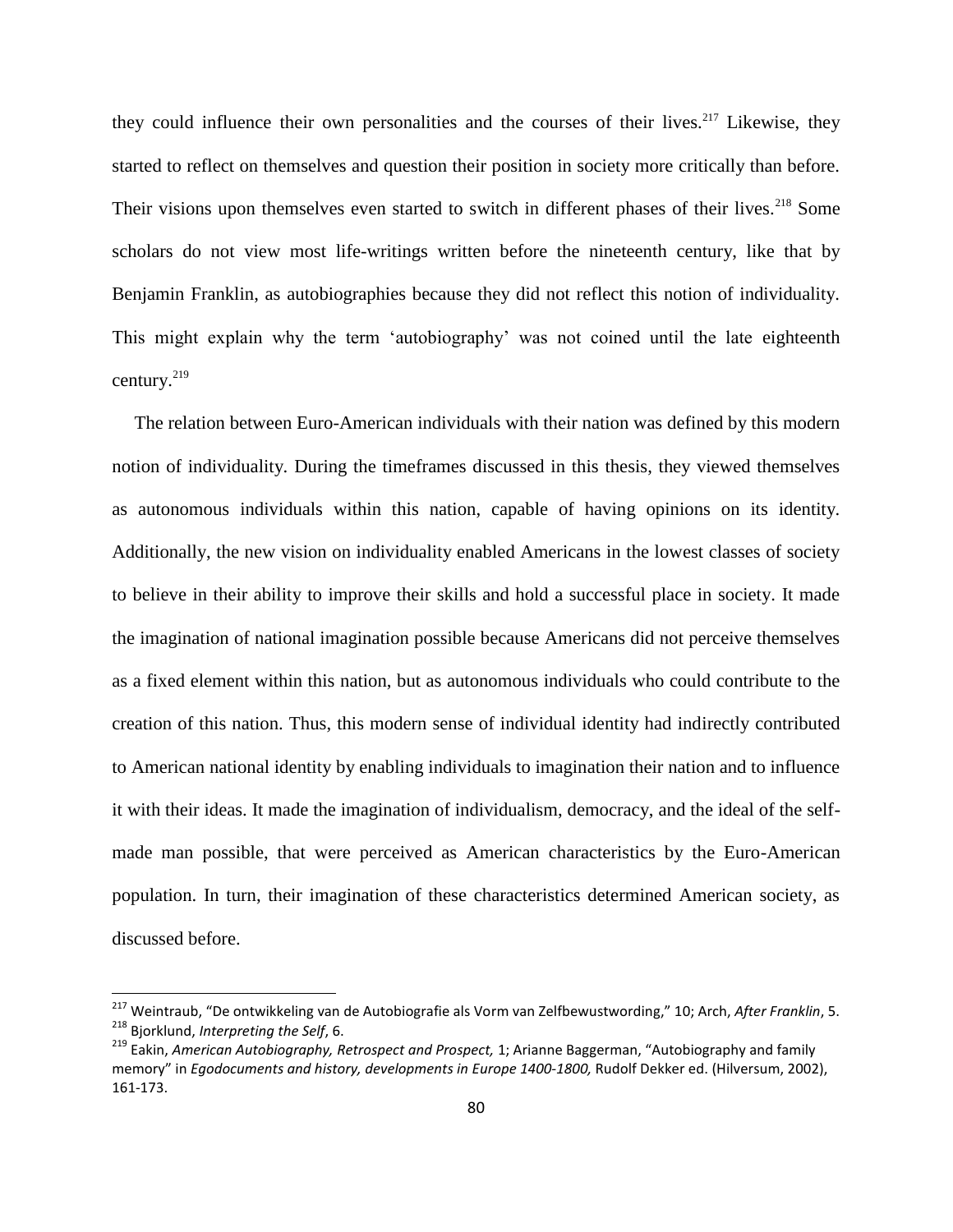they could influence their own personalities and the courses of their lives.[217] Likewise, they started to reflect on themselves and question their position in society more critically than before. Their visions upon themselves even started to switch in different phases of their lives.[218] Some scholars do not view most life-writings written before the nineteenth century, like that by Benjamin Franklin, as autobiographies because they did not reflect this notion of individuality. This might explain why the term 'autobiography' was not coined until the late eighteenth century.[219]

The relation between Euro-American individuals with their nation was defined by this modern notion of individuality. During the timeframes discussed in this thesis, they viewed themselves as autonomous individuals within this nation, capable of having opinions on its identity. Additionally, the new vision on individuality enabled Americans in the lowest classes of society to believe in their ability to improve their skills and hold a successful place in society. It made the imagination of national imagination possible because Americans did not perceive themselves as a fixed element within this nation, but as autonomous individuals who could contribute to the creation of this nation. Thus, this modern sense of individual identity had indirectly contributed to American national identity by enabling individuals to imagination their nation and to influence it with their ideas. It made the imagination of individualism, democracy, and the ideal of the self-made man possible, that were perceived as American characteristics by the Euro-American population. In turn, their imagination of these characteristics determined American society, as discussed before.

---

[217] Weintraub, "De ontwikkeling van de Autobiografie als Vorm van Zelfbewustwording," 10; Arch, *After Franklin*, 5.

[218] Bjorklund, *Interpreting the Self*, 6.

[219] Eakin, *American Autobiography, Retrospect and Prospect,* 1; Arianne Baggerman, "Autobiography and family memory" in *Egodocuments and history, developments in Europe 1400-1800,* Rudolf Dekker ed. (Hilversum, 2002), 161-173.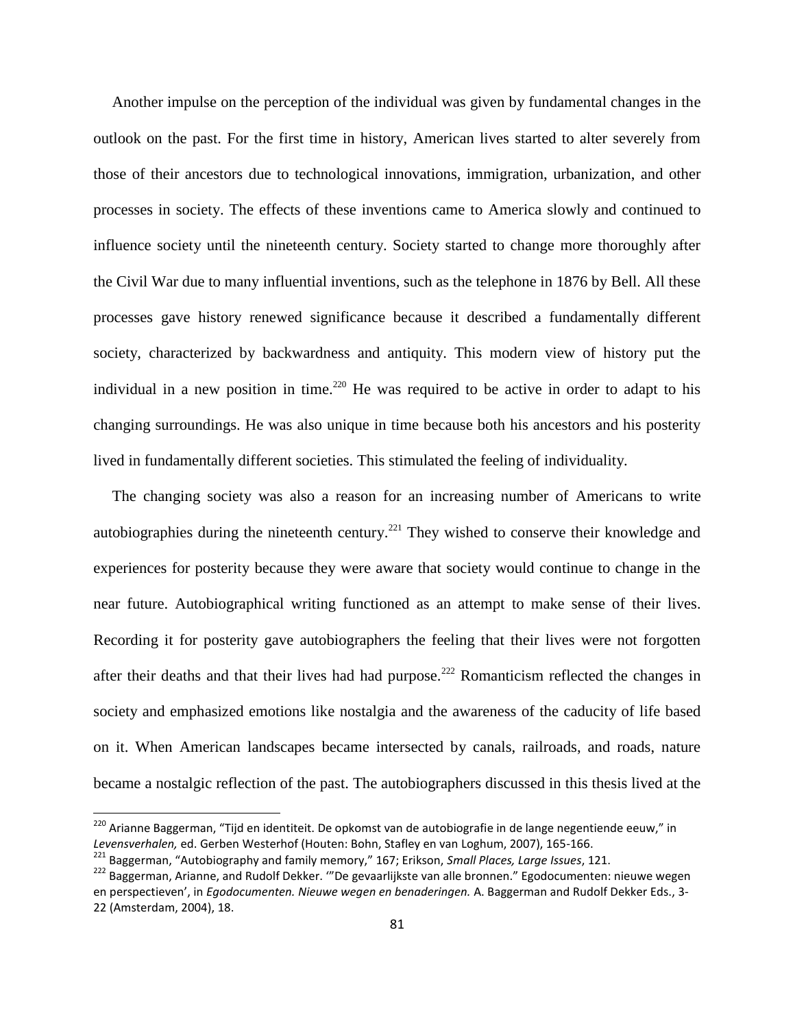Another impulse on the perception of the individual was given by fundamental changes in the outlook on the past. For the first time in history, American lives started to alter severely from those of their ancestors due to technological innovations, immigration, urbanization, and other processes in society. The effects of these inventions came to America slowly and continued to influence society until the nineteenth century. Society started to change more thoroughly after the Civil War due to many influential inventions, such as the telephone in 1876 by Bell. All these processes gave history renewed significance because it described a fundamentally different society, characterized by backwardness and antiquity. This modern view of history put the individual in a new position in time.[220] He was required to be active in order to adapt to his changing surroundings. He was also unique in time because both his ancestors and his posterity lived in fundamentally different societies. This stimulated the feeling of individuality.

The changing society was also a reason for an increasing number of Americans to write autobiographies during the nineteenth century.[221] They wished to conserve their knowledge and experiences for posterity because they were aware that society would continue to change in the near future. Autobiographical writing functioned as an attempt to make sense of their lives. Recording it for posterity gave autobiographers the feeling that their lives were not forgotten after their deaths and that their lives had had purpose.[222] Romanticism reflected the changes in society and emphasized emotions like nostalgia and the awareness of the caducity of life based on it. When American landscapes became intersected by canals, railroads, and roads, nature became a nostalgic reflection of the past. The autobiographers discussed in this thesis lived at the

---

[220] Arianne Baggerman, "Tijd en identiteit. De opkomst van de autobiografie in de lange negentiende eeuw," in *Levensverhalen,* ed. Gerben Westerhof (Houten: Bohn, Stafley en van Loghum, 2007), 165-166.

[221] Baggerman, "Autobiography and family memory," 167; Erikson, *Small Places, Large Issues*, 121.

[222] Baggerman, Arianne, and Rudolf Dekker. '"De gevaarlijkste van alle bronnen." Egodocumenten: nieuwe wegen en perspectieven', in *Egodocumenten. Nieuwe wegen en benaderingen.* A. Baggerman and Rudolf Dekker Eds., 3-22 (Amsterdam, 2004), 18.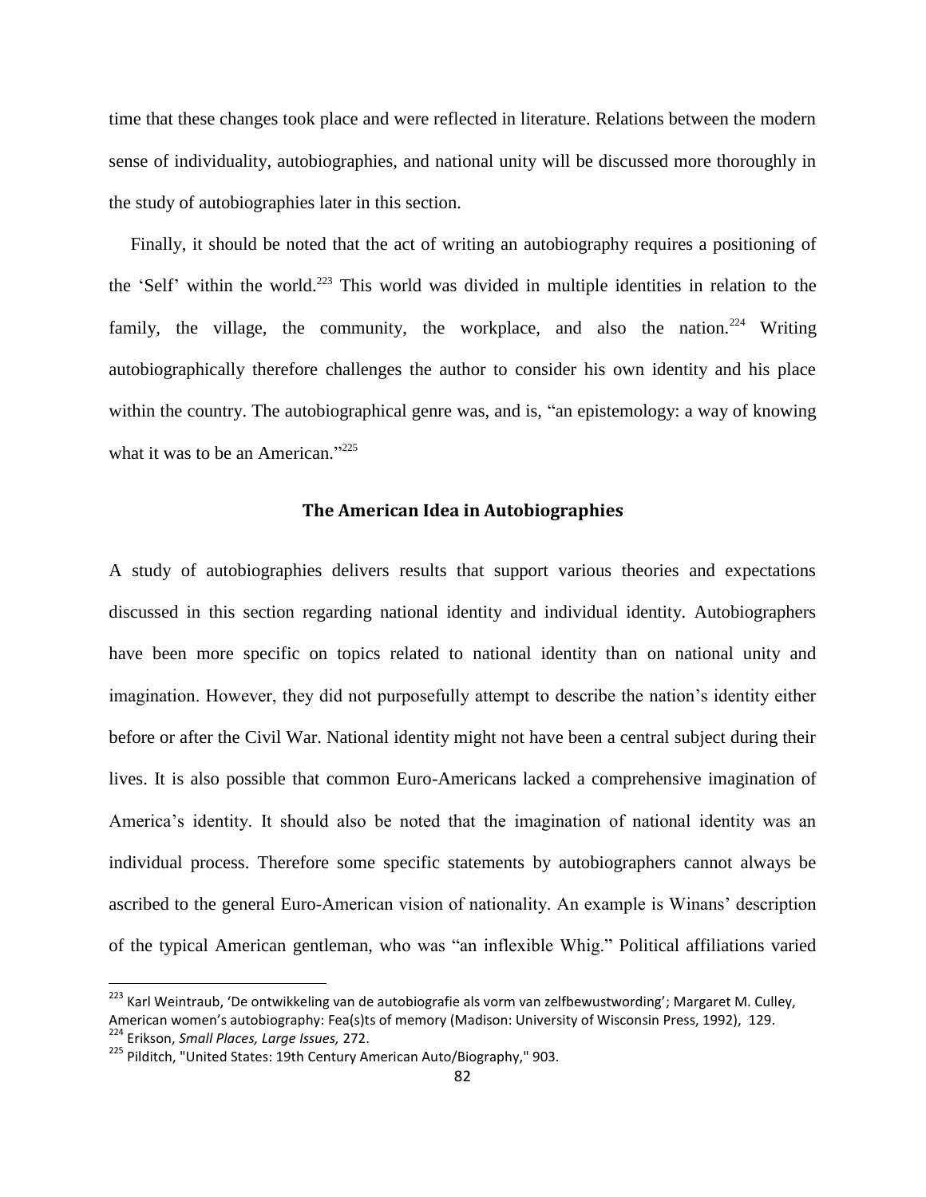time that these changes took place and were reflected in literature. Relations between the modern sense of individuality, autobiographies, and national unity will be discussed more thoroughly in the study of autobiographies later in this section.

Finally, it should be noted that the act of writing an autobiography requires a positioning of the 'Self' within the world.[223] This world was divided in multiple identities in relation to the family, the village, the community, the workplace, and also the nation.[224] Writing autobiographically therefore challenges the author to consider his own identity and his place within the country. The autobiographical genre was, and is, "an epistemology: a way of knowing what it was to be an American."[225]

## The American Idea in Autobiographies

A study of autobiographies delivers results that support various theories and expectations discussed in this section regarding national identity and individual identity. Autobiographers have been more specific on topics related to national identity than on national unity and imagination. However, they did not purposefully attempt to describe the nation's identity either before or after the Civil War. National identity might not have been a central subject during their lives. It is also possible that common Euro-Americans lacked a comprehensive imagination of America's identity. It should also be noted that the imagination of national identity was an individual process. Therefore some specific statements by autobiographers cannot always be ascribed to the general Euro-American vision of nationality. An example is Winans' description of the typical American gentleman, who was "an inflexible Whig." Political affiliations varied

---

[223] Karl Weintraub, 'De ontwikkeling van de autobiografie als vorm van zelfbewustwording'; Margaret M. Culley, American women's autobiography: Fea(s)ts of memory (Madison: University of Wisconsin Press, 1992), 129.

[224] Erikson, *Small Places, Large Issues,* 272.

[225] Pilditch, "United States: 19th Century American Auto/Biography," 903.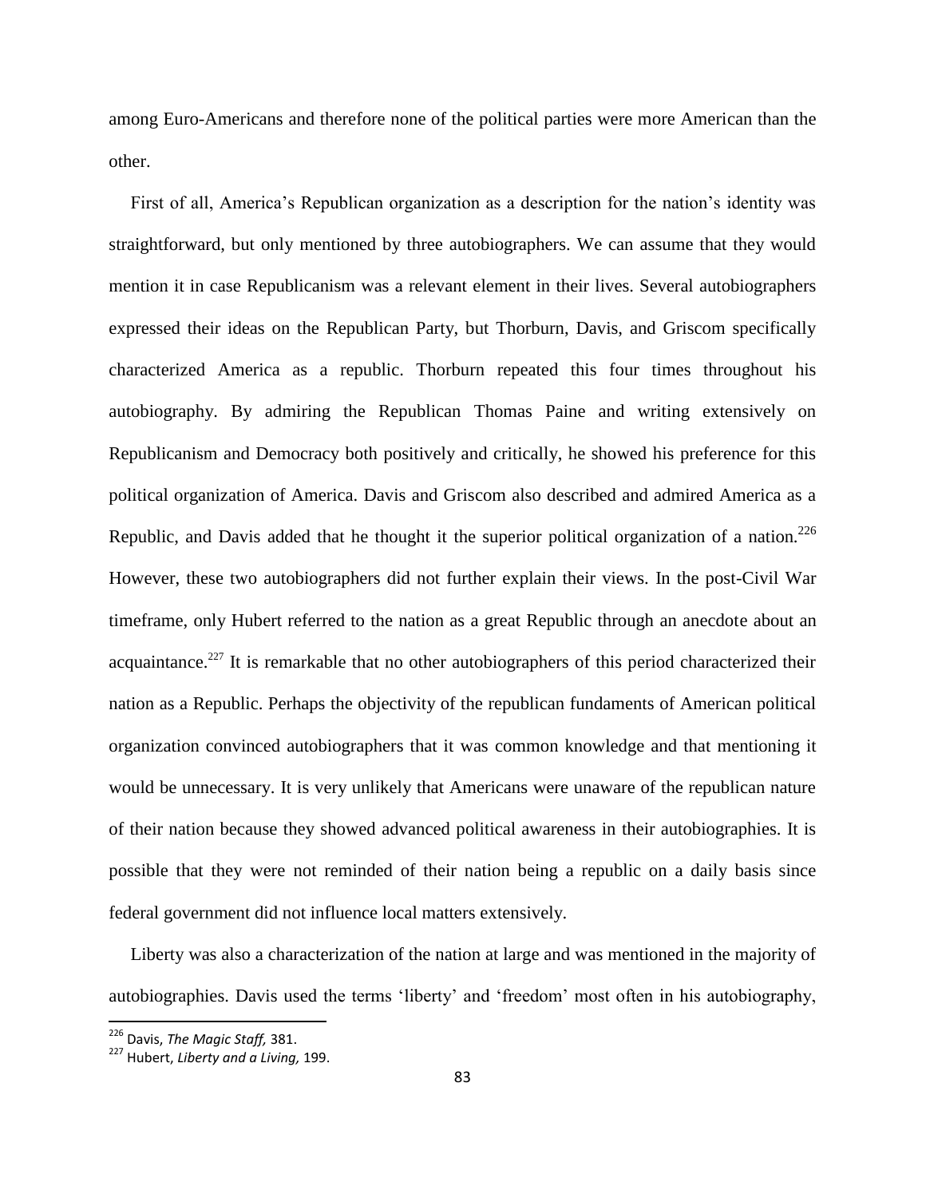among Euro-Americans and therefore none of the political parties were more American than the other.

First of all, America's Republican organization as a description for the nation's identity was straightforward, but only mentioned by three autobiographers. We can assume that they would mention it in case Republicanism was a relevant element in their lives. Several autobiographers expressed their ideas on the Republican Party, but Thorburn, Davis, and Griscom specifically characterized America as a republic. Thorburn repeated this four times throughout his autobiography. By admiring the Republican Thomas Paine and writing extensively on Republicanism and Democracy both positively and critically, he showed his preference for this political organization of America. Davis and Griscom also described and admired America as a Republic, and Davis added that he thought it the superior political organization of a nation.[226] However, these two autobiographers did not further explain their views. In the post-Civil War timeframe, only Hubert referred to the nation as a great Republic through an anecdote about an acquaintance.[227] It is remarkable that no other autobiographers of this period characterized their nation as a Republic. Perhaps the objectivity of the republican fundaments of American political organization convinced autobiographers that it was common knowledge and that mentioning it would be unnecessary. It is very unlikely that Americans were unaware of the republican nature of their nation because they showed advanced political awareness in their autobiographies. It is possible that they were not reminded of their nation being a republic on a daily basis since federal government did not influence local matters extensively.

Liberty was also a characterization of the nation at large and was mentioned in the majority of autobiographies. Davis used the terms 'liberty' and 'freedom' most often in his autobiography,

---

[226] Davis, *The Magic Staff,* 381.

[227] Hubert, *Liberty and a Living,* 199.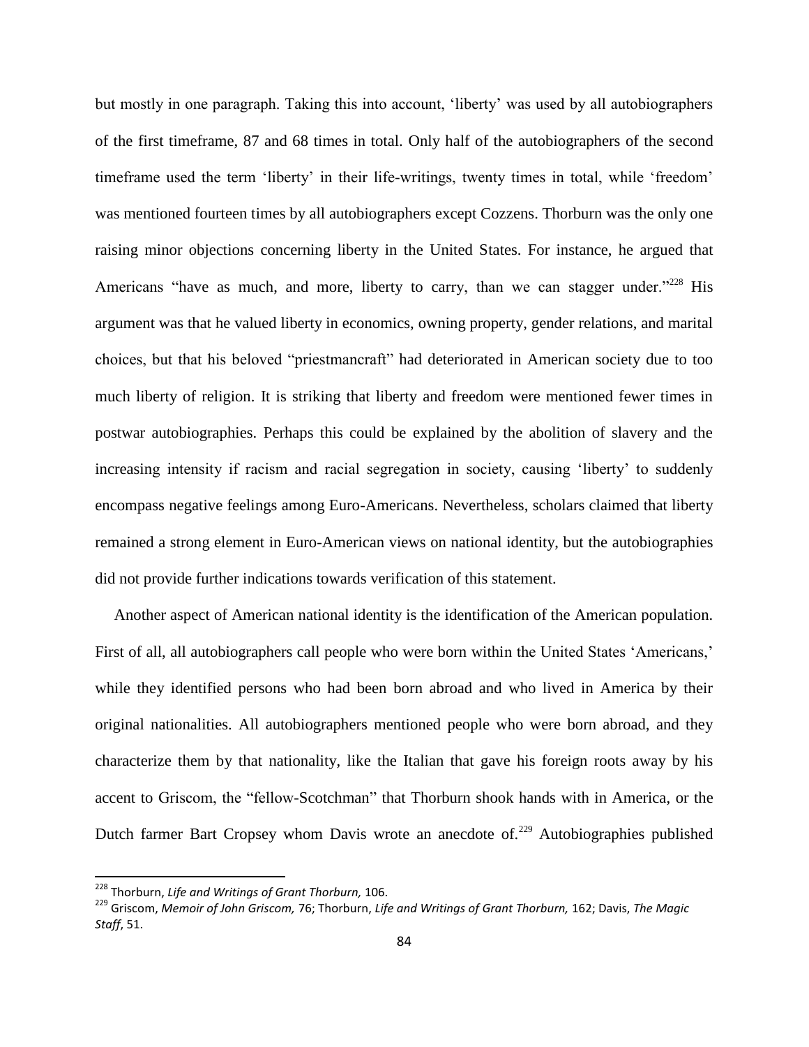but mostly in one paragraph. Taking this into account, 'liberty' was used by all autobiographers of the first timeframe, 87 and 68 times in total. Only half of the autobiographers of the second timeframe used the term 'liberty' in their life-writings, twenty times in total, while 'freedom' was mentioned fourteen times by all autobiographers except Cozzens. Thorburn was the only one raising minor objections concerning liberty in the United States. For instance, he argued that Americans "have as much, and more, liberty to carry, than we can stagger under."[228] His argument was that he valued liberty in economics, owning property, gender relations, and marital choices, but that his beloved "priestmancraft" had deteriorated in American society due to too much liberty of religion. It is striking that liberty and freedom were mentioned fewer times in postwar autobiographies. Perhaps this could be explained by the abolition of slavery and the increasing intensity if racism and racial segregation in society, causing 'liberty' to suddenly encompass negative feelings among Euro-Americans. Nevertheless, scholars claimed that liberty remained a strong element in Euro-American views on national identity, but the autobiographies did not provide further indications towards verification of this statement.

Another aspect of American national identity is the identification of the American population. First of all, all autobiographers call people who were born within the United States 'Americans,' while they identified persons who had been born abroad and who lived in America by their original nationalities. All autobiographers mentioned people who were born abroad, and they characterize them by that nationality, like the Italian that gave his foreign roots away by his accent to Griscom, the "fellow-Scotchman" that Thorburn shook hands with in America, or the Dutch farmer Bart Cropsey whom Davis wrote an anecdote of.[229] Autobiographies published

---

[228] Thorburn, *Life and Writings of Grant Thorburn,* 106.

[229] Griscom, *Memoir of John Griscom,* 76; Thorburn, *Life and Writings of Grant Thorburn,* 162; Davis, *The Magic Staff*, 51.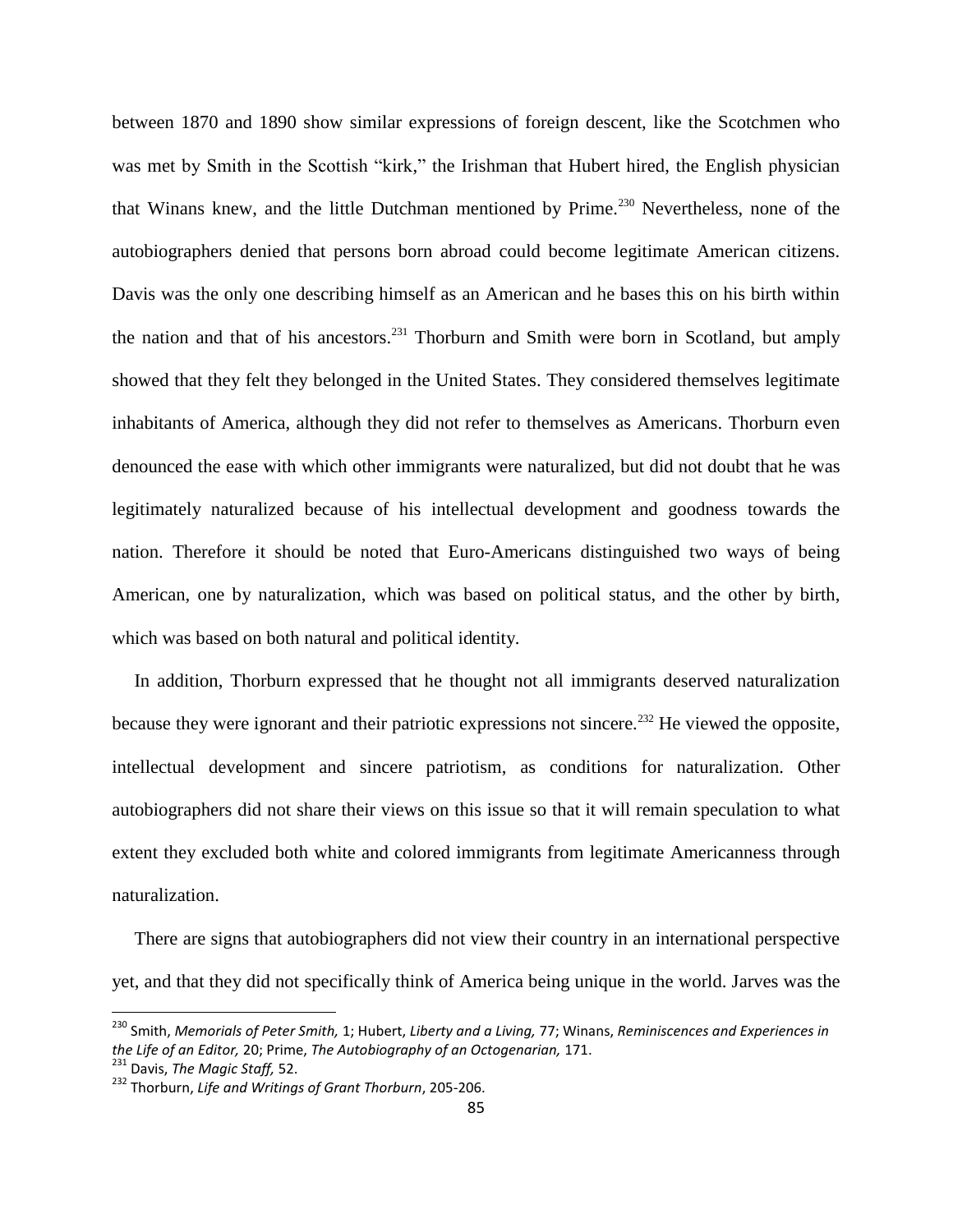between 1870 and 1890 show similar expressions of foreign descent, like the Scotchmen who was met by Smith in the Scottish "kirk," the Irishman that Hubert hired, the English physician that Winans knew, and the little Dutchman mentioned by Prime.[230] Nevertheless, none of the autobiographers denied that persons born abroad could become legitimate American citizens. Davis was the only one describing himself as an American and he bases this on his birth within the nation and that of his ancestors.[231] Thorburn and Smith were born in Scotland, but amply showed that they felt they belonged in the United States. They considered themselves legitimate inhabitants of America, although they did not refer to themselves as Americans. Thorburn even denounced the ease with which other immigrants were naturalized, but did not doubt that he was legitimately naturalized because of his intellectual development and goodness towards the nation. Therefore it should be noted that Euro-Americans distinguished two ways of being American, one by naturalization, which was based on political status, and the other by birth, which was based on both natural and political identity.

In addition, Thorburn expressed that he thought not all immigrants deserved naturalization because they were ignorant and their patriotic expressions not sincere.[232] He viewed the opposite, intellectual development and sincere patriotism, as conditions for naturalization. Other autobiographers did not share their views on this issue so that it will remain speculation to what extent they excluded both white and colored immigrants from legitimate Americanness through naturalization.

There are signs that autobiographers did not view their country in an international perspective yet, and that they did not specifically think of America being unique in the world. Jarves was the

---

[230] Smith, *Memorials of Peter Smith,* 1; Hubert, *Liberty and a Living,* 77; Winans, *Reminiscences and Experiences in the Life of an Editor,* 20; Prime, *The Autobiography of an Octogenarian,* 171.

[231] Davis, *The Magic Staff,* 52.

[232] Thorburn, *Life and Writings of Grant Thorburn*, 205-206.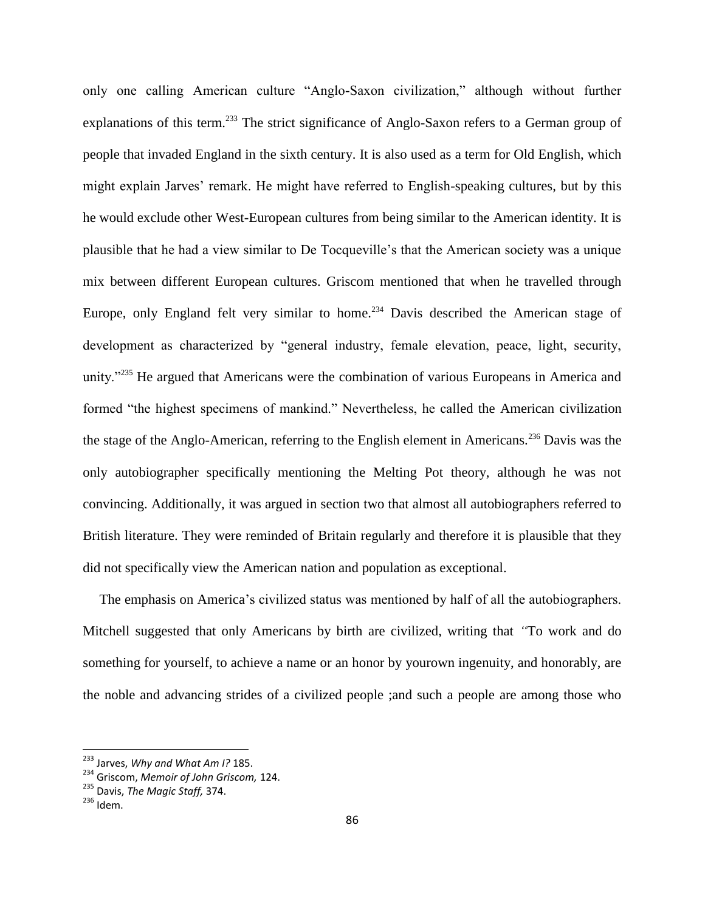only one calling American culture "Anglo-Saxon civilization," although without further explanations of this term.[233] The strict significance of Anglo-Saxon refers to a German group of people that invaded England in the sixth century. It is also used as a term for Old English, which might explain Jarves' remark. He might have referred to English-speaking cultures, but by this he would exclude other West-European cultures from being similar to the American identity. It is plausible that he had a view similar to De Tocqueville's that the American society was a unique mix between different European cultures. Griscom mentioned that when he travelled through Europe, only England felt very similar to home.[234] Davis described the American stage of development as characterized by "general industry, female elevation, peace, light, security, unity."[235] He argued that Americans were the combination of various Europeans in America and formed "the highest specimens of mankind." Nevertheless, he called the American civilization the stage of the Anglo-American, referring to the English element in Americans.[236] Davis was the only autobiographer specifically mentioning the Melting Pot theory, although he was not convincing. Additionally, it was argued in section two that almost all autobiographers referred to British literature. They were reminded of Britain regularly and therefore it is plausible that they did not specifically view the American nation and population as exceptional.

The emphasis on America's civilized status was mentioned by half of all the autobiographers. Mitchell suggested that only Americans by birth are civilized, writing that "To work and do something for yourself, to achieve a name or an honor by yourown ingenuity, and honorably, are the noble and advancing strides of a civilized people ;and such a people are among those who

---

[233] Jarves, *Why and What Am I?* 185.
[234] Griscom, *Memoir of John Griscom,* 124.
[235] Davis, *The Magic Staff,* 374.
[236] Idem.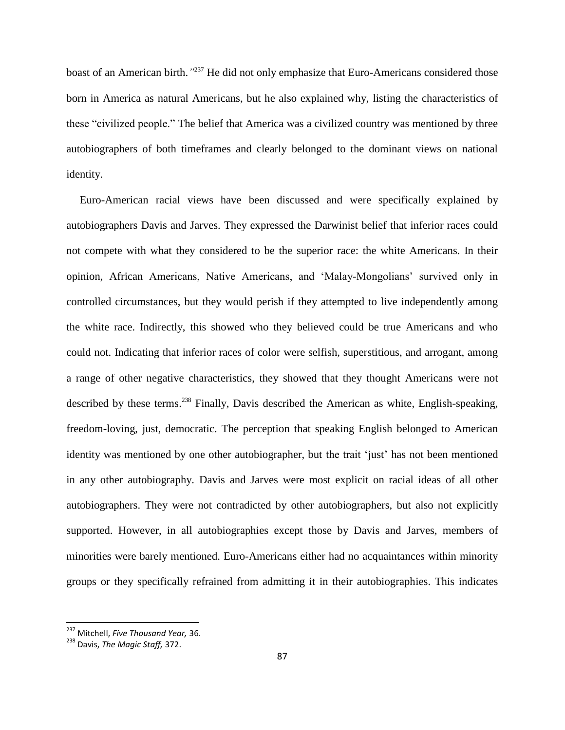boast of an American birth.'"[237] He did not only emphasize that Euro-Americans considered those born in America as natural Americans, but he also explained why, listing the characteristics of these "civilized people." The belief that America was a civilized country was mentioned by three autobiographers of both timeframes and clearly belonged to the dominant views on national identity.

Euro-American racial views have been discussed and were specifically explained by autobiographers Davis and Jarves. They expressed the Darwinist belief that inferior races could not compete with what they considered to be the superior race: the white Americans. In their opinion, African Americans, Native Americans, and 'Malay-Mongolians' survived only in controlled circumstances, but they would perish if they attempted to live independently among the white race. Indirectly, this showed who they believed could be true Americans and who could not. Indicating that inferior races of color were selfish, superstitious, and arrogant, among a range of other negative characteristics, they showed that they thought Americans were not described by these terms.[238] Finally, Davis described the American as white, English-speaking, freedom-loving, just, democratic. The perception that speaking English belonged to American identity was mentioned by one other autobiographer, but the trait 'just' has not been mentioned in any other autobiography. Davis and Jarves were most explicit on racial ideas of all other autobiographers. They were not contradicted by other autobiographers, but also not explicitly supported. However, in all autobiographies except those by Davis and Jarves, members of minorities were barely mentioned. Euro-Americans either had no acquaintances within minority groups or they specifically refrained from admitting it in their autobiographies. This indicates

[237] Mitchell, *Five Thousand Year,* 36.
[238] Davis, *The Magic Staff,* 372.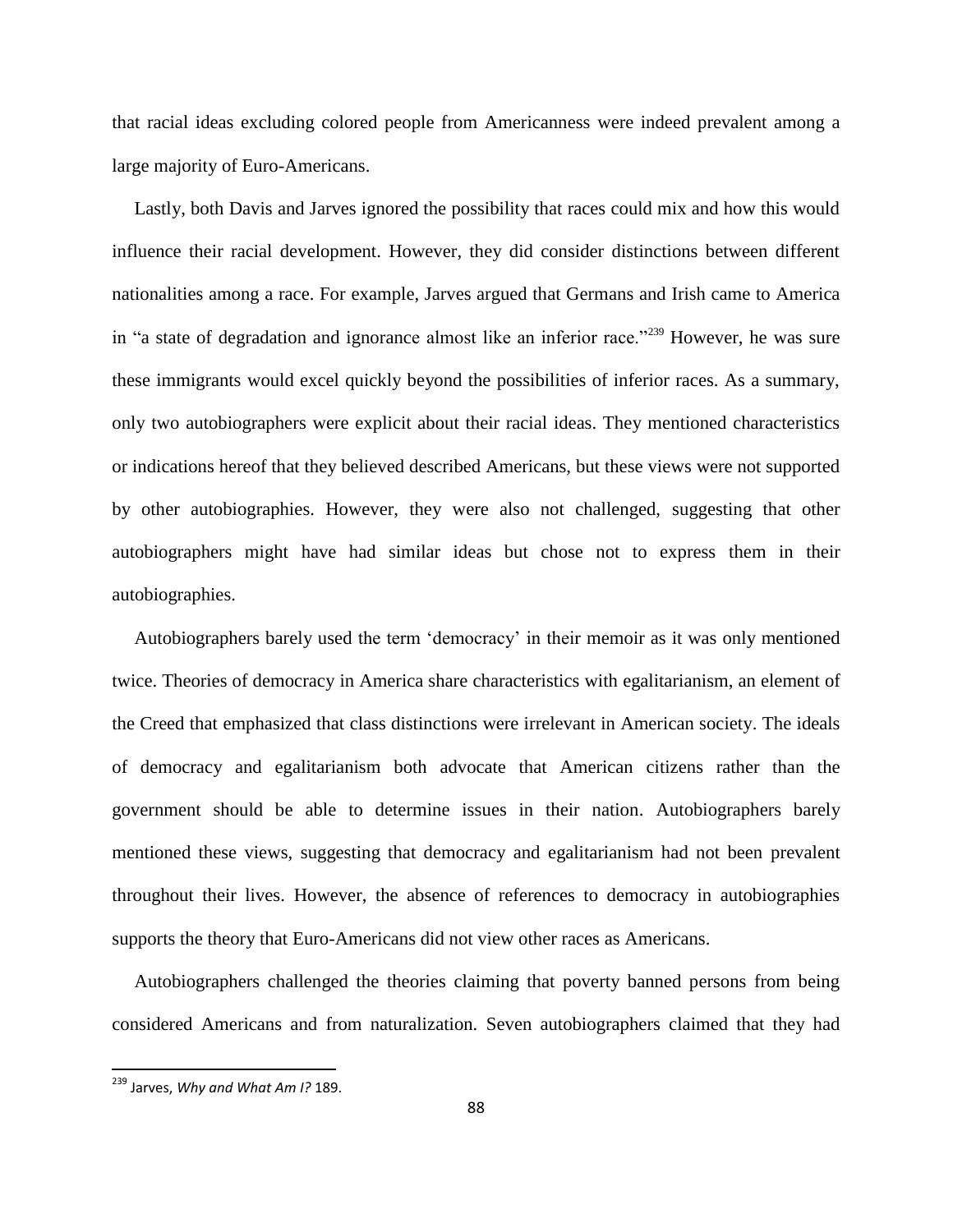that racial ideas excluding colored people from Americanness were indeed prevalent among a large majority of Euro-Americans.

Lastly, both Davis and Jarves ignored the possibility that races could mix and how this would influence their racial development. However, they did consider distinctions between different nationalities among a race. For example, Jarves argued that Germans and Irish came to America in "a state of degradation and ignorance almost like an inferior race."[239] However, he was sure these immigrants would excel quickly beyond the possibilities of inferior races. As a summary, only two autobiographers were explicit about their racial ideas. They mentioned characteristics or indications hereof that they believed described Americans, but these views were not supported by other autobiographies. However, they were also not challenged, suggesting that other autobiographers might have had similar ideas but chose not to express them in their autobiographies.

Autobiographers barely used the term 'democracy' in their memoir as it was only mentioned twice. Theories of democracy in America share characteristics with egalitarianism, an element of the Creed that emphasized that class distinctions were irrelevant in American society. The ideals of democracy and egalitarianism both advocate that American citizens rather than the government should be able to determine issues in their nation. Autobiographers barely mentioned these views, suggesting that democracy and egalitarianism had not been prevalent throughout their lives. However, the absence of references to democracy in autobiographies supports the theory that Euro-Americans did not view other races as Americans.

Autobiographers challenged the theories claiming that poverty banned persons from being considered Americans and from naturalization. Seven autobiographers claimed that they had

[239] Jarves, *Why and What Am I?* 189.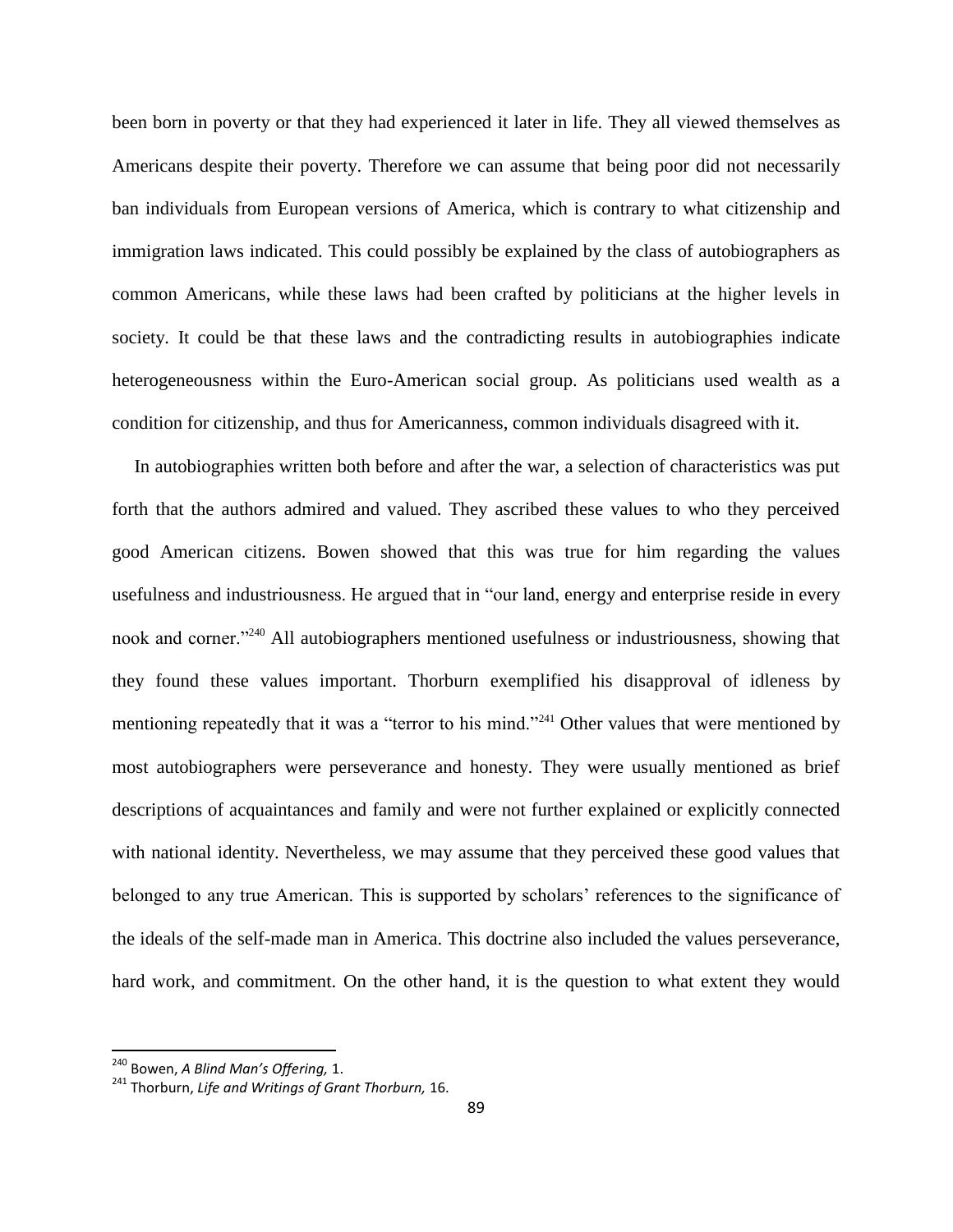been born in poverty or that they had experienced it later in life. They all viewed themselves as Americans despite their poverty. Therefore we can assume that being poor did not necessarily ban individuals from European versions of America, which is contrary to what citizenship and immigration laws indicated. This could possibly be explained by the class of autobiographers as common Americans, while these laws had been crafted by politicians at the higher levels in society. It could be that these laws and the contradicting results in autobiographies indicate heterogeneousness within the Euro-American social group. As politicians used wealth as a condition for citizenship, and thus for Americanness, common individuals disagreed with it.

In autobiographies written both before and after the war, a selection of characteristics was put forth that the authors admired and valued. They ascribed these values to who they perceived good American citizens. Bowen showed that this was true for him regarding the values usefulness and industriousness. He argued that in "our land, energy and enterprise reside in every nook and corner."[240] All autobiographers mentioned usefulness or industriousness, showing that they found these values important. Thorburn exemplified his disapproval of idleness by mentioning repeatedly that it was a "terror to his mind."[241] Other values that were mentioned by most autobiographers were perseverance and honesty. They were usually mentioned as brief descriptions of acquaintances and family and were not further explained or explicitly connected with national identity. Nevertheless, we may assume that they perceived these good values that belonged to any true American. This is supported by scholars' references to the significance of the ideals of the self-made man in America. This doctrine also included the values perseverance, hard work, and commitment. On the other hand, it is the question to what extent they would

---

[240] Bowen, *A Blind Man's Offering,* 1.

[241] Thorburn, *Life and Writings of Grant Thorburn,* 16.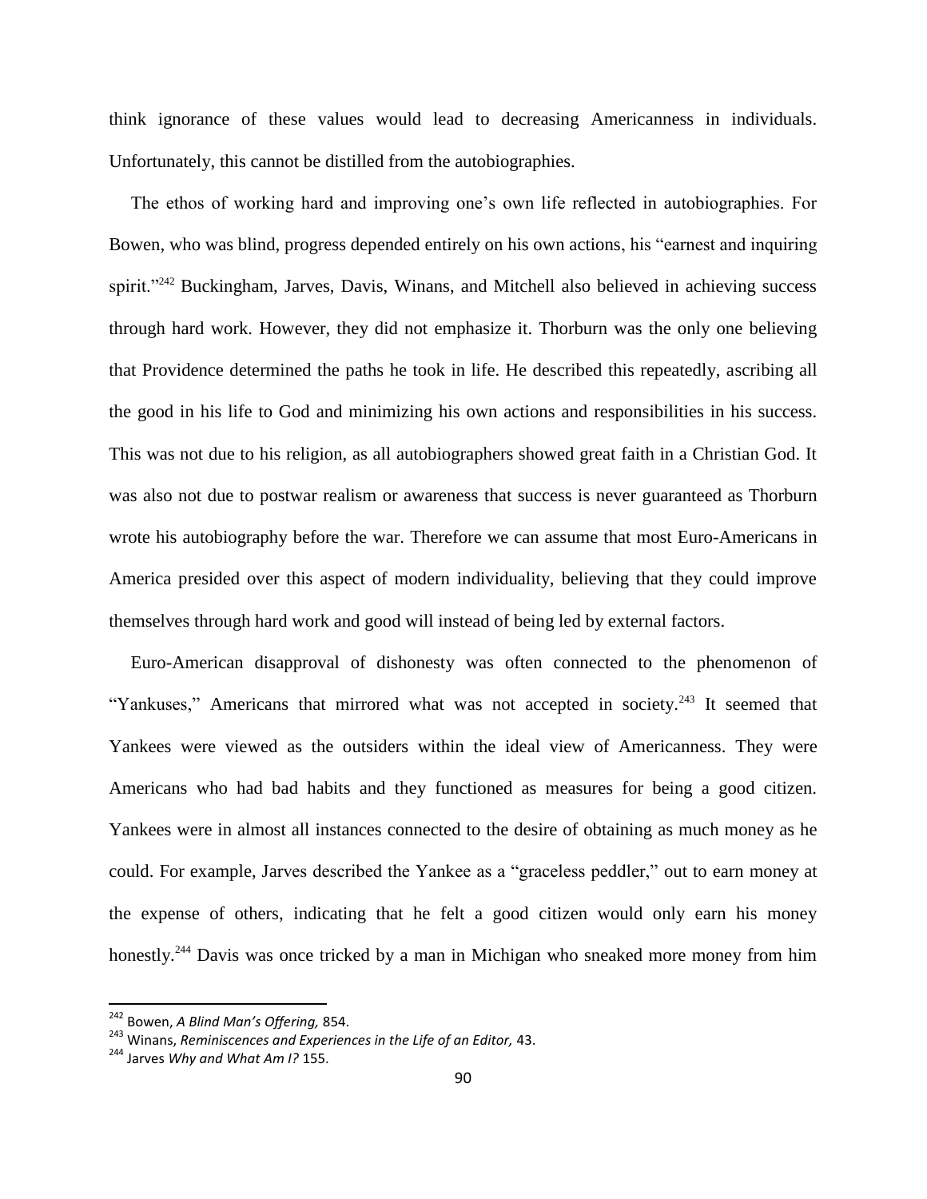think ignorance of these values would lead to decreasing Americanness in individuals. Unfortunately, this cannot be distilled from the autobiographies.

The ethos of working hard and improving one's own life reflected in autobiographies. For Bowen, who was blind, progress depended entirely on his own actions, his "earnest and inquiring spirit."[242] Buckingham, Jarves, Davis, Winans, and Mitchell also believed in achieving success through hard work. However, they did not emphasize it. Thorburn was the only one believing that Providence determined the paths he took in life. He described this repeatedly, ascribing all the good in his life to God and minimizing his own actions and responsibilities in his success. This was not due to his religion, as all autobiographers showed great faith in a Christian God. It was also not due to postwar realism or awareness that success is never guaranteed as Thorburn wrote his autobiography before the war. Therefore we can assume that most Euro-Americans in America presided over this aspect of modern individuality, believing that they could improve themselves through hard work and good will instead of being led by external factors.

Euro-American disapproval of dishonesty was often connected to the phenomenon of "Yankuses," Americans that mirrored what was not accepted in society.[243] It seemed that Yankees were viewed as the outsiders within the ideal view of Americanness. They were Americans who had bad habits and they functioned as measures for being a good citizen. Yankees were in almost all instances connected to the desire of obtaining as much money as he could. For example, Jarves described the Yankee as a "graceless peddler," out to earn money at the expense of others, indicating that he felt a good citizen would only earn his money honestly.[244] Davis was once tricked by a man in Michigan who sneaked more money from him

---

[242] Bowen, *A Blind Man's Offering,* 854.

[243] Winans, *Reminiscences and Experiences in the Life of an Editor,* 43.

[244] Jarves *Why and What Am I?* 155.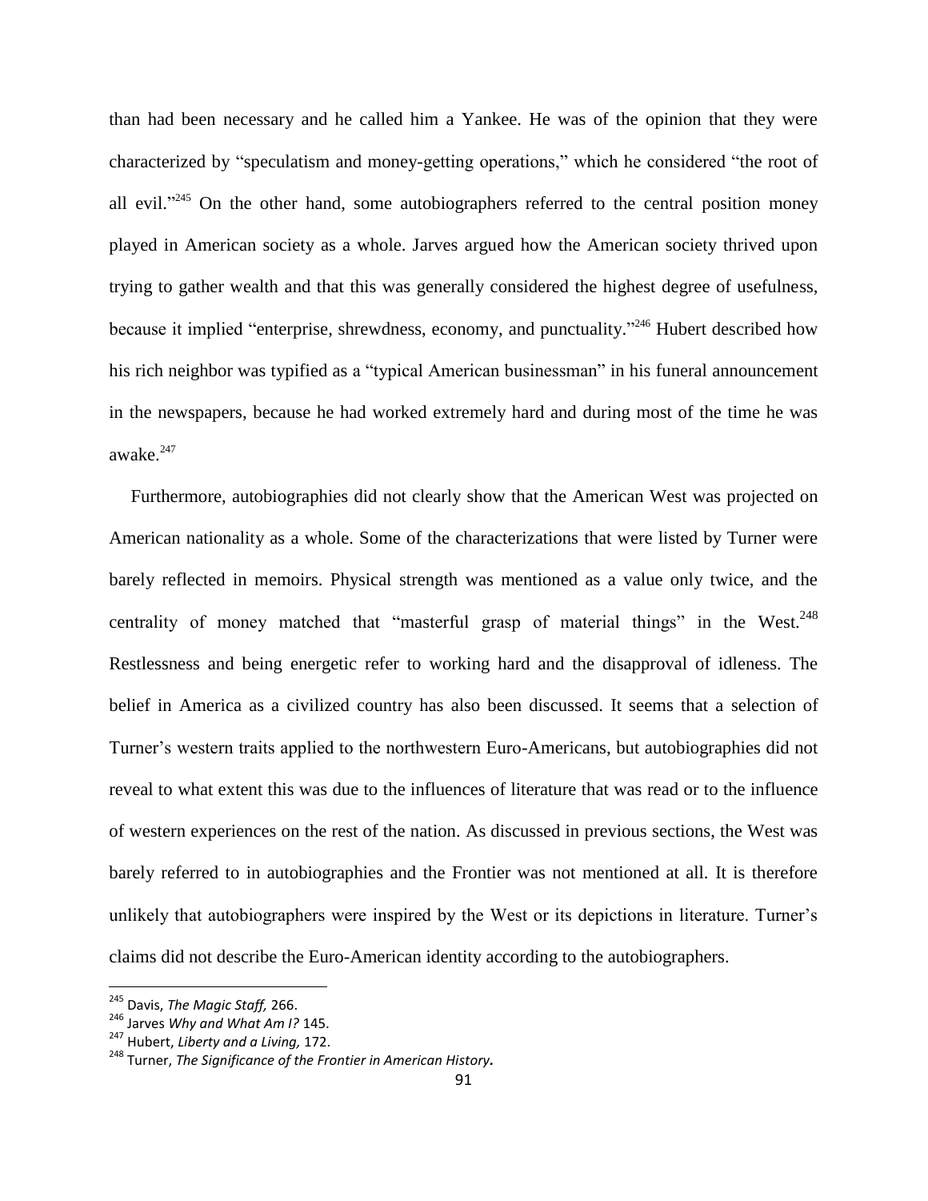than had been necessary and he called him a Yankee. He was of the opinion that they were characterized by "speculatism and money-getting operations," which he considered "the root of all evil."[245] On the other hand, some autobiographers referred to the central position money played in American society as a whole. Jarves argued how the American society thrived upon trying to gather wealth and that this was generally considered the highest degree of usefulness, because it implied "enterprise, shrewdness, economy, and punctuality."[246] Hubert described how his rich neighbor was typified as a "typical American businessman" in his funeral announcement in the newspapers, because he had worked extremely hard and during most of the time he was awake.[247]

Furthermore, autobiographies did not clearly show that the American West was projected on American nationality as a whole. Some of the characterizations that were listed by Turner were barely reflected in memoirs. Physical strength was mentioned as a value only twice, and the centrality of money matched that "masterful grasp of material things" in the West.[248] Restlessness and being energetic refer to working hard and the disapproval of idleness. The belief in America as a civilized country has also been discussed. It seems that a selection of Turner's western traits applied to the northwestern Euro-Americans, but autobiographies did not reveal to what extent this was due to the influences of literature that was read or to the influence of western experiences on the rest of the nation. As discussed in previous sections, the West was barely referred to in autobiographies and the Frontier was not mentioned at all. It is therefore unlikely that autobiographers were inspired by the West or its depictions in literature. Turner's claims did not describe the Euro-American identity according to the autobiographers.

---

[245] Davis, *The Magic Staff,* 266.

[246] Jarves *Why and What Am I?* 145.

[247] Hubert, *Liberty and a Living,* 172.

[248] Turner, *The Significance of the Frontier in American History.*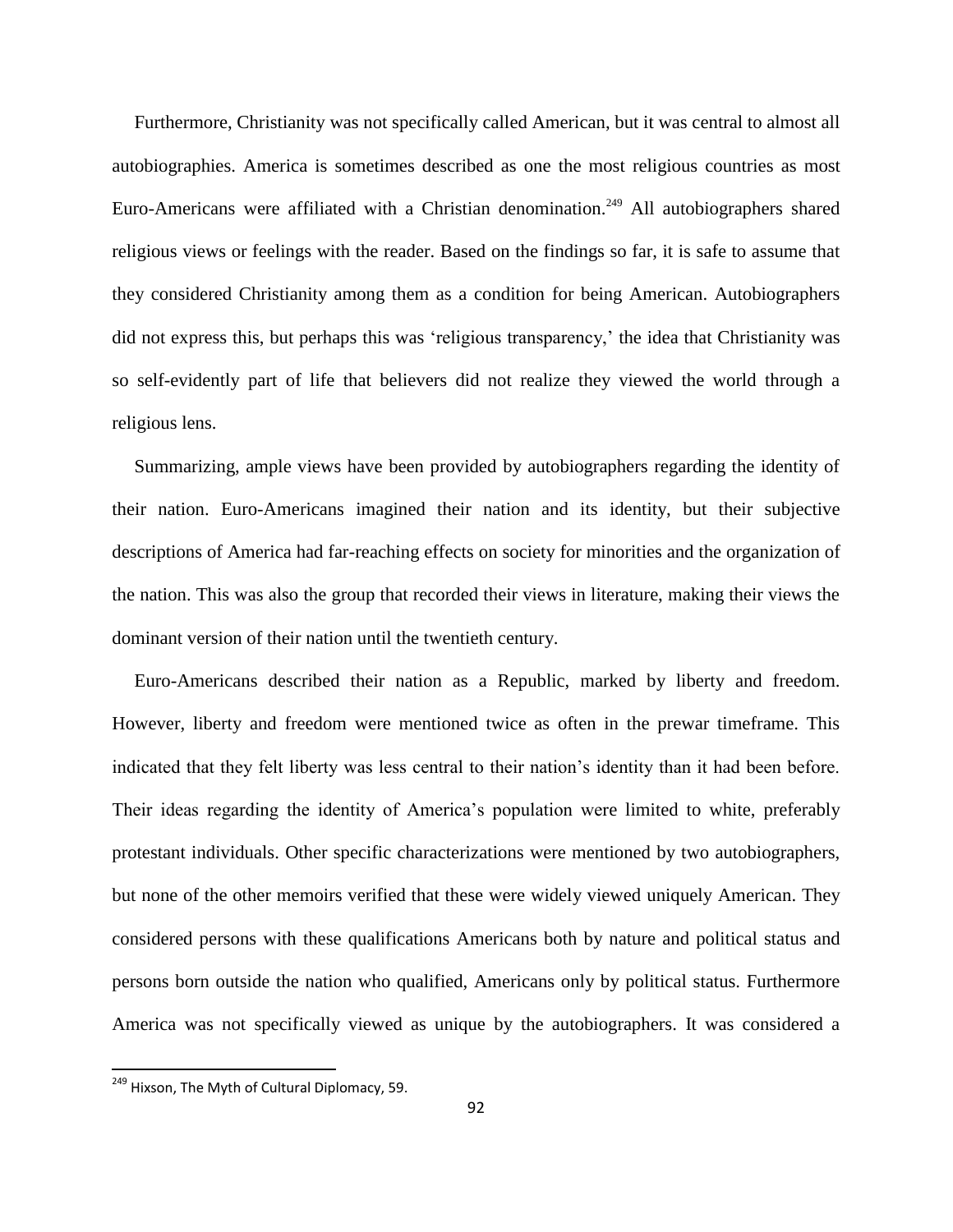Furthermore, Christianity was not specifically called American, but it was central to almost all autobiographies. America is sometimes described as one the most religious countries as most Euro-Americans were affiliated with a Christian denomination.[249] All autobiographers shared religious views or feelings with the reader. Based on the findings so far, it is safe to assume that they considered Christianity among them as a condition for being American. Autobiographers did not express this, but perhaps this was 'religious transparency,' the idea that Christianity was so self-evidently part of life that believers did not realize they viewed the world through a religious lens.

Summarizing, ample views have been provided by autobiographers regarding the identity of their nation. Euro-Americans imagined their nation and its identity, but their subjective descriptions of America had far-reaching effects on society for minorities and the organization of the nation. This was also the group that recorded their views in literature, making their views the dominant version of their nation until the twentieth century.

Euro-Americans described their nation as a Republic, marked by liberty and freedom. However, liberty and freedom were mentioned twice as often in the prewar timeframe. This indicated that they felt liberty was less central to their nation's identity than it had been before. Their ideas regarding the identity of America's population were limited to white, preferably protestant individuals. Other specific characterizations were mentioned by two autobiographers, but none of the other memoirs verified that these were widely viewed uniquely American. They considered persons with these qualifications Americans both by nature and political status and persons born outside the nation who qualified, Americans only by political status. Furthermore America was not specifically viewed as unique by the autobiographers. It was considered a

[249] Hixson, The Myth of Cultural Diplomacy, 59.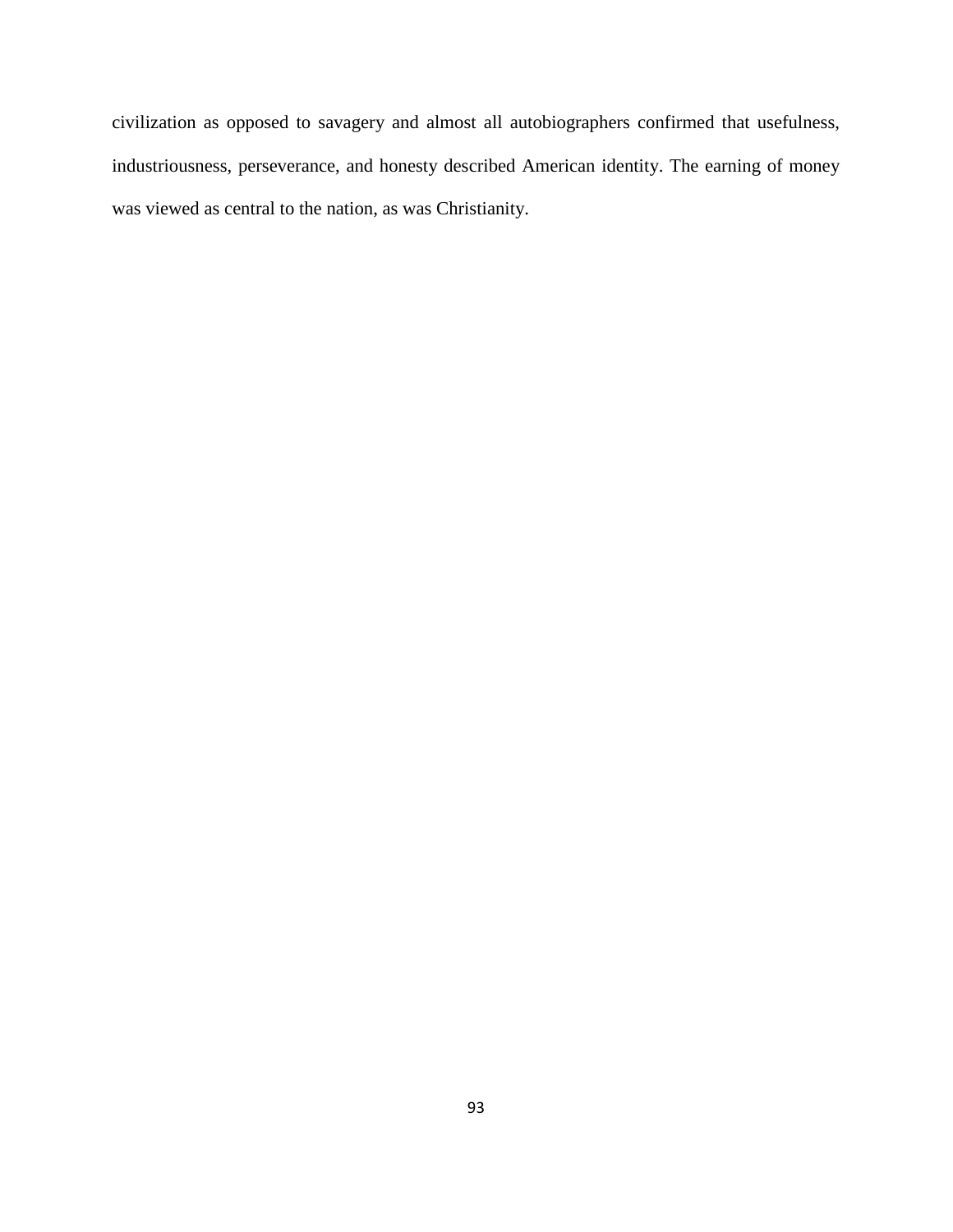civilization as opposed to savagery and almost all autobiographers confirmed that usefulness, industriousness, perseverance, and honesty described American identity. The earning of money was viewed as central to the nation, as was Christianity.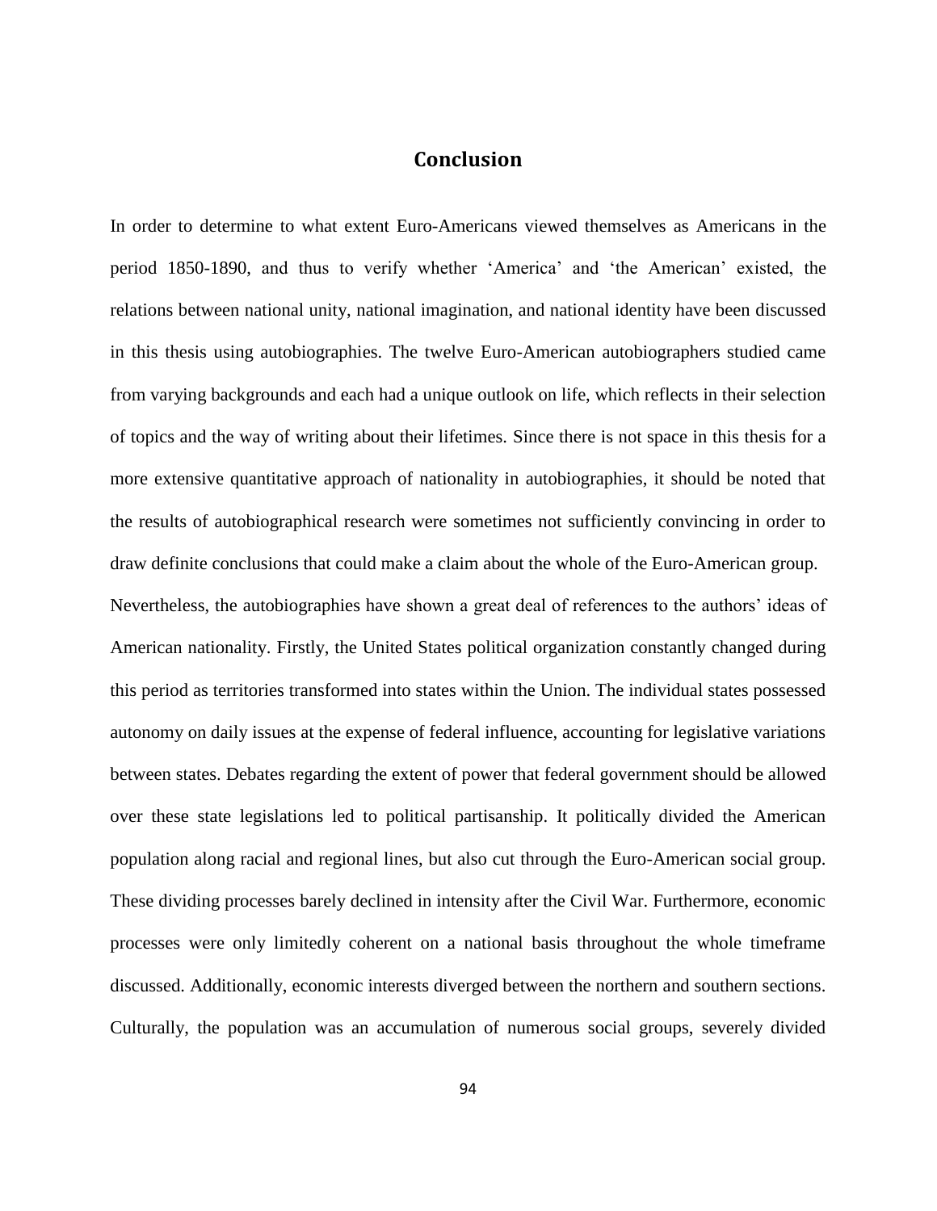# Conclusion

In order to determine to what extent Euro-Americans viewed themselves as Americans in the period 1850-1890, and thus to verify whether 'America' and 'the American' existed, the relations between national unity, national imagination, and national identity have been discussed in this thesis using autobiographies. The twelve Euro-American autobiographers studied came from varying backgrounds and each had a unique outlook on life, which reflects in their selection of topics and the way of writing about their lifetimes. Since there is not space in this thesis for a more extensive quantitative approach of nationality in autobiographies, it should be noted that the results of autobiographical research were sometimes not sufficiently convincing in order to draw definite conclusions that could make a claim about the whole of the Euro-American group.

Nevertheless, the autobiographies have shown a great deal of references to the authors' ideas of American nationality. Firstly, the United States political organization constantly changed during this period as territories transformed into states within the Union. The individual states possessed autonomy on daily issues at the expense of federal influence, accounting for legislative variations between states. Debates regarding the extent of power that federal government should be allowed over these state legislations led to political partisanship. It politically divided the American population along racial and regional lines, but also cut through the Euro-American social group. These dividing processes barely declined in intensity after the Civil War. Furthermore, economic processes were only limitedly coherent on a national basis throughout the whole timeframe discussed. Additionally, economic interests diverged between the northern and southern sections. Culturally, the population was an accumulation of numerous social groups, severely divided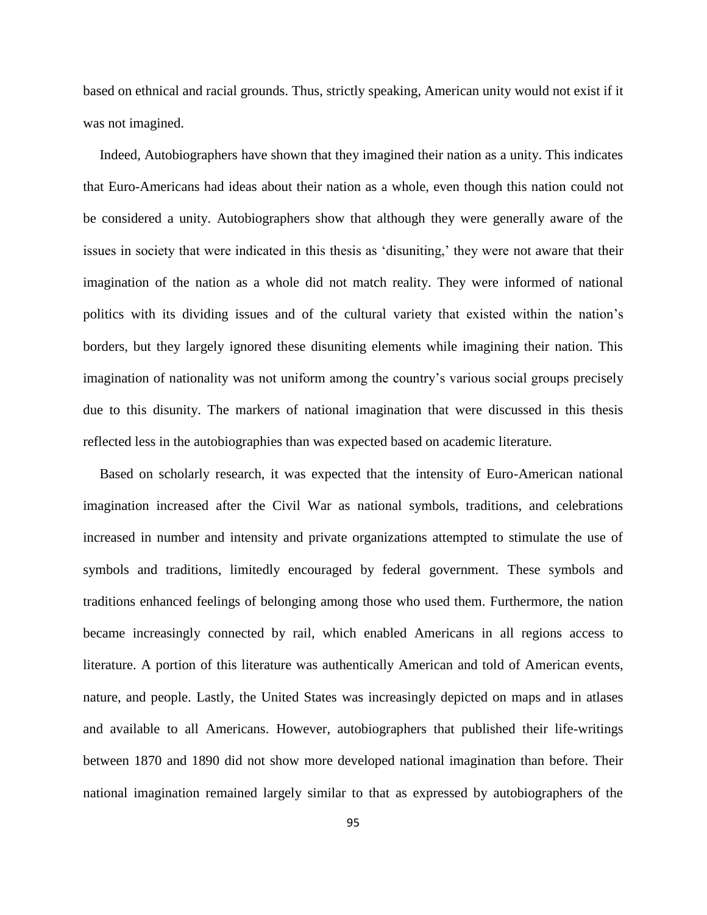based on ethnical and racial grounds. Thus, strictly speaking, American unity would not exist if it was not imagined.

Indeed, Autobiographers have shown that they imagined their nation as a unity. This indicates that Euro-Americans had ideas about their nation as a whole, even though this nation could not be considered a unity. Autobiographers show that although they were generally aware of the issues in society that were indicated in this thesis as 'disuniting,' they were not aware that their imagination of the nation as a whole did not match reality. They were informed of national politics with its dividing issues and of the cultural variety that existed within the nation's borders, but they largely ignored these disuniting elements while imagining their nation. This imagination of nationality was not uniform among the country's various social groups precisely due to this disunity. The markers of national imagination that were discussed in this thesis reflected less in the autobiographies than was expected based on academic literature.

Based on scholarly research, it was expected that the intensity of Euro-American national imagination increased after the Civil War as national symbols, traditions, and celebrations increased in number and intensity and private organizations attempted to stimulate the use of symbols and traditions, limitedly encouraged by federal government. These symbols and traditions enhanced feelings of belonging among those who used them. Furthermore, the nation became increasingly connected by rail, which enabled Americans in all regions access to literature. A portion of this literature was authentically American and told of American events, nature, and people. Lastly, the United States was increasingly depicted on maps and in atlases and available to all Americans. However, autobiographers that published their life-writings between 1870 and 1890 did not show more developed national imagination than before. Their national imagination remained largely similar to that as expressed by autobiographers of the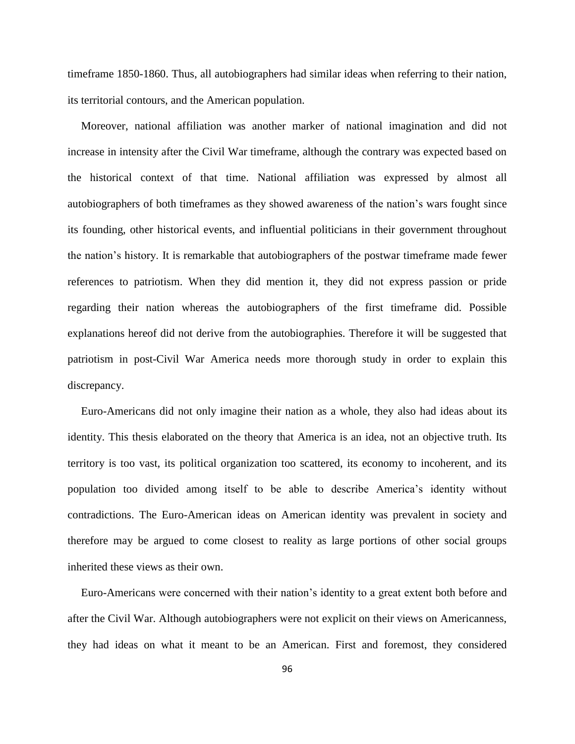timeframe 1850-1860. Thus, all autobiographers had similar ideas when referring to their nation, its territorial contours, and the American population.

Moreover, national affiliation was another marker of national imagination and did not increase in intensity after the Civil War timeframe, although the contrary was expected based on the historical context of that time. National affiliation was expressed by almost all autobiographers of both timeframes as they showed awareness of the nation's wars fought since its founding, other historical events, and influential politicians in their government throughout the nation's history. It is remarkable that autobiographers of the postwar timeframe made fewer references to patriotism. When they did mention it, they did not express passion or pride regarding their nation whereas the autobiographers of the first timeframe did. Possible explanations hereof did not derive from the autobiographies. Therefore it will be suggested that patriotism in post-Civil War America needs more thorough study in order to explain this discrepancy.

Euro-Americans did not only imagine their nation as a whole, they also had ideas about its identity. This thesis elaborated on the theory that America is an idea, not an objective truth. Its territory is too vast, its political organization too scattered, its economy to incoherent, and its population too divided among itself to be able to describe America's identity without contradictions. The Euro-American ideas on American identity was prevalent in society and therefore may be argued to come closest to reality as large portions of other social groups inherited these views as their own.

Euro-Americans were concerned with their nation's identity to a great extent both before and after the Civil War. Although autobiographers were not explicit on their views on Americanness, they had ideas on what it meant to be an American. First and foremost, they considered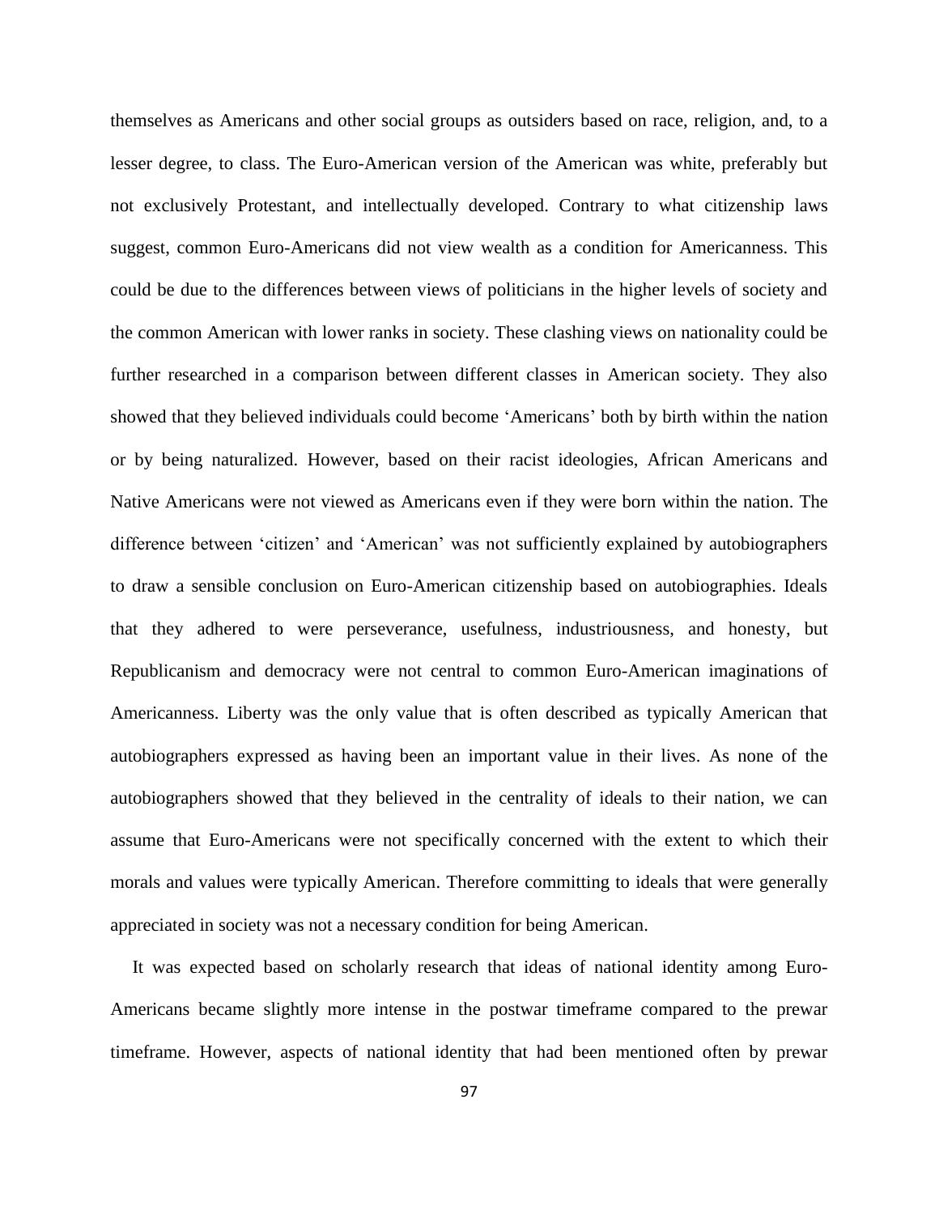themselves as Americans and other social groups as outsiders based on race, religion, and, to a lesser degree, to class. The Euro-American version of the American was white, preferably but not exclusively Protestant, and intellectually developed. Contrary to what citizenship laws suggest, common Euro-Americans did not view wealth as a condition for Americanness. This could be due to the differences between views of politicians in the higher levels of society and the common American with lower ranks in society. These clashing views on nationality could be further researched in a comparison between different classes in American society. They also showed that they believed individuals could become 'Americans' both by birth within the nation or by being naturalized. However, based on their racist ideologies, African Americans and Native Americans were not viewed as Americans even if they were born within the nation. The difference between 'citizen' and 'American' was not sufficiently explained by autobiographers to draw a sensible conclusion on Euro-American citizenship based on autobiographies. Ideals that they adhered to were perseverance, usefulness, industriousness, and honesty, but Republicanism and democracy were not central to common Euro-American imaginations of Americanness. Liberty was the only value that is often described as typically American that autobiographers expressed as having been an important value in their lives. As none of the autobiographers showed that they believed in the centrality of ideals to their nation, we can assume that Euro-Americans were not specifically concerned with the extent to which their morals and values were typically American. Therefore committing to ideals that were generally appreciated in society was not a necessary condition for being American.

It was expected based on scholarly research that ideas of national identity among Euro-Americans became slightly more intense in the postwar timeframe compared to the prewar timeframe. However, aspects of national identity that had been mentioned often by prewar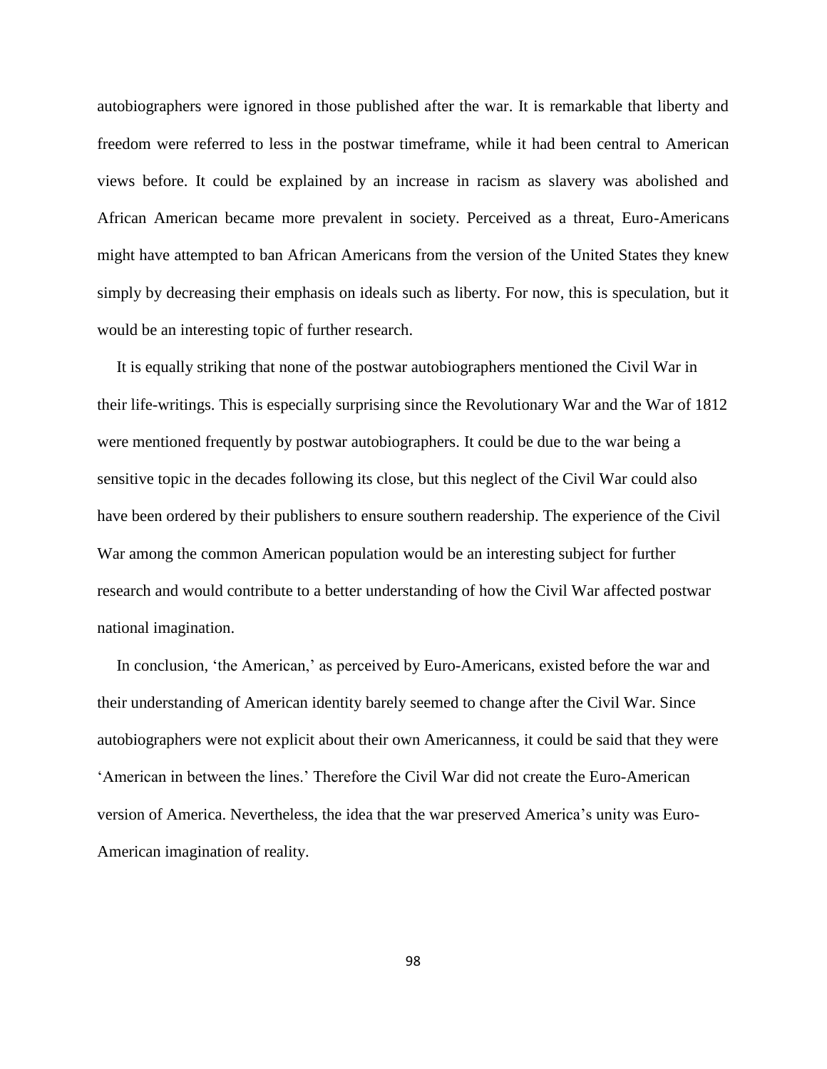autobiographers were ignored in those published after the war. It is remarkable that liberty and freedom were referred to less in the postwar timeframe, while it had been central to American views before. It could be explained by an increase in racism as slavery was abolished and African American became more prevalent in society. Perceived as a threat, Euro-Americans might have attempted to ban African Americans from the version of the United States they knew simply by decreasing their emphasis on ideals such as liberty. For now, this is speculation, but it would be an interesting topic of further research.

It is equally striking that none of the postwar autobiographers mentioned the Civil War in their life-writings. This is especially surprising since the Revolutionary War and the War of 1812 were mentioned frequently by postwar autobiographers. It could be due to the war being a sensitive topic in the decades following its close, but this neglect of the Civil War could also have been ordered by their publishers to ensure southern readership. The experience of the Civil War among the common American population would be an interesting subject for further research and would contribute to a better understanding of how the Civil War affected postwar national imagination.

In conclusion, 'the American,' as perceived by Euro-Americans, existed before the war and their understanding of American identity barely seemed to change after the Civil War. Since autobiographers were not explicit about their own Americanness, it could be said that they were 'American in between the lines.' Therefore the Civil War did not create the Euro-American version of America. Nevertheless, the idea that the war preserved America's unity was Euro-American imagination of reality.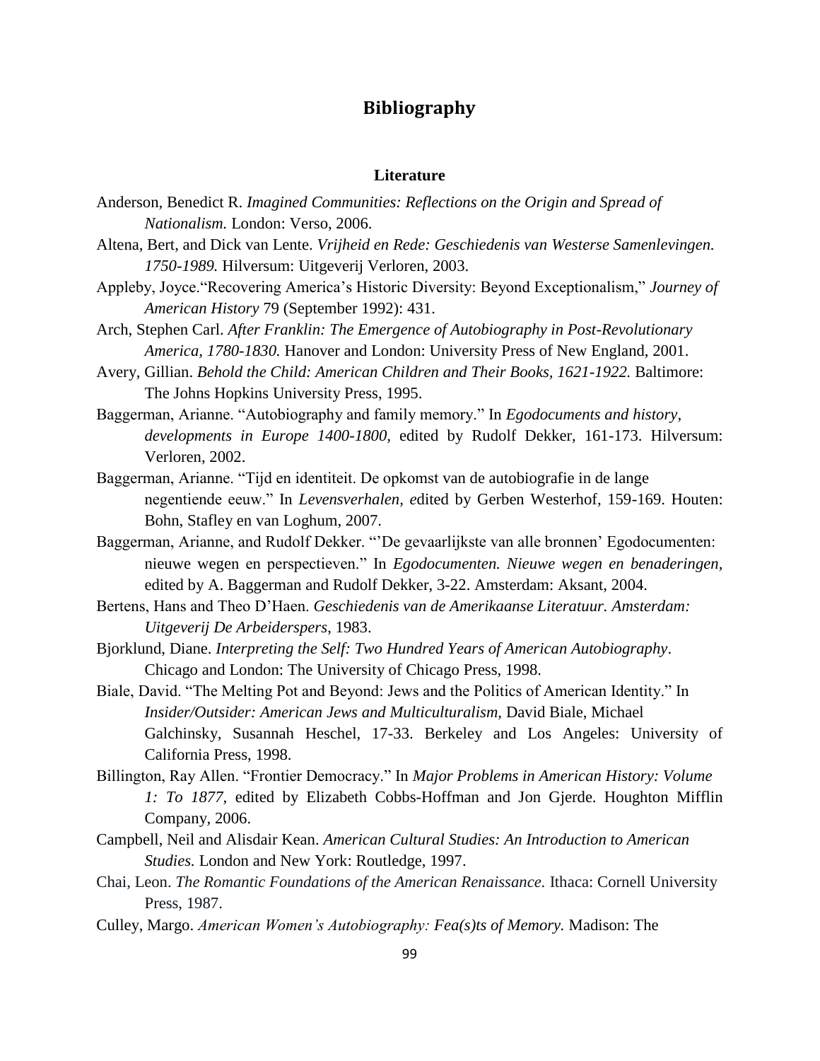# Bibliography

## Literature

Anderson, Benedict R. *Imagined Communities: Reflections on the Origin and Spread of Nationalism.* London: Verso, 2006.

Altena, Bert, and Dick van Lente. *Vrijheid en Rede: Geschiedenis van Westerse Samenlevingen. 1750-1989.* Hilversum: Uitgeverij Verloren, 2003.

Appleby, Joyce."Recovering America's Historic Diversity: Beyond Exceptionalism," *Journey of American History* 79 (September 1992): 431.

Arch, Stephen Carl. *After Franklin: The Emergence of Autobiography in Post-Revolutionary America, 1780-1830.* Hanover and London: University Press of New England, 2001.

Avery, Gillian. *Behold the Child: American Children and Their Books, 1621-1922.* Baltimore: The Johns Hopkins University Press, 1995.

Baggerman, Arianne. "Autobiography and family memory." In *Egodocuments and history, developments in Europe 1400-1800,* edited by Rudolf Dekker, 161-173. Hilversum: Verloren, 2002.

Baggerman, Arianne. "Tijd en identiteit. De opkomst van de autobiografie in de lange negentiende eeuw." In *Levensverhalen, e*dited by Gerben Westerhof, 159-169. Houten: Bohn, Stafley en van Loghum, 2007.

Baggerman, Arianne, and Rudolf Dekker. "'De gevaarlijkste van alle bronnen' Egodocumenten: nieuwe wegen en perspectieven." In *Egodocumenten. Nieuwe wegen en benaderingen,* edited by A. Baggerman and Rudolf Dekker, 3-22. Amsterdam: Aksant, 2004.

Bertens, Hans and Theo D'Haen. *Geschiedenis van de Amerikaanse Literatuur. Amsterdam: Uitgeverij De Arbeiderspers*, 1983.

Bjorklund, Diane. *Interpreting the Self: Two Hundred Years of American Autobiography*. Chicago and London: The University of Chicago Press, 1998.

Biale, David. "The Melting Pot and Beyond: Jews and the Politics of American Identity." In *Insider/Outsider: American Jews and Multiculturalism,* David Biale, Michael Galchinsky, Susannah Heschel, 17-33. Berkeley and Los Angeles: University of California Press, 1998.

Billington, Ray Allen. "Frontier Democracy." In *Major Problems in American History: Volume 1: To 1877,* edited by Elizabeth Cobbs-Hoffman and Jon Gjerde. Houghton Mifflin Company, 2006.

Campbell, Neil and Alisdair Kean. *American Cultural Studies: An Introduction to American Studies.* London and New York: Routledge, 1997.

Chai, Leon. *The Romantic Foundations of the American Renaissance.* Ithaca: Cornell University Press, 1987.

Culley, Margo. *American Women's Autobiography: Fea(s)ts of Memory.* Madison: The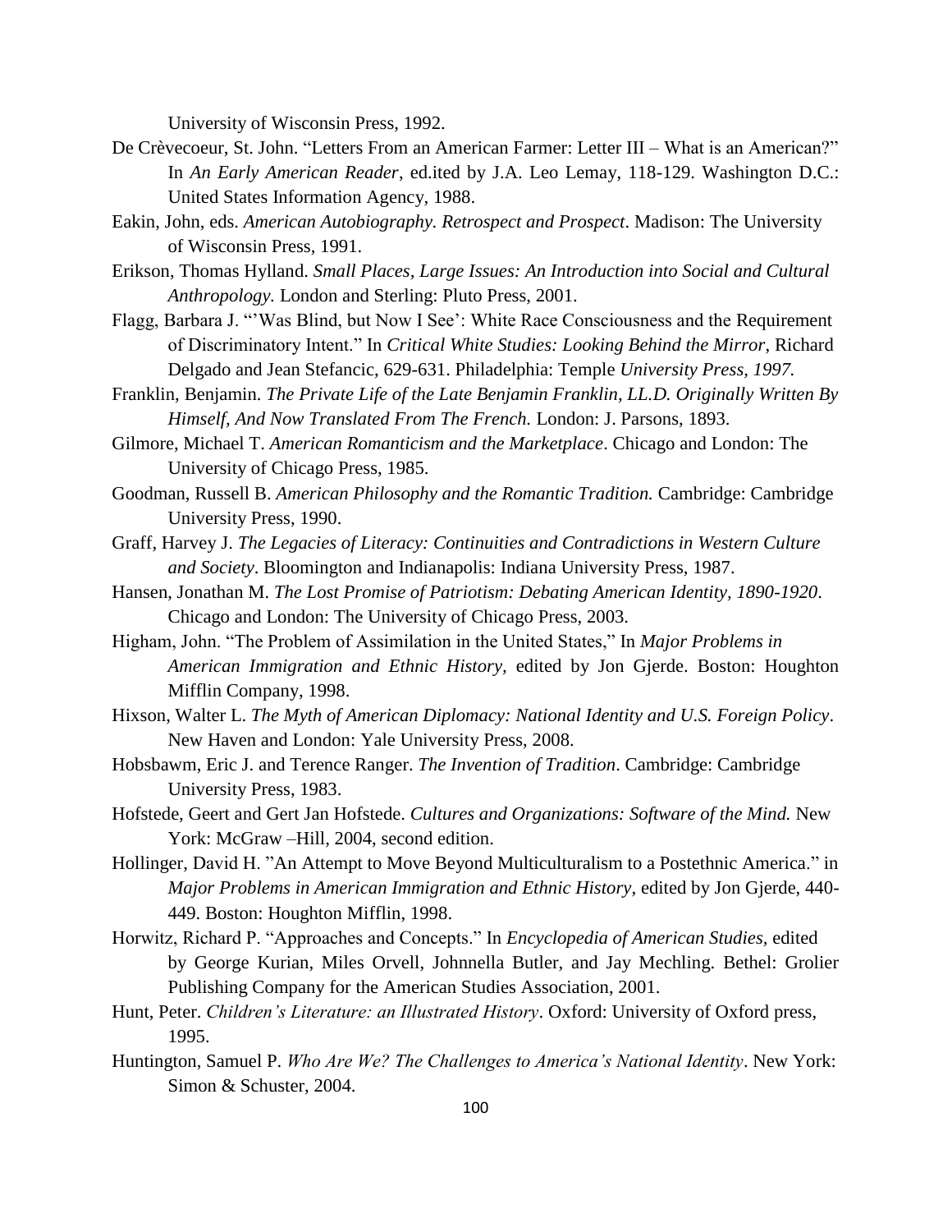University of Wisconsin Press, 1992.

De Crèvecoeur, St. John. “Letters From an American Farmer: Letter III – What is an American?” In *An Early American Reader*, ed.ited by J.A. Leo Lemay, 118-129. Washington D.C.: United States Information Agency, 1988.

Eakin, John, eds. *American Autobiography. Retrospect and Prospect*. Madison: The University of Wisconsin Press, 1991.

Erikson, Thomas Hylland. *Small Places, Large Issues: An Introduction into Social and Cultural Anthropology.* London and Sterling: Pluto Press, 2001.

Flagg, Barbara J. “’Was Blind, but Now I See’: White Race Consciousness and the Requirement of Discriminatory Intent.” In *Critical White Studies: Looking Behind the Mirror*, Richard Delgado and Jean Stefancic, 629-631. Philadelphia: Temple *University Press, 1997.*

Franklin, Benjamin. *The Private Life of the Late Benjamin Franklin, LL.D. Originally Written By Himself, And Now Translated From The French.* London: J. Parsons, 1893.

Gilmore, Michael T. *American Romanticism and the Marketplace*. Chicago and London: The University of Chicago Press, 1985.

Goodman, Russell B. *American Philosophy and the Romantic Tradition.* Cambridge: Cambridge University Press, 1990.

Graff, Harvey J. *The Legacies of Literacy: Continuities and Contradictions in Western Culture and Society*. Bloomington and Indianapolis: Indiana University Press, 1987.

Hansen, Jonathan M. *The Lost Promise of Patriotism: Debating American Identity, 1890-1920*. Chicago and London: The University of Chicago Press, 2003.

Higham, John. “The Problem of Assimilation in the United States,” In *Major Problems in American Immigration and Ethnic History,* edited by Jon Gjerde. Boston: Houghton Mifflin Company, 1998.

Hixson, Walter L. *The Myth of American Diplomacy: National Identity and U.S. Foreign Policy*. New Haven and London: Yale University Press, 2008.

Hobsbawm, Eric J. and Terence Ranger. *The Invention of Tradition*. Cambridge: Cambridge University Press, 1983.

Hofstede, Geert and Gert Jan Hofstede. *Cultures and Organizations: Software of the Mind.* New York: McGraw –Hill, 2004, second edition.

Hollinger, David H. ”An Attempt to Move Beyond Multiculturalism to a Postethnic America.” in *Major Problems in American Immigration and Ethnic History*, edited by Jon Gjerde, 440-449. Boston: Houghton Mifflin, 1998.

Horwitz, Richard P. “Approaches and Concepts.” In *Encyclopedia of American Studies,* edited by George Kurian, Miles Orvell, Johnnella Butler, and Jay Mechling. Bethel: Grolier Publishing Company for the American Studies Association, 2001.

Hunt, Peter. *Children’s Literature: an Illustrated History*. Oxford: University of Oxford press, 1995.

Huntington, Samuel P. *Who Are We? The Challenges to America’s National Identity*. New York: Simon & Schuster, 2004.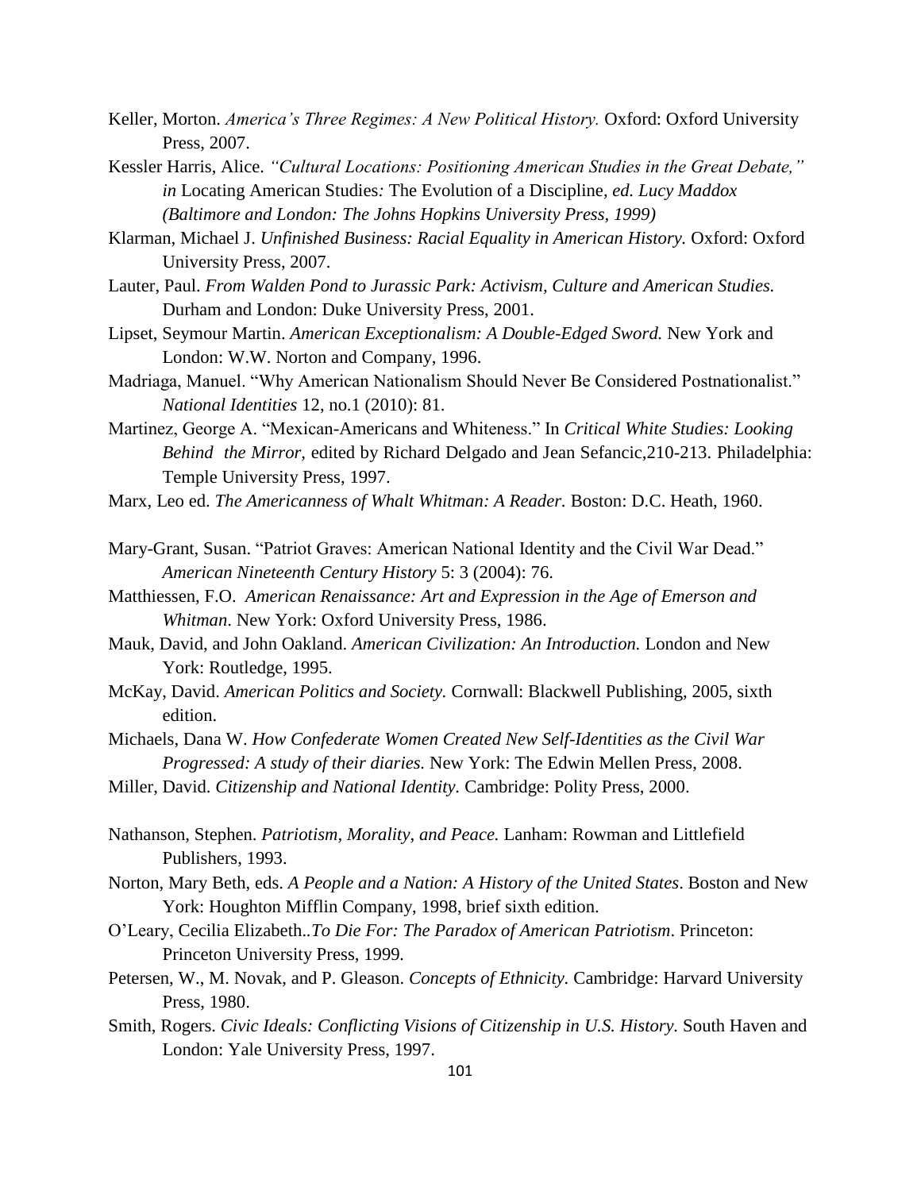Keller, Morton. *America's Three Regimes: A New Political History.* Oxford: Oxford University Press, 2007.

Kessler Harris, Alice. *"Cultural Locations: Positioning American Studies in the Great Debate," in* Locating American Studies*:* The Evolution of a Discipline*, ed. Lucy Maddox (Baltimore and London: The Johns Hopkins University Press, 1999)*

Klarman, Michael J. *Unfinished Business: Racial Equality in American History.* Oxford: Oxford University Press, 2007.

Lauter, Paul. *From Walden Pond to Jurassic Park: Activism, Culture and American Studies.* Durham and London: Duke University Press, 2001.

Lipset, Seymour Martin. *American Exceptionalism: A Double-Edged Sword.* New York and London: W.W. Norton and Company, 1996.

Madriaga, Manuel. "Why American Nationalism Should Never Be Considered Postnationalist." *National Identities* 12, no.1 (2010): 81.

Martinez, George A. "Mexican-Americans and Whiteness." In *Critical White Studies: Looking Behind the Mirror,* edited by Richard Delgado and Jean Sefancic,210-213. Philadelphia: Temple University Press, 1997.

Marx, Leo ed. *The Americanness of Whalt Whitman: A Reader.* Boston: D.C. Heath, 1960.

Mary-Grant, Susan. "Patriot Graves: American National Identity and the Civil War Dead." *American Nineteenth Century History* 5: 3 (2004): 76.

Matthiessen, F.O. *American Renaissance: Art and Expression in the Age of Emerson and Whitman*. New York: Oxford University Press, 1986.

Mauk, David, and John Oakland. *American Civilization: An Introduction.* London and New York: Routledge, 1995.

McKay, David. *American Politics and Society.* Cornwall: Blackwell Publishing, 2005, sixth edition.

Michaels, Dana W. *How Confederate Women Created New Self-Identities as the Civil War Progressed: A study of their diaries.* New York: The Edwin Mellen Press, 2008.

Miller, David. *Citizenship and National Identity.* Cambridge: Polity Press, 2000.

Nathanson, Stephen. *Patriotism, Morality, and Peace.* Lanham: Rowman and Littlefield Publishers, 1993.

Norton, Mary Beth, eds. *A People and a Nation: A History of the United States*. Boston and New York: Houghton Mifflin Company, 1998, brief sixth edition.

O'Leary, Cecilia Elizabeth..*To Die For: The Paradox of American Patriotism*. Princeton: Princeton University Press, 1999.

Petersen, W., M. Novak, and P. Gleason. *Concepts of Ethnicity.* Cambridge: Harvard University Press, 1980.

Smith, Rogers. *Civic Ideals: Conflicting Visions of Citizenship in U.S. History*. South Haven and London: Yale University Press, 1997.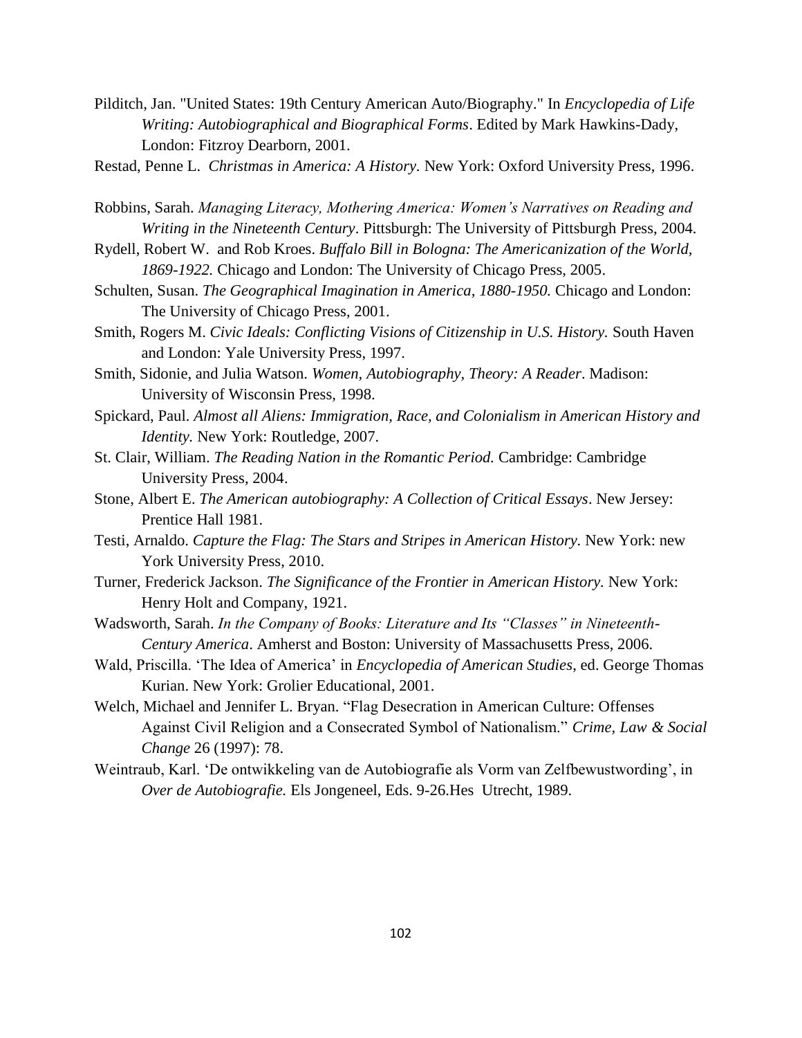Pilditch, Jan. "United States: 19th Century American Auto/Biography." In *Encyclopedia of Life Writing: Autobiographical and Biographical Forms*. Edited by Mark Hawkins-Dady, London: Fitzroy Dearborn, 2001.

Restad, Penne L. *Christmas in America: A History.* New York: Oxford University Press, 1996.

Robbins, Sarah. *Managing Literacy, Mothering America: Women's Narratives on Reading and Writing in the Nineteenth Century*. Pittsburgh: The University of Pittsburgh Press, 2004.

Rydell, Robert W. and Rob Kroes. *Buffalo Bill in Bologna: The Americanization of the World, 1869-1922.* Chicago and London: The University of Chicago Press, 2005.

Schulten, Susan. *The Geographical Imagination in America, 1880-1950.* Chicago and London: The University of Chicago Press, 2001.

Smith, Rogers M. *Civic Ideals: Conflicting Visions of Citizenship in U.S. History.* South Haven and London: Yale University Press, 1997.

Smith, Sidonie, and Julia Watson. *Women, Autobiography, Theory: A Reader*. Madison: University of Wisconsin Press, 1998.

Spickard, Paul. *Almost all Aliens: Immigration, Race, and Colonialism in American History and Identity.* New York: Routledge, 2007.

St. Clair, William. *The Reading Nation in the Romantic Period.* Cambridge: Cambridge University Press, 2004.

Stone, Albert E. *The American autobiography: A Collection of Critical Essays*. New Jersey: Prentice Hall 1981.

Testi, Arnaldo. *Capture the Flag: The Stars and Stripes in American History.* New York: new York University Press, 2010.

Turner, Frederick Jackson. *The Significance of the Frontier in American History.* New York: Henry Holt and Company, 1921.

Wadsworth, Sarah. *In the Company of Books: Literature and Its "Classes" in Nineteenth-Century America*. Amherst and Boston: University of Massachusetts Press, 2006.

Wald, Priscilla. 'The Idea of America' in *Encyclopedia of American Studies*, ed. George Thomas Kurian. New York: Grolier Educational, 2001.

Welch, Michael and Jennifer L. Bryan. "Flag Desecration in American Culture: Offenses Against Civil Religion and a Consecrated Symbol of Nationalism." *Crime, Law & Social Change* 26 (1997): 78.

Weintraub, Karl. 'De ontwikkeling van de Autobiografie als Vorm van Zelfbewustwording', in *Over de Autobiografie.* Els Jongeneel, Eds. 9-26.Hes Utrecht, 1989.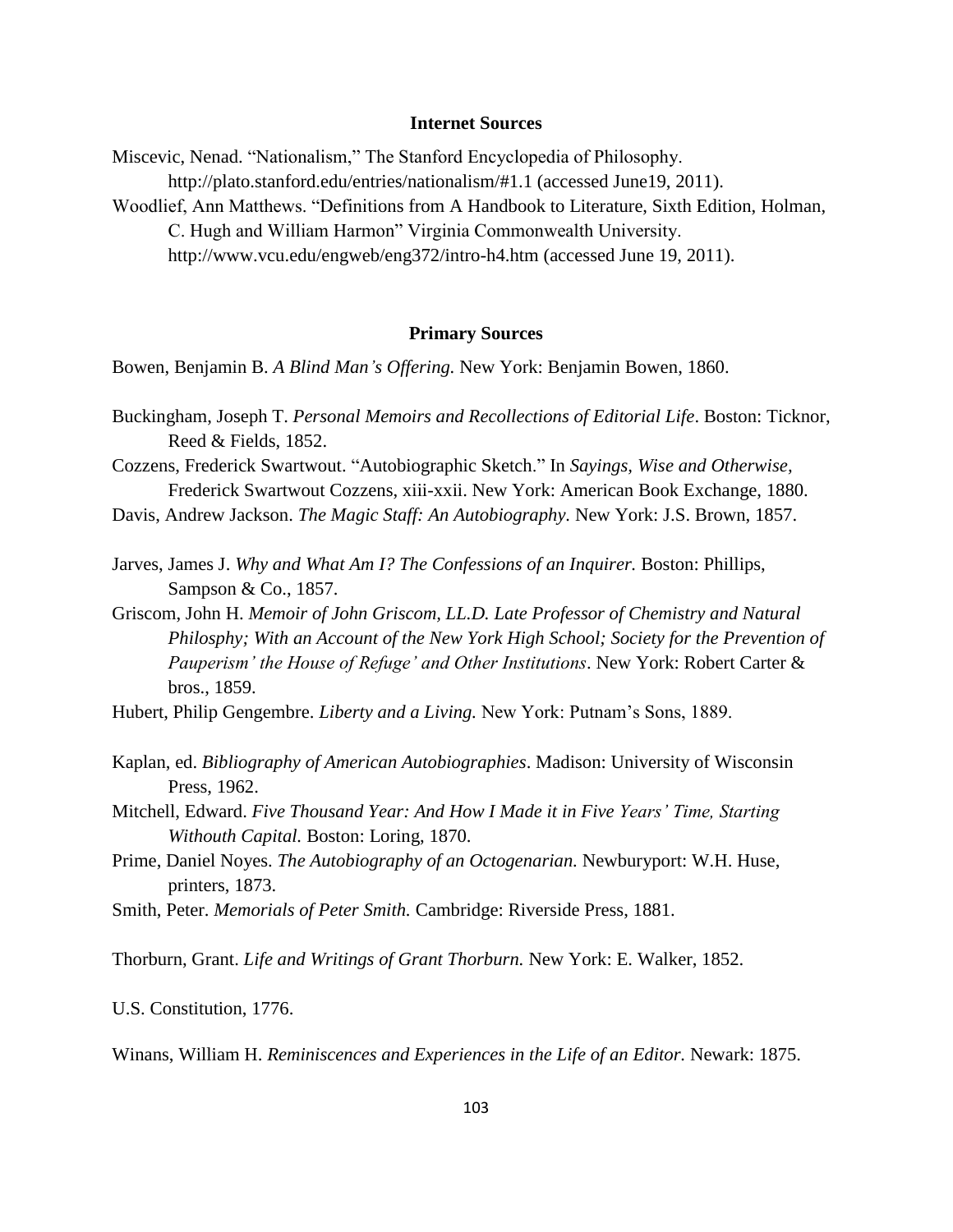## Internet Sources

Miscevic, Nenad. "Nationalism," The Stanford Encyclopedia of Philosophy. http://plato.stanford.edu/entries/nationalism/#1.1 (accessed June19, 2011).

Woodlief, Ann Matthews. "Definitions from A Handbook to Literature, Sixth Edition, Holman, C. Hugh and William Harmon" Virginia Commonwealth University. http://www.vcu.edu/engweb/eng372/intro-h4.htm (accessed June 19, 2011).

## Primary Sources

Bowen, Benjamin B. *A Blind Man's Offering.* New York: Benjamin Bowen, 1860.

Buckingham, Joseph T. *Personal Memoirs and Recollections of Editorial Life*. Boston: Ticknor, Reed & Fields, 1852.

Cozzens, Frederick Swartwout. "Autobiographic Sketch." In *Sayings, Wise and Otherwise,* Frederick Swartwout Cozzens, xiii-xxii. New York: American Book Exchange, 1880.

Davis, Andrew Jackson. *The Magic Staff: An Autobiography.* New York: J.S. Brown, 1857.

Jarves, James J. *Why and What Am I? The Confessions of an Inquirer.* Boston: Phillips, Sampson & Co., 1857.

Griscom, John H. *Memoir of John Griscom, LL.D. Late Professor of Chemistry and Natural Philosphy; With an Account of the New York High School; Society for the Prevention of Pauperism' the House of Refuge' and Other Institutions*. New York: Robert Carter & bros., 1859.

Hubert, Philip Gengembre. *Liberty and a Living.* New York: Putnam's Sons, 1889.

Kaplan, ed. *Bibliography of American Autobiographies*. Madison: University of Wisconsin Press, 1962.

Mitchell, Edward. *Five Thousand Year: And How I Made it in Five Years' Time, Starting Withouth Capital.* Boston: Loring, 1870.

Prime, Daniel Noyes. *The Autobiography of an Octogenarian.* Newburyport: W.H. Huse, printers, 1873.

Smith, Peter. *Memorials of Peter Smith.* Cambridge: Riverside Press, 1881.

Thorburn, Grant. *Life and Writings of Grant Thorburn.* New York: E. Walker, 1852.

U.S. Constitution, 1776.

Winans, William H. *Reminiscences and Experiences in the Life of an Editor.* Newark: 1875.